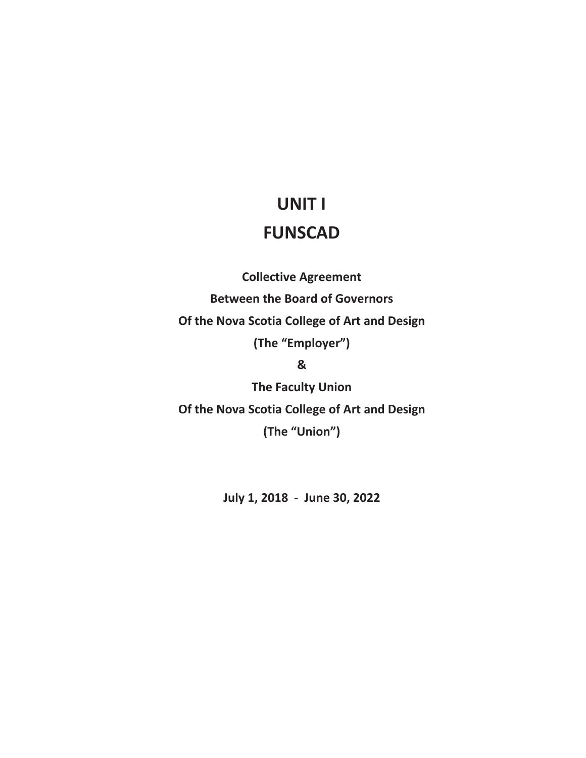# UNIT I

# FUNSCAD

**Collective Agreement**

**Between the Board of Governors**

**Of the Nova Scotia College of Art and Design**

**(The “Employer”)**

**&**

**The Faculty Union**

**Of the Nova Scotia College of Art and Design**

**(The “Union”)**

**July 1, 2018 - June 30, 2022**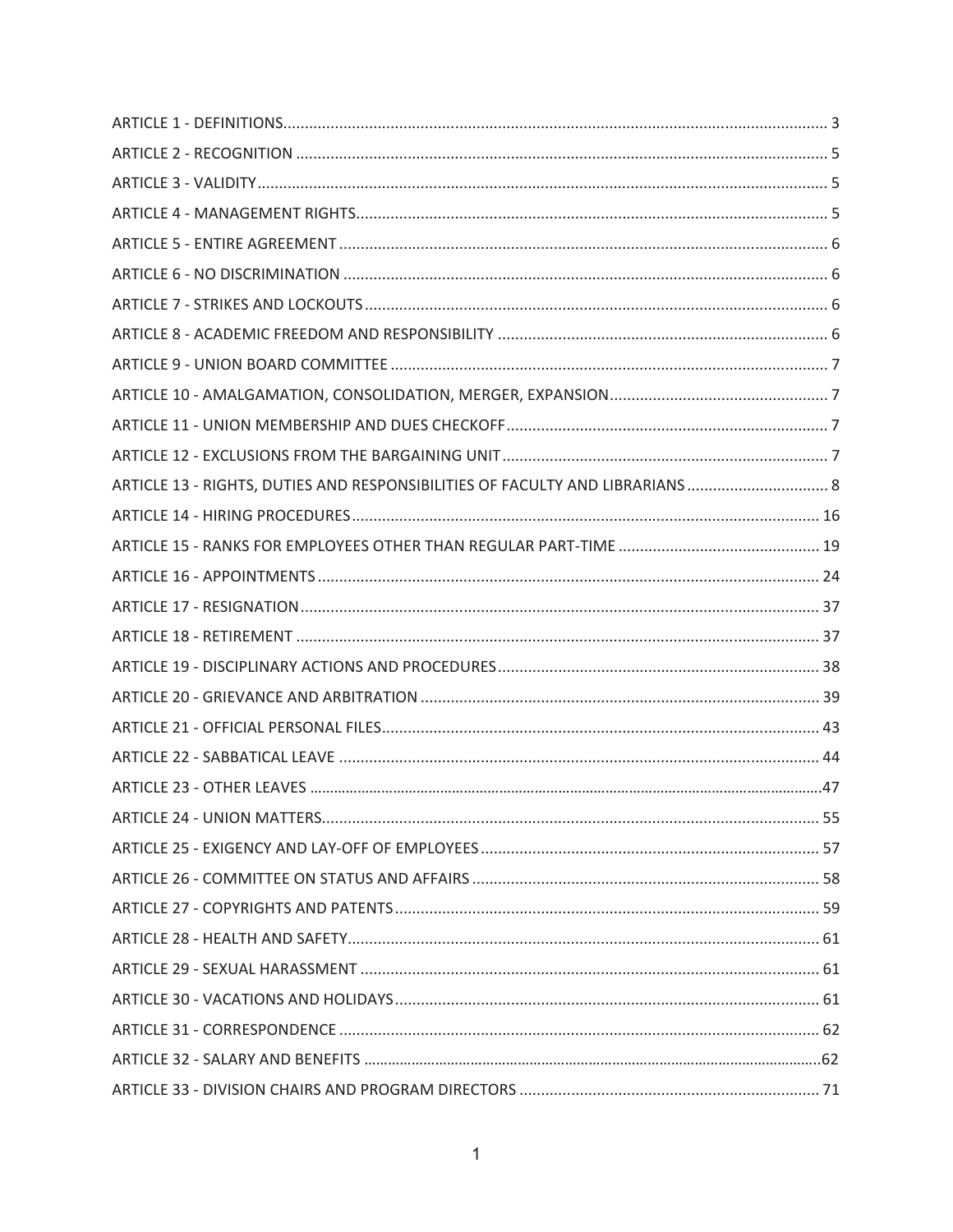ARTICLE 1 - DEFINITIONS.............................................................................................................................. 3
ARTICLE 2 - RECOGNITION ........................................................................................................................... 5
ARTICLE 3 - VALIDITY.................................................................................................................................... 5
ARTICLE 4 - MANAGEMENT RIGHTS............................................................................................................. 5
ARTICLE 5 - ENTIRE AGREEMENT ................................................................................................................. 6
ARTICLE 6 - NO DISCRIMINATION ................................................................................................................ 6
ARTICLE 7 - STRIKES AND LOCKOUTS ........................................................................................................... 6
ARTICLE 8 - ACADEMIC FREEDOM AND RESPONSIBILITY ............................................................................ 6
ARTICLE 9 - UNION BOARD COMMITTEE ..................................................................................................... 7
ARTICLE 10 - AMALGAMATION, CONSOLIDATION, MERGER, EXPANSION................................................... 7
ARTICLE 11 - UNION MEMBERSHIP AND DUES CHECKOFF........................................................................... 7
ARTICLE 12 - EXCLUSIONS FROM THE BARGAINING UNIT ............................................................................ 7
ARTICLE 13 - RIGHTS, DUTIES AND RESPONSIBILITIES OF FACULTY AND LIBRARIANS ................................. 8
ARTICLE 14 - HIRING PROCEDURES ............................................................................................................ 16
ARTICLE 15 - RANKS FOR EMPLOYEES OTHER THAN REGULAR PART-TIME ............................................... 19
ARTICLE 16 - APPOINTMENTS .................................................................................................................... 24
ARTICLE 17 - RESIGNATION ........................................................................................................................ 37
ARTICLE 18 - RETIREMENT .......................................................................................................................... 37
ARTICLE 19 - DISCIPLINARY ACTIONS AND PROCEDURES ........................................................................... 38
ARTICLE 20 - GRIEVANCE AND ARBITRATION ............................................................................................. 39
ARTICLE 21 - OFFICIAL PERSONAL FILES...................................................................................................... 43
ARTICLE 22 - SABBATICAL LEAVE ................................................................................................................ 44
ARTICLE 23 - OTHER LEAVES .........................................................................................................................47
ARTICLE 24 - UNION MATTERS.................................................................................................................... 55
ARTICLE 25 - EXIGENCY AND LAY-OFF OF EMPLOYEES ............................................................................... 57
ARTICLE 26 - COMMITTEE ON STATUS AND AFFAIRS ................................................................................. 58
ARTICLE 27 - COPYRIGHTS AND PATENTS ................................................................................................... 59
ARTICLE 28 - HEALTH AND SAFETY.............................................................................................................. 61
ARTICLE 29 - SEXUAL HARASSMENT ........................................................................................................... 61
ARTICLE 30 - VACATIONS AND HOLIDAYS ................................................................................................... 61
ARTICLE 31 - CORRESPONDENCE ................................................................................................................ 62
ARTICLE 32 - SALARY AND BENEFITS ...............................................................................................................62
ARTICLE 33 - DIVISION CHAIRS AND PROGRAM DIRECTORS ...................................................................... 71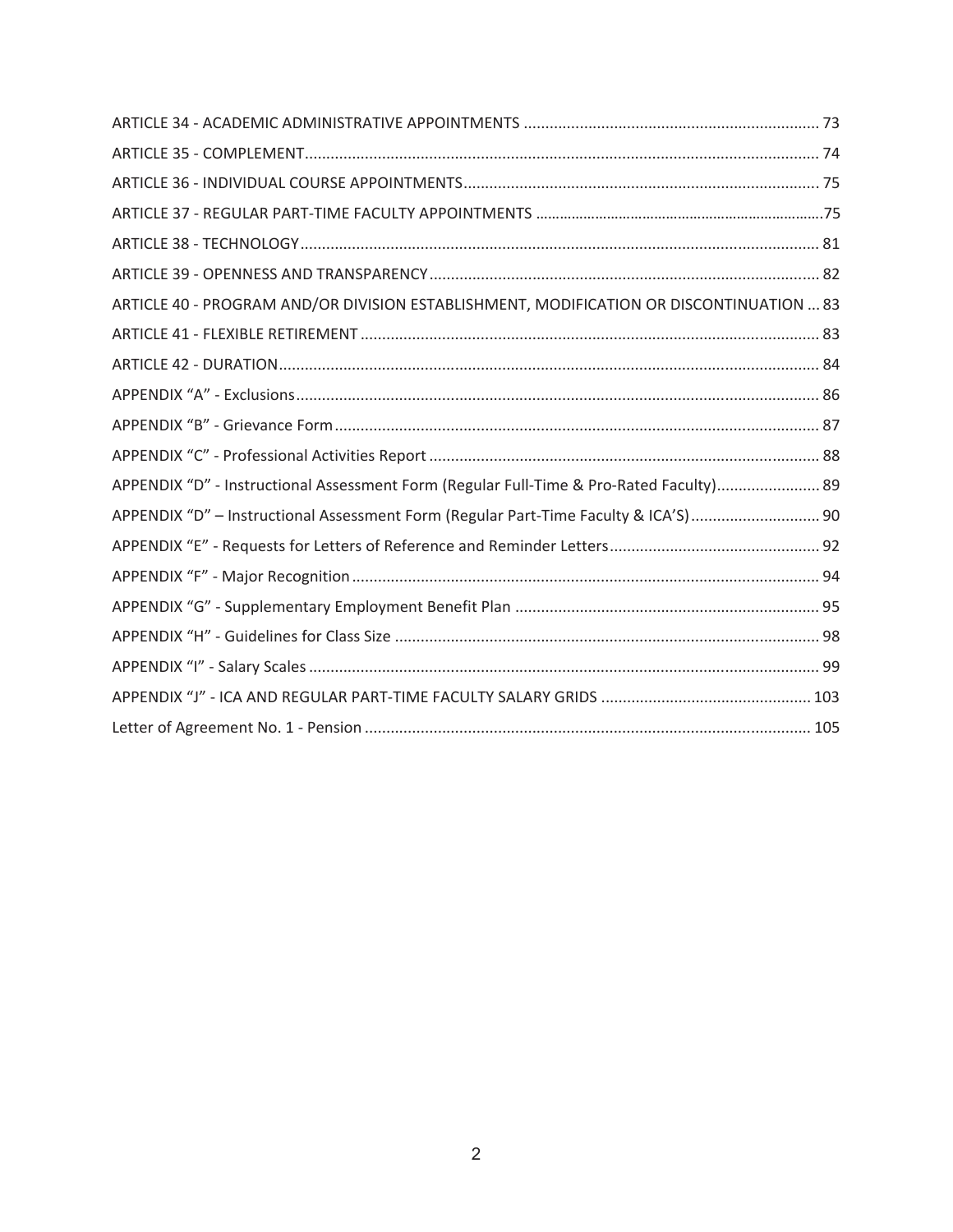ARTICLE 34 - ACADEMIC ADMINISTRATIVE APPOINTMENTS ..................................................................... 73

ARTICLE 35 - COMPLEMENT........................................................................................................................ 74

ARTICLE 36 - INDIVIDUAL COURSE APPOINTMENTS.................................................................................. 75

ARTICLE 37 - REGULAR PART-TIME FACULTY APPOINTMENTS ........................................................................75

ARTICLE 38 - TECHNOLOGY........................................................................................................................ 81

ARTICLE 39 - OPENNESS AND TRANSPARENCY........................................................................................... 82

ARTICLE 40 - PROGRAM AND/OR DIVISION ESTABLISHMENT, MODIFICATION OR DISCONTINUATION ... 83

ARTICLE 41 - FLEXIBLE RETIREMENT .......................................................................................................... 83

ARTICLE 42 - DURATION.............................................................................................................................. 84

APPENDIX "A" - Exclusions.......................................................................................................................... 86

APPENDIX "B" - Grievance Form................................................................................................................. 87

APPENDIX "C" - Professional Activities Report ........................................................................................... 88

APPENDIX "D" - Instructional Assessment Form (Regular Full-Time & Pro-Rated Faculty)........................ 89

APPENDIX "D" – Instructional Assessment Form (Regular Part-Time Faculty & ICA'S).............................. 90

APPENDIX "E" - Requests for Letters of Reference and Reminder Letters................................................. 92

APPENDIX "F" - Major Recognition............................................................................................................. 94

APPENDIX "G" - Supplementary Employment Benefit Plan ....................................................................... 95

APPENDIX "H" - Guidelines for Class Size ................................................................................................... 98

APPENDIX "I" - Salary Scales ....................................................................................................................... 99

APPENDIX "J" - ICA AND REGULAR PART-TIME FACULTY SALARY GRIDS ................................................. 103

Letter of Agreement No. 1 - Pension ........................................................................................................ 105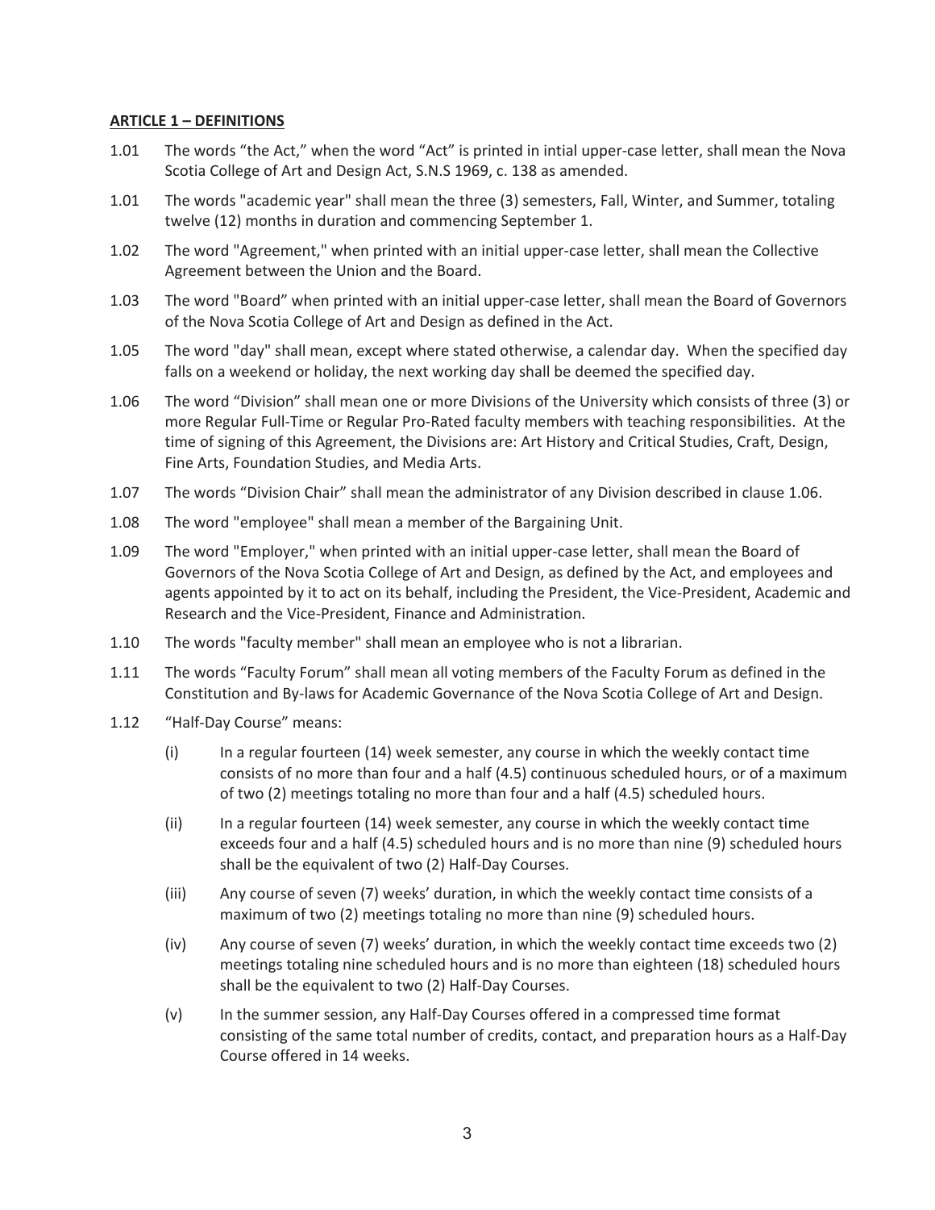**ARTICLE 1 – DEFINITIONS**

1.01 The words "the Act," when the word "Act" is printed in intial upper-case letter, shall mean the Nova Scotia College of Art and Design Act, S.N.S 1969, c. 138 as amended.

1.01 The words "academic year" shall mean the three (3) semesters, Fall, Winter, and Summer, totaling twelve (12) months in duration and commencing September 1.

1.02 The word "Agreement," when printed with an initial upper-case letter, shall mean the Collective Agreement between the Union and the Board.

1.03 The word "Board" when printed with an initial upper-case letter, shall mean the Board of Governors of the Nova Scotia College of Art and Design as defined in the Act.

1.05 The word "day" shall mean, except where stated otherwise, a calendar day. When the specified day falls on a weekend or holiday, the next working day shall be deemed the specified day.

1.06 The word "Division" shall mean one or more Divisions of the University which consists of three (3) or more Regular Full-Time or Regular Pro-Rated faculty members with teaching responsibilities. At the time of signing of this Agreement, the Divisions are: Art History and Critical Studies, Craft, Design, Fine Arts, Foundation Studies, and Media Arts.

1.07 The words "Division Chair" shall mean the administrator of any Division described in clause 1.06.

1.08 The word "employee" shall mean a member of the Bargaining Unit.

1.09 The word "Employer," when printed with an initial upper-case letter, shall mean the Board of Governors of the Nova Scotia College of Art and Design, as defined by the Act, and employees and agents appointed by it to act on its behalf, including the President, the Vice-President, Academic and Research and the Vice-President, Finance and Administration.

1.10 The words "faculty member" shall mean an employee who is not a librarian.

1.11 The words "Faculty Forum" shall mean all voting members of the Faculty Forum as defined in the Constitution and By-laws for Academic Governance of the Nova Scotia College of Art and Design.

1.12 "Half-Day Course" means:

(i) In a regular fourteen (14) week semester, any course in which the weekly contact time consists of no more than four and a half (4.5) continuous scheduled hours, or of a maximum of two (2) meetings totaling no more than four and a half (4.5) scheduled hours.

(ii) In a regular fourteen (14) week semester, any course in which the weekly contact time exceeds four and a half (4.5) scheduled hours and is no more than nine (9) scheduled hours shall be the equivalent of two (2) Half-Day Courses.

(iii) Any course of seven (7) weeks' duration, in which the weekly contact time consists of a maximum of two (2) meetings totaling no more than nine (9) scheduled hours.

(iv) Any course of seven (7) weeks' duration, in which the weekly contact time exceeds two (2) meetings totaling nine scheduled hours and is no more than eighteen (18) scheduled hours shall be the equivalent to two (2) Half-Day Courses.

(v) In the summer session, any Half-Day Courses offered in a compressed time format consisting of the same total number of credits, contact, and preparation hours as a Half-Day Course offered in 14 weeks.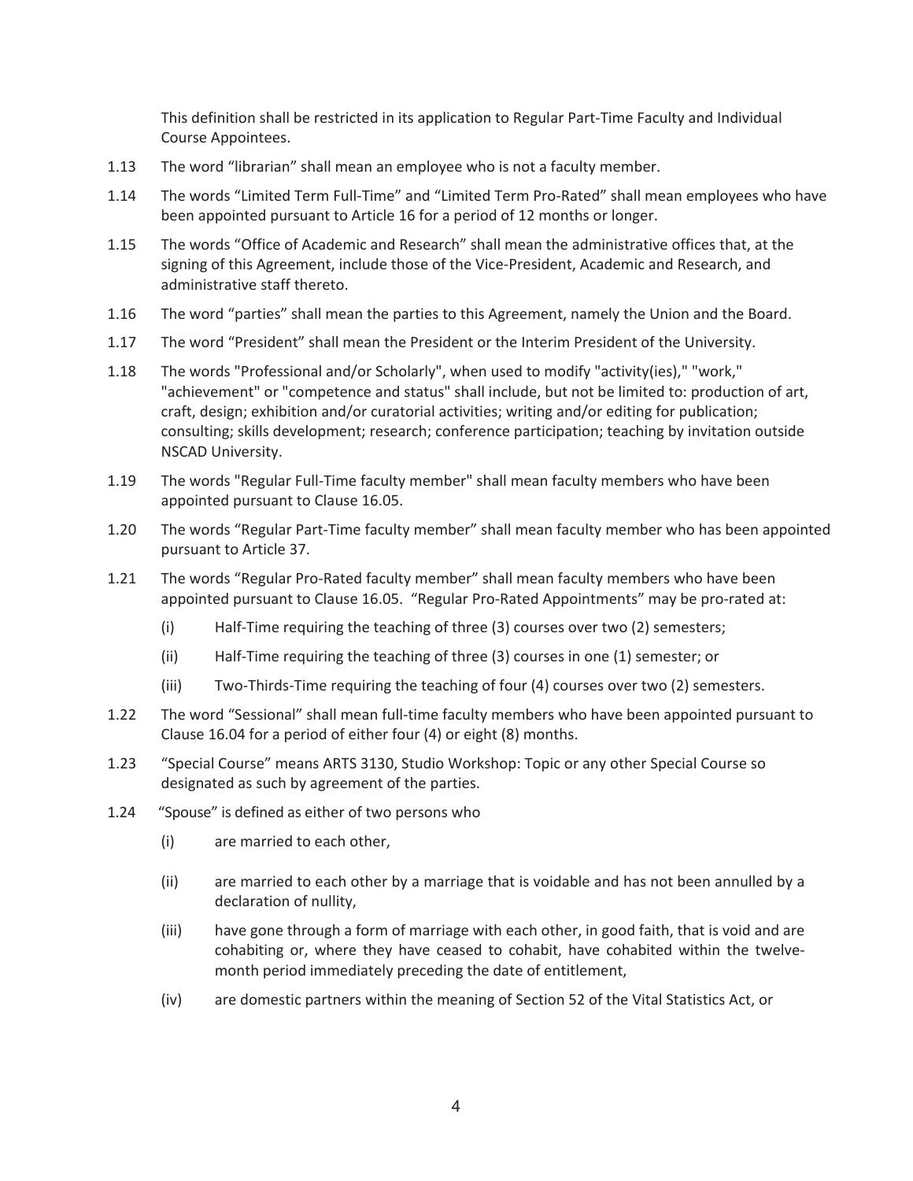This definition shall be restricted in its application to Regular Part-Time Faculty and Individual Course Appointees.

1.13 The word "librarian" shall mean an employee who is not a faculty member.

1.14 The words "Limited Term Full-Time" and "Limited Term Pro-Rated" shall mean employees who have been appointed pursuant to Article 16 for a period of 12 months or longer.

1.15 The words "Office of Academic and Research" shall mean the administrative offices that, at the signing of this Agreement, include those of the Vice-President, Academic and Research, and administrative staff thereto.

1.16 The word "parties" shall mean the parties to this Agreement, namely the Union and the Board.

1.17 The word "President" shall mean the President or the Interim President of the University.

1.18 The words "Professional and/or Scholarly", when used to modify "activity(ies)," "work," "achievement" or "competence and status" shall include, but not be limited to: production of art, craft, design; exhibition and/or curatorial activities; writing and/or editing for publication; consulting; skills development; research; conference participation; teaching by invitation outside NSCAD University.

1.19 The words "Regular Full-Time faculty member" shall mean faculty members who have been appointed pursuant to Clause 16.05.

1.20 The words "Regular Part-Time faculty member" shall mean faculty member who has been appointed pursuant to Article 37.

1.21 The words "Regular Pro-Rated faculty member" shall mean faculty members who have been appointed pursuant to Clause 16.05. "Regular Pro-Rated Appointments" may be pro-rated at:

- (i) Half-Time requiring the teaching of three (3) courses over two (2) semesters;
- (ii) Half-Time requiring the teaching of three (3) courses in one (1) semester; or
- (iii) Two-Thirds-Time requiring the teaching of four (4) courses over two (2) semesters.

1.22 The word "Sessional" shall mean full-time faculty members who have been appointed pursuant to Clause 16.04 for a period of either four (4) or eight (8) months.

1.23 "Special Course" means ARTS 3130, Studio Workshop: Topic or any other Special Course so designated as such by agreement of the parties.

1.24 "Spouse" is defined as either of two persons who

- (i) are married to each other,
- (ii) are married to each other by a marriage that is voidable and has not been annulled by a declaration of nullity,
- (iii) have gone through a form of marriage with each other, in good faith, that is void and are cohabiting or, where they have ceased to cohabit, have cohabited within the twelve-month period immediately preceding the date of entitlement,
- (iv) are domestic partners within the meaning of Section 52 of the Vital Statistics Act, or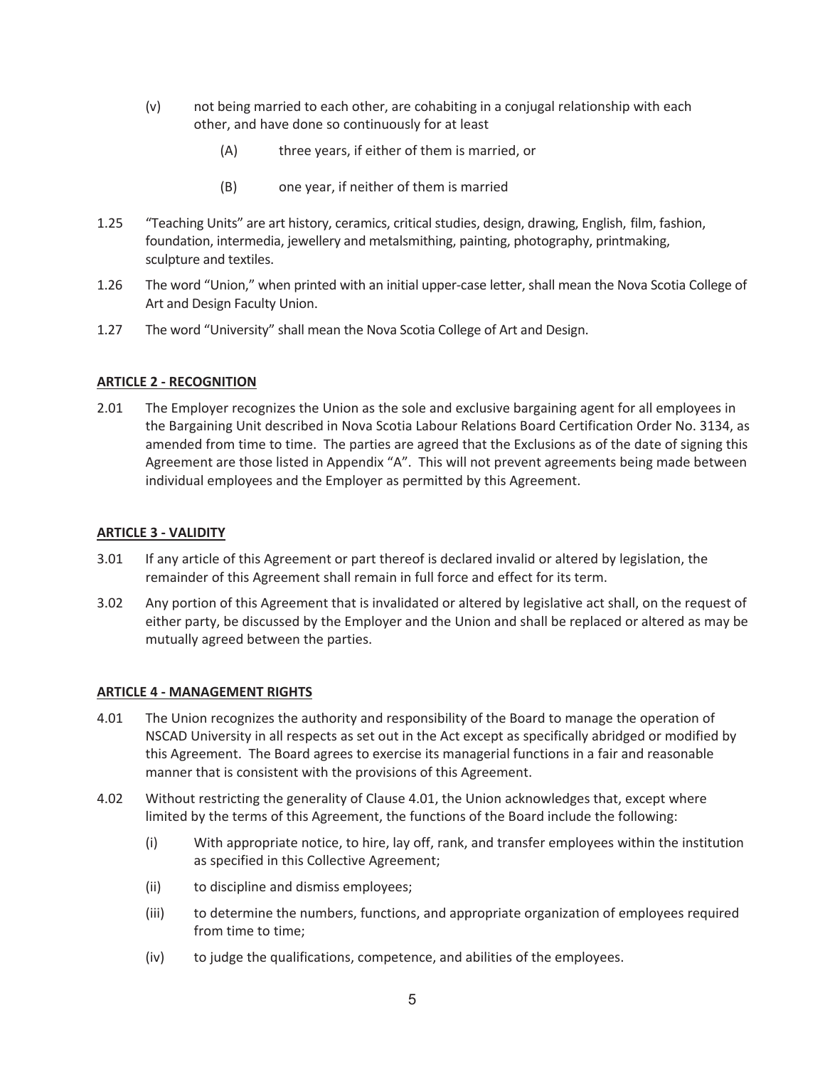(v) not being married to each other, are cohabiting in a conjugal relationship with each other, and have done so continuously for at least

  (A) three years, if either of them is married, or

  (B) one year, if neither of them is married

1.25 "Teaching Units" are art history, ceramics, critical studies, design, drawing, English, film, fashion, foundation, intermedia, jewellery and metalsmithing, painting, photography, printmaking, sculpture and textiles.

1.26 The word "Union," when printed with an initial upper-case letter, shall mean the Nova Scotia College of Art and Design Faculty Union.

1.27 The word "University" shall mean the Nova Scotia College of Art and Design.

## ARTICLE 2 - RECOGNITION

2.01 The Employer recognizes the Union as the sole and exclusive bargaining agent for all employees in the Bargaining Unit described in Nova Scotia Labour Relations Board Certification Order No. 3134, as amended from time to time. The parties are agreed that the Exclusions as of the date of signing this Agreement are those listed in Appendix "A". This will not prevent agreements being made between individual employees and the Employer as permitted by this Agreement.

## ARTICLE 3 - VALIDITY

3.01 If any article of this Agreement or part thereof is declared invalid or altered by legislation, the remainder of this Agreement shall remain in full force and effect for its term.

3.02 Any portion of this Agreement that is invalidated or altered by legislative act shall, on the request of either party, be discussed by the Employer and the Union and shall be replaced or altered as may be mutually agreed between the parties.

## ARTICLE 4 - MANAGEMENT RIGHTS

4.01 The Union recognizes the authority and responsibility of the Board to manage the operation of NSCAD University in all respects as set out in the Act except as specifically abridged or modified by this Agreement. The Board agrees to exercise its managerial functions in a fair and reasonable manner that is consistent with the provisions of this Agreement.

4.02 Without restricting the generality of Clause 4.01, the Union acknowledges that, except where limited by the terms of this Agreement, the functions of the Board include the following:

  (i) With appropriate notice, to hire, lay off, rank, and transfer employees within the institution as specified in this Collective Agreement;

  (ii) to discipline and dismiss employees;

  (iii) to determine the numbers, functions, and appropriate organization of employees required from time to time;

  (iv) to judge the qualifications, competence, and abilities of the employees.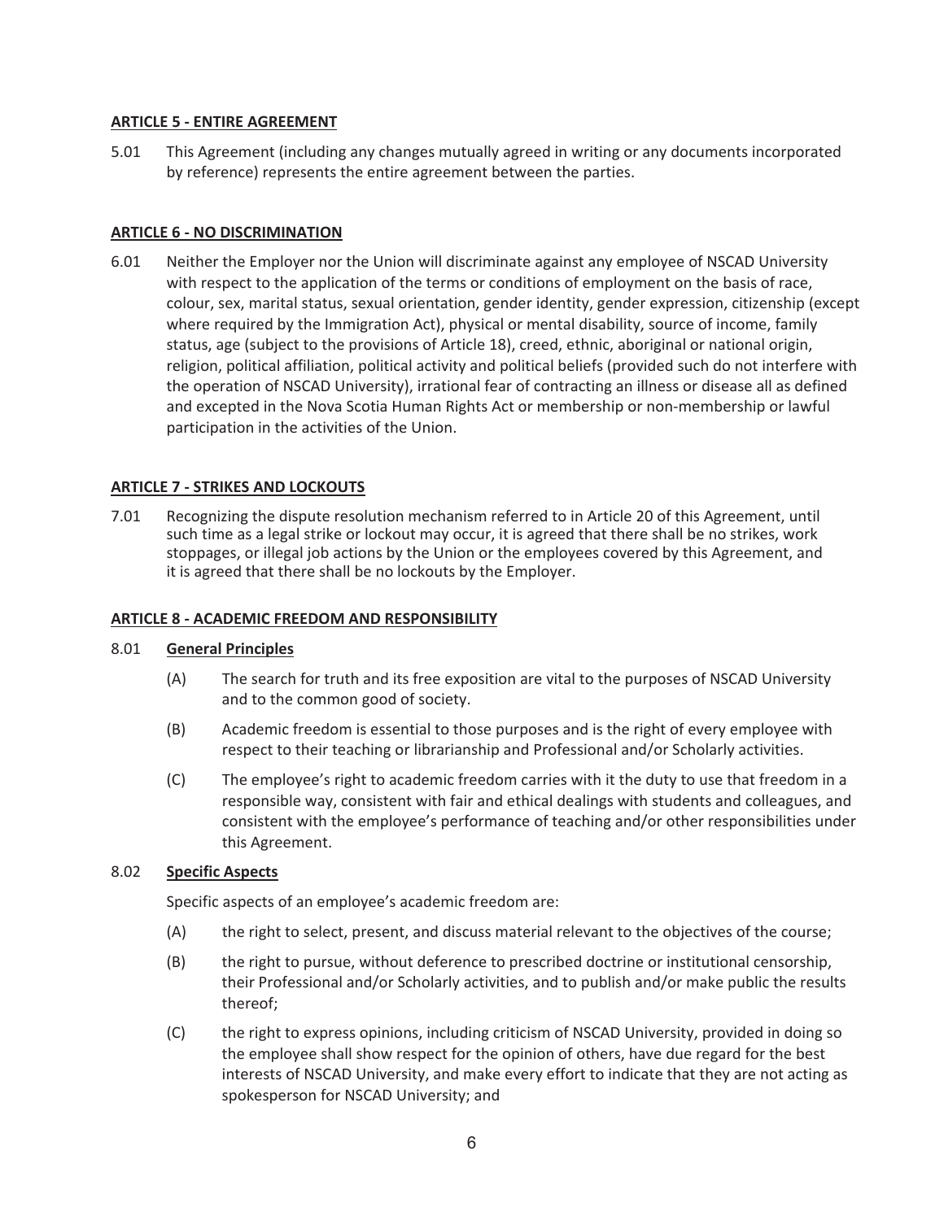## ARTICLE 5 - ENTIRE AGREEMENT

5.01 This Agreement (including any changes mutually agreed in writing or any documents incorporated by reference) represents the entire agreement between the parties.

## ARTICLE 6 - NO DISCRIMINATION

6.01 Neither the Employer nor the Union will discriminate against any employee of NSCAD University with respect to the application of the terms or conditions of employment on the basis of race, colour, sex, marital status, sexual orientation, gender identity, gender expression, citizenship (except where required by the Immigration Act), physical or mental disability, source of income, family status, age (subject to the provisions of Article 18), creed, ethnic, aboriginal or national origin, religion, political affiliation, political activity and political beliefs (provided such do not interfere with the operation of NSCAD University), irrational fear of contracting an illness or disease all as defined and excepted in the Nova Scotia Human Rights Act or membership or non-membership or lawful participation in the activities of the Union.

## ARTICLE 7 - STRIKES AND LOCKOUTS

7.01 Recognizing the dispute resolution mechanism referred to in Article 20 of this Agreement, until such time as a legal strike or lockout may occur, it is agreed that there shall be no strikes, work stoppages, or illegal job actions by the Union or the employees covered by this Agreement, and it is agreed that there shall be no lockouts by the Employer.

## ARTICLE 8 - ACADEMIC FREEDOM AND RESPONSIBILITY

8.01 **General Principles**

(A) The search for truth and its free exposition are vital to the purposes of NSCAD University and to the common good of society.

(B) Academic freedom is essential to those purposes and is the right of every employee with respect to their teaching or librarianship and Professional and/or Scholarly activities.

(C) The employee's right to academic freedom carries with it the duty to use that freedom in a responsible way, consistent with fair and ethical dealings with students and colleagues, and consistent with the employee's performance of teaching and/or other responsibilities under this Agreement.

8.02 **Specific Aspects**

Specific aspects of an employee's academic freedom are:

(A) the right to select, present, and discuss material relevant to the objectives of the course;

(B) the right to pursue, without deference to prescribed doctrine or institutional censorship, their Professional and/or Scholarly activities, and to publish and/or make public the results thereof;

(C) the right to express opinions, including criticism of NSCAD University, provided in doing so the employee shall show respect for the opinion of others, have due regard for the best interests of NSCAD University, and make every effort to indicate that they are not acting as spokesperson for NSCAD University; and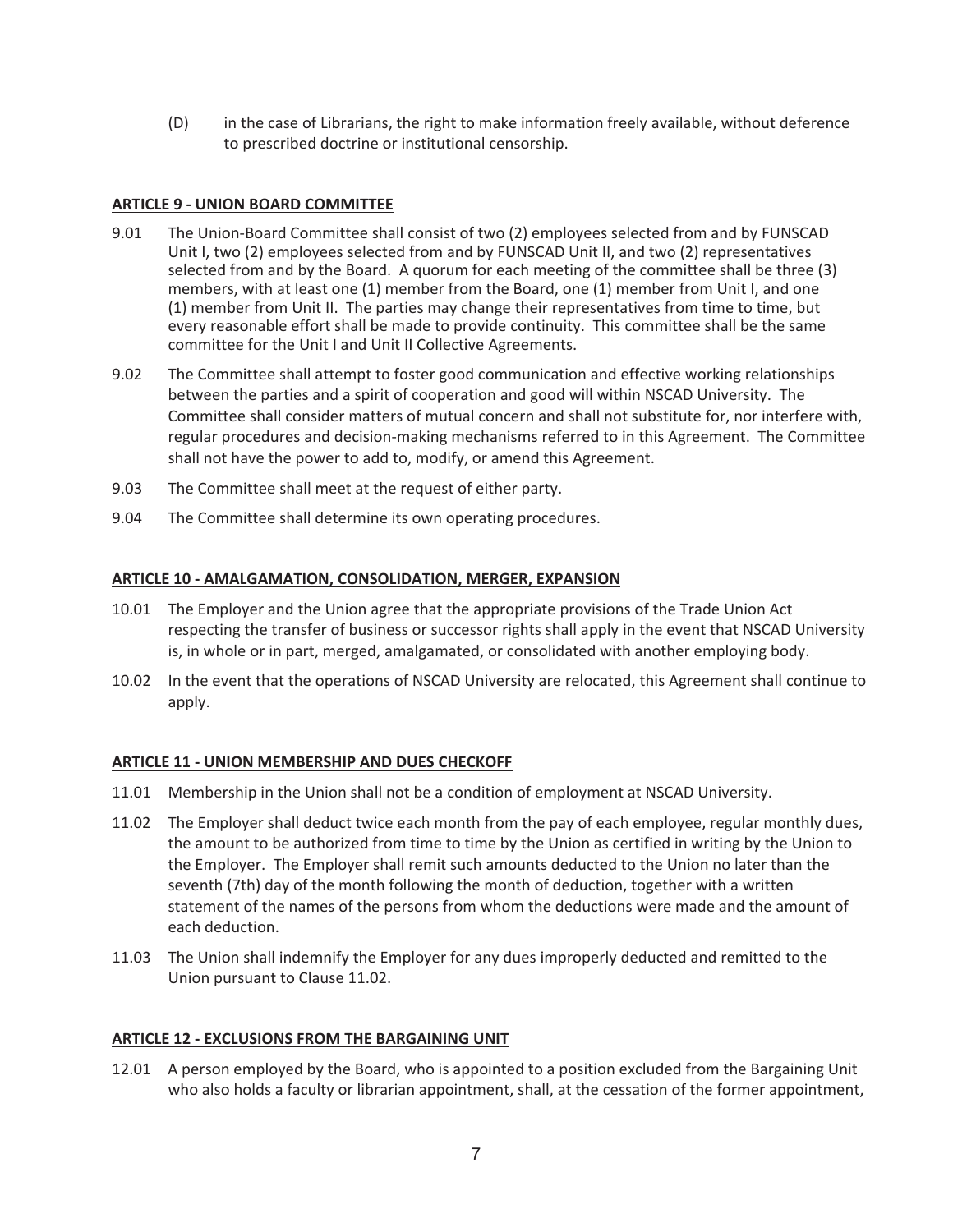(D) in the case of Librarians, the right to make information freely available, without deference to prescribed doctrine or institutional censorship.

## ARTICLE 9 - UNION BOARD COMMITTEE

9.01 The Union-Board Committee shall consist of two (2) employees selected from and by FUNSCAD Unit I, two (2) employees selected from and by FUNSCAD Unit II, and two (2) representatives selected from and by the Board. A quorum for each meeting of the committee shall be three (3) members, with at least one (1) member from the Board, one (1) member from Unit I, and one (1) member from Unit II. The parties may change their representatives from time to time, but every reasonable effort shall be made to provide continuity. This committee shall be the same committee for the Unit I and Unit II Collective Agreements.

9.02 The Committee shall attempt to foster good communication and effective working relationships between the parties and a spirit of cooperation and good will within NSCAD University. The Committee shall consider matters of mutual concern and shall not substitute for, nor interfere with, regular procedures and decision-making mechanisms referred to in this Agreement. The Committee shall not have the power to add to, modify, or amend this Agreement.

9.03 The Committee shall meet at the request of either party.

9.04 The Committee shall determine its own operating procedures.

## ARTICLE 10 - AMALGAMATION, CONSOLIDATION, MERGER, EXPANSION

10.01 The Employer and the Union agree that the appropriate provisions of the Trade Union Act respecting the transfer of business or successor rights shall apply in the event that NSCAD University is, in whole or in part, merged, amalgamated, or consolidated with another employing body.

10.02 In the event that the operations of NSCAD University are relocated, this Agreement shall continue to apply.

## ARTICLE 11 - UNION MEMBERSHIP AND DUES CHECKOFF

11.01 Membership in the Union shall not be a condition of employment at NSCAD University.

11.02 The Employer shall deduct twice each month from the pay of each employee, regular monthly dues, the amount to be authorized from time to time by the Union as certified in writing by the Union to the Employer. The Employer shall remit such amounts deducted to the Union no later than the seventh (7th) day of the month following the month of deduction, together with a written statement of the names of the persons from whom the deductions were made and the amount of each deduction.

11.03 The Union shall indemnify the Employer for any dues improperly deducted and remitted to the Union pursuant to Clause 11.02.

## ARTICLE 12 - EXCLUSIONS FROM THE BARGAINING UNIT

12.01 A person employed by the Board, who is appointed to a position excluded from the Bargaining Unit who also holds a faculty or librarian appointment, shall, at the cessation of the former appointment,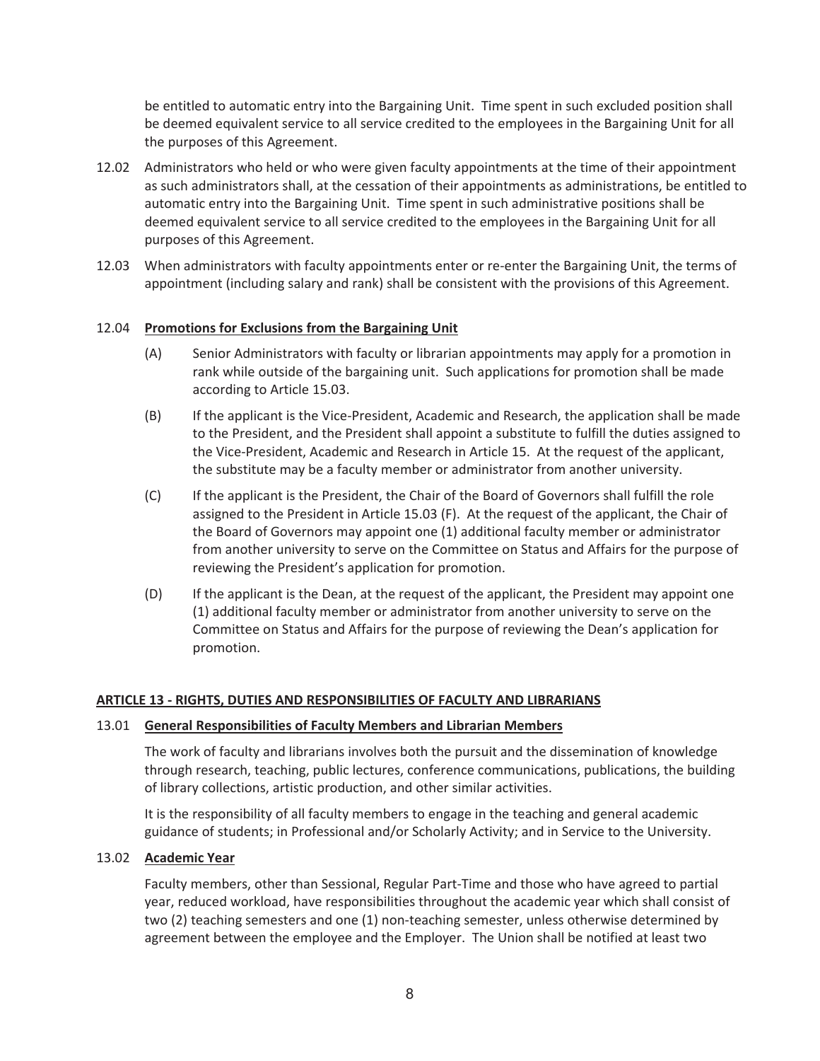be entitled to automatic entry into the Bargaining Unit. Time spent in such excluded position shall be deemed equivalent service to all service credited to the employees in the Bargaining Unit for all the purposes of this Agreement.

12.02 Administrators who held or who were given faculty appointments at the time of their appointment as such administrators shall, at the cessation of their appointments as administrations, be entitled to automatic entry into the Bargaining Unit. Time spent in such administrative positions shall be deemed equivalent service to all service credited to the employees in the Bargaining Unit for all purposes of this Agreement.

12.03 When administrators with faculty appointments enter or re-enter the Bargaining Unit, the terms of appointment (including salary and rank) shall be consistent with the provisions of this Agreement.

12.04 **Promotions for Exclusions from the Bargaining Unit**

(A) Senior Administrators with faculty or librarian appointments may apply for a promotion in rank while outside of the bargaining unit. Such applications for promotion shall be made according to Article 15.03.

(B) If the applicant is the Vice-President, Academic and Research, the application shall be made to the President, and the President shall appoint a substitute to fulfill the duties assigned to the Vice-President, Academic and Research in Article 15. At the request of the applicant, the substitute may be a faculty member or administrator from another university.

(C) If the applicant is the President, the Chair of the Board of Governors shall fulfill the role assigned to the President in Article 15.03 (F). At the request of the applicant, the Chair of the Board of Governors may appoint one (1) additional faculty member or administrator from another university to serve on the Committee on Status and Affairs for the purpose of reviewing the President's application for promotion.

(D) If the applicant is the Dean, at the request of the applicant, the President may appoint one (1) additional faculty member or administrator from another university to serve on the Committee on Status and Affairs for the purpose of reviewing the Dean's application for promotion.

## ARTICLE 13 - RIGHTS, DUTIES AND RESPONSIBILITIES OF FACULTY AND LIBRARIANS

13.01 **General Responsibilities of Faculty Members and Librarian Members**

The work of faculty and librarians involves both the pursuit and the dissemination of knowledge through research, teaching, public lectures, conference communications, publications, the building of library collections, artistic production, and other similar activities.

It is the responsibility of all faculty members to engage in the teaching and general academic guidance of students; in Professional and/or Scholarly Activity; and in Service to the University.

13.02 **Academic Year**

Faculty members, other than Sessional, Regular Part-Time and those who have agreed to partial year, reduced workload, have responsibilities throughout the academic year which shall consist of two (2) teaching semesters and one (1) non-teaching semester, unless otherwise determined by agreement between the employee and the Employer. The Union shall be notified at least two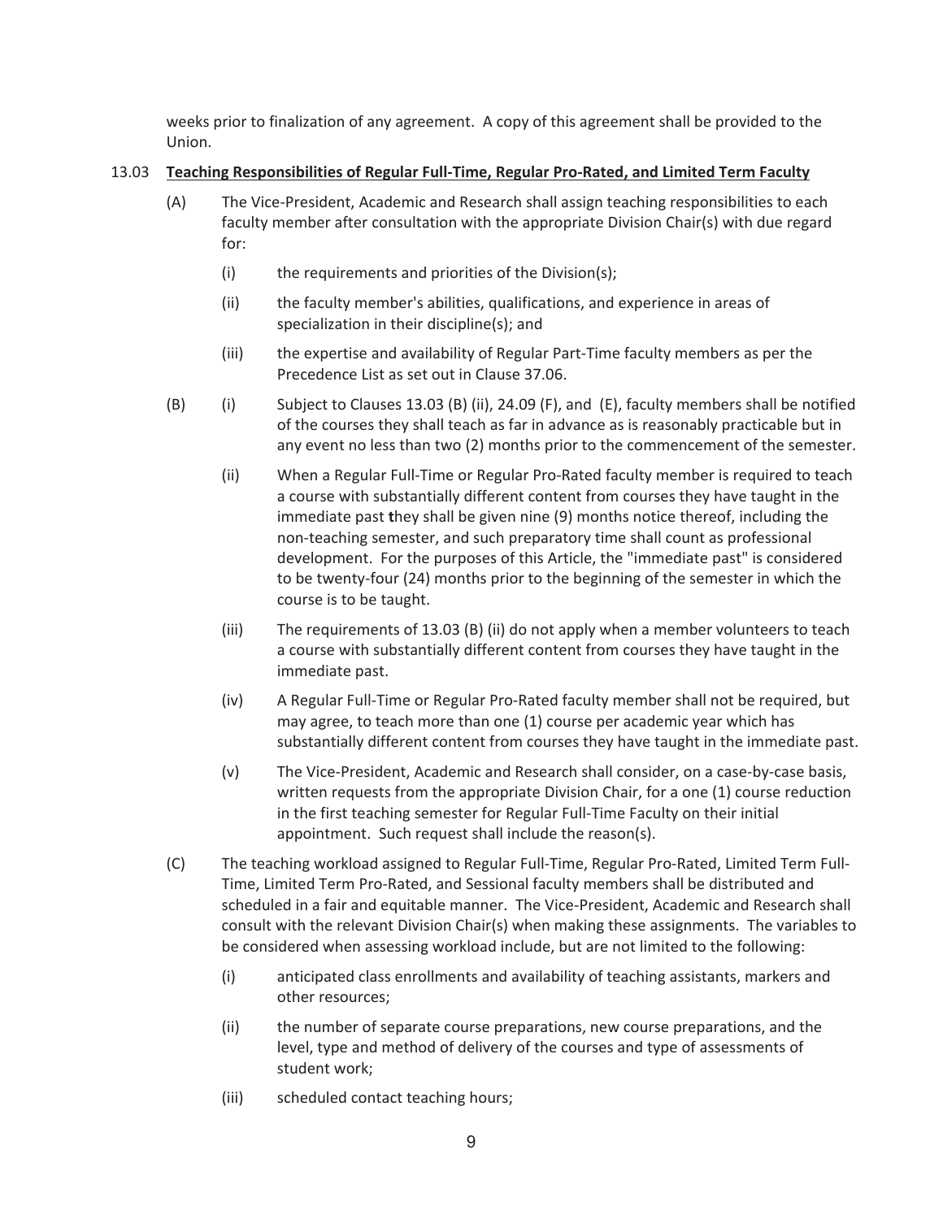weeks prior to finalization of any agreement. A copy of this agreement shall be provided to the Union.

13.03 **Teaching Responsibilities of Regular Full-Time, Regular Pro-Rated, and Limited Term Faculty**

(A) The Vice-President, Academic and Research shall assign teaching responsibilities to each faculty member after consultation with the appropriate Division Chair(s) with due regard for:

(i) the requirements and priorities of the Division(s);

(ii) the faculty member's abilities, qualifications, and experience in areas of specialization in their discipline(s); and

(iii) the expertise and availability of Regular Part-Time faculty members as per the Precedence List as set out in Clause 37.06.

(B) (i) Subject to Clauses 13.03 (B) (ii), 24.09 (F), and (E), faculty members shall be notified of the courses they shall teach as far in advance as is reasonably practicable but in any event no less than two (2) months prior to the commencement of the semester.

(ii) When a Regular Full-Time or Regular Pro-Rated faculty member is required to teach a course with substantially different content from courses they have taught in the immediate past they shall be given nine (9) months notice thereof, including the non-teaching semester, and such preparatory time shall count as professional development. For the purposes of this Article, the "immediate past" is considered to be twenty-four (24) months prior to the beginning of the semester in which the course is to be taught.

(iii) The requirements of 13.03 (B) (ii) do not apply when a member volunteers to teach a course with substantially different content from courses they have taught in the immediate past.

(iv) A Regular Full-Time or Regular Pro-Rated faculty member shall not be required, but may agree, to teach more than one (1) course per academic year which has substantially different content from courses they have taught in the immediate past.

(v) The Vice-President, Academic and Research shall consider, on a case-by-case basis, written requests from the appropriate Division Chair, for a one (1) course reduction in the first teaching semester for Regular Full-Time Faculty on their initial appointment. Such request shall include the reason(s).

(C) The teaching workload assigned to Regular Full-Time, Regular Pro-Rated, Limited Term Full-Time, Limited Term Pro-Rated, and Sessional faculty members shall be distributed and scheduled in a fair and equitable manner. The Vice-President, Academic and Research shall consult with the relevant Division Chair(s) when making these assignments. The variables to be considered when assessing workload include, but are not limited to the following:

(i) anticipated class enrollments and availability of teaching assistants, markers and other resources;

(ii) the number of separate course preparations, new course preparations, and the level, type and method of delivery of the courses and type of assessments of student work;

(iii) scheduled contact teaching hours;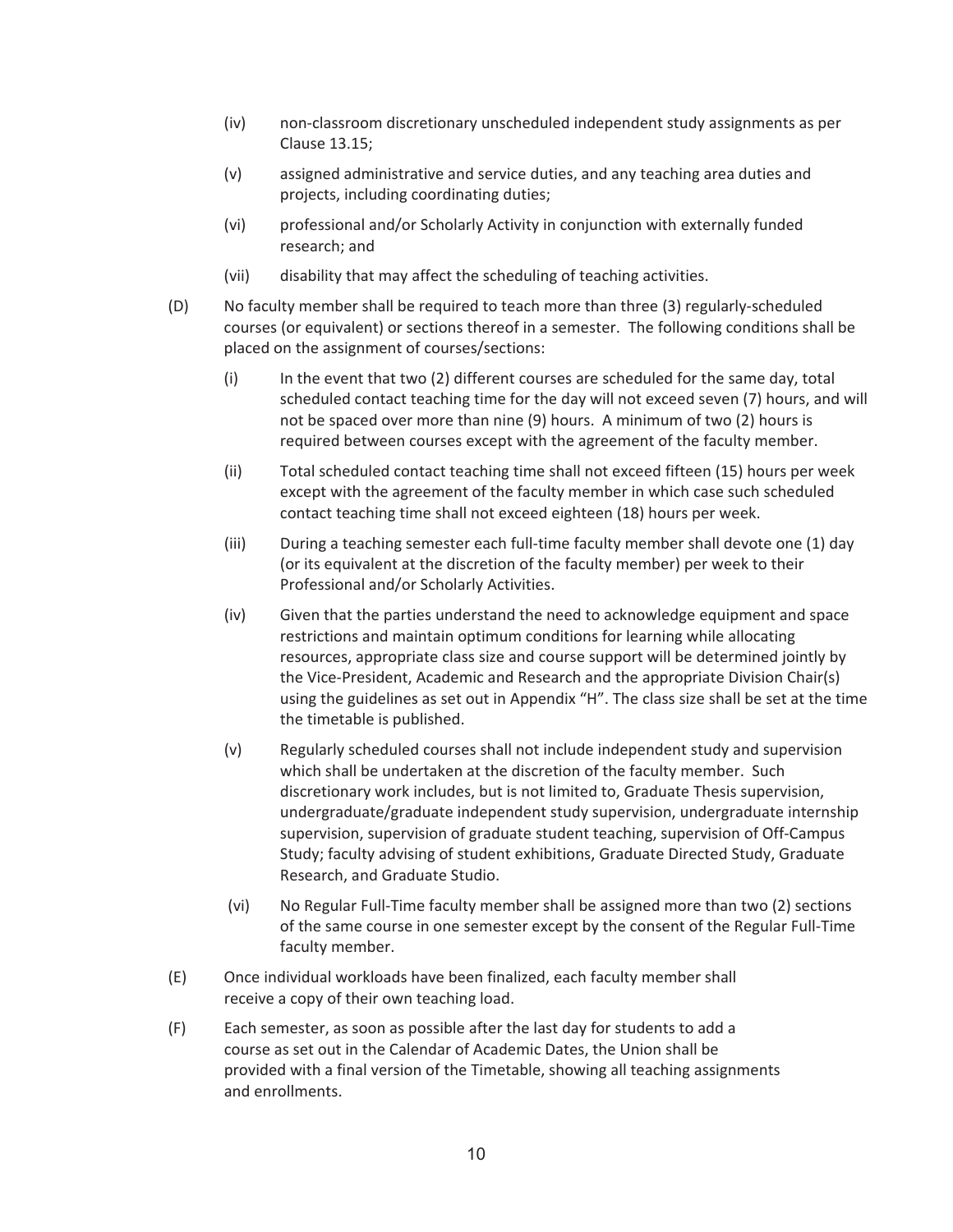(iv) non-classroom discretionary unscheduled independent study assignments as per Clause 13.15;

(v) assigned administrative and service duties, and any teaching area duties and projects, including coordinating duties;

(vi) professional and/or Scholarly Activity in conjunction with externally funded research; and

(vii) disability that may affect the scheduling of teaching activities.

(D) No faculty member shall be required to teach more than three (3) regularly-scheduled courses (or equivalent) or sections thereof in a semester. The following conditions shall be placed on the assignment of courses/sections:

(i) In the event that two (2) different courses are scheduled for the same day, total scheduled contact teaching time for the day will not exceed seven (7) hours, and will not be spaced over more than nine (9) hours. A minimum of two (2) hours is required between courses except with the agreement of the faculty member.

(ii) Total scheduled contact teaching time shall not exceed fifteen (15) hours per week except with the agreement of the faculty member in which case such scheduled contact teaching time shall not exceed eighteen (18) hours per week.

(iii) During a teaching semester each full-time faculty member shall devote one (1) day (or its equivalent at the discretion of the faculty member) per week to their Professional and/or Scholarly Activities.

(iv) Given that the parties understand the need to acknowledge equipment and space restrictions and maintain optimum conditions for learning while allocating resources, appropriate class size and course support will be determined jointly by the Vice-President, Academic and Research and the appropriate Division Chair(s) using the guidelines as set out in Appendix "H". The class size shall be set at the time the timetable is published.

(v) Regularly scheduled courses shall not include independent study and supervision which shall be undertaken at the discretion of the faculty member. Such discretionary work includes, but is not limited to, Graduate Thesis supervision, undergraduate/graduate independent study supervision, undergraduate internship supervision, supervision of graduate student teaching, supervision of Off-Campus Study; faculty advising of student exhibitions, Graduate Directed Study, Graduate Research, and Graduate Studio.

(vi) No Regular Full-Time faculty member shall be assigned more than two (2) sections of the same course in one semester except by the consent of the Regular Full-Time faculty member.

(E) Once individual workloads have been finalized, each faculty member shall receive a copy of their own teaching load.

(F) Each semester, as soon as possible after the last day for students to add a course as set out in the Calendar of Academic Dates, the Union shall be provided with a final version of the Timetable, showing all teaching assignments and enrollments.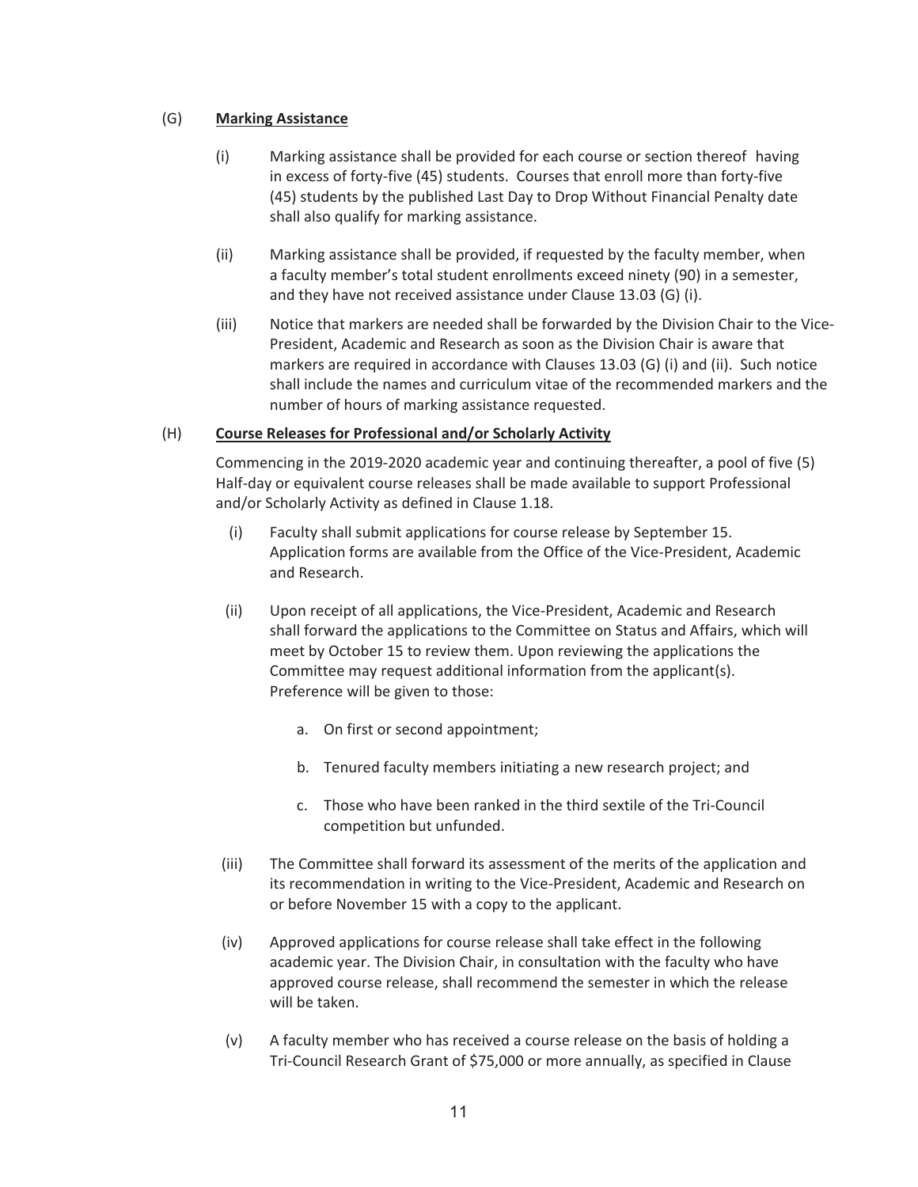(G) **Marking Assistance**

(i) Marking assistance shall be provided for each course or section thereof having in excess of forty-five (45) students. Courses that enroll more than forty-five (45) students by the published Last Day to Drop Without Financial Penalty date shall also qualify for marking assistance.

(ii) Marking assistance shall be provided, if requested by the faculty member, when a faculty member's total student enrollments exceed ninety (90) in a semester, and they have not received assistance under Clause 13.03 (G) (i).

(iii) Notice that markers are needed shall be forwarded by the Division Chair to the Vice-President, Academic and Research as soon as the Division Chair is aware that markers are required in accordance with Clauses 13.03 (G) (i) and (ii). Such notice shall include the names and curriculum vitae of the recommended markers and the number of hours of marking assistance requested.

(H) **Course Releases for Professional and/or Scholarly Activity**

Commencing in the 2019-2020 academic year and continuing thereafter, a pool of five (5) Half-day or equivalent course releases shall be made available to support Professional and/or Scholarly Activity as defined in Clause 1.18.

(i) Faculty shall submit applications for course release by September 15. Application forms are available from the Office of the Vice-President, Academic and Research.

(ii) Upon receipt of all applications, the Vice-President, Academic and Research shall forward the applications to the Committee on Status and Affairs, which will meet by October 15 to review them. Upon reviewing the applications the Committee may request additional information from the applicant(s). Preference will be given to those:

a. On first or second appointment;

b. Tenured faculty members initiating a new research project; and

c. Those who have been ranked in the third sextile of the Tri-Council competition but unfunded.

(iii) The Committee shall forward its assessment of the merits of the application and its recommendation in writing to the Vice-President, Academic and Research on or before November 15 with a copy to the applicant.

(iv) Approved applications for course release shall take effect in the following academic year. The Division Chair, in consultation with the faculty who have approved course release, shall recommend the semester in which the release will be taken.

(v) A faculty member who has received a course release on the basis of holding a Tri-Council Research Grant of $75,000 or more annually, as specified in Clause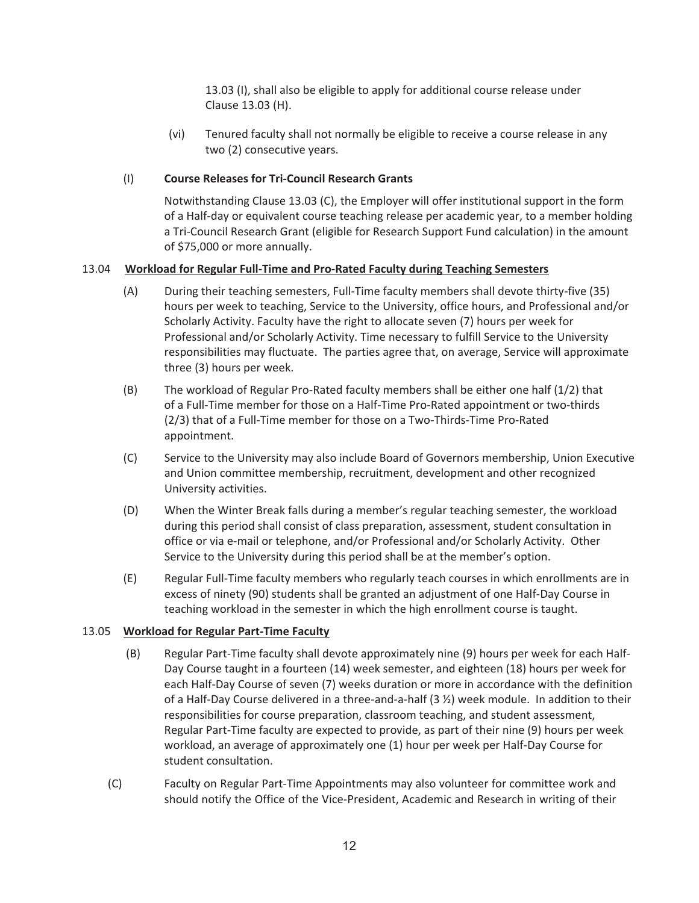13.03 (I), shall also be eligible to apply for additional course release under Clause 13.03 (H).

(vi) Tenured faculty shall not normally be eligible to receive a course release in any two (2) consecutive years.

(I) **Course Releases for Tri-Council Research Grants**

Notwithstanding Clause 13.03 (C), the Employer will offer institutional support in the form of a Half-day or equivalent course teaching release per academic year, to a member holding a Tri-Council Research Grant (eligible for Research Support Fund calculation) in the amount of $75,000 or more annually.

13.04 **Workload for Regular Full-Time and Pro-Rated Faculty during Teaching Semesters**

(A) During their teaching semesters, Full-Time faculty members shall devote thirty-five (35) hours per week to teaching, Service to the University, office hours, and Professional and/or Scholarly Activity. Faculty have the right to allocate seven (7) hours per week for Professional and/or Scholarly Activity. Time necessary to fulfill Service to the University responsibilities may fluctuate. The parties agree that, on average, Service will approximate three (3) hours per week.

(B) The workload of Regular Pro-Rated faculty members shall be either one half (1/2) that of a Full-Time member for those on a Half-Time Pro-Rated appointment or two-thirds (2/3) that of a Full-Time member for those on a Two-Thirds-Time Pro-Rated appointment.

(C) Service to the University may also include Board of Governors membership, Union Executive and Union committee membership, recruitment, development and other recognized University activities.

(D) When the Winter Break falls during a member's regular teaching semester, the workload during this period shall consist of class preparation, assessment, student consultation in office or via e-mail or telephone, and/or Professional and/or Scholarly Activity. Other Service to the University during this period shall be at the member's option.

(E) Regular Full-Time faculty members who regularly teach courses in which enrollments are in excess of ninety (90) students shall be granted an adjustment of one Half-Day Course in teaching workload in the semester in which the high enrollment course is taught.

13.05 **Workload for Regular Part-Time Faculty**

(B) Regular Part-Time faculty shall devote approximately nine (9) hours per week for each Half-Day Course taught in a fourteen (14) week semester, and eighteen (18) hours per week for each Half-Day Course of seven (7) weeks duration or more in accordance with the definition of a Half-Day Course delivered in a three-and-a-half (3 ½) week module. In addition to their responsibilities for course preparation, classroom teaching, and student assessment, Regular Part-Time faculty are expected to provide, as part of their nine (9) hours per week workload, an average of approximately one (1) hour per week per Half-Day Course for student consultation.

(C) Faculty on Regular Part-Time Appointments may also volunteer for committee work and should notify the Office of the Vice-President, Academic and Research in writing of their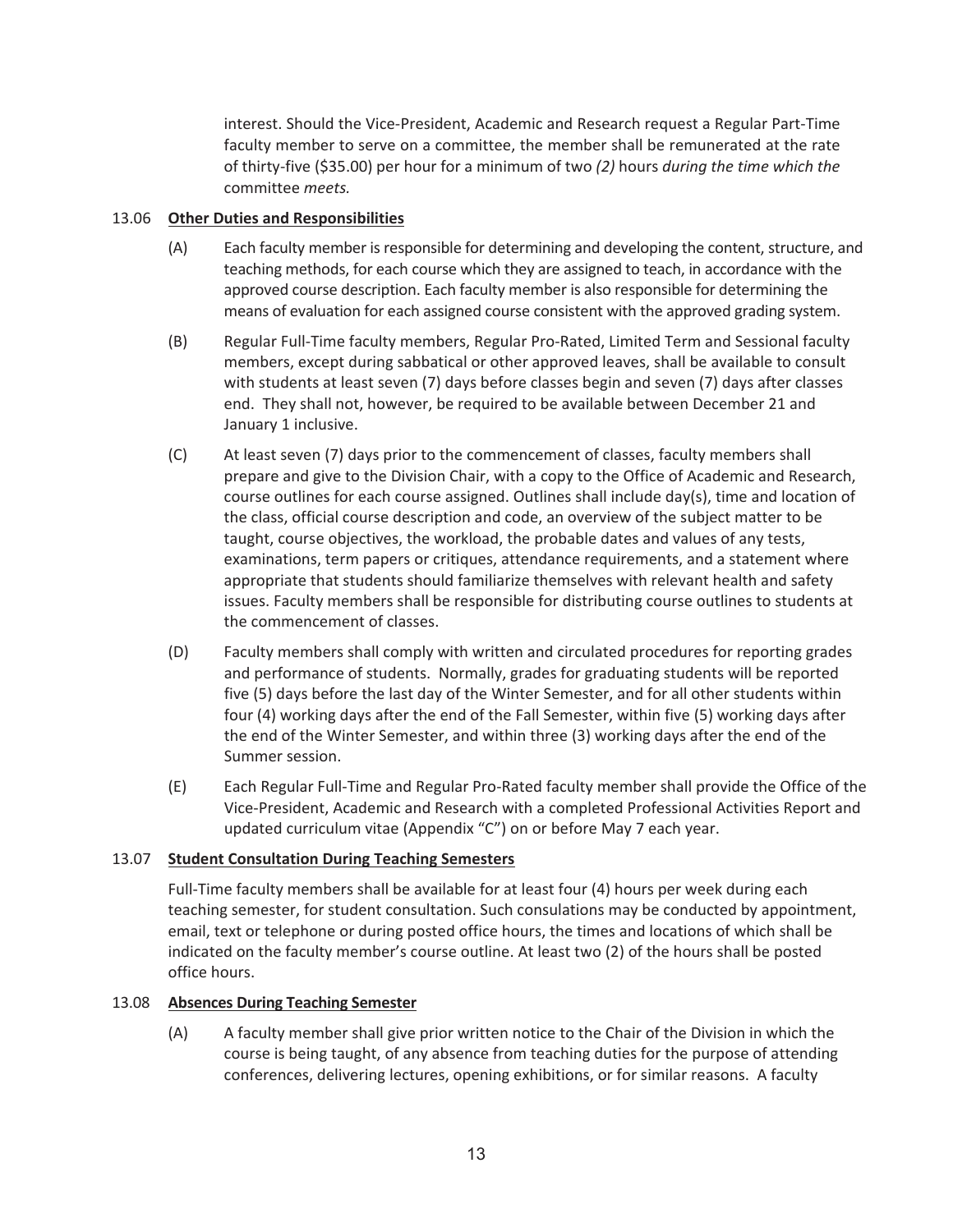interest. Should the Vice-President, Academic and Research request a Regular Part-Time faculty member to serve on a committee, the member shall be remunerated at the rate of thirty-five ($35.00) per hour for a minimum of two *(2)* hours *during the time which the* committee *meets.*

13.06 **Other Duties and Responsibilities**

(A) Each faculty member is responsible for determining and developing the content, structure, and teaching methods, for each course which they are assigned to teach, in accordance with the approved course description. Each faculty member is also responsible for determining the means of evaluation for each assigned course consistent with the approved grading system.

(B) Regular Full-Time faculty members, Regular Pro-Rated, Limited Term and Sessional faculty members, except during sabbatical or other approved leaves, shall be available to consult with students at least seven (7) days before classes begin and seven (7) days after classes end. They shall not, however, be required to be available between December 21 and January 1 inclusive.

(C) At least seven (7) days prior to the commencement of classes, faculty members shall prepare and give to the Division Chair, with a copy to the Office of Academic and Research, course outlines for each course assigned. Outlines shall include day(s), time and location of the class, official course description and code, an overview of the subject matter to be taught, course objectives, the workload, the probable dates and values of any tests, examinations, term papers or critiques, attendance requirements, and a statement where appropriate that students should familiarize themselves with relevant health and safety issues. Faculty members shall be responsible for distributing course outlines to students at the commencement of classes.

(D) Faculty members shall comply with written and circulated procedures for reporting grades and performance of students. Normally, grades for graduating students will be reported five (5) days before the last day of the Winter Semester, and for all other students within four (4) working days after the end of the Fall Semester, within five (5) working days after the end of the Winter Semester, and within three (3) working days after the end of the Summer session.

(E) Each Regular Full-Time and Regular Pro-Rated faculty member shall provide the Office of the Vice-President, Academic and Research with a completed Professional Activities Report and updated curriculum vitae (Appendix "C") on or before May 7 each year.

13.07 **Student Consultation During Teaching Semesters**

Full-Time faculty members shall be available for at least four (4) hours per week during each teaching semester, for student consultation. Such consulations may be conducted by appointment, email, text or telephone or during posted office hours, the times and locations of which shall be indicated on the faculty member's course outline. At least two (2) of the hours shall be posted office hours.

13.08 **Absences During Teaching Semester**

(A) A faculty member shall give prior written notice to the Chair of the Division in which the course is being taught, of any absence from teaching duties for the purpose of attending conferences, delivering lectures, opening exhibitions, or for similar reasons. A faculty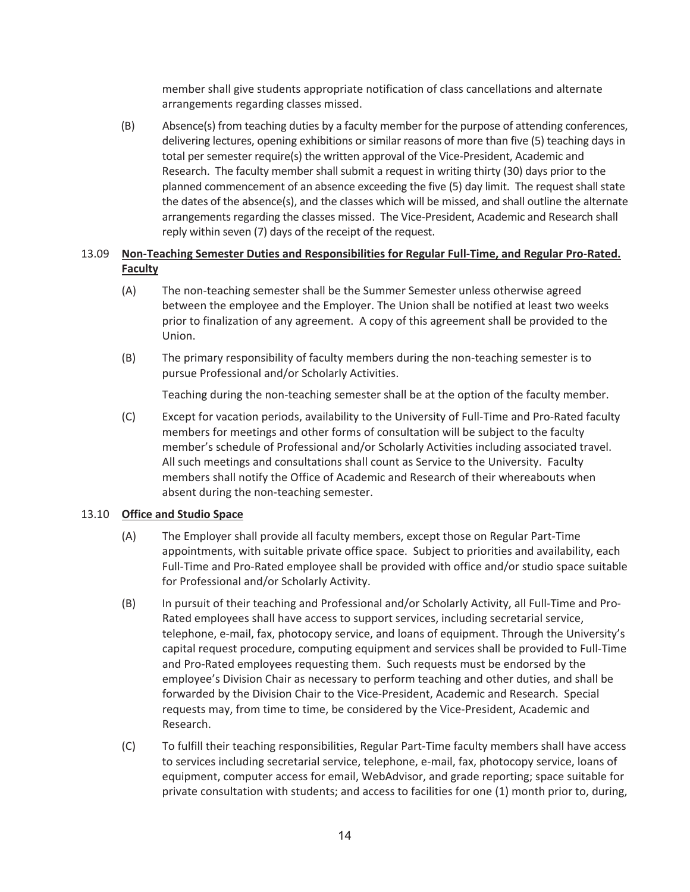member shall give students appropriate notification of class cancellations and alternate arrangements regarding classes missed.

(B) Absence(s) from teaching duties by a faculty member for the purpose of attending conferences, delivering lectures, opening exhibitions or similar reasons of more than five (5) teaching days in total per semester require(s) the written approval of the Vice-President, Academic and Research. The faculty member shall submit a request in writing thirty (30) days prior to the planned commencement of an absence exceeding the five (5) day limit. The request shall state the dates of the absence(s), and the classes which will be missed, and shall outline the alternate arrangements regarding the classes missed. The Vice-President, Academic and Research shall reply within seven (7) days of the receipt of the request.

13.09 **Non-Teaching Semester Duties and Responsibilities for Regular Full-Time, and Regular Pro-Rated. Faculty**

(A) The non-teaching semester shall be the Summer Semester unless otherwise agreed between the employee and the Employer. The Union shall be notified at least two weeks prior to finalization of any agreement. A copy of this agreement shall be provided to the Union.

(B) The primary responsibility of faculty members during the non-teaching semester is to pursue Professional and/or Scholarly Activities.

Teaching during the non-teaching semester shall be at the option of the faculty member.

(C) Except for vacation periods, availability to the University of Full-Time and Pro-Rated faculty members for meetings and other forms of consultation will be subject to the faculty member's schedule of Professional and/or Scholarly Activities including associated travel. All such meetings and consultations shall count as Service to the University. Faculty members shall notify the Office of Academic and Research of their whereabouts when absent during the non-teaching semester.

13.10 **Office and Studio Space**

(A) The Employer shall provide all faculty members, except those on Regular Part-Time appointments, with suitable private office space. Subject to priorities and availability, each Full-Time and Pro-Rated employee shall be provided with office and/or studio space suitable for Professional and/or Scholarly Activity.

(B) In pursuit of their teaching and Professional and/or Scholarly Activity, all Full-Time and Pro-Rated employees shall have access to support services, including secretarial service, telephone, e-mail, fax, photocopy service, and loans of equipment. Through the University's capital request procedure, computing equipment and services shall be provided to Full-Time and Pro-Rated employees requesting them. Such requests must be endorsed by the employee's Division Chair as necessary to perform teaching and other duties, and shall be forwarded by the Division Chair to the Vice-President, Academic and Research. Special requests may, from time to time, be considered by the Vice-President, Academic and Research.

(C) To fulfill their teaching responsibilities, Regular Part-Time faculty members shall have access to services including secretarial service, telephone, e-mail, fax, photocopy service, loans of equipment, computer access for email, WebAdvisor, and grade reporting; space suitable for private consultation with students; and access to facilities for one (1) month prior to, during,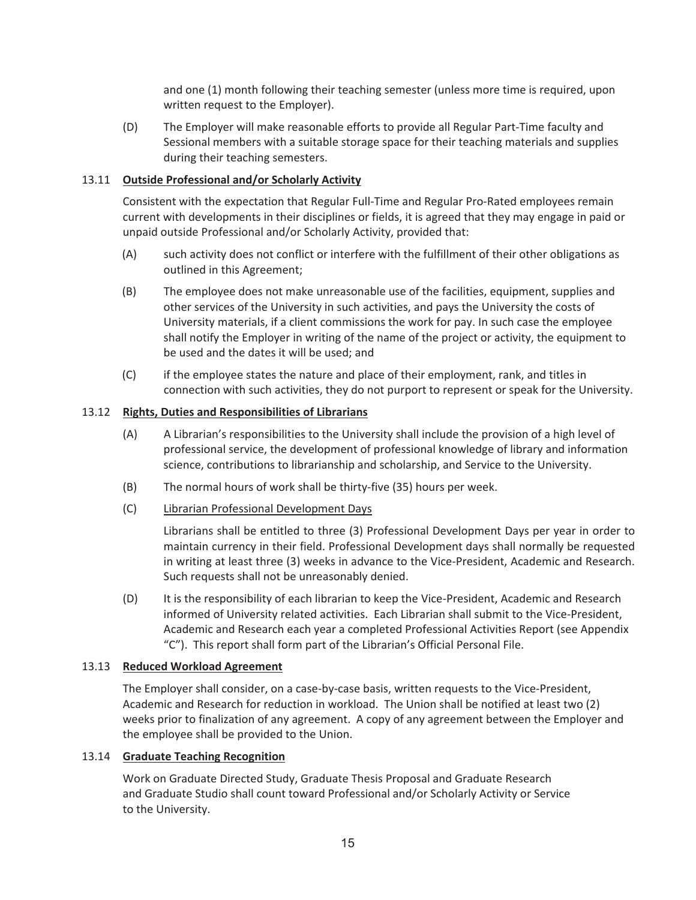and one (1) month following their teaching semester (unless more time is required, upon written request to the Employer).

(D) The Employer will make reasonable efforts to provide all Regular Part-Time faculty and Sessional members with a suitable storage space for their teaching materials and supplies during their teaching semesters.

### 13.11 Outside Professional and/or Scholarly Activity

Consistent with the expectation that Regular Full-Time and Regular Pro-Rated employees remain current with developments in their disciplines or fields, it is agreed that they may engage in paid or unpaid outside Professional and/or Scholarly Activity, provided that:

(A) such activity does not conflict or interfere with the fulfillment of their other obligations as outlined in this Agreement;

(B) The employee does not make unreasonable use of the facilities, equipment, supplies and other services of the University in such activities, and pays the University the costs of University materials, if a client commissions the work for pay. In such case the employee shall notify the Employer in writing of the name of the project or activity, the equipment to be used and the dates it will be used; and

(C) if the employee states the nature and place of their employment, rank, and titles in connection with such activities, they do not purport to represent or speak for the University.

### 13.12 Rights, Duties and Responsibilities of Librarians

(A) A Librarian's responsibilities to the University shall include the provision of a high level of professional service, the development of professional knowledge of library and information science, contributions to librarianship and scholarship, and Service to the University.

(B) The normal hours of work shall be thirty-five (35) hours per week.

(C) Librarian Professional Development Days

Librarians shall be entitled to three (3) Professional Development Days per year in order to maintain currency in their field. Professional Development days shall normally be requested in writing at least three (3) weeks in advance to the Vice-President, Academic and Research. Such requests shall not be unreasonably denied.

(D) It is the responsibility of each librarian to keep the Vice-President, Academic and Research informed of University related activities. Each Librarian shall submit to the Vice-President, Academic and Research each year a completed Professional Activities Report (see Appendix "C"). This report shall form part of the Librarian's Official Personal File.

### 13.13 Reduced Workload Agreement

The Employer shall consider, on a case-by-case basis, written requests to the Vice-President, Academic and Research for reduction in workload. The Union shall be notified at least two (2) weeks prior to finalization of any agreement. A copy of any agreement between the Employer and the employee shall be provided to the Union.

### 13.14 Graduate Teaching Recognition

Work on Graduate Directed Study, Graduate Thesis Proposal and Graduate Research and Graduate Studio shall count toward Professional and/or Scholarly Activity or Service to the University.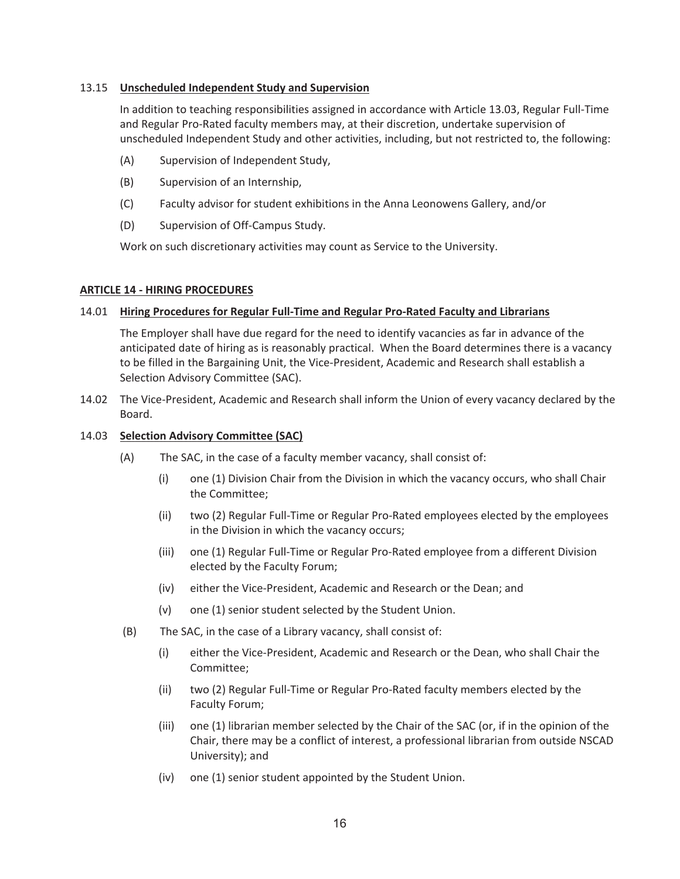13.15 **Unscheduled Independent Study and Supervision**

In addition to teaching responsibilities assigned in accordance with Article 13.03, Regular Full-Time and Regular Pro-Rated faculty members may, at their discretion, undertake supervision of unscheduled Independent Study and other activities, including, but not restricted to, the following:

(A) Supervision of Independent Study,

(B) Supervision of an Internship,

(C) Faculty advisor for student exhibitions in the Anna Leonowens Gallery, and/or

(D) Supervision of Off-Campus Study.

Work on such discretionary activities may count as Service to the University.

## ARTICLE 14 - HIRING PROCEDURES

14.01 **Hiring Procedures for Regular Full-Time and Regular Pro-Rated Faculty and Librarians**

The Employer shall have due regard for the need to identify vacancies as far in advance of the anticipated date of hiring as is reasonably practical. When the Board determines there is a vacancy to be filled in the Bargaining Unit, the Vice-President, Academic and Research shall establish a Selection Advisory Committee (SAC).

14.02 The Vice-President, Academic and Research shall inform the Union of every vacancy declared by the Board.

14.03 **Selection Advisory Committee (SAC)**

(A) The SAC, in the case of a faculty member vacancy, shall consist of:

(i) one (1) Division Chair from the Division in which the vacancy occurs, who shall Chair the Committee;

(ii) two (2) Regular Full-Time or Regular Pro-Rated employees elected by the employees in the Division in which the vacancy occurs;

(iii) one (1) Regular Full-Time or Regular Pro-Rated employee from a different Division elected by the Faculty Forum;

(iv) either the Vice-President, Academic and Research or the Dean; and

(v) one (1) senior student selected by the Student Union.

(B) The SAC, in the case of a Library vacancy, shall consist of:

(i) either the Vice-President, Academic and Research or the Dean, who shall Chair the Committee;

(ii) two (2) Regular Full-Time or Regular Pro-Rated faculty members elected by the Faculty Forum;

(iii) one (1) librarian member selected by the Chair of the SAC (or, if in the opinion of the Chair, there may be a conflict of interest, a professional librarian from outside NSCAD University); and

(iv) one (1) senior student appointed by the Student Union.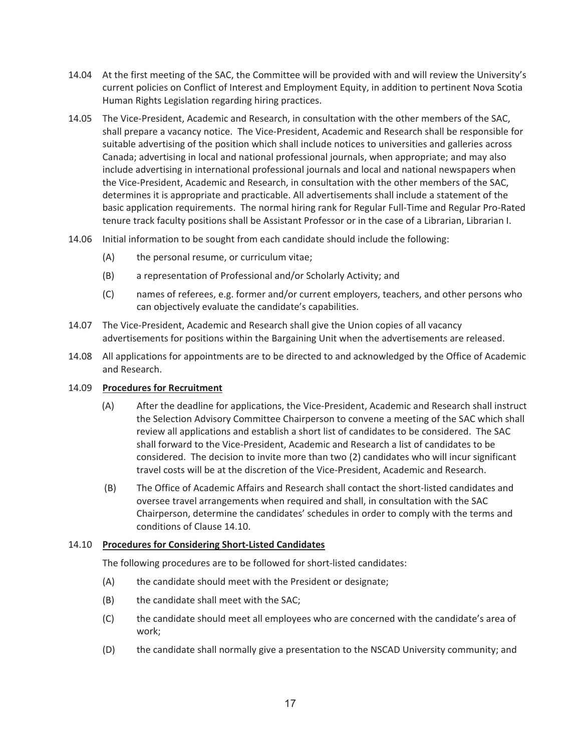14.04 At the first meeting of the SAC, the Committee will be provided with and will review the University's current policies on Conflict of Interest and Employment Equity, in addition to pertinent Nova Scotia Human Rights Legislation regarding hiring practices.

14.05 The Vice-President, Academic and Research, in consultation with the other members of the SAC, shall prepare a vacancy notice. The Vice-President, Academic and Research shall be responsible for suitable advertising of the position which shall include notices to universities and galleries across Canada; advertising in local and national professional journals, when appropriate; and may also include advertising in international professional journals and local and national newspapers when the Vice-President, Academic and Research, in consultation with the other members of the SAC, determines it is appropriate and practicable. All advertisements shall include a statement of the basic application requirements. The normal hiring rank for Regular Full-Time and Regular Pro-Rated tenure track faculty positions shall be Assistant Professor or in the case of a Librarian, Librarian I.

14.06 Initial information to be sought from each candidate should include the following:

- (A) the personal resume, or curriculum vitae;
- (B) a representation of Professional and/or Scholarly Activity; and
- (C) names of referees, e.g. former and/or current employers, teachers, and other persons who can objectively evaluate the candidate's capabilities.

14.07 The Vice-President, Academic and Research shall give the Union copies of all vacancy advertisements for positions within the Bargaining Unit when the advertisements are released.

14.08 All applications for appointments are to be directed to and acknowledged by the Office of Academic and Research.

14.09 **Procedures for Recruitment**

- (A) After the deadline for applications, the Vice-President, Academic and Research shall instruct the Selection Advisory Committee Chairperson to convene a meeting of the SAC which shall review all applications and establish a short list of candidates to be considered. The SAC shall forward to the Vice-President, Academic and Research a list of candidates to be considered. The decision to invite more than two (2) candidates who will incur significant travel costs will be at the discretion of the Vice-President, Academic and Research.
- (B) The Office of Academic Affairs and Research shall contact the short-listed candidates and oversee travel arrangements when required and shall, in consultation with the SAC Chairperson, determine the candidates' schedules in order to comply with the terms and conditions of Clause 14.10.

14.10 **Procedures for Considering Short-Listed Candidates**

The following procedures are to be followed for short-listed candidates:

- (A) the candidate should meet with the President or designate;
- (B) the candidate shall meet with the SAC;
- (C) the candidate should meet all employees who are concerned with the candidate's area of work;
- (D) the candidate shall normally give a presentation to the NSCAD University community; and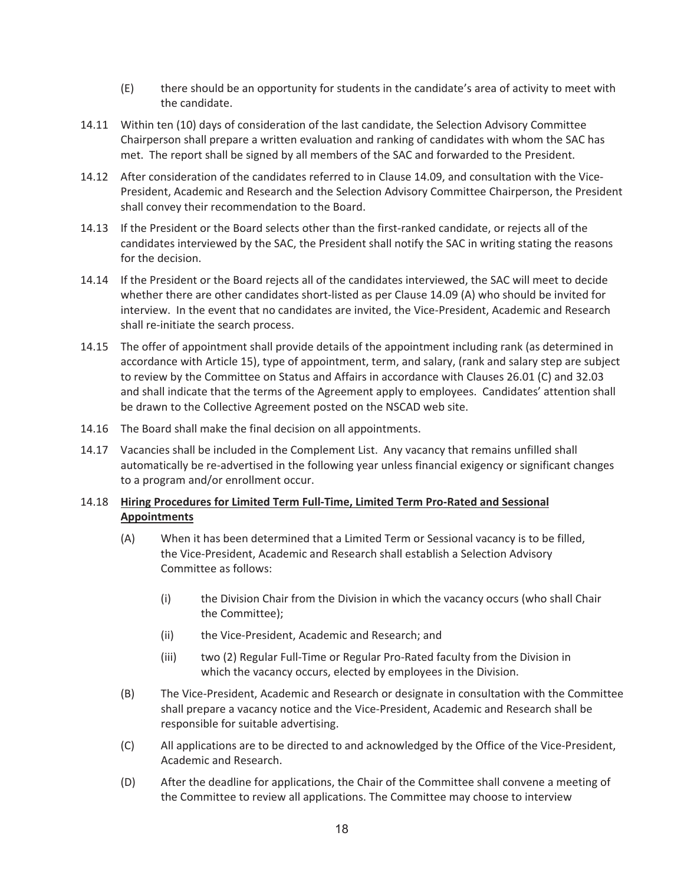(E) there should be an opportunity for students in the candidate's area of activity to meet with the candidate.

14.11 Within ten (10) days of consideration of the last candidate, the Selection Advisory Committee Chairperson shall prepare a written evaluation and ranking of candidates with whom the SAC has met. The report shall be signed by all members of the SAC and forwarded to the President.

14.12 After consideration of the candidates referred to in Clause 14.09, and consultation with the Vice-President, Academic and Research and the Selection Advisory Committee Chairperson, the President shall convey their recommendation to the Board.

14.13 If the President or the Board selects other than the first-ranked candidate, or rejects all of the candidates interviewed by the SAC, the President shall notify the SAC in writing stating the reasons for the decision.

14.14 If the President or the Board rejects all of the candidates interviewed, the SAC will meet to decide whether there are other candidates short-listed as per Clause 14.09 (A) who should be invited for interview. In the event that no candidates are invited, the Vice-President, Academic and Research shall re-initiate the search process.

14.15 The offer of appointment shall provide details of the appointment including rank (as determined in accordance with Article 15), type of appointment, term, and salary, (rank and salary step are subject to review by the Committee on Status and Affairs in accordance with Clauses 26.01 (C) and 32.03 and shall indicate that the terms of the Agreement apply to employees. Candidates' attention shall be drawn to the Collective Agreement posted on the NSCAD web site.

14.16 The Board shall make the final decision on all appointments.

14.17 Vacancies shall be included in the Complement List. Any vacancy that remains unfilled shall automatically be re-advertised in the following year unless financial exigency or significant changes to a program and/or enrollment occur.

14.18 **Hiring Procedures for Limited Term Full-Time, Limited Term Pro-Rated and Sessional Appointments**

(A) When it has been determined that a Limited Term or Sessional vacancy is to be filled, the Vice-President, Academic and Research shall establish a Selection Advisory Committee as follows:

(i) the Division Chair from the Division in which the vacancy occurs (who shall Chair the Committee);

(ii) the Vice-President, Academic and Research; and

(iii) two (2) Regular Full-Time or Regular Pro-Rated faculty from the Division in which the vacancy occurs, elected by employees in the Division.

(B) The Vice-President, Academic and Research or designate in consultation with the Committee shall prepare a vacancy notice and the Vice-President, Academic and Research shall be responsible for suitable advertising.

(C) All applications are to be directed to and acknowledged by the Office of the Vice-President, Academic and Research.

(D) After the deadline for applications, the Chair of the Committee shall convene a meeting of the Committee to review all applications. The Committee may choose to interview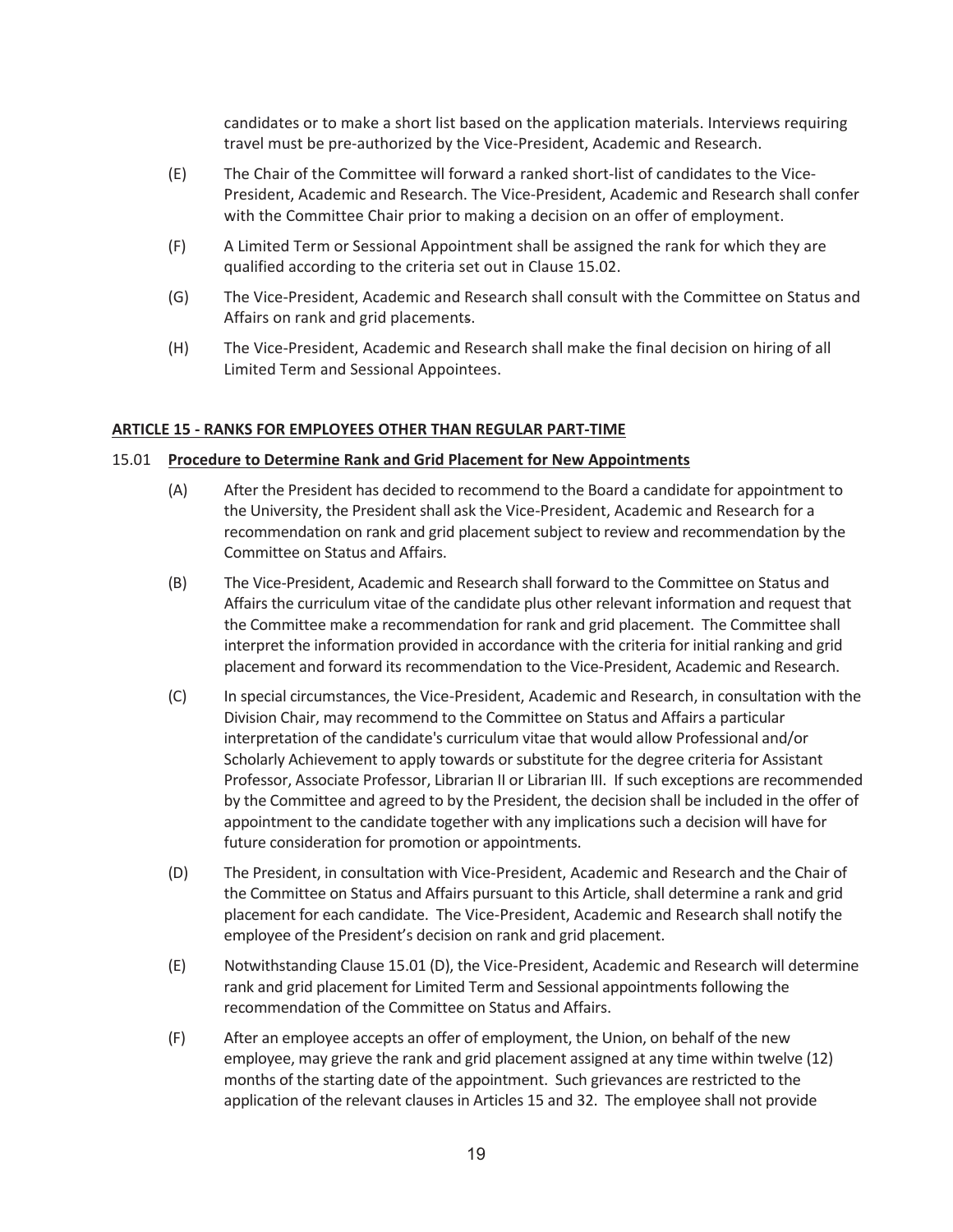candidates or to make a short list based on the application materials. Interviews requiring travel must be pre-authorized by the Vice-President, Academic and Research.

(E) The Chair of the Committee will forward a ranked short-list of candidates to the Vice-President, Academic and Research. The Vice-President, Academic and Research shall confer with the Committee Chair prior to making a decision on an offer of employment.

(F) A Limited Term or Sessional Appointment shall be assigned the rank for which they are qualified according to the criteria set out in Clause 15.02.

(G) The Vice-President, Academic and Research shall consult with the Committee on Status and Affairs on rank and grid placements.

(H) The Vice-President, Academic and Research shall make the final decision on hiring of all Limited Term and Sessional Appointees.

## ARTICLE 15 - RANKS FOR EMPLOYEES OTHER THAN REGULAR PART-TIME

### 15.01 Procedure to Determine Rank and Grid Placement for New Appointments

(A) After the President has decided to recommend to the Board a candidate for appointment to the University, the President shall ask the Vice-President, Academic and Research for a recommendation on rank and grid placement subject to review and recommendation by the Committee on Status and Affairs.

(B) The Vice-President, Academic and Research shall forward to the Committee on Status and Affairs the curriculum vitae of the candidate plus other relevant information and request that the Committee make a recommendation for rank and grid placement. The Committee shall interpret the information provided in accordance with the criteria for initial ranking and grid placement and forward its recommendation to the Vice-President, Academic and Research.

(C) In special circumstances, the Vice-President, Academic and Research, in consultation with the Division Chair, may recommend to the Committee on Status and Affairs a particular interpretation of the candidate's curriculum vitae that would allow Professional and/or Scholarly Achievement to apply towards or substitute for the degree criteria for Assistant Professor, Associate Professor, Librarian II or Librarian III. If such exceptions are recommended by the Committee and agreed to by the President, the decision shall be included in the offer of appointment to the candidate together with any implications such a decision will have for future consideration for promotion or appointments.

(D) The President, in consultation with Vice-President, Academic and Research and the Chair of the Committee on Status and Affairs pursuant to this Article, shall determine a rank and grid placement for each candidate. The Vice-President, Academic and Research shall notify the employee of the President's decision on rank and grid placement.

(E) Notwithstanding Clause 15.01 (D), the Vice-President, Academic and Research will determine rank and grid placement for Limited Term and Sessional appointments following the recommendation of the Committee on Status and Affairs.

(F) After an employee accepts an offer of employment, the Union, on behalf of the new employee, may grieve the rank and grid placement assigned at any time within twelve (12) months of the starting date of the appointment. Such grievances are restricted to the application of the relevant clauses in Articles 15 and 32. The employee shall not provide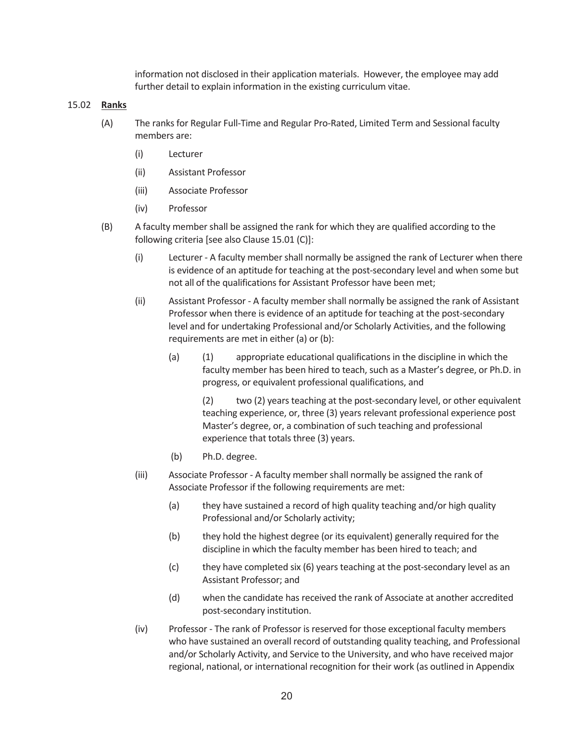information not disclosed in their application materials. However, the employee may add further detail to explain information in the existing curriculum vitae.

15.02 **Ranks**

(A) The ranks for Regular Full-Time and Regular Pro-Rated, Limited Term and Sessional faculty members are:

(i) Lecturer

(ii) Assistant Professor

(iii) Associate Professor

(iv) Professor

(B) A faculty member shall be assigned the rank for which they are qualified according to the following criteria [see also Clause 15.01 (C)]:

(i) Lecturer - A faculty member shall normally be assigned the rank of Lecturer when there is evidence of an aptitude for teaching at the post-secondary level and when some but not all of the qualifications for Assistant Professor have been met;

(ii) Assistant Professor - A faculty member shall normally be assigned the rank of Assistant Professor when there is evidence of an aptitude for teaching at the post-secondary level and for undertaking Professional and/or Scholarly Activities, and the following requirements are met in either (a) or (b):

(a) (1) appropriate educational qualifications in the discipline in which the faculty member has been hired to teach, such as a Master's degree, or Ph.D. in progress, or equivalent professional qualifications, and

(2) two (2) years teaching at the post-secondary level, or other equivalent teaching experience, or, three (3) years relevant professional experience post Master's degree, or, a combination of such teaching and professional experience that totals three (3) years.

(b) Ph.D. degree.

(iii) Associate Professor - A faculty member shall normally be assigned the rank of Associate Professor if the following requirements are met:

(a) they have sustained a record of high quality teaching and/or high quality Professional and/or Scholarly activity;

(b) they hold the highest degree (or its equivalent) generally required for the discipline in which the faculty member has been hired to teach; and

(c) they have completed six (6) years teaching at the post-secondary level as an Assistant Professor; and

(d) when the candidate has received the rank of Associate at another accredited post-secondary institution.

(iv) Professor - The rank of Professor is reserved for those exceptional faculty members who have sustained an overall record of outstanding quality teaching, and Professional and/or Scholarly Activity, and Service to the University, and who have received major regional, national, or international recognition for their work (as outlined in Appendix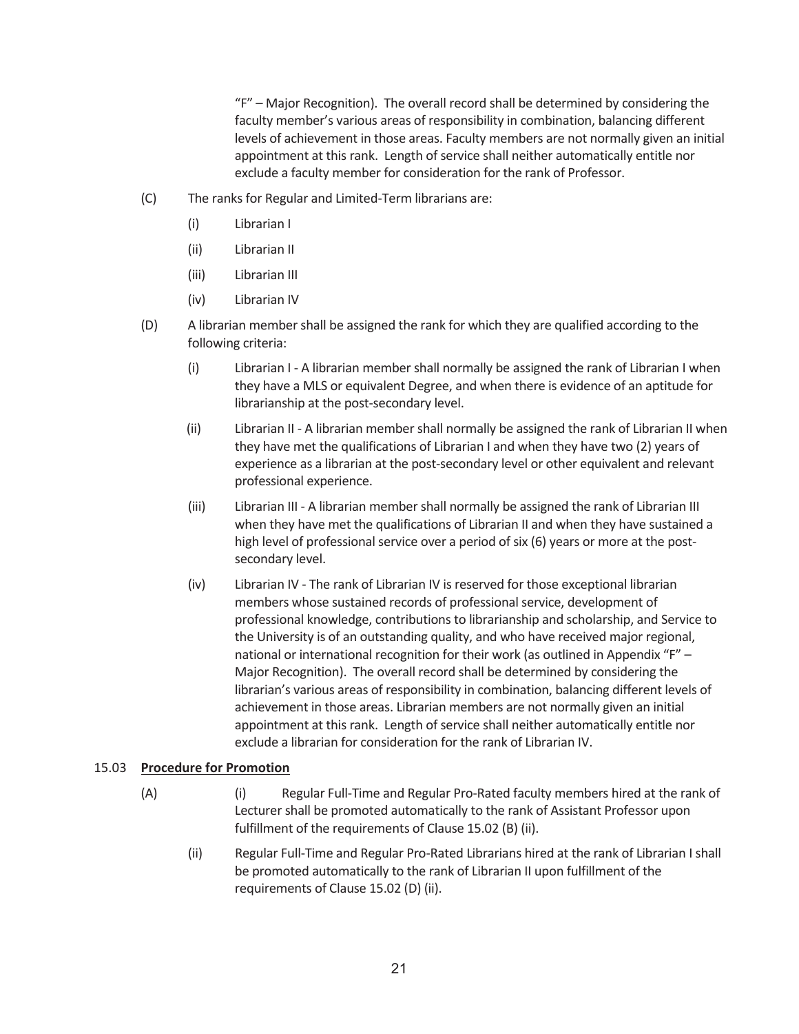"F" – Major Recognition). The overall record shall be determined by considering the faculty member's various areas of responsibility in combination, balancing different levels of achievement in those areas. Faculty members are not normally given an initial appointment at this rank. Length of service shall neither automatically entitle nor exclude a faculty member for consideration for the rank of Professor.

(C) The ranks for Regular and Limited-Term librarians are:

(i) Librarian I

(ii) Librarian II

(iii) Librarian III

(iv) Librarian IV

(D) A librarian member shall be assigned the rank for which they are qualified according to the following criteria:

(i) Librarian I - A librarian member shall normally be assigned the rank of Librarian I when they have a MLS or equivalent Degree, and when there is evidence of an aptitude for librarianship at the post-secondary level.

(ii) Librarian II - A librarian member shall normally be assigned the rank of Librarian II when they have met the qualifications of Librarian I and when they have two (2) years of experience as a librarian at the post-secondary level or other equivalent and relevant professional experience.

(iii) Librarian III - A librarian member shall normally be assigned the rank of Librarian III when they have met the qualifications of Librarian II and when they have sustained a high level of professional service over a period of six (6) years or more at the post-secondary level.

(iv) Librarian IV - The rank of Librarian IV is reserved for those exceptional librarian members whose sustained records of professional service, development of professional knowledge, contributions to librarianship and scholarship, and Service to the University is of an outstanding quality, and who have received major regional, national or international recognition for their work (as outlined in Appendix "F" – Major Recognition). The overall record shall be determined by considering the librarian's various areas of responsibility in combination, balancing different levels of achievement in those areas. Librarian members are not normally given an initial appointment at this rank. Length of service shall neither automatically entitle nor exclude a librarian for consideration for the rank of Librarian IV.

15.03 **Procedure for Promotion**

(A) (i) Regular Full-Time and Regular Pro-Rated faculty members hired at the rank of Lecturer shall be promoted automatically to the rank of Assistant Professor upon fulfillment of the requirements of Clause 15.02 (B) (ii).

(ii) Regular Full-Time and Regular Pro-Rated Librarians hired at the rank of Librarian I shall be promoted automatically to the rank of Librarian II upon fulfillment of the requirements of Clause 15.02 (D) (ii).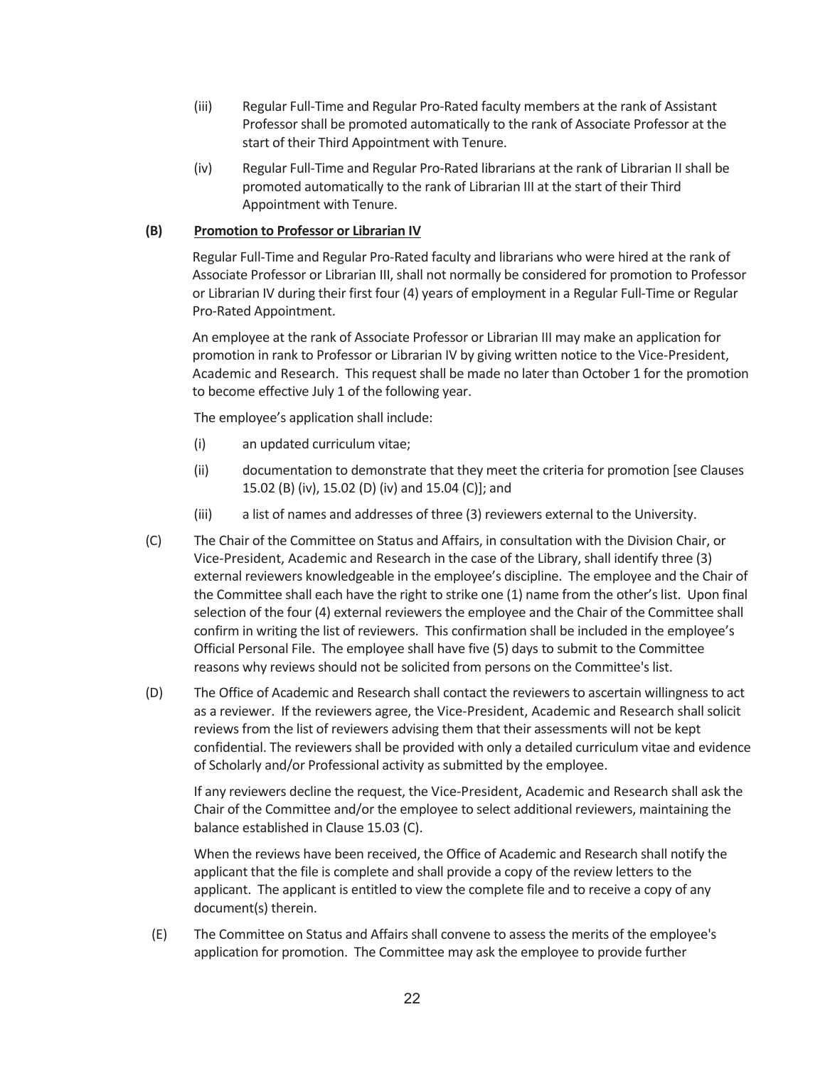(iii) Regular Full-Time and Regular Pro-Rated faculty members at the rank of Assistant Professor shall be promoted automatically to the rank of Associate Professor at the start of their Third Appointment with Tenure.

(iv) Regular Full-Time and Regular Pro-Rated librarians at the rank of Librarian II shall be promoted automatically to the rank of Librarian III at the start of their Third Appointment with Tenure.

**(B) Promotion to Professor or Librarian IV**

Regular Full-Time and Regular Pro-Rated faculty and librarians who were hired at the rank of Associate Professor or Librarian III, shall not normally be considered for promotion to Professor or Librarian IV during their first four (4) years of employment in a Regular Full-Time or Regular Pro-Rated Appointment.

An employee at the rank of Associate Professor or Librarian III may make an application for promotion in rank to Professor or Librarian IV by giving written notice to the Vice-President, Academic and Research. This request shall be made no later than October 1 for the promotion to become effective July 1 of the following year.

The employee's application shall include:

(i) an updated curriculum vitae;

(ii) documentation to demonstrate that they meet the criteria for promotion [see Clauses 15.02 (B) (iv), 15.02 (D) (iv) and 15.04 (C)]; and

(iii) a list of names and addresses of three (3) reviewers external to the University.

(C) The Chair of the Committee on Status and Affairs, in consultation with the Division Chair, or Vice-President, Academic and Research in the case of the Library, shall identify three (3) external reviewers knowledgeable in the employee's discipline. The employee and the Chair of the Committee shall each have the right to strike one (1) name from the other's list. Upon final selection of the four (4) external reviewers the employee and the Chair of the Committee shall confirm in writing the list of reviewers. This confirmation shall be included in the employee's Official Personal File. The employee shall have five (5) days to submit to the Committee reasons why reviews should not be solicited from persons on the Committee's list.

(D) The Office of Academic and Research shall contact the reviewers to ascertain willingness to act as a reviewer. If the reviewers agree, the Vice-President, Academic and Research shall solicit reviews from the list of reviewers advising them that their assessments will not be kept confidential. The reviewers shall be provided with only a detailed curriculum vitae and evidence of Scholarly and/or Professional activity as submitted by the employee.

If any reviewers decline the request, the Vice-President, Academic and Research shall ask the Chair of the Committee and/or the employee to select additional reviewers, maintaining the balance established in Clause 15.03 (C).

When the reviews have been received, the Office of Academic and Research shall notify the applicant that the file is complete and shall provide a copy of the review letters to the applicant. The applicant is entitled to view the complete file and to receive a copy of any document(s) therein.

(E) The Committee on Status and Affairs shall convene to assess the merits of the employee's application for promotion. The Committee may ask the employee to provide further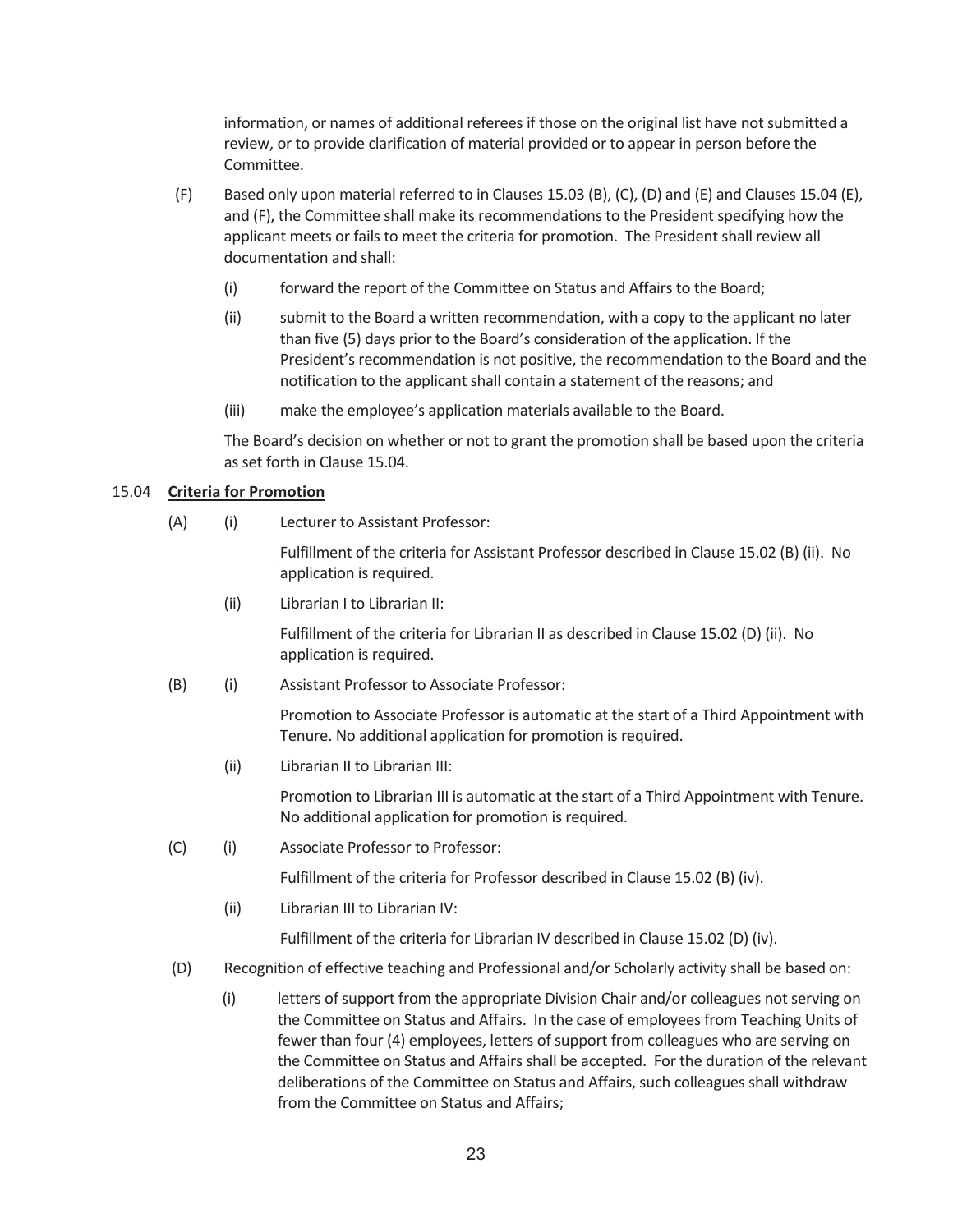information, or names of additional referees if those on the original list have not submitted a review, or to provide clarification of material provided or to appear in person before the Committee.

(F) Based only upon material referred to in Clauses 15.03 (B), (C), (D) and (E) and Clauses 15.04 (E), and (F), the Committee shall make its recommendations to the President specifying how the applicant meets or fails to meet the criteria for promotion. The President shall review all documentation and shall:

(i) forward the report of the Committee on Status and Affairs to the Board;

(ii) submit to the Board a written recommendation, with a copy to the applicant no later than five (5) days prior to the Board's consideration of the application. If the President's recommendation is not positive, the recommendation to the Board and the notification to the applicant shall contain a statement of the reasons; and

(iii) make the employee's application materials available to the Board.

The Board's decision on whether or not to grant the promotion shall be based upon the criteria as set forth in Clause 15.04.

15.04 **<u>Criteria for Promotion</u>**

(A) (i) Lecturer to Assistant Professor:

Fulfillment of the criteria for Assistant Professor described in Clause 15.02 (B) (ii). No application is required.

(ii) Librarian I to Librarian II:

Fulfillment of the criteria for Librarian II as described in Clause 15.02 (D) (ii). No application is required.

(B) (i) Assistant Professor to Associate Professor:

Promotion to Associate Professor is automatic at the start of a Third Appointment with Tenure. No additional application for promotion is required.

(ii) Librarian II to Librarian III:

Promotion to Librarian III is automatic at the start of a Third Appointment with Tenure. No additional application for promotion is required.

(C) (i) Associate Professor to Professor:

Fulfillment of the criteria for Professor described in Clause 15.02 (B) (iv).

(ii) Librarian III to Librarian IV:

Fulfillment of the criteria for Librarian IV described in Clause 15.02 (D) (iv).

(D) Recognition of effective teaching and Professional and/or Scholarly activity shall be based on:

(i) letters of support from the appropriate Division Chair and/or colleagues not serving on the Committee on Status and Affairs. In the case of employees from Teaching Units of fewer than four (4) employees, letters of support from colleagues who are serving on the Committee on Status and Affairs shall be accepted. For the duration of the relevant deliberations of the Committee on Status and Affairs, such colleagues shall withdraw from the Committee on Status and Affairs;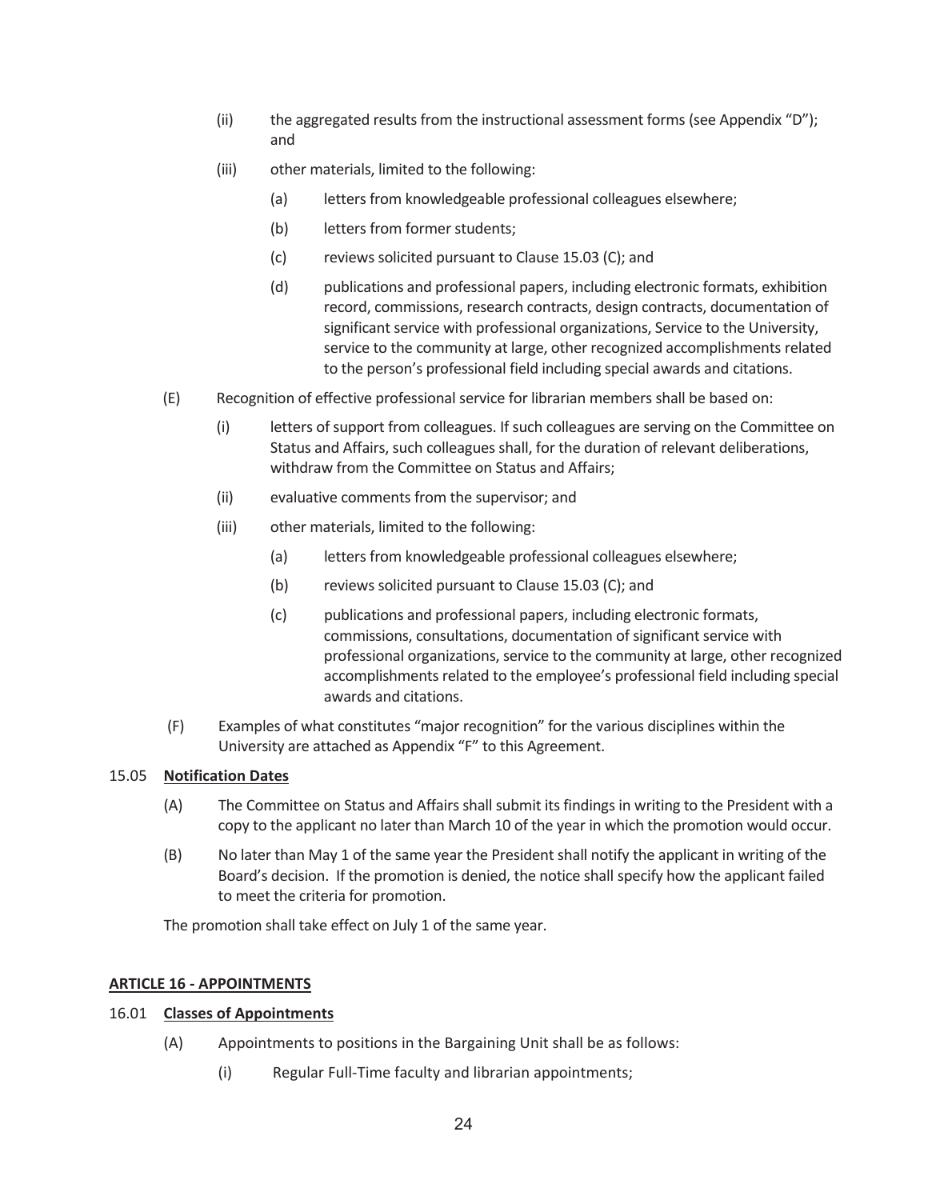(ii) the aggregated results from the instructional assessment forms (see Appendix "D"); and

(iii) other materials, limited to the following:

(a) letters from knowledgeable professional colleagues elsewhere;

(b) letters from former students;

(c) reviews solicited pursuant to Clause 15.03 (C); and

(d) publications and professional papers, including electronic formats, exhibition record, commissions, research contracts, design contracts, documentation of significant service with professional organizations, Service to the University, service to the community at large, other recognized accomplishments related to the person's professional field including special awards and citations.

(E) Recognition of effective professional service for librarian members shall be based on:

(i) letters of support from colleagues. If such colleagues are serving on the Committee on Status and Affairs, such colleagues shall, for the duration of relevant deliberations, withdraw from the Committee on Status and Affairs;

(ii) evaluative comments from the supervisor; and

(iii) other materials, limited to the following:

(a) letters from knowledgeable professional colleagues elsewhere;

(b) reviews solicited pursuant to Clause 15.03 (C); and

(c) publications and professional papers, including electronic formats, commissions, consultations, documentation of significant service with professional organizations, service to the community at large, other recognized accomplishments related to the employee's professional field including special awards and citations.

(F) Examples of what constitutes "major recognition" for the various disciplines within the University are attached as Appendix "F" to this Agreement.

15.05 **Notification Dates**

(A) The Committee on Status and Affairs shall submit its findings in writing to the President with a copy to the applicant no later than March 10 of the year in which the promotion would occur.

(B) No later than May 1 of the same year the President shall notify the applicant in writing of the Board's decision. If the promotion is denied, the notice shall specify how the applicant failed to meet the criteria for promotion.

The promotion shall take effect on July 1 of the same year.

## ARTICLE 16 - APPOINTMENTS

16.01 **Classes of Appointments**

(A) Appointments to positions in the Bargaining Unit shall be as follows:

(i) Regular Full-Time faculty and librarian appointments;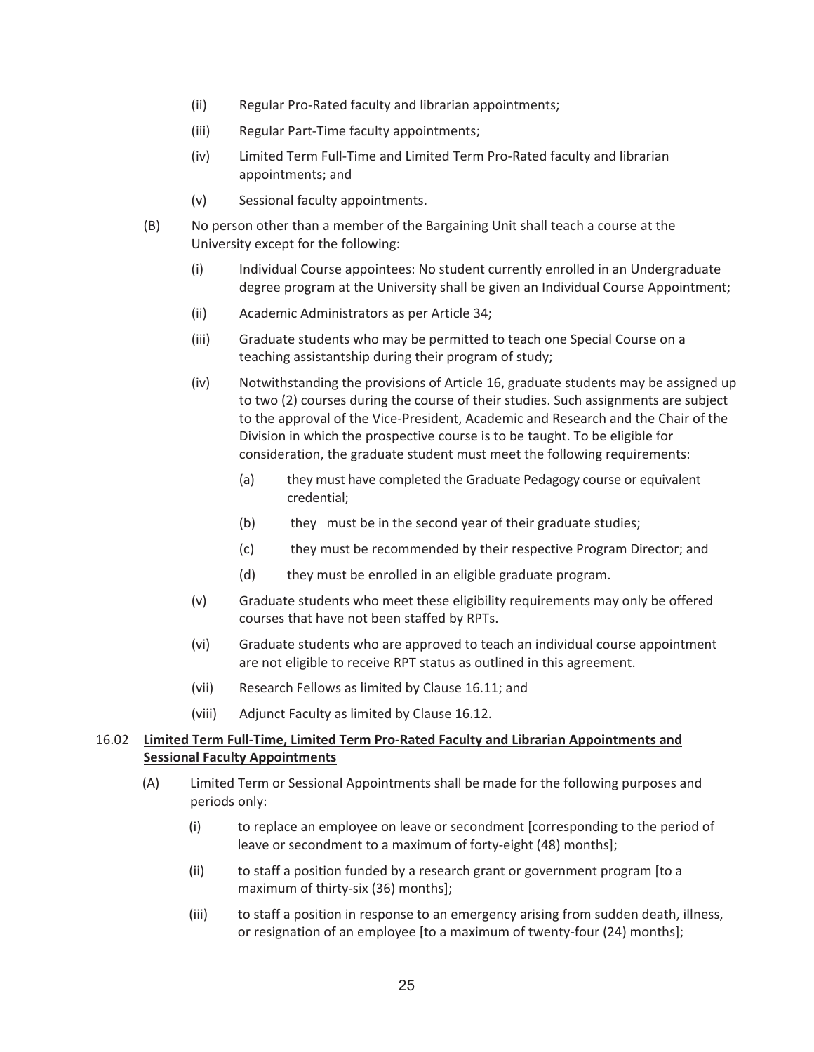(ii) Regular Pro-Rated faculty and librarian appointments;

(iii) Regular Part-Time faculty appointments;

(iv) Limited Term Full-Time and Limited Term Pro-Rated faculty and librarian appointments; and

(v) Sessional faculty appointments.

(B) No person other than a member of the Bargaining Unit shall teach a course at the University except for the following:

(i) Individual Course appointees: No student currently enrolled in an Undergraduate degree program at the University shall be given an Individual Course Appointment;

(ii) Academic Administrators as per Article 34;

(iii) Graduate students who may be permitted to teach one Special Course on a teaching assistantship during their program of study;

(iv) Notwithstanding the provisions of Article 16, graduate students may be assigned up to two (2) courses during the course of their studies. Such assignments are subject to the approval of the Vice-President, Academic and Research and the Chair of the Division in which the prospective course is to be taught. To be eligible for consideration, the graduate student must meet the following requirements:

(a) they must have completed the Graduate Pedagogy course or equivalent credential;

(b) they must be in the second year of their graduate studies;

(c) they must be recommended by their respective Program Director; and

(d) they must be enrolled in an eligible graduate program.

(v) Graduate students who meet these eligibility requirements may only be offered courses that have not been staffed by RPTs.

(vi) Graduate students who are approved to teach an individual course appointment are not eligible to receive RPT status as outlined in this agreement.

(vii) Research Fellows as limited by Clause 16.11; and

(viii) Adjunct Faculty as limited by Clause 16.12.

16.02 **Limited Term Full-Time, Limited Term Pro-Rated Faculty and Librarian Appointments and Sessional Faculty Appointments**

(A) Limited Term or Sessional Appointments shall be made for the following purposes and periods only:

(i) to replace an employee on leave or secondment [corresponding to the period of leave or secondment to a maximum of forty-eight (48) months];

(ii) to staff a position funded by a research grant or government program [to a maximum of thirty-six (36) months];

(iii) to staff a position in response to an emergency arising from sudden death, illness, or resignation of an employee [to a maximum of twenty-four (24) months];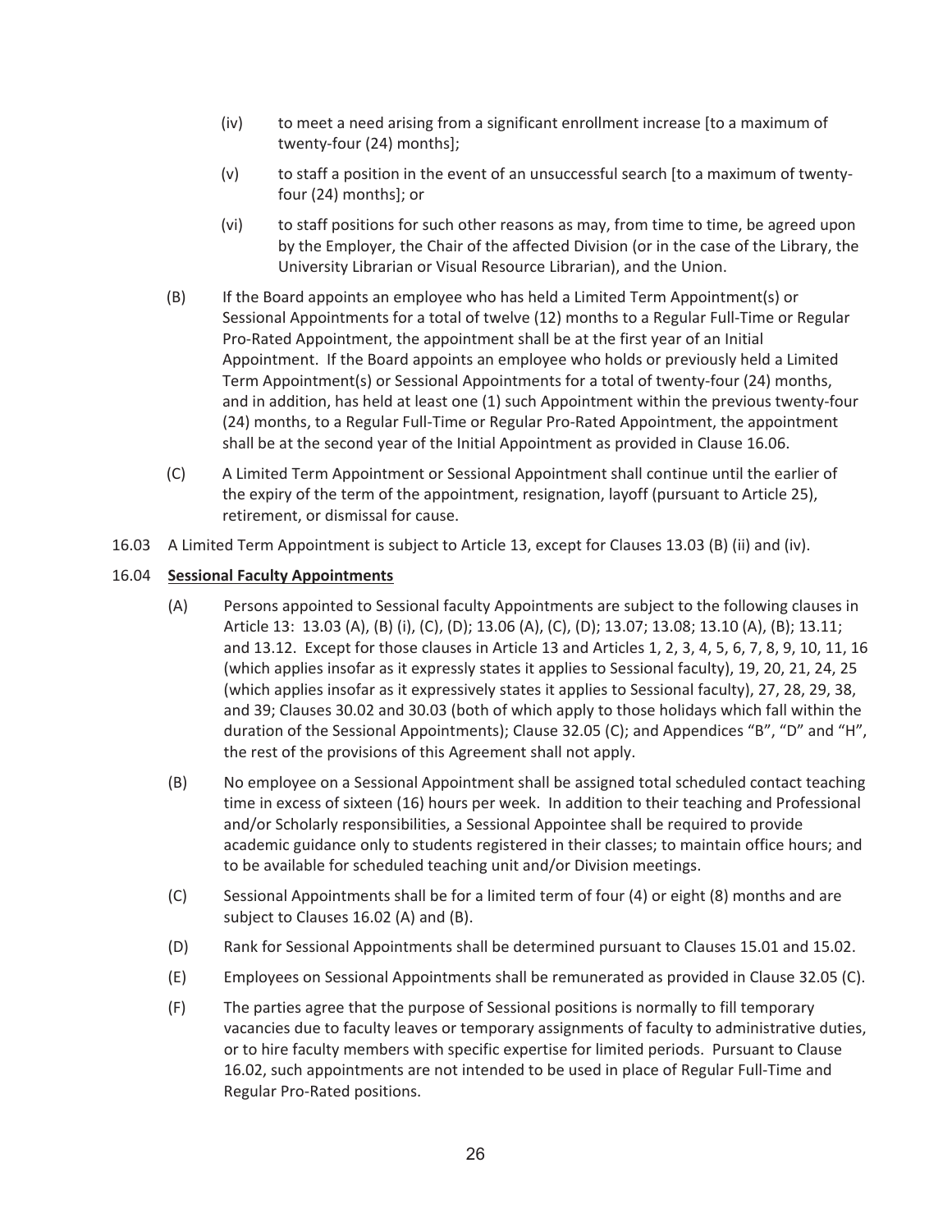(iv) to meet a need arising from a significant enrollment increase [to a maximum of twenty-four (24) months];

(v) to staff a position in the event of an unsuccessful search [to a maximum of twenty-four (24) months]; or

(vi) to staff positions for such other reasons as may, from time to time, be agreed upon by the Employer, the Chair of the affected Division (or in the case of the Library, the University Librarian or Visual Resource Librarian), and the Union.

(B) If the Board appoints an employee who has held a Limited Term Appointment(s) or Sessional Appointments for a total of twelve (12) months to a Regular Full-Time or Regular Pro-Rated Appointment, the appointment shall be at the first year of an Initial Appointment. If the Board appoints an employee who holds or previously held a Limited Term Appointment(s) or Sessional Appointments for a total of twenty-four (24) months, and in addition, has held at least one (1) such Appointment within the previous twenty-four (24) months, to a Regular Full-Time or Regular Pro-Rated Appointment, the appointment shall be at the second year of the Initial Appointment as provided in Clause 16.06.

(C) A Limited Term Appointment or Sessional Appointment shall continue until the earlier of the expiry of the term of the appointment, resignation, layoff (pursuant to Article 25), retirement, or dismissal for cause.

16.03 A Limited Term Appointment is subject to Article 13, except for Clauses 13.03 (B) (ii) and (iv).

16.04 **Sessional Faculty Appointments**

(A) Persons appointed to Sessional faculty Appointments are subject to the following clauses in Article 13: 13.03 (A), (B) (i), (C), (D); 13.06 (A), (C), (D); 13.07; 13.08; 13.10 (A), (B); 13.11; and 13.12. Except for those clauses in Article 13 and Articles 1, 2, 3, 4, 5, 6, 7, 8, 9, 10, 11, 16 (which applies insofar as it expressly states it applies to Sessional faculty), 19, 20, 21, 24, 25 (which applies insofar as it expressively states it applies to Sessional faculty), 27, 28, 29, 38, and 39; Clauses 30.02 and 30.03 (both of which apply to those holidays which fall within the duration of the Sessional Appointments); Clause 32.05 (C); and Appendices "B", "D" and "H", the rest of the provisions of this Agreement shall not apply.

(B) No employee on a Sessional Appointment shall be assigned total scheduled contact teaching time in excess of sixteen (16) hours per week. In addition to their teaching and Professional and/or Scholarly responsibilities, a Sessional Appointee shall be required to provide academic guidance only to students registered in their classes; to maintain office hours; and to be available for scheduled teaching unit and/or Division meetings.

(C) Sessional Appointments shall be for a limited term of four (4) or eight (8) months and are subject to Clauses 16.02 (A) and (B).

(D) Rank for Sessional Appointments shall be determined pursuant to Clauses 15.01 and 15.02.

(E) Employees on Sessional Appointments shall be remunerated as provided in Clause 32.05 (C).

(F) The parties agree that the purpose of Sessional positions is normally to fill temporary vacancies due to faculty leaves or temporary assignments of faculty to administrative duties, or to hire faculty members with specific expertise for limited periods. Pursuant to Clause 16.02, such appointments are not intended to be used in place of Regular Full-Time and Regular Pro-Rated positions.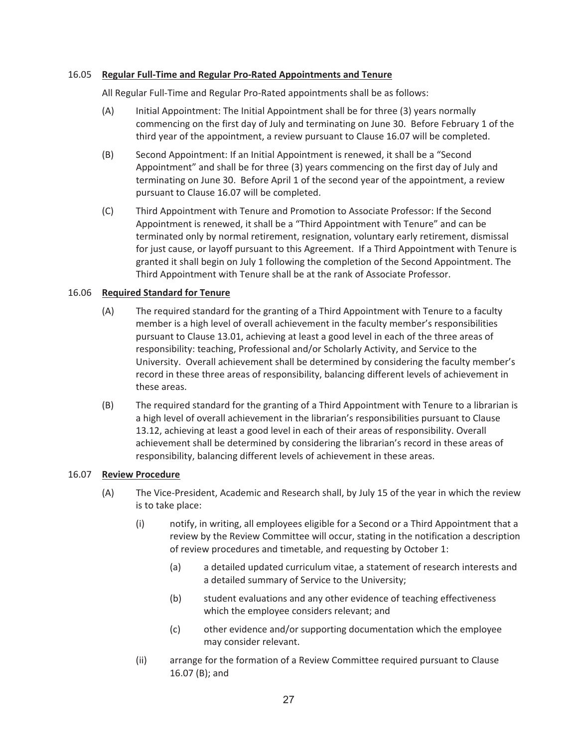16.05 **Regular Full-Time and Regular Pro-Rated Appointments and Tenure**

All Regular Full-Time and Regular Pro-Rated appointments shall be as follows:

(A) Initial Appointment: The Initial Appointment shall be for three (3) years normally commencing on the first day of July and terminating on June 30. Before February 1 of the third year of the appointment, a review pursuant to Clause 16.07 will be completed.

(B) Second Appointment: If an Initial Appointment is renewed, it shall be a "Second Appointment" and shall be for three (3) years commencing on the first day of July and terminating on June 30. Before April 1 of the second year of the appointment, a review pursuant to Clause 16.07 will be completed.

(C) Third Appointment with Tenure and Promotion to Associate Professor: If the Second Appointment is renewed, it shall be a "Third Appointment with Tenure" and can be terminated only by normal retirement, resignation, voluntary early retirement, dismissal for just cause, or layoff pursuant to this Agreement. If a Third Appointment with Tenure is granted it shall begin on July 1 following the completion of the Second Appointment. The Third Appointment with Tenure shall be at the rank of Associate Professor.

16.06 **Required Standard for Tenure**

(A) The required standard for the granting of a Third Appointment with Tenure to a faculty member is a high level of overall achievement in the faculty member's responsibilities pursuant to Clause 13.01, achieving at least a good level in each of the three areas of responsibility: teaching, Professional and/or Scholarly Activity, and Service to the University. Overall achievement shall be determined by considering the faculty member's record in these three areas of responsibility, balancing different levels of achievement in these areas.

(B) The required standard for the granting of a Third Appointment with Tenure to a librarian is a high level of overall achievement in the librarian's responsibilities pursuant to Clause 13.12, achieving at least a good level in each of their areas of responsibility. Overall achievement shall be determined by considering the librarian's record in these areas of responsibility, balancing different levels of achievement in these areas.

16.07 **Review Procedure**

(A) The Vice-President, Academic and Research shall, by July 15 of the year in which the review is to take place:

(i) notify, in writing, all employees eligible for a Second or a Third Appointment that a review by the Review Committee will occur, stating in the notification a description of review procedures and timetable, and requesting by October 1:

(a) a detailed updated curriculum vitae, a statement of research interests and a detailed summary of Service to the University;

(b) student evaluations and any other evidence of teaching effectiveness which the employee considers relevant; and

(c) other evidence and/or supporting documentation which the employee may consider relevant.

(ii) arrange for the formation of a Review Committee required pursuant to Clause 16.07 (B); and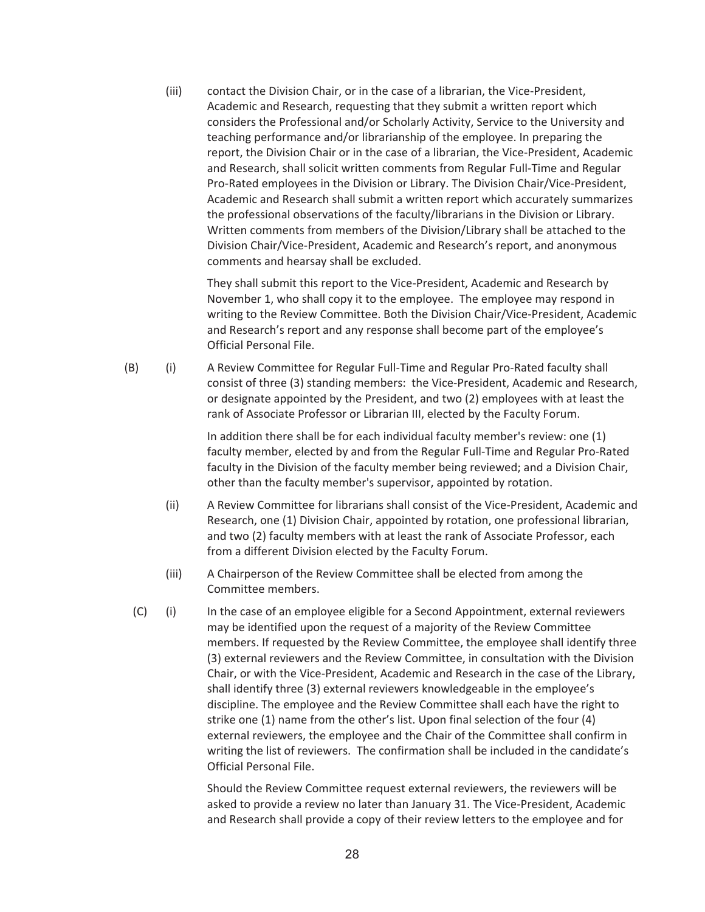(iii) contact the Division Chair, or in the case of a librarian, the Vice-President, Academic and Research, requesting that they submit a written report which considers the Professional and/or Scholarly Activity, Service to the University and teaching performance and/or librarianship of the employee. In preparing the report, the Division Chair or in the case of a librarian, the Vice-President, Academic and Research, shall solicit written comments from Regular Full-Time and Regular Pro-Rated employees in the Division or Library. The Division Chair/Vice-President, Academic and Research shall submit a written report which accurately summarizes the professional observations of the faculty/librarians in the Division or Library. Written comments from members of the Division/Library shall be attached to the Division Chair/Vice-President, Academic and Research's report, and anonymous comments and hearsay shall be excluded.

They shall submit this report to the Vice-President, Academic and Research by November 1, who shall copy it to the employee. The employee may respond in writing to the Review Committee. Both the Division Chair/Vice-President, Academic and Research's report and any response shall become part of the employee's Official Personal File.

(B) (i) A Review Committee for Regular Full-Time and Regular Pro-Rated faculty shall consist of three (3) standing members: the Vice-President, Academic and Research, or designate appointed by the President, and two (2) employees with at least the rank of Associate Professor or Librarian III, elected by the Faculty Forum.

In addition there shall be for each individual faculty member's review: one (1) faculty member, elected by and from the Regular Full-Time and Regular Pro-Rated faculty in the Division of the faculty member being reviewed; and a Division Chair, other than the faculty member's supervisor, appointed by rotation.

(ii) A Review Committee for librarians shall consist of the Vice-President, Academic and Research, one (1) Division Chair, appointed by rotation, one professional librarian, and two (2) faculty members with at least the rank of Associate Professor, each from a different Division elected by the Faculty Forum.

(iii) A Chairperson of the Review Committee shall be elected from among the Committee members.

(C) (i) In the case of an employee eligible for a Second Appointment, external reviewers may be identified upon the request of a majority of the Review Committee members. If requested by the Review Committee, the employee shall identify three (3) external reviewers and the Review Committee, in consultation with the Division Chair, or with the Vice-President, Academic and Research in the case of the Library, shall identify three (3) external reviewers knowledgeable in the employee's discipline. The employee and the Review Committee shall each have the right to strike one (1) name from the other's list. Upon final selection of the four (4) external reviewers, the employee and the Chair of the Committee shall confirm in writing the list of reviewers. The confirmation shall be included in the candidate's Official Personal File.

Should the Review Committee request external reviewers, the reviewers will be asked to provide a review no later than January 31. The Vice-President, Academic and Research shall provide a copy of their review letters to the employee and for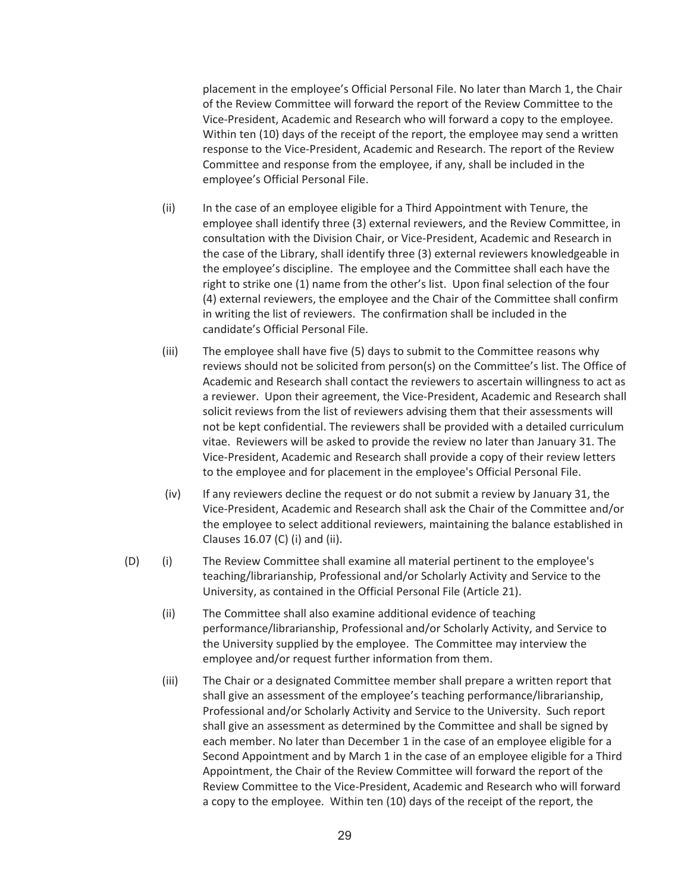placement in the employee's Official Personal File. No later than March 1, the Chair of the Review Committee will forward the report of the Review Committee to the Vice-President, Academic and Research who will forward a copy to the employee. Within ten (10) days of the receipt of the report, the employee may send a written response to the Vice-President, Academic and Research. The report of the Review Committee and response from the employee, if any, shall be included in the employee's Official Personal File.

(ii) In the case of an employee eligible for a Third Appointment with Tenure, the employee shall identify three (3) external reviewers, and the Review Committee, in consultation with the Division Chair, or Vice-President, Academic and Research in the case of the Library, shall identify three (3) external reviewers knowledgeable in the employee's discipline. The employee and the Committee shall each have the right to strike one (1) name from the other's list. Upon final selection of the four (4) external reviewers, the employee and the Chair of the Committee shall confirm in writing the list of reviewers. The confirmation shall be included in the candidate's Official Personal File.

(iii) The employee shall have five (5) days to submit to the Committee reasons why reviews should not be solicited from person(s) on the Committee's list. The Office of Academic and Research shall contact the reviewers to ascertain willingness to act as a reviewer. Upon their agreement, the Vice-President, Academic and Research shall solicit reviews from the list of reviewers advising them that their assessments will not be kept confidential. The reviewers shall be provided with a detailed curriculum vitae. Reviewers will be asked to provide the review no later than January 31. The Vice-President, Academic and Research shall provide a copy of their review letters to the employee and for placement in the employee's Official Personal File.

(iv) If any reviewers decline the request or do not submit a review by January 31, the Vice-President, Academic and Research shall ask the Chair of the Committee and/or the employee to select additional reviewers, maintaining the balance established in Clauses 16.07 (C) (i) and (ii).

(D) (i) The Review Committee shall examine all material pertinent to the employee's teaching/librarianship, Professional and/or Scholarly Activity and Service to the University, as contained in the Official Personal File (Article 21).

(ii) The Committee shall also examine additional evidence of teaching performance/librarianship, Professional and/or Scholarly Activity, and Service to the University supplied by the employee. The Committee may interview the employee and/or request further information from them.

(iii) The Chair or a designated Committee member shall prepare a written report that shall give an assessment of the employee's teaching performance/librarianship, Professional and/or Scholarly Activity and Service to the University. Such report shall give an assessment as determined by the Committee and shall be signed by each member. No later than December 1 in the case of an employee eligible for a Second Appointment and by March 1 in the case of an employee eligible for a Third Appointment, the Chair of the Review Committee will forward the report of the Review Committee to the Vice-President, Academic and Research who will forward a copy to the employee. Within ten (10) days of the receipt of the report, the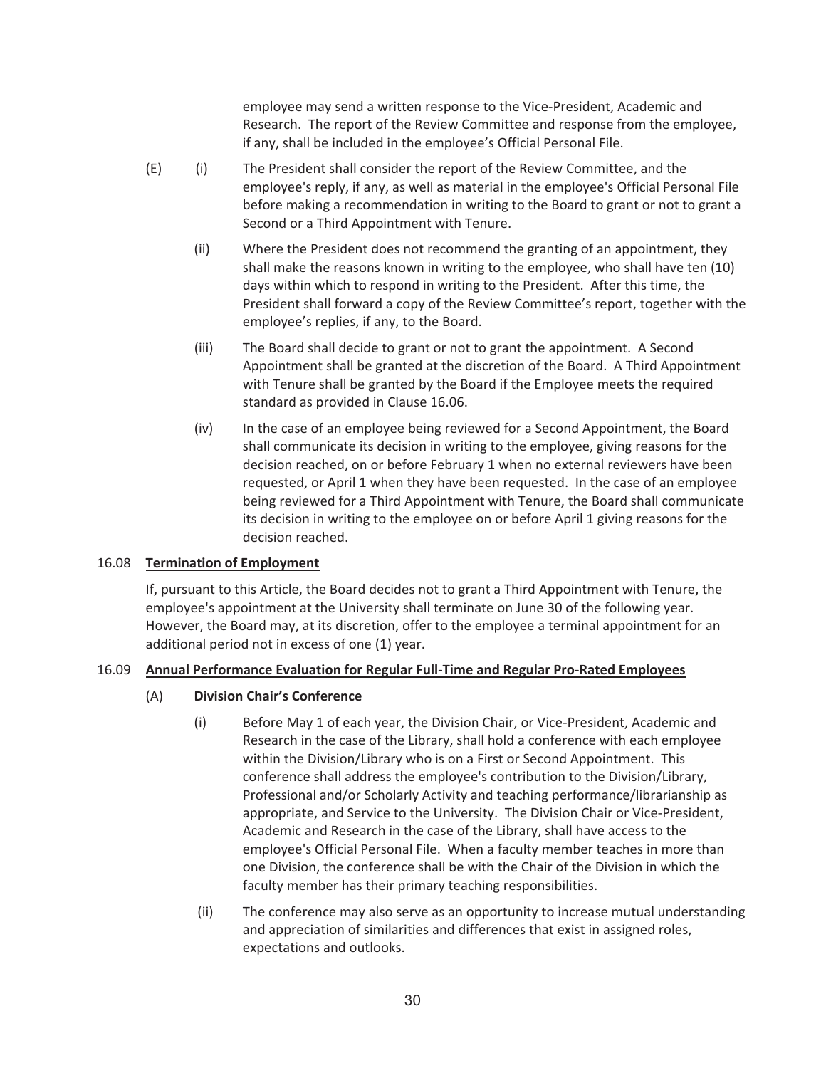employee may send a written response to the Vice-President, Academic and Research. The report of the Review Committee and response from the employee, if any, shall be included in the employee's Official Personal File.

(E) (i) The President shall consider the report of the Review Committee, and the employee's reply, if any, as well as material in the employee's Official Personal File before making a recommendation in writing to the Board to grant or not to grant a Second or a Third Appointment with Tenure.

(ii) Where the President does not recommend the granting of an appointment, they shall make the reasons known in writing to the employee, who shall have ten (10) days within which to respond in writing to the President. After this time, the President shall forward a copy of the Review Committee's report, together with the employee's replies, if any, to the Board.

(iii) The Board shall decide to grant or not to grant the appointment. A Second Appointment shall be granted at the discretion of the Board. A Third Appointment with Tenure shall be granted by the Board if the Employee meets the required standard as provided in Clause 16.06.

(iv) In the case of an employee being reviewed for a Second Appointment, the Board shall communicate its decision in writing to the employee, giving reasons for the decision reached, on or before February 1 when no external reviewers have been requested, or April 1 when they have been requested. In the case of an employee being reviewed for a Third Appointment with Tenure, the Board shall communicate its decision in writing to the employee on or before April 1 giving reasons for the decision reached.

16.08 **Termination of Employment**

If, pursuant to this Article, the Board decides not to grant a Third Appointment with Tenure, the employee's appointment at the University shall terminate on June 30 of the following year. However, the Board may, at its discretion, offer to the employee a terminal appointment for an additional period not in excess of one (1) year.

16.09 **Annual Performance Evaluation for Regular Full-Time and Regular Pro-Rated Employees**

(A) **Division Chair's Conference**

(i) Before May 1 of each year, the Division Chair, or Vice-President, Academic and Research in the case of the Library, shall hold a conference with each employee within the Division/Library who is on a First or Second Appointment. This conference shall address the employee's contribution to the Division/Library, Professional and/or Scholarly Activity and teaching performance/librarianship as appropriate, and Service to the University. The Division Chair or Vice-President, Academic and Research in the case of the Library, shall have access to the employee's Official Personal File. When a faculty member teaches in more than one Division, the conference shall be with the Chair of the Division in which the faculty member has their primary teaching responsibilities.

(ii) The conference may also serve as an opportunity to increase mutual understanding and appreciation of similarities and differences that exist in assigned roles, expectations and outlooks.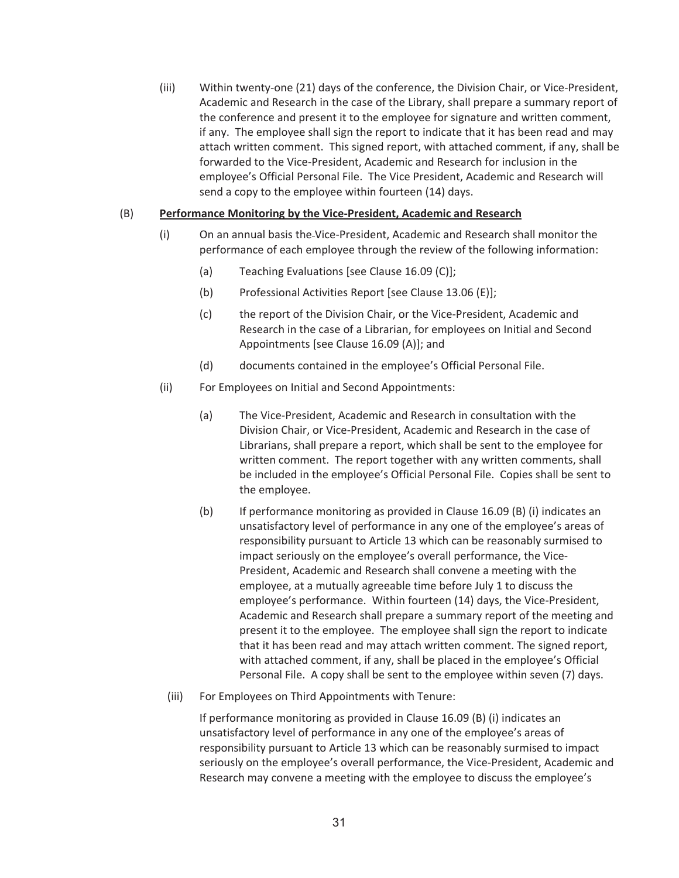(iii) Within twenty-one (21) days of the conference, the Division Chair, or Vice-President, Academic and Research in the case of the Library, shall prepare a summary report of the conference and present it to the employee for signature and written comment, if any. The employee shall sign the report to indicate that it has been read and may attach written comment. This signed report, with attached comment, if any, shall be forwarded to the Vice-President, Academic and Research for inclusion in the employee's Official Personal File. The Vice President, Academic and Research will send a copy to the employee within fourteen (14) days.

(B) **<u>Performance Monitoring by the Vice-President, Academic and Research</u>**

(i) On an annual basis the Vice-President, Academic and Research shall monitor the performance of each employee through the review of the following information:

(a) Teaching Evaluations [see Clause 16.09 (C)];

(b) Professional Activities Report [see Clause 13.06 (E)];

(c) the report of the Division Chair, or the Vice-President, Academic and Research in the case of a Librarian, for employees on Initial and Second Appointments [see Clause 16.09 (A)]; and

(d) documents contained in the employee's Official Personal File.

(ii) For Employees on Initial and Second Appointments:

(a) The Vice-President, Academic and Research in consultation with the Division Chair, or Vice-President, Academic and Research in the case of Librarians, shall prepare a report, which shall be sent to the employee for written comment. The report together with any written comments, shall be included in the employee's Official Personal File. Copies shall be sent to the employee.

(b) If performance monitoring as provided in Clause 16.09 (B) (i) indicates an unsatisfactory level of performance in any one of the employee's areas of responsibility pursuant to Article 13 which can be reasonably surmised to impact seriously on the employee's overall performance, the Vice-President, Academic and Research shall convene a meeting with the employee, at a mutually agreeable time before July 1 to discuss the employee's performance. Within fourteen (14) days, the Vice-President, Academic and Research shall prepare a summary report of the meeting and present it to the employee. The employee shall sign the report to indicate that it has been read and may attach written comment. The signed report, with attached comment, if any, shall be placed in the employee's Official Personal File. A copy shall be sent to the employee within seven (7) days.

(iii) For Employees on Third Appointments with Tenure:

If performance monitoring as provided in Clause 16.09 (B) (i) indicates an unsatisfactory level of performance in any one of the employee's areas of responsibility pursuant to Article 13 which can be reasonably surmised to impact seriously on the employee's overall performance, the Vice-President, Academic and Research may convene a meeting with the employee to discuss the employee's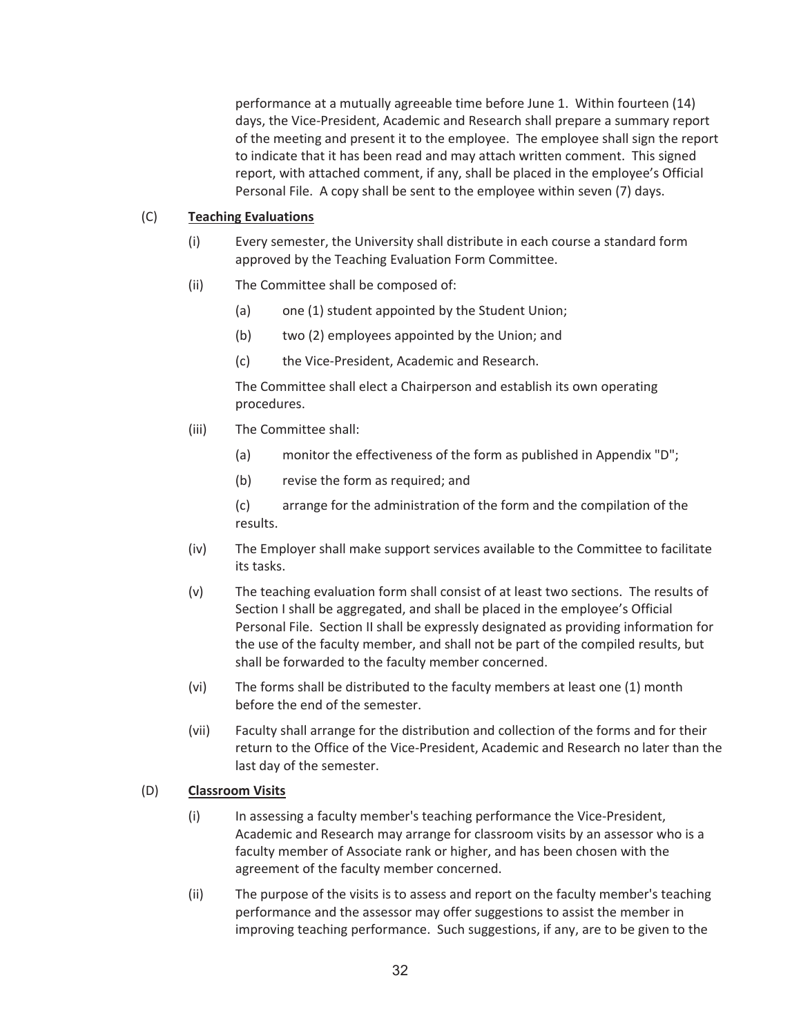performance at a mutually agreeable time before June 1. Within fourteen (14) days, the Vice-President, Academic and Research shall prepare a summary report of the meeting and present it to the employee. The employee shall sign the report to indicate that it has been read and may attach written comment. This signed report, with attached comment, if any, shall be placed in the employee's Official Personal File. A copy shall be sent to the employee within seven (7) days.

(C) **Teaching Evaluations**

(i) Every semester, the University shall distribute in each course a standard form approved by the Teaching Evaluation Form Committee.

(ii) The Committee shall be composed of:

(a) one (1) student appointed by the Student Union;

(b) two (2) employees appointed by the Union; and

(c) the Vice-President, Academic and Research.

The Committee shall elect a Chairperson and establish its own operating procedures.

(iii) The Committee shall:

(a) monitor the effectiveness of the form as published in Appendix "D";

(b) revise the form as required; and

(c) arrange for the administration of the form and the compilation of the results.

(iv) The Employer shall make support services available to the Committee to facilitate its tasks.

(v) The teaching evaluation form shall consist of at least two sections. The results of Section I shall be aggregated, and shall be placed in the employee's Official Personal File. Section II shall be expressly designated as providing information for the use of the faculty member, and shall not be part of the compiled results, but shall be forwarded to the faculty member concerned.

(vi) The forms shall be distributed to the faculty members at least one (1) month before the end of the semester.

(vii) Faculty shall arrange for the distribution and collection of the forms and for their return to the Office of the Vice-President, Academic and Research no later than the last day of the semester.

(D) **Classroom Visits**

(i) In assessing a faculty member's teaching performance the Vice-President, Academic and Research may arrange for classroom visits by an assessor who is a faculty member of Associate rank or higher, and has been chosen with the agreement of the faculty member concerned.

(ii) The purpose of the visits is to assess and report on the faculty member's teaching performance and the assessor may offer suggestions to assist the member in improving teaching performance. Such suggestions, if any, are to be given to the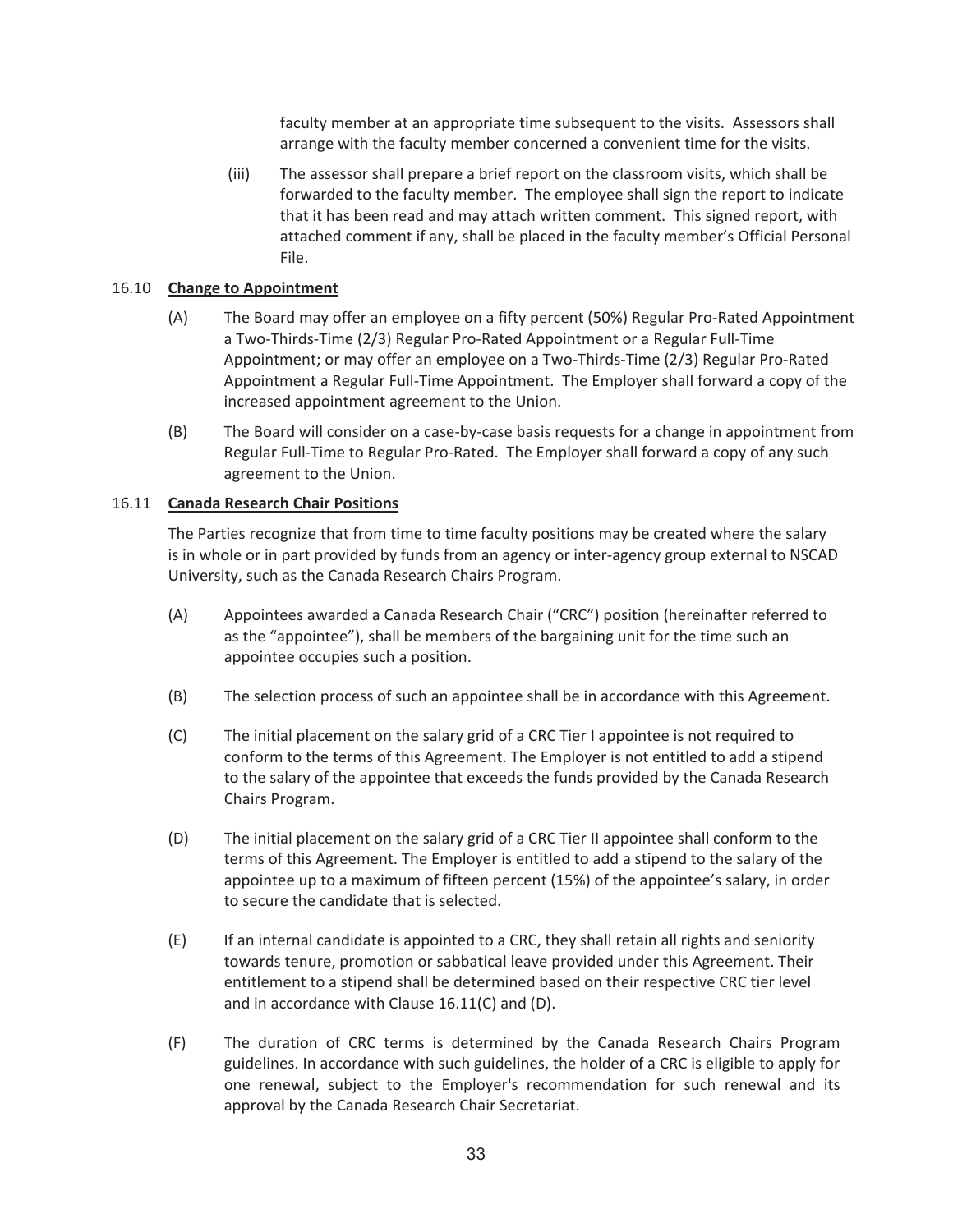faculty member at an appropriate time subsequent to the visits. Assessors shall arrange with the faculty member concerned a convenient time for the visits.

(iii) The assessor shall prepare a brief report on the classroom visits, which shall be forwarded to the faculty member. The employee shall sign the report to indicate that it has been read and may attach written comment. This signed report, with attached comment if any, shall be placed in the faculty member's Official Personal File.

16.10 **Change to Appointment**

(A) The Board may offer an employee on a fifty percent (50%) Regular Pro-Rated Appointment a Two-Thirds-Time (2/3) Regular Pro-Rated Appointment or a Regular Full-Time Appointment; or may offer an employee on a Two-Thirds-Time (2/3) Regular Pro-Rated Appointment a Regular Full-Time Appointment. The Employer shall forward a copy of the increased appointment agreement to the Union.

(B) The Board will consider on a case-by-case basis requests for a change in appointment from Regular Full-Time to Regular Pro-Rated. The Employer shall forward a copy of any such agreement to the Union.

16.11 **Canada Research Chair Positions**

The Parties recognize that from time to time faculty positions may be created where the salary is in whole or in part provided by funds from an agency or inter-agency group external to NSCAD University, such as the Canada Research Chairs Program.

(A) Appointees awarded a Canada Research Chair ("CRC") position (hereinafter referred to as the "appointee"), shall be members of the bargaining unit for the time such an appointee occupies such a position.

(B) The selection process of such an appointee shall be in accordance with this Agreement.

(C) The initial placement on the salary grid of a CRC Tier I appointee is not required to conform to the terms of this Agreement. The Employer is not entitled to add a stipend to the salary of the appointee that exceeds the funds provided by the Canada Research Chairs Program.

(D) The initial placement on the salary grid of a CRC Tier II appointee shall conform to the terms of this Agreement. The Employer is entitled to add a stipend to the salary of the appointee up to a maximum of fifteen percent (15%) of the appointee's salary, in order to secure the candidate that is selected.

(E) If an internal candidate is appointed to a CRC, they shall retain all rights and seniority towards tenure, promotion or sabbatical leave provided under this Agreement. Their entitlement to a stipend shall be determined based on their respective CRC tier level and in accordance with Clause 16.11(C) and (D).

(F) The duration of CRC terms is determined by the Canada Research Chairs Program guidelines. In accordance with such guidelines, the holder of a CRC is eligible to apply for one renewal, subject to the Employer's recommendation for such renewal and its approval by the Canada Research Chair Secretariat.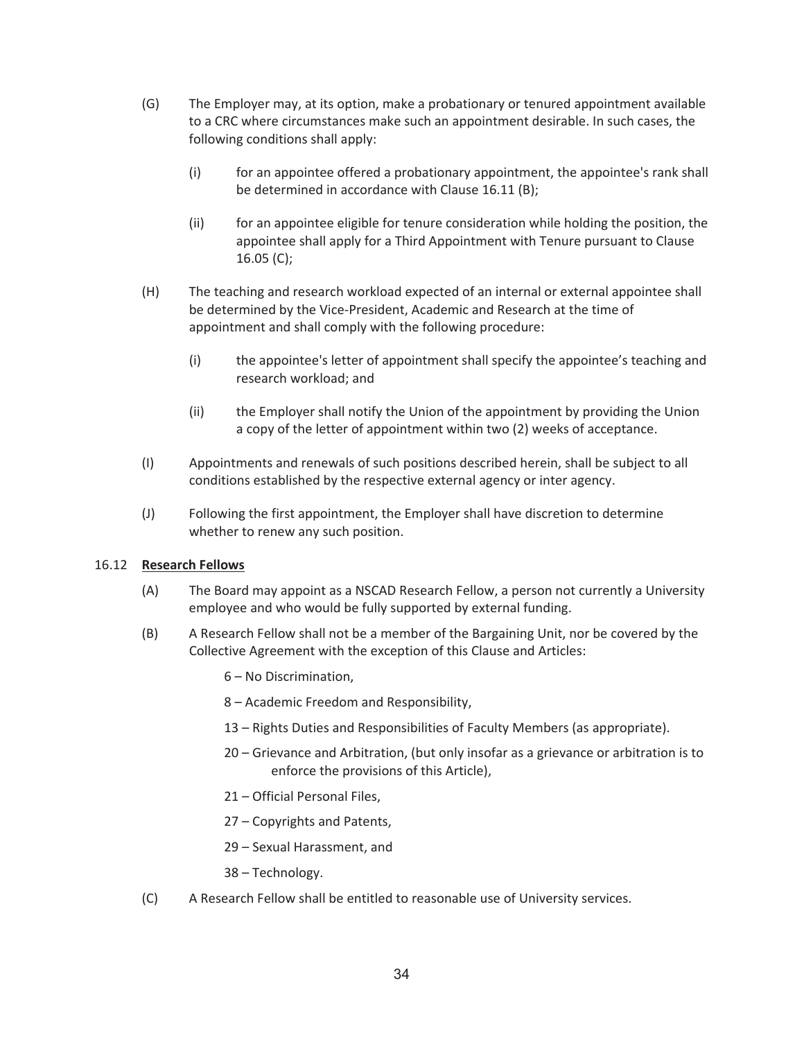(G) The Employer may, at its option, make a probationary or tenured appointment available to a CRC where circumstances make such an appointment desirable. In such cases, the following conditions shall apply:

  (i) for an appointee offered a probationary appointment, the appointee's rank shall be determined in accordance with Clause 16.11 (B);

  (ii) for an appointee eligible for tenure consideration while holding the position, the appointee shall apply for a Third Appointment with Tenure pursuant to Clause 16.05 (C);

(H) The teaching and research workload expected of an internal or external appointee shall be determined by the Vice-President, Academic and Research at the time of appointment and shall comply with the following procedure:

  (i) the appointee's letter of appointment shall specify the appointee's teaching and research workload; and

  (ii) the Employer shall notify the Union of the appointment by providing the Union a copy of the letter of appointment within two (2) weeks of acceptance.

(I) Appointments and renewals of such positions described herein, shall be subject to all conditions established by the respective external agency or inter agency.

(J) Following the first appointment, the Employer shall have discretion to determine whether to renew any such position.

16.12 **Research Fellows**

(A) The Board may appoint as a NSCAD Research Fellow, a person not currently a University employee and who would be fully supported by external funding.

(B) A Research Fellow shall not be a member of the Bargaining Unit, nor be covered by the Collective Agreement with the exception of this Clause and Articles:

  6 – No Discrimination,

  8 – Academic Freedom and Responsibility,

  13 – Rights Duties and Responsibilities of Faculty Members (as appropriate).

  20 – Grievance and Arbitration, (but only insofar as a grievance or arbitration is to enforce the provisions of this Article),

  21 – Official Personal Files,

  27 – Copyrights and Patents,

  29 – Sexual Harassment, and

  38 – Technology.

(C) A Research Fellow shall be entitled to reasonable use of University services.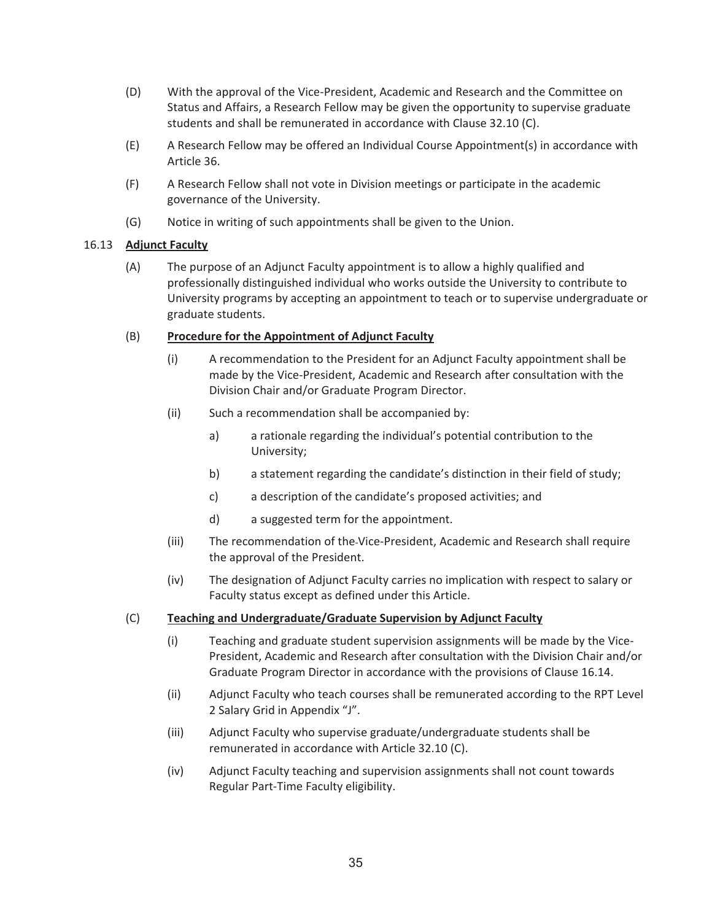(D) With the approval of the Vice-President, Academic and Research and the Committee on Status and Affairs, a Research Fellow may be given the opportunity to supervise graduate students and shall be remunerated in accordance with Clause 32.10 (C).

(E) A Research Fellow may be offered an Individual Course Appointment(s) in accordance with Article 36.

(F) A Research Fellow shall not vote in Division meetings or participate in the academic governance of the University.

(G) Notice in writing of such appointments shall be given to the Union.

16.13 **Adjunct Faculty**

(A) The purpose of an Adjunct Faculty appointment is to allow a highly qualified and professionally distinguished individual who works outside the University to contribute to University programs by accepting an appointment to teach or to supervise undergraduate or graduate students.

(B) **Procedure for the Appointment of Adjunct Faculty**

(i) A recommendation to the President for an Adjunct Faculty appointment shall be made by the Vice-President, Academic and Research after consultation with the Division Chair and/or Graduate Program Director.

(ii) Such a recommendation shall be accompanied by:

a) a rationale regarding the individual's potential contribution to the University;

b) a statement regarding the candidate's distinction in their field of study;

c) a description of the candidate's proposed activities; and

d) a suggested term for the appointment.

(iii) The recommendation of the Vice-President, Academic and Research shall require the approval of the President.

(iv) The designation of Adjunct Faculty carries no implication with respect to salary or Faculty status except as defined under this Article.

(C) **Teaching and Undergraduate/Graduate Supervision by Adjunct Faculty**

(i) Teaching and graduate student supervision assignments will be made by the Vice-President, Academic and Research after consultation with the Division Chair and/or Graduate Program Director in accordance with the provisions of Clause 16.14.

(ii) Adjunct Faculty who teach courses shall be remunerated according to the RPT Level 2 Salary Grid in Appendix "J".

(iii) Adjunct Faculty who supervise graduate/undergraduate students shall be remunerated in accordance with Article 32.10 (C).

(iv) Adjunct Faculty teaching and supervision assignments shall not count towards Regular Part-Time Faculty eligibility.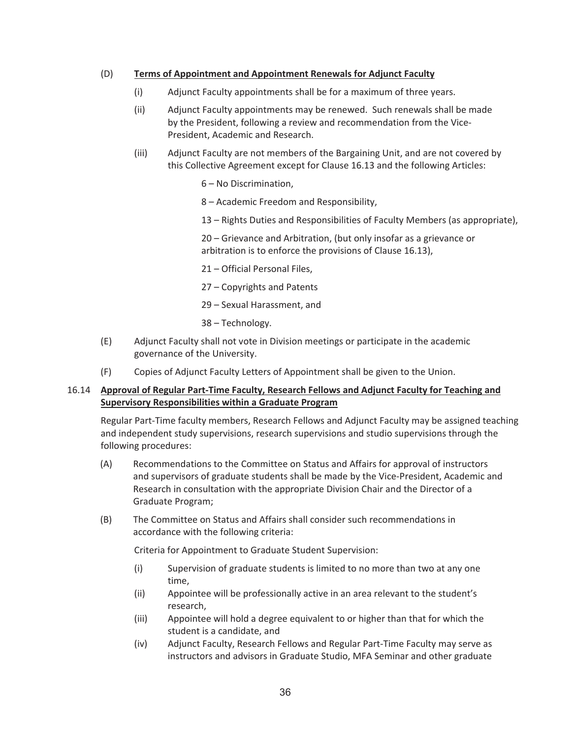(D) **Terms of Appointment and Appointment Renewals for Adjunct Faculty**

(i) Adjunct Faculty appointments shall be for a maximum of three years.

(ii) Adjunct Faculty appointments may be renewed. Such renewals shall be made by the President, following a review and recommendation from the Vice-President, Academic and Research.

(iii) Adjunct Faculty are not members of the Bargaining Unit, and are not covered by this Collective Agreement except for Clause 16.13 and the following Articles:

6 – No Discrimination,

8 – Academic Freedom and Responsibility,

13 – Rights Duties and Responsibilities of Faculty Members (as appropriate),

20 – Grievance and Arbitration, (but only insofar as a grievance or arbitration is to enforce the provisions of Clause 16.13),

21 – Official Personal Files,

27 – Copyrights and Patents

29 – Sexual Harassment, and

38 – Technology.

(E) Adjunct Faculty shall not vote in Division meetings or participate in the academic governance of the University.

(F) Copies of Adjunct Faculty Letters of Appointment shall be given to the Union.

16.14 **Approval of Regular Part-Time Faculty, Research Fellows and Adjunct Faculty for Teaching and Supervisory Responsibilities within a Graduate Program**

Regular Part-Time faculty members, Research Fellows and Adjunct Faculty may be assigned teaching and independent study supervisions, research supervisions and studio supervisions through the following procedures:

(A) Recommendations to the Committee on Status and Affairs for approval of instructors and supervisors of graduate students shall be made by the Vice-President, Academic and Research in consultation with the appropriate Division Chair and the Director of a Graduate Program;

(B) The Committee on Status and Affairs shall consider such recommendations in accordance with the following criteria:

Criteria for Appointment to Graduate Student Supervision:

(i) Supervision of graduate students is limited to no more than two at any one time,

(ii) Appointee will be professionally active in an area relevant to the student's research,

(iii) Appointee will hold a degree equivalent to or higher than that for which the student is a candidate, and

(iv) Adjunct Faculty, Research Fellows and Regular Part-Time Faculty may serve as instructors and advisors in Graduate Studio, MFA Seminar and other graduate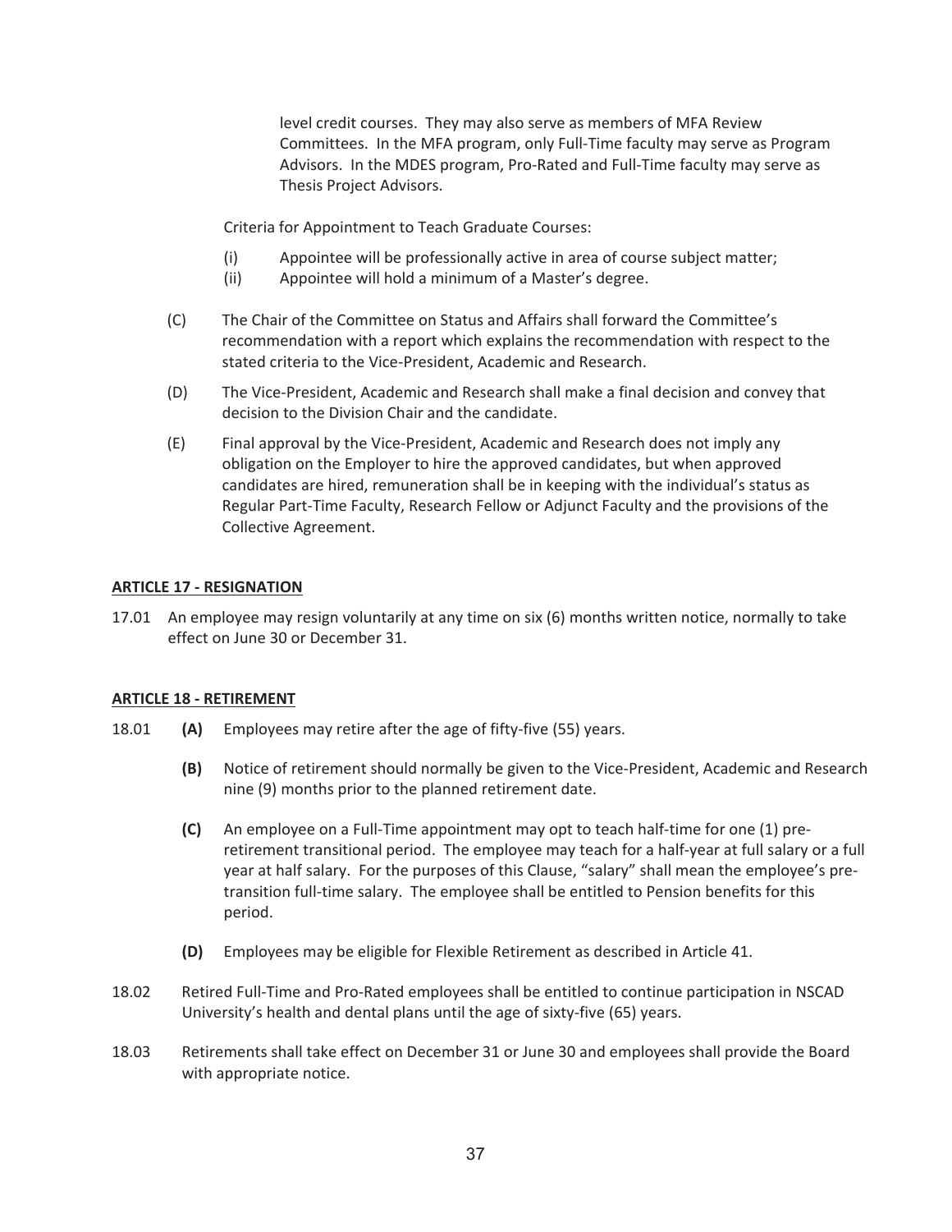level credit courses. They may also serve as members of MFA Review Committees. In the MFA program, only Full-Time faculty may serve as Program Advisors. In the MDES program, Pro-Rated and Full-Time faculty may serve as Thesis Project Advisors.

Criteria for Appointment to Teach Graduate Courses:

(i) Appointee will be professionally active in area of course subject matter;
(ii) Appointee will hold a minimum of a Master's degree.

(C) The Chair of the Committee on Status and Affairs shall forward the Committee's recommendation with a report which explains the recommendation with respect to the stated criteria to the Vice-President, Academic and Research.

(D) The Vice-President, Academic and Research shall make a final decision and convey that decision to the Division Chair and the candidate.

(E) Final approval by the Vice-President, Academic and Research does not imply any obligation on the Employer to hire the approved candidates, but when approved candidates are hired, remuneration shall be in keeping with the individual's status as Regular Part-Time Faculty, Research Fellow or Adjunct Faculty and the provisions of the Collective Agreement.

## ARTICLE 17 - RESIGNATION

17.01 An employee may resign voluntarily at any time on six (6) months written notice, normally to take effect on June 30 or December 31.

## ARTICLE 18 - RETIREMENT

18.01 **(A)** Employees may retire after the age of fifty-five (55) years.

**(B)** Notice of retirement should normally be given to the Vice-President, Academic and Research nine (9) months prior to the planned retirement date.

**(C)** An employee on a Full-Time appointment may opt to teach half-time for one (1) pre-retirement transitional period. The employee may teach for a half-year at full salary or a full year at half salary. For the purposes of this Clause, "salary" shall mean the employee's pre-transition full-time salary. The employee shall be entitled to Pension benefits for this period.

**(D)** Employees may be eligible for Flexible Retirement as described in Article 41.

18.02 Retired Full-Time and Pro-Rated employees shall be entitled to continue participation in NSCAD University's health and dental plans until the age of sixty-five (65) years.

18.03 Retirements shall take effect on December 31 or June 30 and employees shall provide the Board with appropriate notice.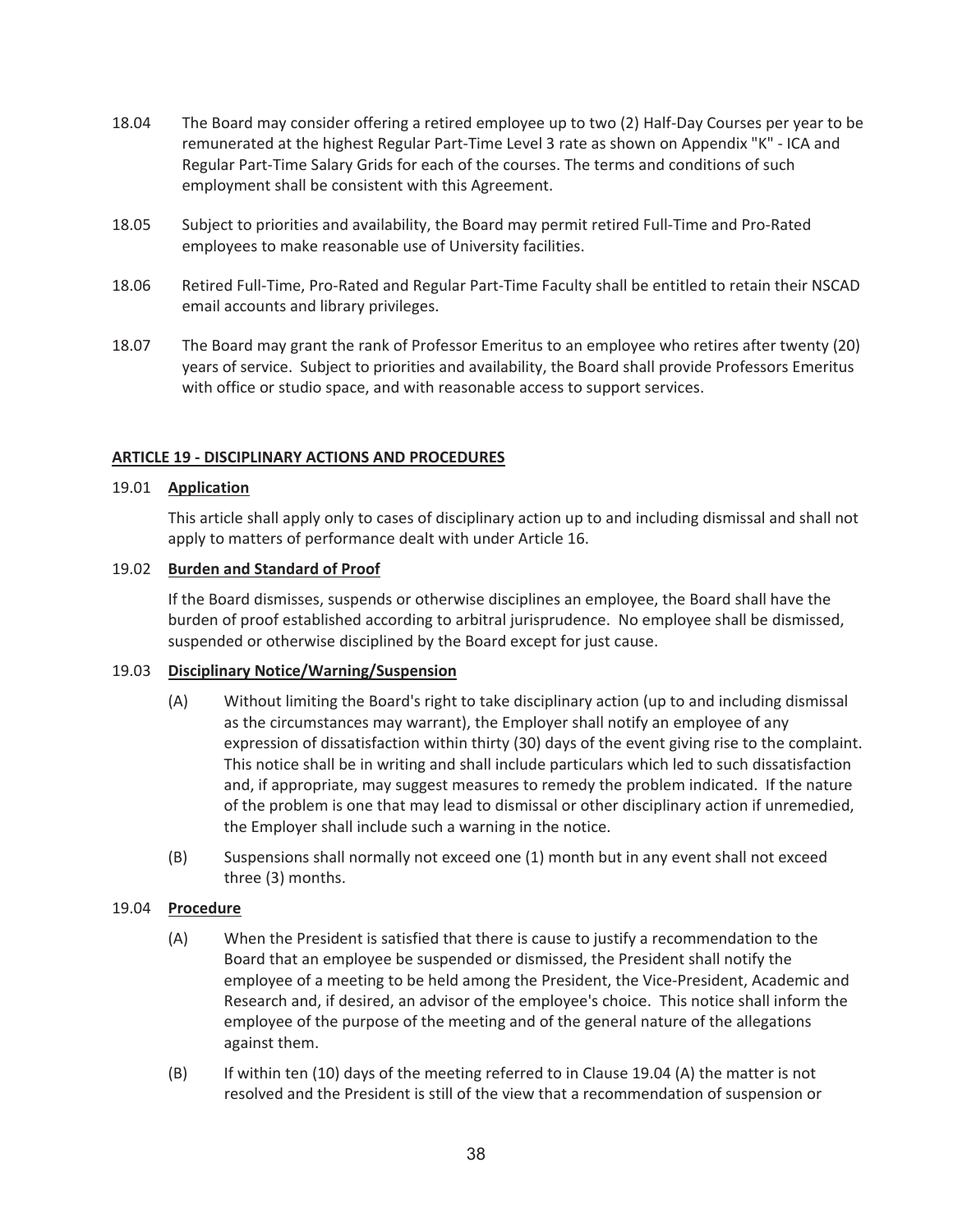18.04 The Board may consider offering a retired employee up to two (2) Half-Day Courses per year to be remunerated at the highest Regular Part-Time Level 3 rate as shown on Appendix "K" - ICA and Regular Part-Time Salary Grids for each of the courses. The terms and conditions of such employment shall be consistent with this Agreement.

18.05 Subject to priorities and availability, the Board may permit retired Full-Time and Pro-Rated employees to make reasonable use of University facilities.

18.06 Retired Full-Time, Pro-Rated and Regular Part-Time Faculty shall be entitled to retain their NSCAD email accounts and library privileges.

18.07 The Board may grant the rank of Professor Emeritus to an employee who retires after twenty (20) years of service. Subject to priorities and availability, the Board shall provide Professors Emeritus with office or studio space, and with reasonable access to support services.

## ARTICLE 19 - DISCIPLINARY ACTIONS AND PROCEDURES

19.01 **Application**

This article shall apply only to cases of disciplinary action up to and including dismissal and shall not apply to matters of performance dealt with under Article 16.

19.02 **Burden and Standard of Proof**

If the Board dismisses, suspends or otherwise disciplines an employee, the Board shall have the burden of proof established according to arbitral jurisprudence. No employee shall be dismissed, suspended or otherwise disciplined by the Board except for just cause.

19.03 **Disciplinary Notice/Warning/Suspension**

(A) Without limiting the Board's right to take disciplinary action (up to and including dismissal as the circumstances may warrant), the Employer shall notify an employee of any expression of dissatisfaction within thirty (30) days of the event giving rise to the complaint. This notice shall be in writing and shall include particulars which led to such dissatisfaction and, if appropriate, may suggest measures to remedy the problem indicated. If the nature of the problem is one that may lead to dismissal or other disciplinary action if unremedied, the Employer shall include such a warning in the notice.

(B) Suspensions shall normally not exceed one (1) month but in any event shall not exceed three (3) months.

19.04 **Procedure**

(A) When the President is satisfied that there is cause to justify a recommendation to the Board that an employee be suspended or dismissed, the President shall notify the employee of a meeting to be held among the President, the Vice-President, Academic and Research and, if desired, an advisor of the employee's choice. This notice shall inform the employee of the purpose of the meeting and of the general nature of the allegations against them.

(B) If within ten (10) days of the meeting referred to in Clause 19.04 (A) the matter is not resolved and the President is still of the view that a recommendation of suspension or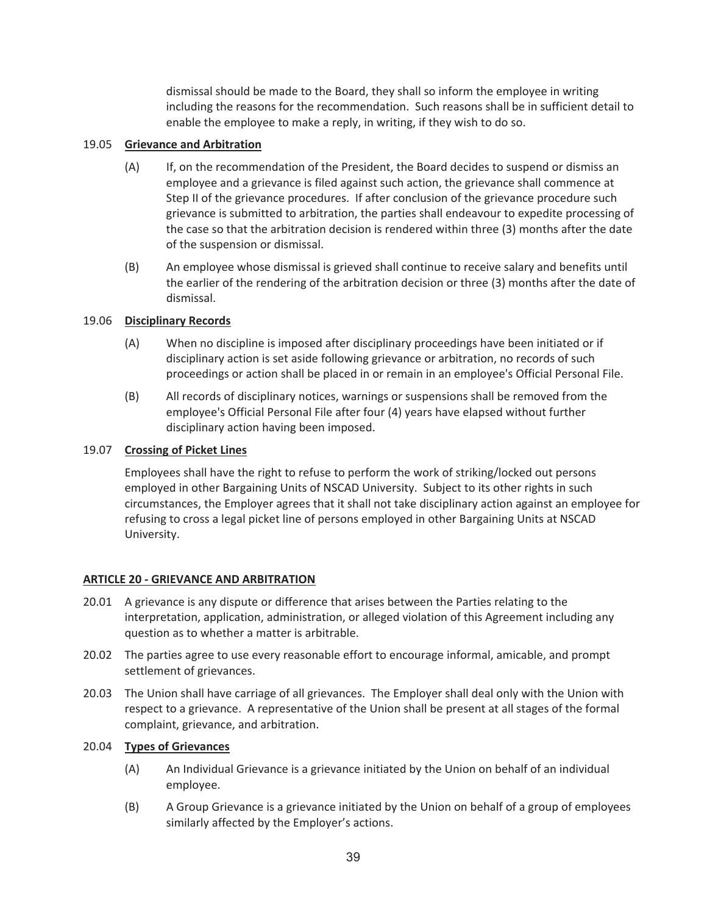dismissal should be made to the Board, they shall so inform the employee in writing including the reasons for the recommendation. Such reasons shall be in sufficient detail to enable the employee to make a reply, in writing, if they wish to do so.

19.05 **Grievance and Arbitration**

(A) If, on the recommendation of the President, the Board decides to suspend or dismiss an employee and a grievance is filed against such action, the grievance shall commence at Step II of the grievance procedures. If after conclusion of the grievance procedure such grievance is submitted to arbitration, the parties shall endeavour to expedite processing of the case so that the arbitration decision is rendered within three (3) months after the date of the suspension or dismissal.

(B) An employee whose dismissal is grieved shall continue to receive salary and benefits until the earlier of the rendering of the arbitration decision or three (3) months after the date of dismissal.

19.06 **Disciplinary Records**

(A) When no discipline is imposed after disciplinary proceedings have been initiated or if disciplinary action is set aside following grievance or arbitration, no records of such proceedings or action shall be placed in or remain in an employee's Official Personal File.

(B) All records of disciplinary notices, warnings or suspensions shall be removed from the employee's Official Personal File after four (4) years have elapsed without further disciplinary action having been imposed.

19.07 **Crossing of Picket Lines**

Employees shall have the right to refuse to perform the work of striking/locked out persons employed in other Bargaining Units of NSCAD University. Subject to its other rights in such circumstances, the Employer agrees that it shall not take disciplinary action against an employee for refusing to cross a legal picket line of persons employed in other Bargaining Units at NSCAD University.

## ARTICLE 20 - GRIEVANCE AND ARBITRATION

20.01 A grievance is any dispute or difference that arises between the Parties relating to the interpretation, application, administration, or alleged violation of this Agreement including any question as to whether a matter is arbitrable.

20.02 The parties agree to use every reasonable effort to encourage informal, amicable, and prompt settlement of grievances.

20.03 The Union shall have carriage of all grievances. The Employer shall deal only with the Union with respect to a grievance. A representative of the Union shall be present at all stages of the formal complaint, grievance, and arbitration.

20.04 **Types of Grievances**

(A) An Individual Grievance is a grievance initiated by the Union on behalf of an individual employee.

(B) A Group Grievance is a grievance initiated by the Union on behalf of a group of employees similarly affected by the Employer's actions.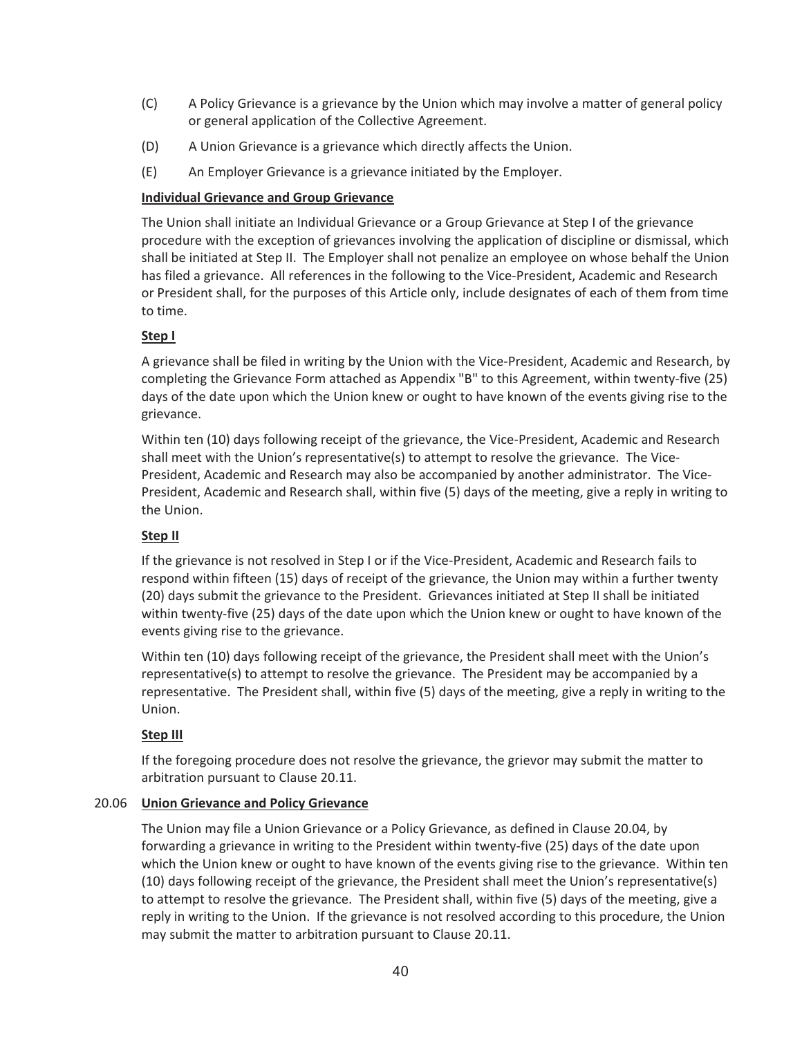(C) A Policy Grievance is a grievance by the Union which may involve a matter of general policy or general application of the Collective Agreement.

(D) A Union Grievance is a grievance which directly affects the Union.

(E) An Employer Grievance is a grievance initiated by the Employer.

**Individual Grievance and Group Grievance**

The Union shall initiate an Individual Grievance or a Group Grievance at Step I of the grievance procedure with the exception of grievances involving the application of discipline or dismissal, which shall be initiated at Step II. The Employer shall not penalize an employee on whose behalf the Union has filed a grievance. All references in the following to the Vice-President, Academic and Research or President shall, for the purposes of this Article only, include designates of each of them from time to time.

**Step I**

A grievance shall be filed in writing by the Union with the Vice-President, Academic and Research, by completing the Grievance Form attached as Appendix "B" to this Agreement, within twenty-five (25) days of the date upon which the Union knew or ought to have known of the events giving rise to the grievance.

Within ten (10) days following receipt of the grievance, the Vice-President, Academic and Research shall meet with the Union's representative(s) to attempt to resolve the grievance. The Vice-President, Academic and Research may also be accompanied by another administrator. The Vice-President, Academic and Research shall, within five (5) days of the meeting, give a reply in writing to the Union.

**Step II**

If the grievance is not resolved in Step I or if the Vice-President, Academic and Research fails to respond within fifteen (15) days of receipt of the grievance, the Union may within a further twenty (20) days submit the grievance to the President. Grievances initiated at Step II shall be initiated within twenty-five (25) days of the date upon which the Union knew or ought to have known of the events giving rise to the grievance.

Within ten (10) days following receipt of the grievance, the President shall meet with the Union's representative(s) to attempt to resolve the grievance. The President may be accompanied by a representative. The President shall, within five (5) days of the meeting, give a reply in writing to the Union.

**Step III**

If the foregoing procedure does not resolve the grievance, the grievor may submit the matter to arbitration pursuant to Clause 20.11.

20.06 **Union Grievance and Policy Grievance**

The Union may file a Union Grievance or a Policy Grievance, as defined in Clause 20.04, by forwarding a grievance in writing to the President within twenty-five (25) days of the date upon which the Union knew or ought to have known of the events giving rise to the grievance. Within ten (10) days following receipt of the grievance, the President shall meet the Union's representative(s) to attempt to resolve the grievance. The President shall, within five (5) days of the meeting, give a reply in writing to the Union. If the grievance is not resolved according to this procedure, the Union may submit the matter to arbitration pursuant to Clause 20.11.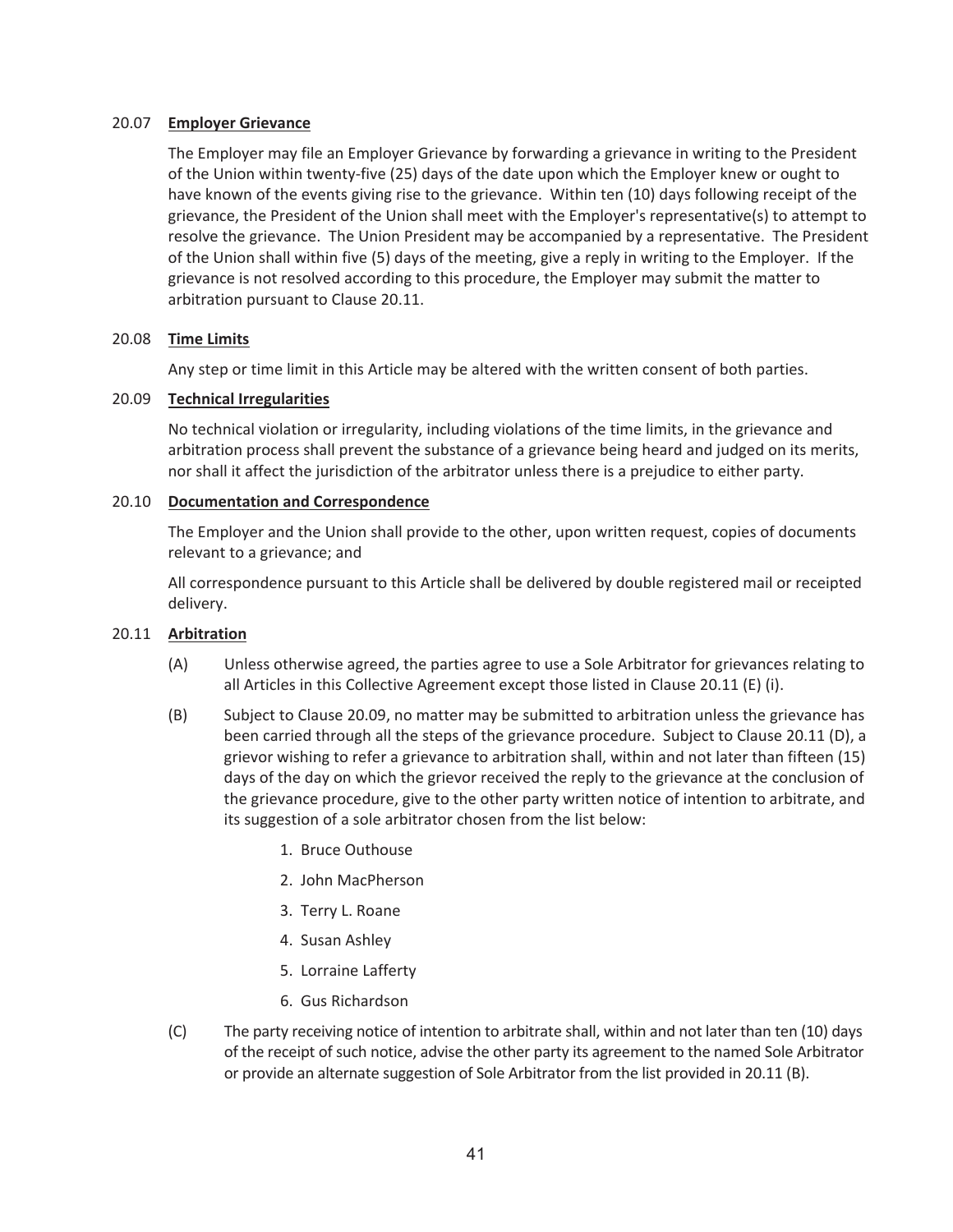### 20.07 **Employer Grievance**

The Employer may file an Employer Grievance by forwarding a grievance in writing to the President of the Union within twenty-five (25) days of the date upon which the Employer knew or ought to have known of the events giving rise to the grievance. Within ten (10) days following receipt of the grievance, the President of the Union shall meet with the Employer's representative(s) to attempt to resolve the grievance. The Union President may be accompanied by a representative. The President of the Union shall within five (5) days of the meeting, give a reply in writing to the Employer. If the grievance is not resolved according to this procedure, the Employer may submit the matter to arbitration pursuant to Clause 20.11.

### 20.08 **Time Limits**

Any step or time limit in this Article may be altered with the written consent of both parties.

### 20.09 **Technical Irregularities**

No technical violation or irregularity, including violations of the time limits, in the grievance and arbitration process shall prevent the substance of a grievance being heard and judged on its merits, nor shall it affect the jurisdiction of the arbitrator unless there is a prejudice to either party.

### 20.10 **Documentation and Correspondence**

The Employer and the Union shall provide to the other, upon written request, copies of documents relevant to a grievance; and

All correspondence pursuant to this Article shall be delivered by double registered mail or receipted delivery.

### 20.11 **Arbitration**

(A) Unless otherwise agreed, the parties agree to use a Sole Arbitrator for grievances relating to all Articles in this Collective Agreement except those listed in Clause 20.11 (E) (i).

(B) Subject to Clause 20.09, no matter may be submitted to arbitration unless the grievance has been carried through all the steps of the grievance procedure. Subject to Clause 20.11 (D), a grievor wishing to refer a grievance to arbitration shall, within and not later than fifteen (15) days of the day on which the grievor received the reply to the grievance at the conclusion of the grievance procedure, give to the other party written notice of intention to arbitrate, and its suggestion of a sole arbitrator chosen from the list below:

1. Bruce Outhouse
2. John MacPherson
3. Terry L. Roane
4. Susan Ashley
5. Lorraine Lafferty
6. Gus Richardson

(C) The party receiving notice of intention to arbitrate shall, within and not later than ten (10) days of the receipt of such notice, advise the other party its agreement to the named Sole Arbitrator or provide an alternate suggestion of Sole Arbitrator from the list provided in 20.11 (B).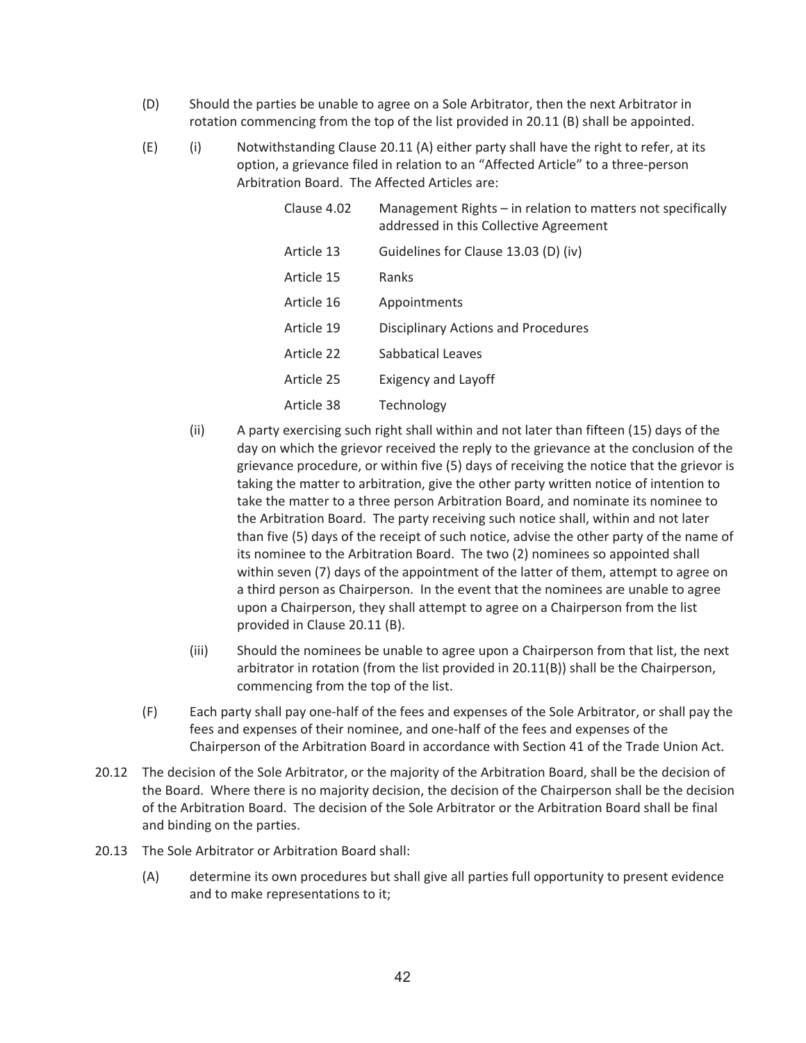(D) Should the parties be unable to agree on a Sole Arbitrator, then the next Arbitrator in rotation commencing from the top of the list provided in 20.11 (B) shall be appointed.

(E) (i) Notwithstanding Clause 20.11 (A) either party shall have the right to refer, at its option, a grievance filed in relation to an "Affected Article" to a three-person Arbitration Board. The Affected Articles are:

| | |
|---|---|
| Clause 4.02 | Management Rights – in relation to matters not specifically addressed in this Collective Agreement |
| Article 13 | Guidelines for Clause 13.03 (D) (iv) |
| Article 15 | Ranks |
| Article 16 | Appointments |
| Article 19 | Disciplinary Actions and Procedures |
| Article 22 | Sabbatical Leaves |
| Article 25 | Exigency and Layoff |
| Article 38 | Technology |

(ii) A party exercising such right shall within and not later than fifteen (15) days of the day on which the grievor received the reply to the grievance at the conclusion of the grievance procedure, or within five (5) days of receiving the notice that the grievor is taking the matter to arbitration, give the other party written notice of intention to take the matter to a three person Arbitration Board, and nominate its nominee to the Arbitration Board. The party receiving such notice shall, within and not later than five (5) days of the receipt of such notice, advise the other party of the name of its nominee to the Arbitration Board. The two (2) nominees so appointed shall within seven (7) days of the appointment of the latter of them, attempt to agree on a third person as Chairperson. In the event that the nominees are unable to agree upon a Chairperson, they shall attempt to agree on a Chairperson from the list provided in Clause 20.11 (B).

(iii) Should the nominees be unable to agree upon a Chairperson from that list, the next arbitrator in rotation (from the list provided in 20.11(B)) shall be the Chairperson, commencing from the top of the list.

(F) Each party shall pay one-half of the fees and expenses of the Sole Arbitrator, or shall pay the fees and expenses of their nominee, and one-half of the fees and expenses of the Chairperson of the Arbitration Board in accordance with Section 41 of the Trade Union Act.

20.12 The decision of the Sole Arbitrator, or the majority of the Arbitration Board, shall be the decision of the Board. Where there is no majority decision, the decision of the Chairperson shall be the decision of the Arbitration Board. The decision of the Sole Arbitrator or the Arbitration Board shall be final and binding on the parties.

20.13 The Sole Arbitrator or Arbitration Board shall:

(A) determine its own procedures but shall give all parties full opportunity to present evidence and to make representations to it;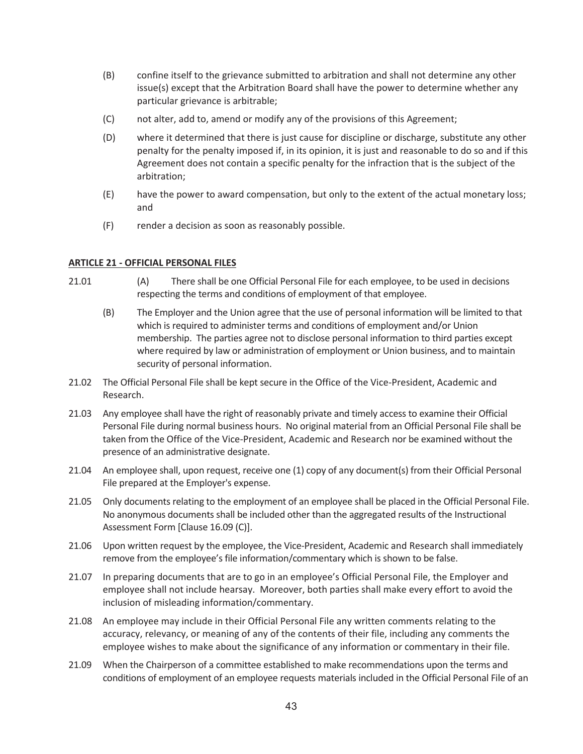(B) confine itself to the grievance submitted to arbitration and shall not determine any other issue(s) except that the Arbitration Board shall have the power to determine whether any particular grievance is arbitrable;

(C) not alter, add to, amend or modify any of the provisions of this Agreement;

(D) where it determined that there is just cause for discipline or discharge, substitute any other penalty for the penalty imposed if, in its opinion, it is just and reasonable to do so and if this Agreement does not contain a specific penalty for the infraction that is the subject of the arbitration;

(E) have the power to award compensation, but only to the extent of the actual monetary loss; and

(F) render a decision as soon as reasonably possible.

## ARTICLE 21 - OFFICIAL PERSONAL FILES

21.01 (A) There shall be one Official Personal File for each employee, to be used in decisions respecting the terms and conditions of employment of that employee.

(B) The Employer and the Union agree that the use of personal information will be limited to that which is required to administer terms and conditions of employment and/or Union membership. The parties agree not to disclose personal information to third parties except where required by law or administration of employment or Union business, and to maintain security of personal information.

21.02 The Official Personal File shall be kept secure in the Office of the Vice-President, Academic and Research.

21.03 Any employee shall have the right of reasonably private and timely access to examine their Official Personal File during normal business hours. No original material from an Official Personal File shall be taken from the Office of the Vice-President, Academic and Research nor be examined without the presence of an administrative designate.

21.04 An employee shall, upon request, receive one (1) copy of any document(s) from their Official Personal File prepared at the Employer's expense.

21.05 Only documents relating to the employment of an employee shall be placed in the Official Personal File. No anonymous documents shall be included other than the aggregated results of the Instructional Assessment Form [Clause 16.09 (C)].

21.06 Upon written request by the employee, the Vice-President, Academic and Research shall immediately remove from the employee's file information/commentary which is shown to be false.

21.07 In preparing documents that are to go in an employee's Official Personal File, the Employer and employee shall not include hearsay. Moreover, both parties shall make every effort to avoid the inclusion of misleading information/commentary.

21.08 An employee may include in their Official Personal File any written comments relating to the accuracy, relevancy, or meaning of any of the contents of their file, including any comments the employee wishes to make about the significance of any information or commentary in their file.

21.09 When the Chairperson of a committee established to make recommendations upon the terms and conditions of employment of an employee requests materials included in the Official Personal File of an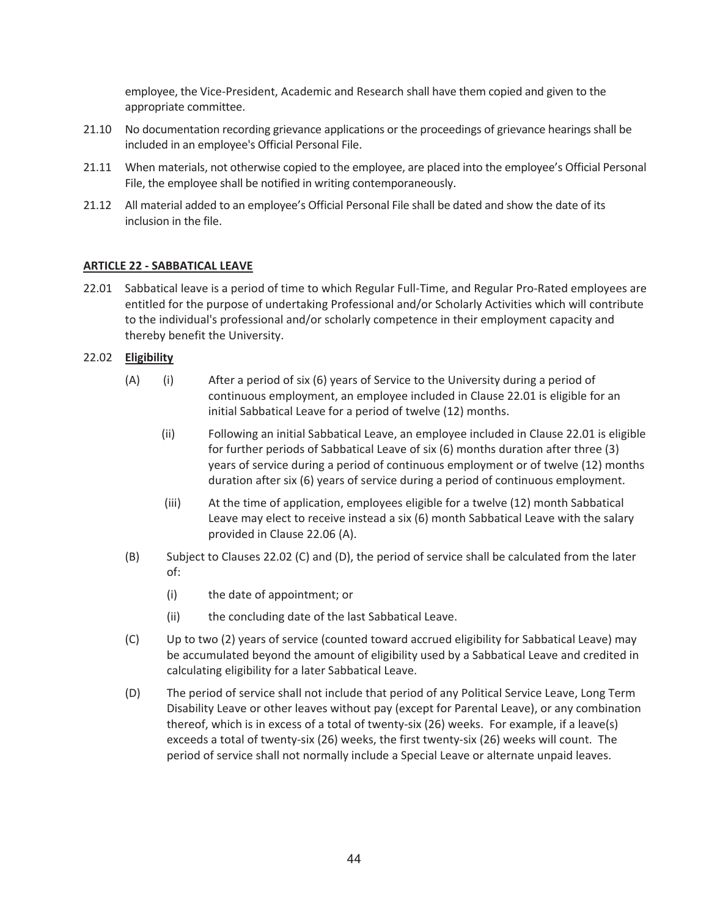employee, the Vice-President, Academic and Research shall have them copied and given to the appropriate committee.

21.10 No documentation recording grievance applications or the proceedings of grievance hearings shall be included in an employee's Official Personal File.

21.11 When materials, not otherwise copied to the employee, are placed into the employee's Official Personal File, the employee shall be notified in writing contemporaneously.

21.12 All material added to an employee's Official Personal File shall be dated and show the date of its inclusion in the file.

## ARTICLE 22 - SABBATICAL LEAVE

22.01 Sabbatical leave is a period of time to which Regular Full-Time, and Regular Pro-Rated employees are entitled for the purpose of undertaking Professional and/or Scholarly Activities which will contribute to the individual's professional and/or scholarly competence in their employment capacity and thereby benefit the University.

22.02 **Eligibility**

(A) (i) After a period of six (6) years of Service to the University during a period of continuous employment, an employee included in Clause 22.01 is eligible for an initial Sabbatical Leave for a period of twelve (12) months.

(ii) Following an initial Sabbatical Leave, an employee included in Clause 22.01 is eligible for further periods of Sabbatical Leave of six (6) months duration after three (3) years of service during a period of continuous employment or of twelve (12) months duration after six (6) years of service during a period of continuous employment.

(iii) At the time of application, employees eligible for a twelve (12) month Sabbatical Leave may elect to receive instead a six (6) month Sabbatical Leave with the salary provided in Clause 22.06 (A).

(B) Subject to Clauses 22.02 (C) and (D), the period of service shall be calculated from the later of:

(i) the date of appointment; or

(ii) the concluding date of the last Sabbatical Leave.

(C) Up to two (2) years of service (counted toward accrued eligibility for Sabbatical Leave) may be accumulated beyond the amount of eligibility used by a Sabbatical Leave and credited in calculating eligibility for a later Sabbatical Leave.

(D) The period of service shall not include that period of any Political Service Leave, Long Term Disability Leave or other leaves without pay (except for Parental Leave), or any combination thereof, which is in excess of a total of twenty-six (26) weeks. For example, if a leave(s) exceeds a total of twenty-six (26) weeks, the first twenty-six (26) weeks will count. The period of service shall not normally include a Special Leave or alternate unpaid leaves.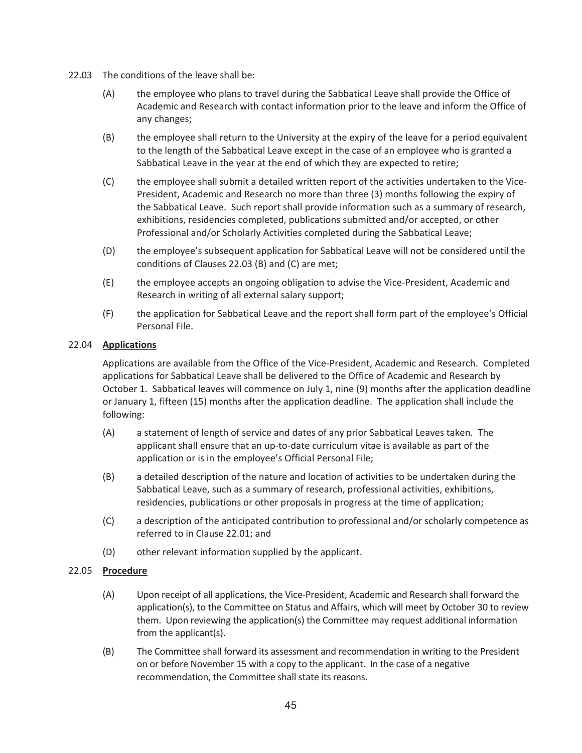22.03 The conditions of the leave shall be:

(A) the employee who plans to travel during the Sabbatical Leave shall provide the Office of Academic and Research with contact information prior to the leave and inform the Office of any changes;

(B) the employee shall return to the University at the expiry of the leave for a period equivalent to the length of the Sabbatical Leave except in the case of an employee who is granted a Sabbatical Leave in the year at the end of which they are expected to retire;

(C) the employee shall submit a detailed written report of the activities undertaken to the Vice-President, Academic and Research no more than three (3) months following the expiry of the Sabbatical Leave. Such report shall provide information such as a summary of research, exhibitions, residencies completed, publications submitted and/or accepted, or other Professional and/or Scholarly Activities completed during the Sabbatical Leave;

(D) the employee's subsequent application for Sabbatical Leave will not be considered until the conditions of Clauses 22.03 (B) and (C) are met;

(E) the employee accepts an ongoing obligation to advise the Vice-President, Academic and Research in writing of all external salary support;

(F) the application for Sabbatical Leave and the report shall form part of the employee's Official Personal File.

22.04 **Applications**

Applications are available from the Office of the Vice-President, Academic and Research. Completed applications for Sabbatical Leave shall be delivered to the Office of Academic and Research by October 1. Sabbatical leaves will commence on July 1, nine (9) months after the application deadline or January 1, fifteen (15) months after the application deadline. The application shall include the following:

(A) a statement of length of service and dates of any prior Sabbatical Leaves taken. The applicant shall ensure that an up-to-date curriculum vitae is available as part of the application or is in the employee's Official Personal File;

(B) a detailed description of the nature and location of activities to be undertaken during the Sabbatical Leave, such as a summary of research, professional activities, exhibitions, residencies, publications or other proposals in progress at the time of application;

(C) a description of the anticipated contribution to professional and/or scholarly competence as referred to in Clause 22.01; and

(D) other relevant information supplied by the applicant.

22.05 **Procedure**

(A) Upon receipt of all applications, the Vice-President, Academic and Research shall forward the application(s), to the Committee on Status and Affairs, which will meet by October 30 to review them. Upon reviewing the application(s) the Committee may request additional information from the applicant(s).

(B) The Committee shall forward its assessment and recommendation in writing to the President on or before November 15 with a copy to the applicant. In the case of a negative recommendation, the Committee shall state its reasons.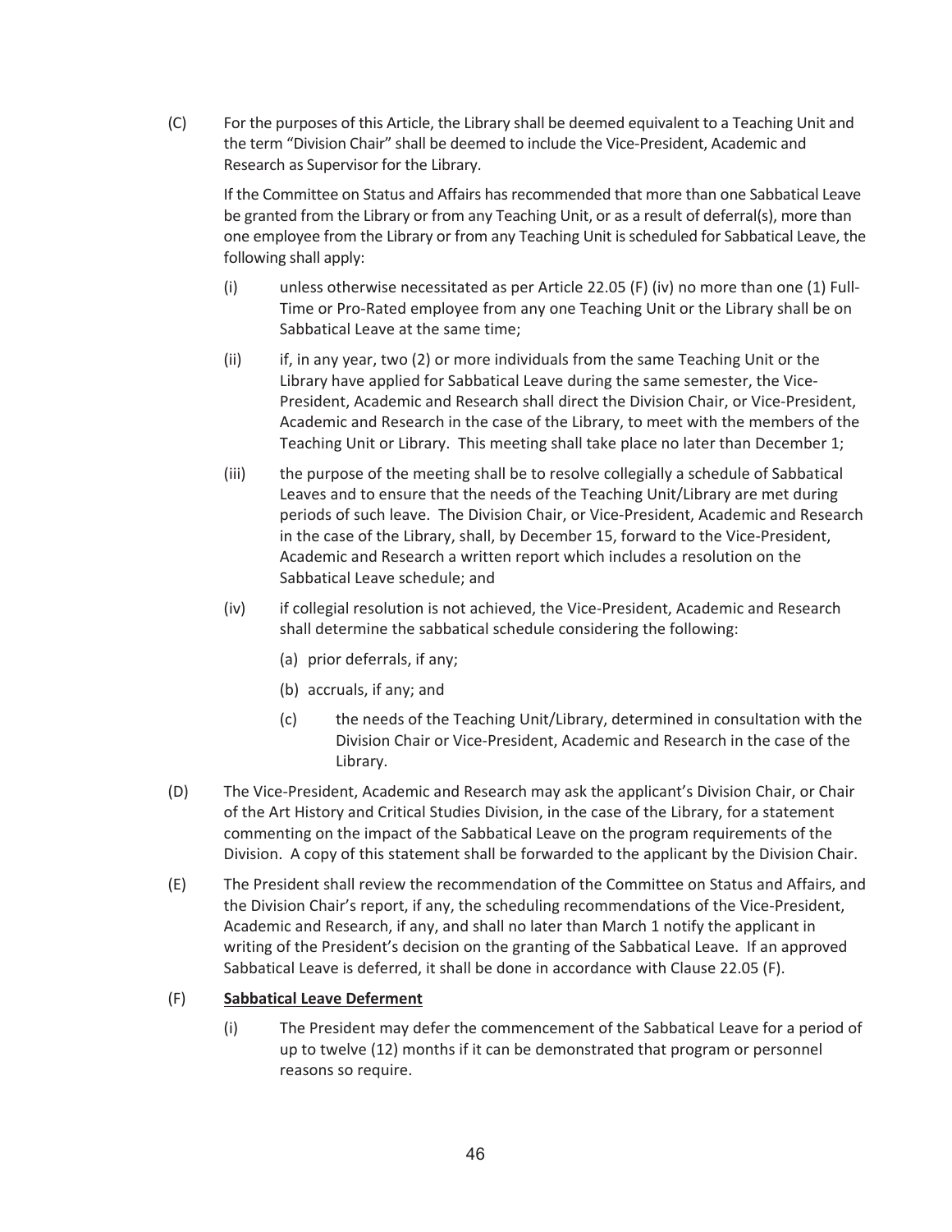(C) For the purposes of this Article, the Library shall be deemed equivalent to a Teaching Unit and the term "Division Chair" shall be deemed to include the Vice-President, Academic and Research as Supervisor for the Library.

If the Committee on Status and Affairs has recommended that more than one Sabbatical Leave be granted from the Library or from any Teaching Unit, or as a result of deferral(s), more than one employee from the Library or from any Teaching Unit is scheduled for Sabbatical Leave, the following shall apply:

(i) unless otherwise necessitated as per Article 22.05 (F) (iv) no more than one (1) Full-Time or Pro-Rated employee from any one Teaching Unit or the Library shall be on Sabbatical Leave at the same time;

(ii) if, in any year, two (2) or more individuals from the same Teaching Unit or the Library have applied for Sabbatical Leave during the same semester, the Vice-President, Academic and Research shall direct the Division Chair, or Vice-President, Academic and Research in the case of the Library, to meet with the members of the Teaching Unit or Library. This meeting shall take place no later than December 1;

(iii) the purpose of the meeting shall be to resolve collegially a schedule of Sabbatical Leaves and to ensure that the needs of the Teaching Unit/Library are met during periods of such leave. The Division Chair, or Vice-President, Academic and Research in the case of the Library, shall, by December 15, forward to the Vice-President, Academic and Research a written report which includes a resolution on the Sabbatical Leave schedule; and

(iv) if collegial resolution is not achieved, the Vice-President, Academic and Research shall determine the sabbatical schedule considering the following:

(a) prior deferrals, if any;

(b) accruals, if any; and

(c) the needs of the Teaching Unit/Library, determined in consultation with the Division Chair or Vice-President, Academic and Research in the case of the Library.

(D) The Vice-President, Academic and Research may ask the applicant's Division Chair, or Chair of the Art History and Critical Studies Division, in the case of the Library, for a statement commenting on the impact of the Sabbatical Leave on the program requirements of the Division. A copy of this statement shall be forwarded to the applicant by the Division Chair.

(E) The President shall review the recommendation of the Committee on Status and Affairs, and the Division Chair's report, if any, the scheduling recommendations of the Vice-President, Academic and Research, if any, and shall no later than March 1 notify the applicant in writing of the President's decision on the granting of the Sabbatical Leave. If an approved Sabbatical Leave is deferred, it shall be done in accordance with Clause 22.05 (F).

(F) **<u>Sabbatical Leave Deferment</u>**

(i) The President may defer the commencement of the Sabbatical Leave for a period of up to twelve (12) months if it can be demonstrated that program or personnel reasons so require.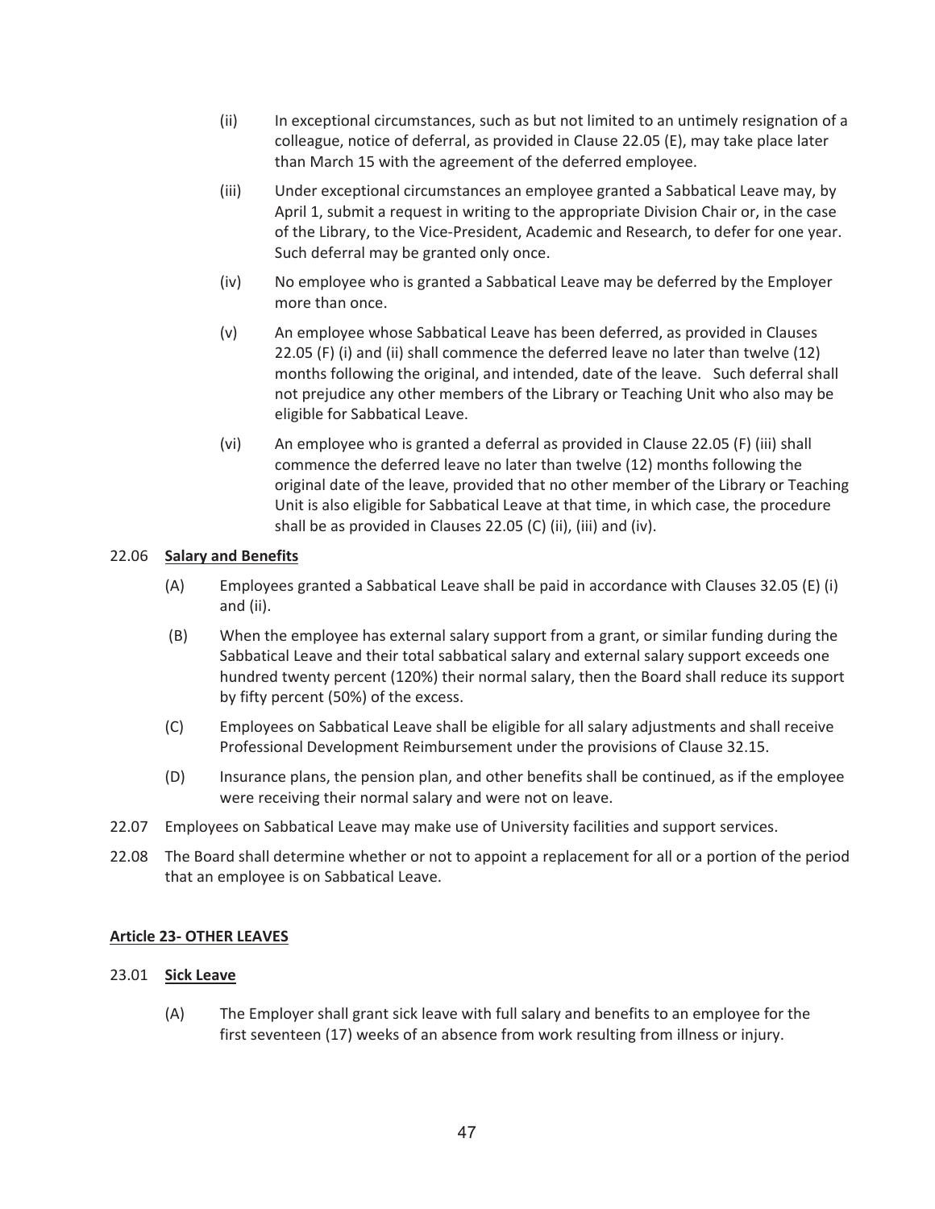(ii) In exceptional circumstances, such as but not limited to an untimely resignation of a colleague, notice of deferral, as provided in Clause 22.05 (E), may take place later than March 15 with the agreement of the deferred employee.

(iii) Under exceptional circumstances an employee granted a Sabbatical Leave may, by April 1, submit a request in writing to the appropriate Division Chair or, in the case of the Library, to the Vice-President, Academic and Research, to defer for one year. Such deferral may be granted only once.

(iv) No employee who is granted a Sabbatical Leave may be deferred by the Employer more than once.

(v) An employee whose Sabbatical Leave has been deferred, as provided in Clauses 22.05 (F) (i) and (ii) shall commence the deferred leave no later than twelve (12) months following the original, and intended, date of the leave. Such deferral shall not prejudice any other members of the Library or Teaching Unit who also may be eligible for Sabbatical Leave.

(vi) An employee who is granted a deferral as provided in Clause 22.05 (F) (iii) shall commence the deferred leave no later than twelve (12) months following the original date of the leave, provided that no other member of the Library or Teaching Unit is also eligible for Sabbatical Leave at that time, in which case, the procedure shall be as provided in Clauses 22.05 (C) (ii), (iii) and (iv).

22.06 **Salary and Benefits**

(A) Employees granted a Sabbatical Leave shall be paid in accordance with Clauses 32.05 (E) (i) and (ii).

(B) When the employee has external salary support from a grant, or similar funding during the Sabbatical Leave and their total sabbatical salary and external salary support exceeds one hundred twenty percent (120%) their normal salary, then the Board shall reduce its support by fifty percent (50%) of the excess.

(C) Employees on Sabbatical Leave shall be eligible for all salary adjustments and shall receive Professional Development Reimbursement under the provisions of Clause 32.15.

(D) Insurance plans, the pension plan, and other benefits shall be continued, as if the employee were receiving their normal salary and were not on leave.

22.07 Employees on Sabbatical Leave may make use of University facilities and support services.

22.08 The Board shall determine whether or not to appoint a replacement for all or a portion of the period that an employee is on Sabbatical Leave.

## Article 23- OTHER LEAVES

23.01 **Sick Leave**

(A) The Employer shall grant sick leave with full salary and benefits to an employee for the first seventeen (17) weeks of an absence from work resulting from illness or injury.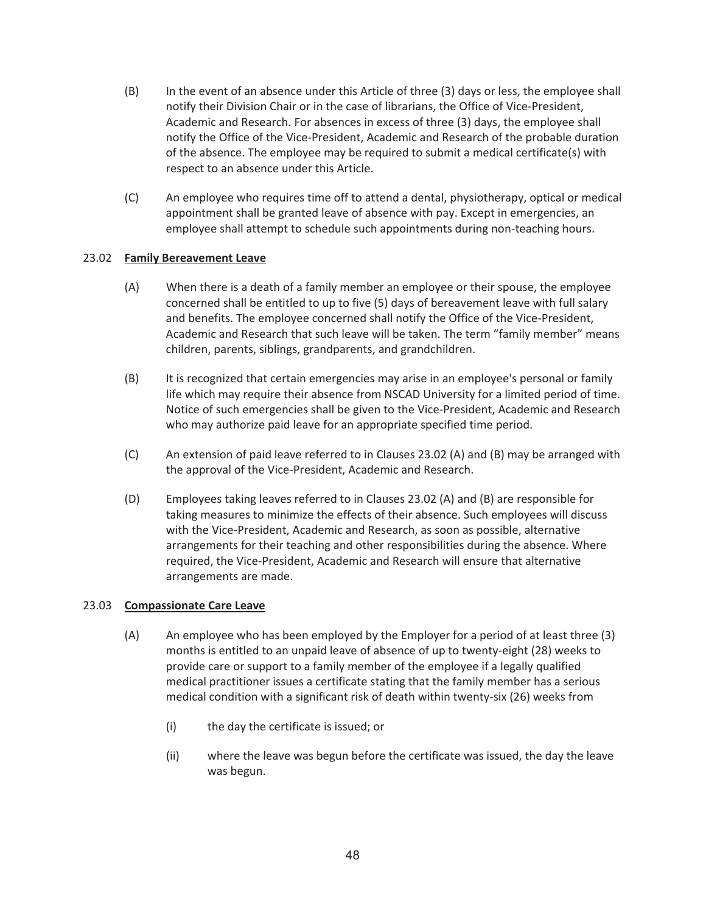(B) In the event of an absence under this Article of three (3) days or less, the employee shall notify their Division Chair or in the case of librarians, the Office of Vice-President, Academic and Research. For absences in excess of three (3) days, the employee shall notify the Office of the Vice-President, Academic and Research of the probable duration of the absence. The employee may be required to submit a medical certificate(s) with respect to an absence under this Article.

(C) An employee who requires time off to attend a dental, physiotherapy, optical or medical appointment shall be granted leave of absence with pay. Except in emergencies, an employee shall attempt to schedule such appointments during non-teaching hours.

### 23.02 <u>Family Bereavement Leave</u>

(A) When there is a death of a family member an employee or their spouse, the employee concerned shall be entitled to up to five (5) days of bereavement leave with full salary and benefits. The employee concerned shall notify the Office of the Vice-President, Academic and Research that such leave will be taken. The term "family member" means children, parents, siblings, grandparents, and grandchildren.

(B) It is recognized that certain emergencies may arise in an employee's personal or family life which may require their absence from NSCAD University for a limited period of time. Notice of such emergencies shall be given to the Vice-President, Academic and Research who may authorize paid leave for an appropriate specified time period.

(C) An extension of paid leave referred to in Clauses 23.02 (A) and (B) may be arranged with the approval of the Vice-President, Academic and Research.

(D) Employees taking leaves referred to in Clauses 23.02 (A) and (B) are responsible for taking measures to minimize the effects of their absence. Such employees will discuss with the Vice-President, Academic and Research, as soon as possible, alternative arrangements for their teaching and other responsibilities during the absence. Where required, the Vice-President, Academic and Research will ensure that alternative arrangements are made.

### 23.03 <u>Compassionate Care Leave</u>

(A) An employee who has been employed by the Employer for a period of at least three (3) months is entitled to an unpaid leave of absence of up to twenty-eight (28) weeks to provide care or support to a family member of the employee if a legally qualified medical practitioner issues a certificate stating that the family member has a serious medical condition with a significant risk of death within twenty-six (26) weeks from

  (i) the day the certificate is issued; or

  (ii) where the leave was begun before the certificate was issued, the day the leave was begun.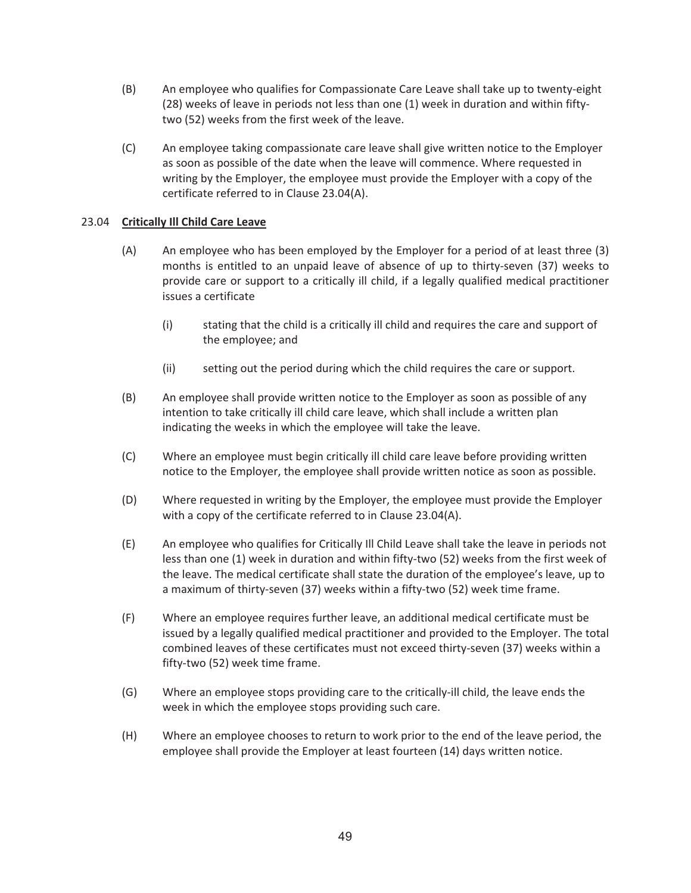(B) An employee who qualifies for Compassionate Care Leave shall take up to twenty-eight (28) weeks of leave in periods not less than one (1) week in duration and within fifty-two (52) weeks from the first week of the leave.

(C) An employee taking compassionate care leave shall give written notice to the Employer as soon as possible of the date when the leave will commence. Where requested in writing by the Employer, the employee must provide the Employer with a copy of the certificate referred to in Clause 23.04(A).

23.04 **Critically Ill Child Care Leave**

(A) An employee who has been employed by the Employer for a period of at least three (3) months is entitled to an unpaid leave of absence of up to thirty-seven (37) weeks to provide care or support to a critically ill child, if a legally qualified medical practitioner issues a certificate

(i) stating that the child is a critically ill child and requires the care and support of the employee; and

(ii) setting out the period during which the child requires the care or support.

(B) An employee shall provide written notice to the Employer as soon as possible of any intention to take critically ill child care leave, which shall include a written plan indicating the weeks in which the employee will take the leave.

(C) Where an employee must begin critically ill child care leave before providing written notice to the Employer, the employee shall provide written notice as soon as possible.

(D) Where requested in writing by the Employer, the employee must provide the Employer with a copy of the certificate referred to in Clause 23.04(A).

(E) An employee who qualifies for Critically Ill Child Leave shall take the leave in periods not less than one (1) week in duration and within fifty-two (52) weeks from the first week of the leave. The medical certificate shall state the duration of the employee's leave, up to a maximum of thirty-seven (37) weeks within a fifty-two (52) week time frame.

(F) Where an employee requires further leave, an additional medical certificate must be issued by a legally qualified medical practitioner and provided to the Employer. The total combined leaves of these certificates must not exceed thirty-seven (37) weeks within a fifty-two (52) week time frame.

(G) Where an employee stops providing care to the critically-ill child, the leave ends the week in which the employee stops providing such care.

(H) Where an employee chooses to return to work prior to the end of the leave period, the employee shall provide the Employer at least fourteen (14) days written notice.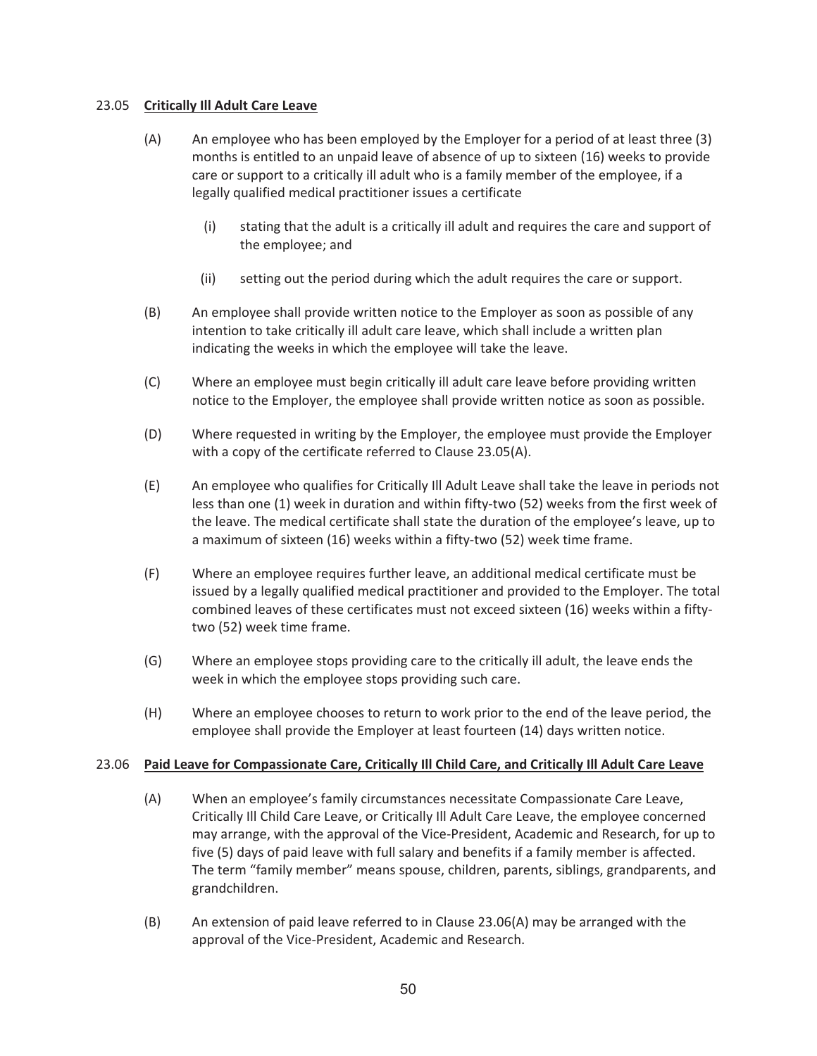23.05 **Critically Ill Adult Care Leave**

(A) An employee who has been employed by the Employer for a period of at least three (3) months is entitled to an unpaid leave of absence of up to sixteen (16) weeks to provide care or support to a critically ill adult who is a family member of the employee, if a legally qualified medical practitioner issues a certificate

(i) stating that the adult is a critically ill adult and requires the care and support of the employee; and

(ii) setting out the period during which the adult requires the care or support.

(B) An employee shall provide written notice to the Employer as soon as possible of any intention to take critically ill adult care leave, which shall include a written plan indicating the weeks in which the employee will take the leave.

(C) Where an employee must begin critically ill adult care leave before providing written notice to the Employer, the employee shall provide written notice as soon as possible.

(D) Where requested in writing by the Employer, the employee must provide the Employer with a copy of the certificate referred to Clause 23.05(A).

(E) An employee who qualifies for Critically Ill Adult Leave shall take the leave in periods not less than one (1) week in duration and within fifty-two (52) weeks from the first week of the leave. The medical certificate shall state the duration of the employee's leave, up to a maximum of sixteen (16) weeks within a fifty-two (52) week time frame.

(F) Where an employee requires further leave, an additional medical certificate must be issued by a legally qualified medical practitioner and provided to the Employer. The total combined leaves of these certificates must not exceed sixteen (16) weeks within a fifty-two (52) week time frame.

(G) Where an employee stops providing care to the critically ill adult, the leave ends the week in which the employee stops providing such care.

(H) Where an employee chooses to return to work prior to the end of the leave period, the employee shall provide the Employer at least fourteen (14) days written notice.

23.06 **Paid Leave for Compassionate Care, Critically Ill Child Care, and Critically Ill Adult Care Leave**

(A) When an employee's family circumstances necessitate Compassionate Care Leave, Critically Ill Child Care Leave, or Critically Ill Adult Care Leave, the employee concerned may arrange, with the approval of the Vice-President, Academic and Research, for up to five (5) days of paid leave with full salary and benefits if a family member is affected. The term "family member" means spouse, children, parents, siblings, grandparents, and grandchildren.

(B) An extension of paid leave referred to in Clause 23.06(A) may be arranged with the approval of the Vice-President, Academic and Research.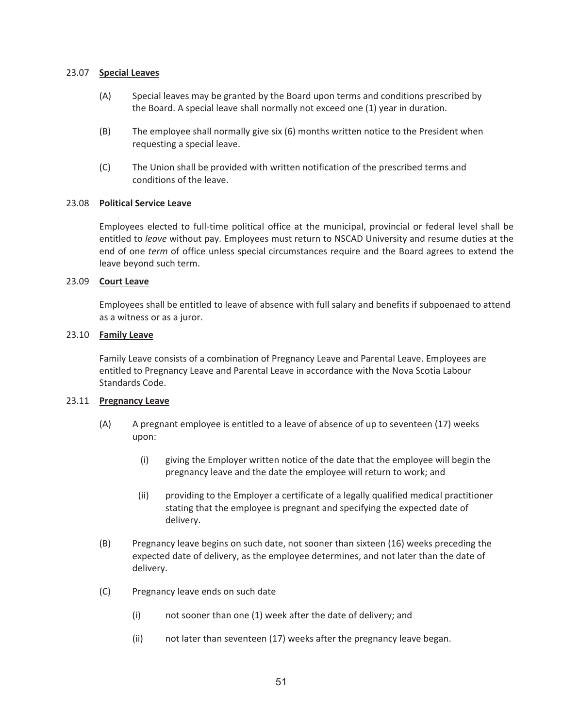### 23.07 **Special Leaves**

(A) Special leaves may be granted by the Board upon terms and conditions prescribed by the Board. A special leave shall normally not exceed one (1) year in duration.

(B) The employee shall normally give six (6) months written notice to the President when requesting a special leave.

(C) The Union shall be provided with written notification of the prescribed terms and conditions of the leave.

### 23.08 **Political Service Leave**

Employees elected to full-time political office at the municipal, provincial or federal level shall be entitled to *leave* without pay. Employees must return to NSCAD University and resume duties at the end of one *term* of office unless special circumstances require and the Board agrees to extend the leave beyond such term.

### 23.09 **Court Leave**

Employees shall be entitled to leave of absence with full salary and benefits if subpoenaed to attend as a witness or as a juror.

### 23.10 **Family Leave**

Family Leave consists of a combination of Pregnancy Leave and Parental Leave. Employees are entitled to Pregnancy Leave and Parental Leave in accordance with the Nova Scotia Labour Standards Code.

### 23.11 **Pregnancy Leave**

(A) A pregnant employee is entitled to a leave of absence of up to seventeen (17) weeks upon:

  (i) giving the Employer written notice of the date that the employee will begin the pregnancy leave and the date the employee will return to work; and

  (ii) providing to the Employer a certificate of a legally qualified medical practitioner stating that the employee is pregnant and specifying the expected date of delivery.

(B) Pregnancy leave begins on such date, not sooner than sixteen (16) weeks preceding the expected date of delivery, as the employee determines, and not later than the date of delivery.

(C) Pregnancy leave ends on such date

  (i) not sooner than one (1) week after the date of delivery; and

  (ii) not later than seventeen (17) weeks after the pregnancy leave began.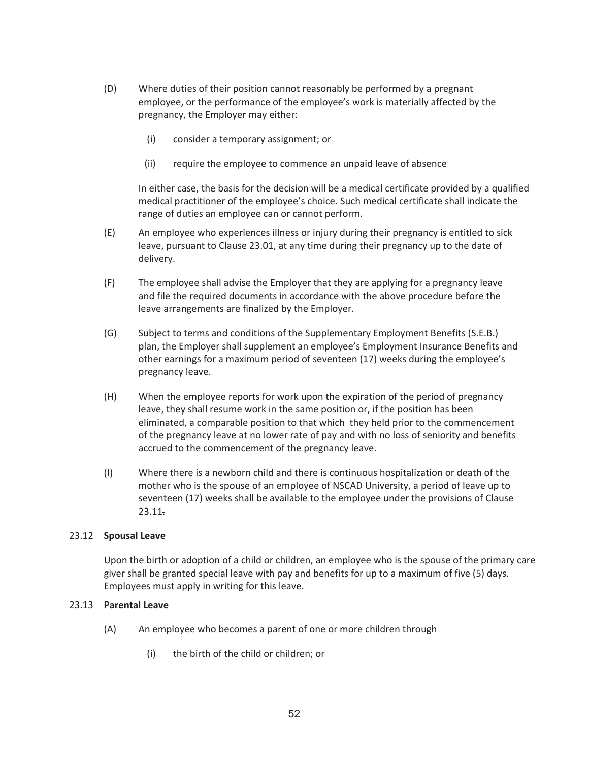(D) Where duties of their position cannot reasonably be performed by a pregnant employee, or the performance of the employee's work is materially affected by the pregnancy, the Employer may either:

(i) consider a temporary assignment; or

(ii) require the employee to commence an unpaid leave of absence

In either case, the basis for the decision will be a medical certificate provided by a qualified medical practitioner of the employee's choice. Such medical certificate shall indicate the range of duties an employee can or cannot perform.

(E) An employee who experiences illness or injury during their pregnancy is entitled to sick leave, pursuant to Clause 23.01, at any time during their pregnancy up to the date of delivery.

(F) The employee shall advise the Employer that they are applying for a pregnancy leave and file the required documents in accordance with the above procedure before the leave arrangements are finalized by the Employer.

(G) Subject to terms and conditions of the Supplementary Employment Benefits (S.E.B.) plan, the Employer shall supplement an employee's Employment Insurance Benefits and other earnings for a maximum period of seventeen (17) weeks during the employee's pregnancy leave.

(H) When the employee reports for work upon the expiration of the period of pregnancy leave, they shall resume work in the same position or, if the position has been eliminated, a comparable position to that which they held prior to the commencement of the pregnancy leave at no lower rate of pay and with no loss of seniority and benefits accrued to the commencement of the pregnancy leave.

(I) Where there is a newborn child and there is continuous hospitalization or death of the mother who is the spouse of an employee of NSCAD University, a period of leave up to seventeen (17) weeks shall be available to the employee under the provisions of Clause 23.11.

23.12 **Spousal Leave**

Upon the birth or adoption of a child or children, an employee who is the spouse of the primary care giver shall be granted special leave with pay and benefits for up to a maximum of five (5) days. Employees must apply in writing for this leave.

23.13 **Parental Leave**

(A) An employee who becomes a parent of one or more children through

(i) the birth of the child or children; or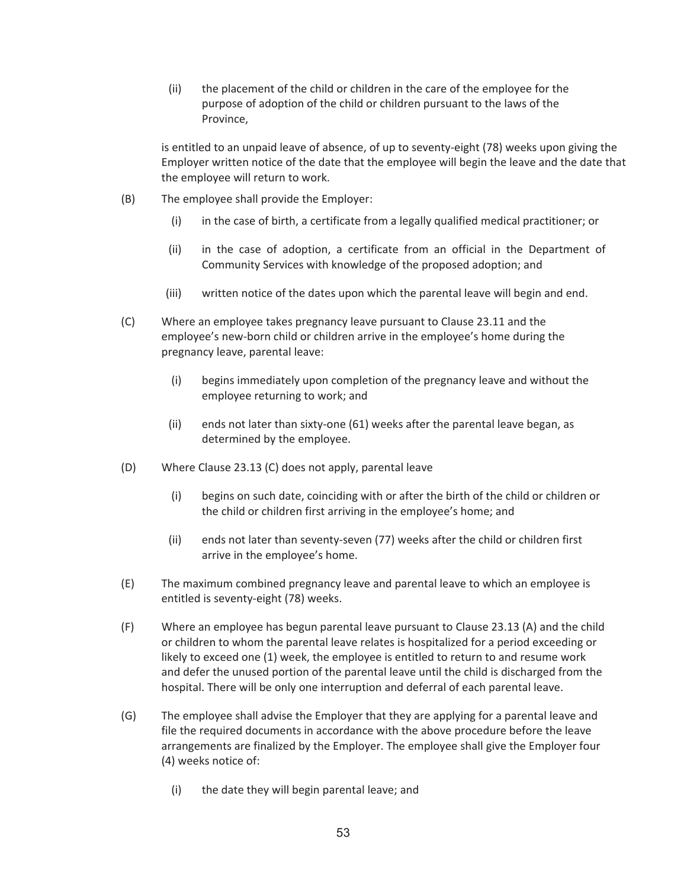(ii) the placement of the child or children in the care of the employee for the purpose of adoption of the child or children pursuant to the laws of the Province,

is entitled to an unpaid leave of absence, of up to seventy-eight (78) weeks upon giving the Employer written notice of the date that the employee will begin the leave and the date that the employee will return to work.

(B) The employee shall provide the Employer:

(i) in the case of birth, a certificate from a legally qualified medical practitioner; or

(ii) in the case of adoption, a certificate from an official in the Department of Community Services with knowledge of the proposed adoption; and

(iii) written notice of the dates upon which the parental leave will begin and end.

(C) Where an employee takes pregnancy leave pursuant to Clause 23.11 and the employee's new-born child or children arrive in the employee's home during the pregnancy leave, parental leave:

(i) begins immediately upon completion of the pregnancy leave and without the employee returning to work; and

(ii) ends not later than sixty-one (61) weeks after the parental leave began, as determined by the employee.

(D) Where Clause 23.13 (C) does not apply, parental leave

(i) begins on such date, coinciding with or after the birth of the child or children or the child or children first arriving in the employee's home; and

(ii) ends not later than seventy-seven (77) weeks after the child or children first arrive in the employee's home.

(E) The maximum combined pregnancy leave and parental leave to which an employee is entitled is seventy-eight (78) weeks.

(F) Where an employee has begun parental leave pursuant to Clause 23.13 (A) and the child or children to whom the parental leave relates is hospitalized for a period exceeding or likely to exceed one (1) week, the employee is entitled to return to and resume work and defer the unused portion of the parental leave until the child is discharged from the hospital. There will be only one interruption and deferral of each parental leave.

(G) The employee shall advise the Employer that they are applying for a parental leave and file the required documents in accordance with the above procedure before the leave arrangements are finalized by the Employer. The employee shall give the Employer four (4) weeks notice of:

(i) the date they will begin parental leave; and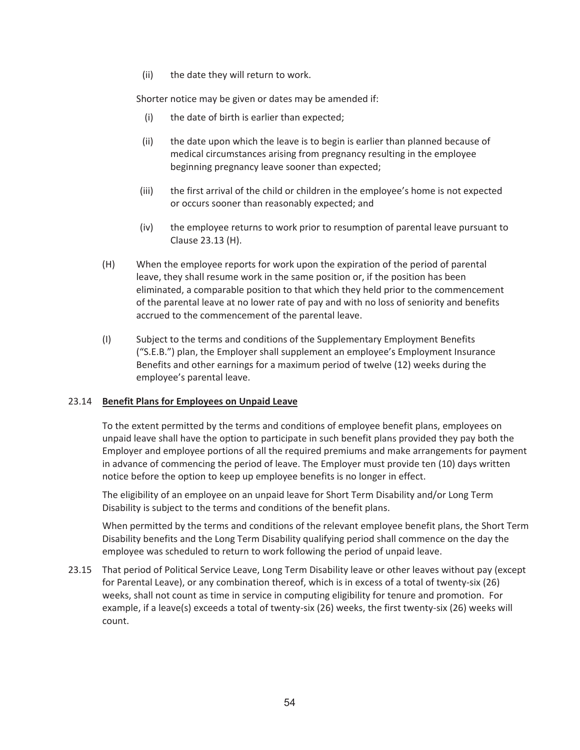(ii) the date they will return to work.

Shorter notice may be given or dates may be amended if:

(i) the date of birth is earlier than expected;

(ii) the date upon which the leave is to begin is earlier than planned because of medical circumstances arising from pregnancy resulting in the employee beginning pregnancy leave sooner than expected;

(iii) the first arrival of the child or children in the employee's home is not expected or occurs sooner than reasonably expected; and

(iv) the employee returns to work prior to resumption of parental leave pursuant to Clause 23.13 (H).

(H) When the employee reports for work upon the expiration of the period of parental leave, they shall resume work in the same position or, if the position has been eliminated, a comparable position to that which they held prior to the commencement of the parental leave at no lower rate of pay and with no loss of seniority and benefits accrued to the commencement of the parental leave.

(I) Subject to the terms and conditions of the Supplementary Employment Benefits ("S.E.B.") plan, the Employer shall supplement an employee's Employment Insurance Benefits and other earnings for a maximum period of twelve (12) weeks during the employee's parental leave.

23.14 **Benefit Plans for Employees on Unpaid Leave**

To the extent permitted by the terms and conditions of employee benefit plans, employees on unpaid leave shall have the option to participate in such benefit plans provided they pay both the Employer and employee portions of all the required premiums and make arrangements for payment in advance of commencing the period of leave. The Employer must provide ten (10) days written notice before the option to keep up employee benefits is no longer in effect.

The eligibility of an employee on an unpaid leave for Short Term Disability and/or Long Term Disability is subject to the terms and conditions of the benefit plans.

When permitted by the terms and conditions of the relevant employee benefit plans, the Short Term Disability benefits and the Long Term Disability qualifying period shall commence on the day the employee was scheduled to return to work following the period of unpaid leave.

23.15 That period of Political Service Leave, Long Term Disability leave or other leaves without pay (except for Parental Leave), or any combination thereof, which is in excess of a total of twenty-six (26) weeks, shall not count as time in service in computing eligibility for tenure and promotion. For example, if a leave(s) exceeds a total of twenty-six (26) weeks, the first twenty-six (26) weeks will count.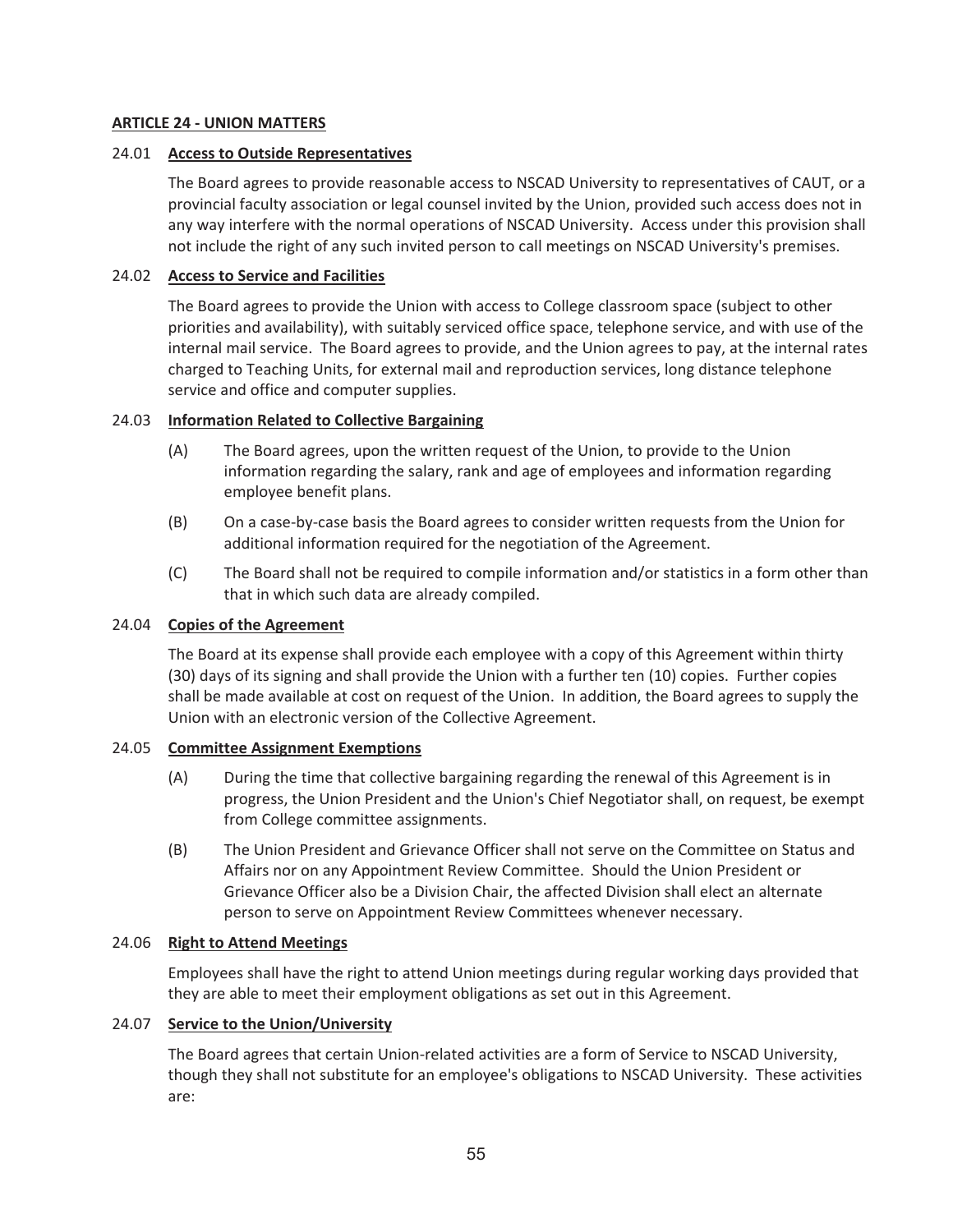**ARTICLE 24 - UNION MATTERS**

24.01 **Access to Outside Representatives**

The Board agrees to provide reasonable access to NSCAD University to representatives of CAUT, or a provincial faculty association or legal counsel invited by the Union, provided such access does not in any way interfere with the normal operations of NSCAD University. Access under this provision shall not include the right of any such invited person to call meetings on NSCAD University's premises.

24.02 **Access to Service and Facilities**

The Board agrees to provide the Union with access to College classroom space (subject to other priorities and availability), with suitably serviced office space, telephone service, and with use of the internal mail service. The Board agrees to provide, and the Union agrees to pay, at the internal rates charged to Teaching Units, for external mail and reproduction services, long distance telephone service and office and computer supplies.

24.03 **Information Related to Collective Bargaining**

(A) The Board agrees, upon the written request of the Union, to provide to the Union information regarding the salary, rank and age of employees and information regarding employee benefit plans.

(B) On a case-by-case basis the Board agrees to consider written requests from the Union for additional information required for the negotiation of the Agreement.

(C) The Board shall not be required to compile information and/or statistics in a form other than that in which such data are already compiled.

24.04 **Copies of the Agreement**

The Board at its expense shall provide each employee with a copy of this Agreement within thirty (30) days of its signing and shall provide the Union with a further ten (10) copies. Further copies shall be made available at cost on request of the Union. In addition, the Board agrees to supply the Union with an electronic version of the Collective Agreement.

24.05 **Committee Assignment Exemptions**

(A) During the time that collective bargaining regarding the renewal of this Agreement is in progress, the Union President and the Union's Chief Negotiator shall, on request, be exempt from College committee assignments.

(B) The Union President and Grievance Officer shall not serve on the Committee on Status and Affairs nor on any Appointment Review Committee. Should the Union President or Grievance Officer also be a Division Chair, the affected Division shall elect an alternate person to serve on Appointment Review Committees whenever necessary.

24.06 **Right to Attend Meetings**

Employees shall have the right to attend Union meetings during regular working days provided that they are able to meet their employment obligations as set out in this Agreement.

24.07 **Service to the Union/University**

The Board agrees that certain Union-related activities are a form of Service to NSCAD University, though they shall not substitute for an employee's obligations to NSCAD University. These activities are: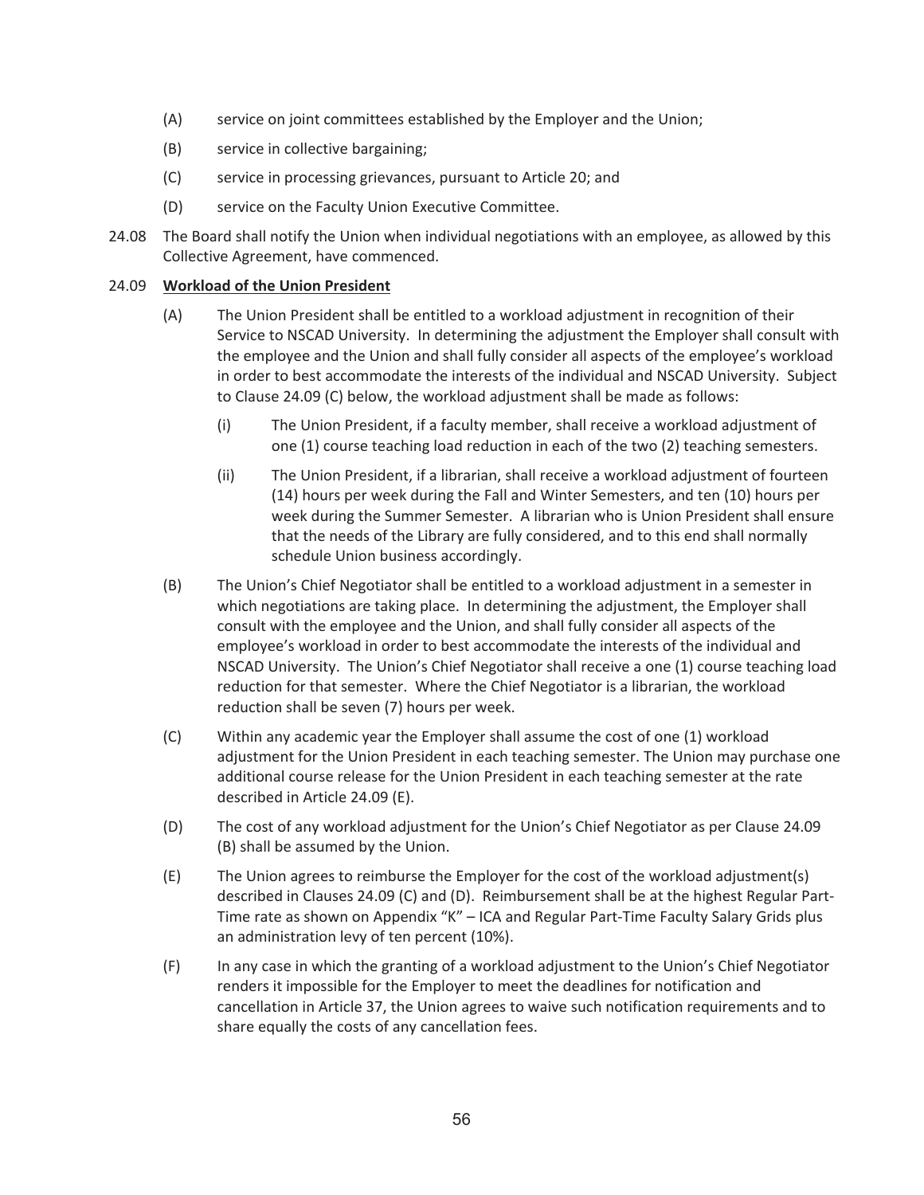(A) service on joint committees established by the Employer and the Union;

(B) service in collective bargaining;

(C) service in processing grievances, pursuant to Article 20; and

(D) service on the Faculty Union Executive Committee.

24.08 The Board shall notify the Union when individual negotiations with an employee, as allowed by this Collective Agreement, have commenced.

24.09 **Workload of the Union President**

(A) The Union President shall be entitled to a workload adjustment in recognition of their Service to NSCAD University. In determining the adjustment the Employer shall consult with the employee and the Union and shall fully consider all aspects of the employee's workload in order to best accommodate the interests of the individual and NSCAD University. Subject to Clause 24.09 (C) below, the workload adjustment shall be made as follows:

(i) The Union President, if a faculty member, shall receive a workload adjustment of one (1) course teaching load reduction in each of the two (2) teaching semesters.

(ii) The Union President, if a librarian, shall receive a workload adjustment of fourteen (14) hours per week during the Fall and Winter Semesters, and ten (10) hours per week during the Summer Semester. A librarian who is Union President shall ensure that the needs of the Library are fully considered, and to this end shall normally schedule Union business accordingly.

(B) The Union's Chief Negotiator shall be entitled to a workload adjustment in a semester in which negotiations are taking place. In determining the adjustment, the Employer shall consult with the employee and the Union, and shall fully consider all aspects of the employee's workload in order to best accommodate the interests of the individual and NSCAD University. The Union's Chief Negotiator shall receive a one (1) course teaching load reduction for that semester. Where the Chief Negotiator is a librarian, the workload reduction shall be seven (7) hours per week.

(C) Within any academic year the Employer shall assume the cost of one (1) workload adjustment for the Union President in each teaching semester. The Union may purchase one additional course release for the Union President in each teaching semester at the rate described in Article 24.09 (E).

(D) The cost of any workload adjustment for the Union's Chief Negotiator as per Clause 24.09 (B) shall be assumed by the Union.

(E) The Union agrees to reimburse the Employer for the cost of the workload adjustment(s) described in Clauses 24.09 (C) and (D). Reimbursement shall be at the highest Regular Part-Time rate as shown on Appendix "K" – ICA and Regular Part-Time Faculty Salary Grids plus an administration levy of ten percent (10%).

(F) In any case in which the granting of a workload adjustment to the Union's Chief Negotiator renders it impossible for the Employer to meet the deadlines for notification and cancellation in Article 37, the Union agrees to waive such notification requirements and to share equally the costs of any cancellation fees.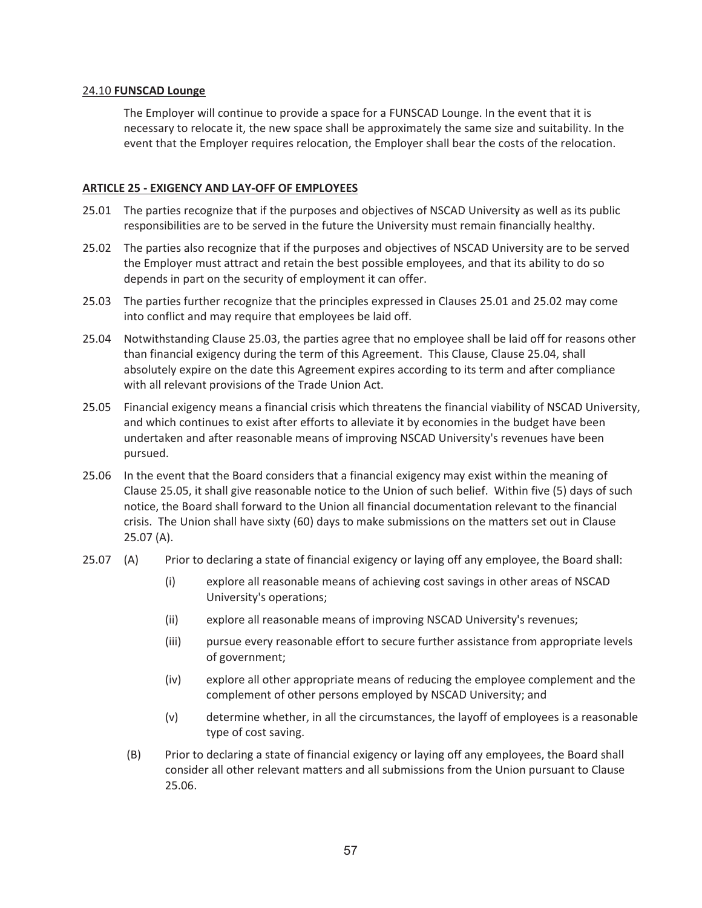24.10 **FUNSCAD Lounge**

The Employer will continue to provide a space for a FUNSCAD Lounge. In the event that it is necessary to relocate it, the new space shall be approximately the same size and suitability. In the event that the Employer requires relocation, the Employer shall bear the costs of the relocation.

## ARTICLE 25 - EXIGENCY AND LAY-OFF OF EMPLOYEES

25.01 The parties recognize that if the purposes and objectives of NSCAD University as well as its public responsibilities are to be served in the future the University must remain financially healthy.

25.02 The parties also recognize that if the purposes and objectives of NSCAD University are to be served the Employer must attract and retain the best possible employees, and that its ability to do so depends in part on the security of employment it can offer.

25.03 The parties further recognize that the principles expressed in Clauses 25.01 and 25.02 may come into conflict and may require that employees be laid off.

25.04 Notwithstanding Clause 25.03, the parties agree that no employee shall be laid off for reasons other than financial exigency during the term of this Agreement. This Clause, Clause 25.04, shall absolutely expire on the date this Agreement expires according to its term and after compliance with all relevant provisions of the Trade Union Act.

25.05 Financial exigency means a financial crisis which threatens the financial viability of NSCAD University, and which continues to exist after efforts to alleviate it by economies in the budget have been undertaken and after reasonable means of improving NSCAD University's revenues have been pursued.

25.06 In the event that the Board considers that a financial exigency may exist within the meaning of Clause 25.05, it shall give reasonable notice to the Union of such belief. Within five (5) days of such notice, the Board shall forward to the Union all financial documentation relevant to the financial crisis. The Union shall have sixty (60) days to make submissions on the matters set out in Clause 25.07 (A).

25.07 (A) Prior to declaring a state of financial exigency or laying off any employee, the Board shall:

(i) explore all reasonable means of achieving cost savings in other areas of NSCAD University's operations;

(ii) explore all reasonable means of improving NSCAD University's revenues;

(iii) pursue every reasonable effort to secure further assistance from appropriate levels of government;

(iv) explore all other appropriate means of reducing the employee complement and the complement of other persons employed by NSCAD University; and

(v) determine whether, in all the circumstances, the layoff of employees is a reasonable type of cost saving.

(B) Prior to declaring a state of financial exigency or laying off any employees, the Board shall consider all other relevant matters and all submissions from the Union pursuant to Clause 25.06.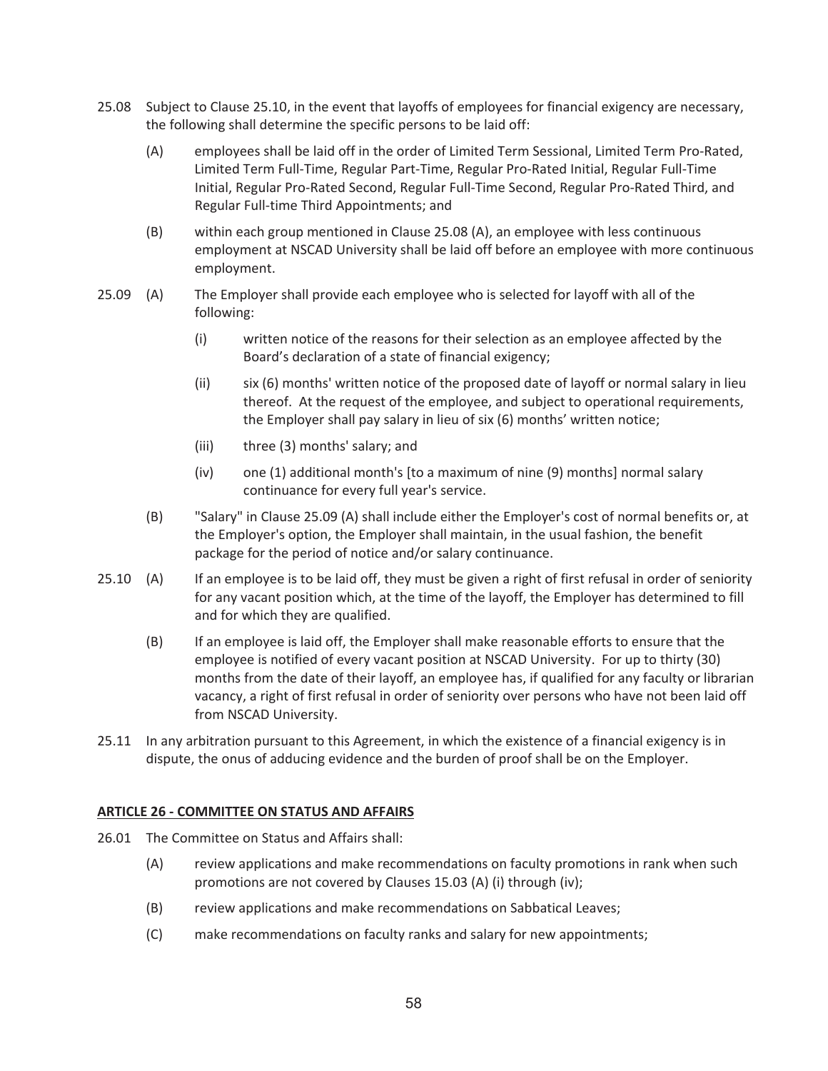25.08 Subject to Clause 25.10, in the event that layoffs of employees for financial exigency are necessary, the following shall determine the specific persons to be laid off:

(A) employees shall be laid off in the order of Limited Term Sessional, Limited Term Pro-Rated, Limited Term Full-Time, Regular Part-Time, Regular Pro-Rated Initial, Regular Full-Time Initial, Regular Pro-Rated Second, Regular Full-Time Second, Regular Pro-Rated Third, and Regular Full-time Third Appointments; and

(B) within each group mentioned in Clause 25.08 (A), an employee with less continuous employment at NSCAD University shall be laid off before an employee with more continuous employment.

25.09 (A) The Employer shall provide each employee who is selected for layoff with all of the following:

(i) written notice of the reasons for their selection as an employee affected by the Board's declaration of a state of financial exigency;

(ii) six (6) months' written notice of the proposed date of layoff or normal salary in lieu thereof. At the request of the employee, and subject to operational requirements, the Employer shall pay salary in lieu of six (6) months' written notice;

(iii) three (3) months' salary; and

(iv) one (1) additional month's [to a maximum of nine (9) months] normal salary continuance for every full year's service.

(B) "Salary" in Clause 25.09 (A) shall include either the Employer's cost of normal benefits or, at the Employer's option, the Employer shall maintain, in the usual fashion, the benefit package for the period of notice and/or salary continuance.

25.10 (A) If an employee is to be laid off, they must be given a right of first refusal in order of seniority for any vacant position which, at the time of the layoff, the Employer has determined to fill and for which they are qualified.

(B) If an employee is laid off, the Employer shall make reasonable efforts to ensure that the employee is notified of every vacant position at NSCAD University. For up to thirty (30) months from the date of their layoff, an employee has, if qualified for any faculty or librarian vacancy, a right of first refusal in order of seniority over persons who have not been laid off from NSCAD University.

25.11 In any arbitration pursuant to this Agreement, in which the existence of a financial exigency is in dispute, the onus of adducing evidence and the burden of proof shall be on the Employer.

## ARTICLE 26 - COMMITTEE ON STATUS AND AFFAIRS

26.01 The Committee on Status and Affairs shall:

(A) review applications and make recommendations on faculty promotions in rank when such promotions are not covered by Clauses 15.03 (A) (i) through (iv);

(B) review applications and make recommendations on Sabbatical Leaves;

(C) make recommendations on faculty ranks and salary for new appointments;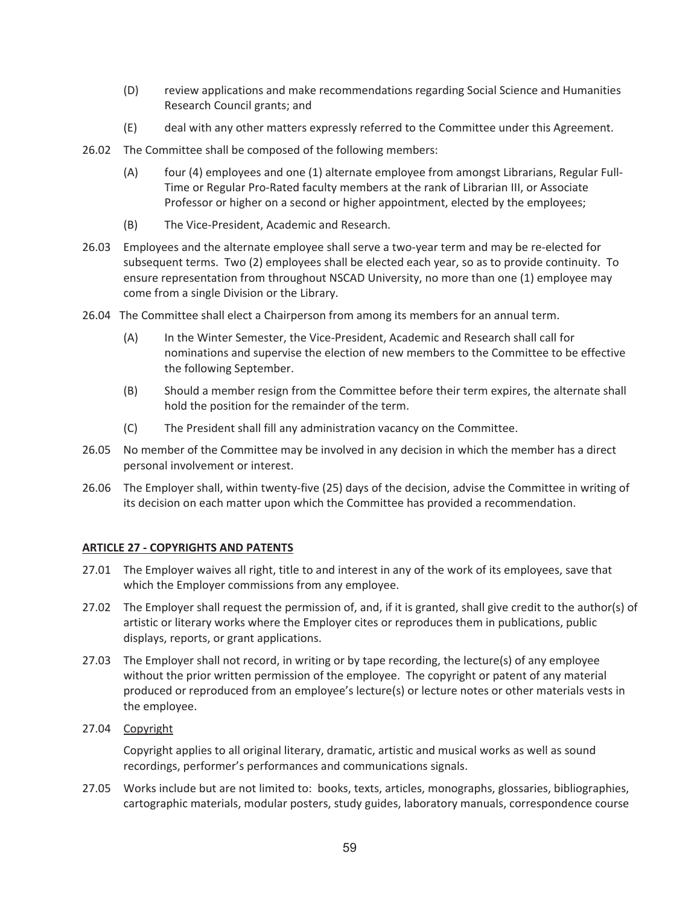(D) review applications and make recommendations regarding Social Science and Humanities Research Council grants; and

(E) deal with any other matters expressly referred to the Committee under this Agreement.

26.02 The Committee shall be composed of the following members:

(A) four (4) employees and one (1) alternate employee from amongst Librarians, Regular Full-Time or Regular Pro-Rated faculty members at the rank of Librarian III, or Associate Professor or higher on a second or higher appointment, elected by the employees;

(B) The Vice-President, Academic and Research.

26.03 Employees and the alternate employee shall serve a two-year term and may be re-elected for subsequent terms. Two (2) employees shall be elected each year, so as to provide continuity. To ensure representation from throughout NSCAD University, no more than one (1) employee may come from a single Division or the Library.

26.04 The Committee shall elect a Chairperson from among its members for an annual term.

(A) In the Winter Semester, the Vice-President, Academic and Research shall call for nominations and supervise the election of new members to the Committee to be effective the following September.

(B) Should a member resign from the Committee before their term expires, the alternate shall hold the position for the remainder of the term.

(C) The President shall fill any administration vacancy on the Committee.

26.05 No member of the Committee may be involved in any decision in which the member has a direct personal involvement or interest.

26.06 The Employer shall, within twenty-five (25) days of the decision, advise the Committee in writing of its decision on each matter upon which the Committee has provided a recommendation.

## ARTICLE 27 - COPYRIGHTS AND PATENTS

27.01 The Employer waives all right, title to and interest in any of the work of its employees, save that which the Employer commissions from any employee.

27.02 The Employer shall request the permission of, and, if it is granted, shall give credit to the author(s) of artistic or literary works where the Employer cites or reproduces them in publications, public displays, reports, or grant applications.

27.03 The Employer shall not record, in writing or by tape recording, the lecture(s) of any employee without the prior written permission of the employee. The copyright or patent of any material produced or reproduced from an employee's lecture(s) or lecture notes or other materials vests in the employee.

27.04 Copyright

Copyright applies to all original literary, dramatic, artistic and musical works as well as sound recordings, performer's performances and communications signals.

27.05 Works include but are not limited to: books, texts, articles, monographs, glossaries, bibliographies, cartographic materials, modular posters, study guides, laboratory manuals, correspondence course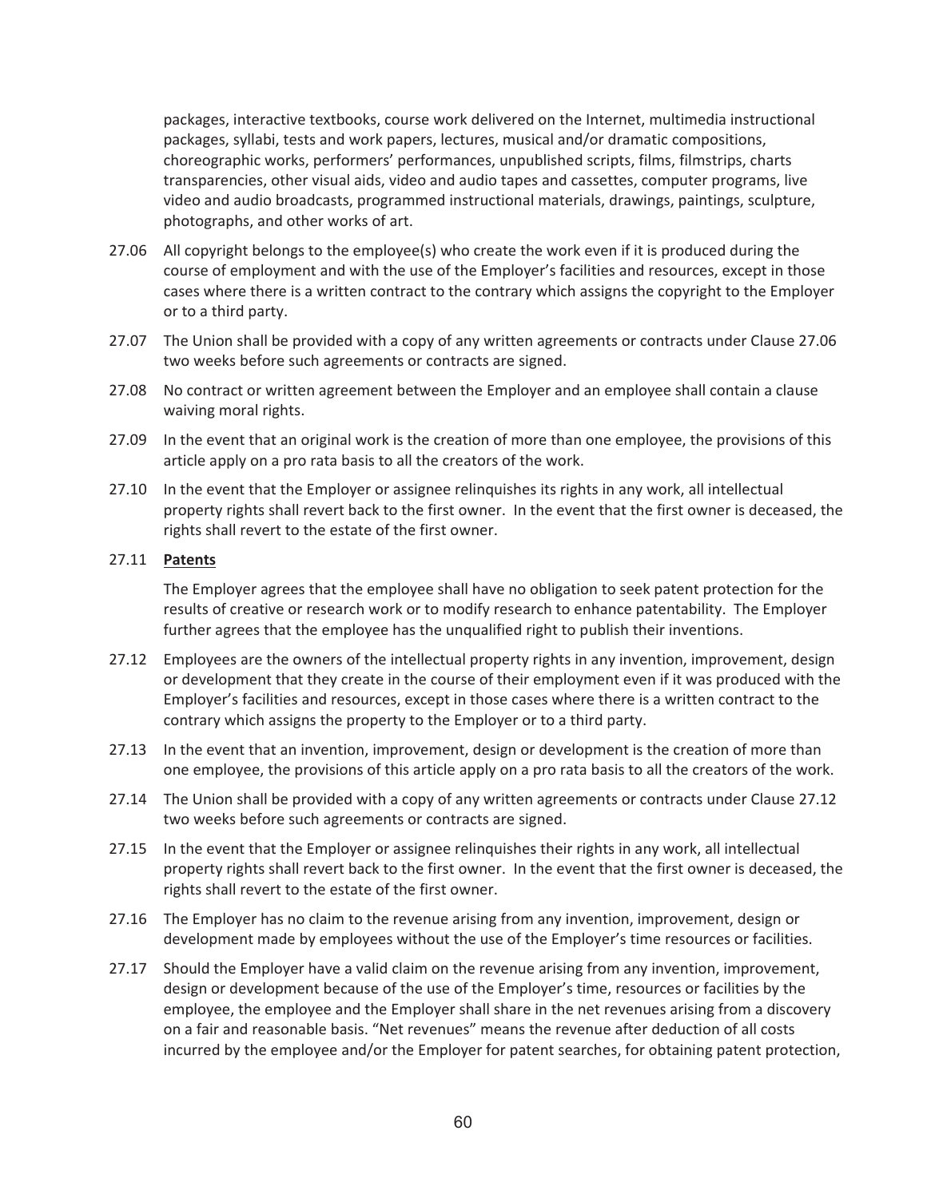packages, interactive textbooks, course work delivered on the Internet, multimedia instructional packages, syllabi, tests and work papers, lectures, musical and/or dramatic compositions, choreographic works, performers' performances, unpublished scripts, films, filmstrips, charts transparencies, other visual aids, video and audio tapes and cassettes, computer programs, live video and audio broadcasts, programmed instructional materials, drawings, paintings, sculpture, photographs, and other works of art.

27.06 All copyright belongs to the employee(s) who create the work even if it is produced during the course of employment and with the use of the Employer's facilities and resources, except in those cases where there is a written contract to the contrary which assigns the copyright to the Employer or to a third party.

27.07 The Union shall be provided with a copy of any written agreements or contracts under Clause 27.06 two weeks before such agreements or contracts are signed.

27.08 No contract or written agreement between the Employer and an employee shall contain a clause waiving moral rights.

27.09 In the event that an original work is the creation of more than one employee, the provisions of this article apply on a pro rata basis to all the creators of the work.

27.10 In the event that the Employer or assignee relinquishes its rights in any work, all intellectual property rights shall revert back to the first owner. In the event that the first owner is deceased, the rights shall revert to the estate of the first owner.

27.11 **Patents**

The Employer agrees that the employee shall have no obligation to seek patent protection for the results of creative or research work or to modify research to enhance patentability. The Employer further agrees that the employee has the unqualified right to publish their inventions.

27.12 Employees are the owners of the intellectual property rights in any invention, improvement, design or development that they create in the course of their employment even if it was produced with the Employer's facilities and resources, except in those cases where there is a written contract to the contrary which assigns the property to the Employer or to a third party.

27.13 In the event that an invention, improvement, design or development is the creation of more than one employee, the provisions of this article apply on a pro rata basis to all the creators of the work.

27.14 The Union shall be provided with a copy of any written agreements or contracts under Clause 27.12 two weeks before such agreements or contracts are signed.

27.15 In the event that the Employer or assignee relinquishes their rights in any work, all intellectual property rights shall revert back to the first owner. In the event that the first owner is deceased, the rights shall revert to the estate of the first owner.

27.16 The Employer has no claim to the revenue arising from any invention, improvement, design or development made by employees without the use of the Employer's time resources or facilities.

27.17 Should the Employer have a valid claim on the revenue arising from any invention, improvement, design or development because of the use of the Employer's time, resources or facilities by the employee, the employee and the Employer shall share in the net revenues arising from a discovery on a fair and reasonable basis. "Net revenues" means the revenue after deduction of all costs incurred by the employee and/or the Employer for patent searches, for obtaining patent protection,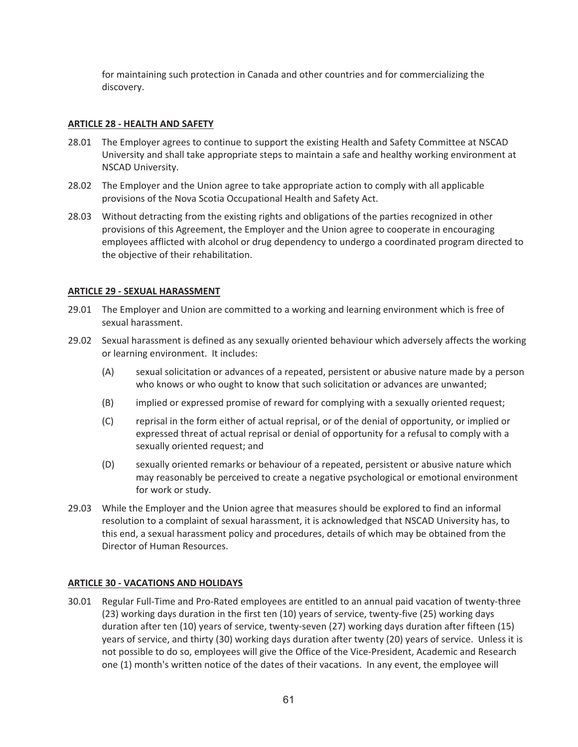for maintaining such protection in Canada and other countries and for commercializing the discovery.

## ARTICLE 28 - HEALTH AND SAFETY

28.01 The Employer agrees to continue to support the existing Health and Safety Committee at NSCAD University and shall take appropriate steps to maintain a safe and healthy working environment at NSCAD University.

28.02 The Employer and the Union agree to take appropriate action to comply with all applicable provisions of the Nova Scotia Occupational Health and Safety Act.

28.03 Without detracting from the existing rights and obligations of the parties recognized in other provisions of this Agreement, the Employer and the Union agree to cooperate in encouraging employees afflicted with alcohol or drug dependency to undergo a coordinated program directed to the objective of their rehabilitation.

## ARTICLE 29 - SEXUAL HARASSMENT

29.01 The Employer and Union are committed to a working and learning environment which is free of sexual harassment.

29.02 Sexual harassment is defined as any sexually oriented behaviour which adversely affects the working or learning environment. It includes:

(A) sexual solicitation or advances of a repeated, persistent or abusive nature made by a person who knows or who ought to know that such solicitation or advances are unwanted;

(B) implied or expressed promise of reward for complying with a sexually oriented request;

(C) reprisal in the form either of actual reprisal, or of the denial of opportunity, or implied or expressed threat of actual reprisal or denial of opportunity for a refusal to comply with a sexually oriented request; and

(D) sexually oriented remarks or behaviour of a repeated, persistent or abusive nature which may reasonably be perceived to create a negative psychological or emotional environment for work or study.

29.03 While the Employer and the Union agree that measures should be explored to find an informal resolution to a complaint of sexual harassment, it is acknowledged that NSCAD University has, to this end, a sexual harassment policy and procedures, details of which may be obtained from the Director of Human Resources.

## ARTICLE 30 - VACATIONS AND HOLIDAYS

30.01 Regular Full-Time and Pro-Rated employees are entitled to an annual paid vacation of twenty-three (23) working days duration in the first ten (10) years of service, twenty-five (25) working days duration after ten (10) years of service, twenty-seven (27) working days duration after fifteen (15) years of service, and thirty (30) working days duration after twenty (20) years of service. Unless it is not possible to do so, employees will give the Office of the Vice-President, Academic and Research one (1) month's written notice of the dates of their vacations. In any event, the employee will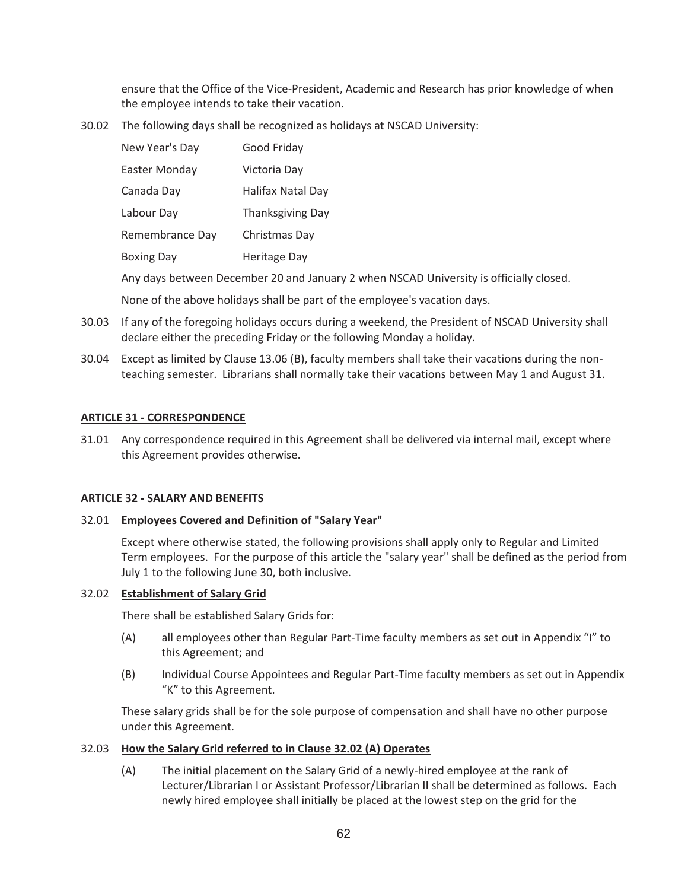ensure that the Office of the Vice-President, Academic and Research has prior knowledge of when the employee intends to take their vacation.

30.02 The following days shall be recognized as holidays at NSCAD University:

| | |
|---|---|
| New Year's Day | Good Friday |
| Easter Monday | Victoria Day |
| Canada Day | Halifax Natal Day |
| Labour Day | Thanksgiving Day |
| Remembrance Day | Christmas Day |
| Boxing Day | Heritage Day |

Any days between December 20 and January 2 when NSCAD University is officially closed.

None of the above holidays shall be part of the employee's vacation days.

30.03 If any of the foregoing holidays occurs during a weekend, the President of NSCAD University shall declare either the preceding Friday or the following Monday a holiday.

30.04 Except as limited by Clause 13.06 (B), faculty members shall take their vacations during the non-teaching semester. Librarians shall normally take their vacations between May 1 and August 31.

## ARTICLE 31 - CORRESPONDENCE

31.01 Any correspondence required in this Agreement shall be delivered via internal mail, except where this Agreement provides otherwise.

## ARTICLE 32 - SALARY AND BENEFITS

32.01 **Employees Covered and Definition of "Salary Year"**

Except where otherwise stated, the following provisions shall apply only to Regular and Limited Term employees. For the purpose of this article the "salary year" shall be defined as the period from July 1 to the following June 30, both inclusive.

32.02 **Establishment of Salary Grid**

There shall be established Salary Grids for:

(A) all employees other than Regular Part-Time faculty members as set out in Appendix "I" to this Agreement; and

(B) Individual Course Appointees and Regular Part-Time faculty members as set out in Appendix "K" to this Agreement.

These salary grids shall be for the sole purpose of compensation and shall have no other purpose under this Agreement.

32.03 **How the Salary Grid referred to in Clause 32.02 (A) Operates**

(A) The initial placement on the Salary Grid of a newly-hired employee at the rank of Lecturer/Librarian I or Assistant Professor/Librarian II shall be determined as follows. Each newly hired employee shall initially be placed at the lowest step on the grid for the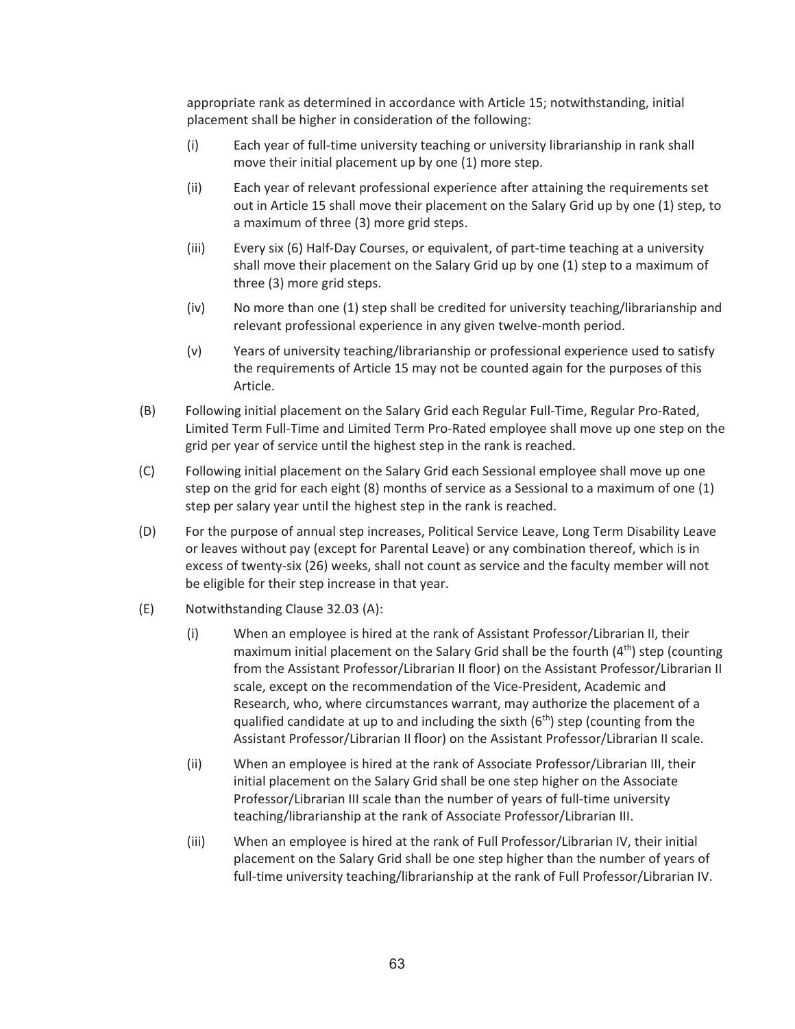appropriate rank as determined in accordance with Article 15; notwithstanding, initial placement shall be higher in consideration of the following:

(i) Each year of full-time university teaching or university librarianship in rank shall move their initial placement up by one (1) more step.

(ii) Each year of relevant professional experience after attaining the requirements set out in Article 15 shall move their placement on the Salary Grid up by one (1) step, to a maximum of three (3) more grid steps.

(iii) Every six (6) Half-Day Courses, or equivalent, of part-time teaching at a university shall move their placement on the Salary Grid up by one (1) step to a maximum of three (3) more grid steps.

(iv) No more than one (1) step shall be credited for university teaching/librarianship and relevant professional experience in any given twelve-month period.

(v) Years of university teaching/librarianship or professional experience used to satisfy the requirements of Article 15 may not be counted again for the purposes of this Article.

(B) Following initial placement on the Salary Grid each Regular Full-Time, Regular Pro-Rated, Limited Term Full-Time and Limited Term Pro-Rated employee shall move up one step on the grid per year of service until the highest step in the rank is reached.

(C) Following initial placement on the Salary Grid each Sessional employee shall move up one step on the grid for each eight (8) months of service as a Sessional to a maximum of one (1) step per salary year until the highest step in the rank is reached.

(D) For the purpose of annual step increases, Political Service Leave, Long Term Disability Leave or leaves without pay (except for Parental Leave) or any combination thereof, which is in excess of twenty-six (26) weeks, shall not count as service and the faculty member will not be eligible for their step increase in that year.

(E) Notwithstanding Clause 32.03 (A):

(i) When an employee is hired at the rank of Assistant Professor/Librarian II, their maximum initial placement on the Salary Grid shall be the fourth (4th) step (counting from the Assistant Professor/Librarian II floor) on the Assistant Professor/Librarian II scale, except on the recommendation of the Vice-President, Academic and Research, who, where circumstances warrant, may authorize the placement of a qualified candidate at up to and including the sixth (6th) step (counting from the Assistant Professor/Librarian II floor) on the Assistant Professor/Librarian II scale.

(ii) When an employee is hired at the rank of Associate Professor/Librarian III, their initial placement on the Salary Grid shall be one step higher on the Associate Professor/Librarian III scale than the number of years of full-time university teaching/librarianship at the rank of Associate Professor/Librarian III.

(iii) When an employee is hired at the rank of Full Professor/Librarian IV, their initial placement on the Salary Grid shall be one step higher than the number of years of full-time university teaching/librarianship at the rank of Full Professor/Librarian IV.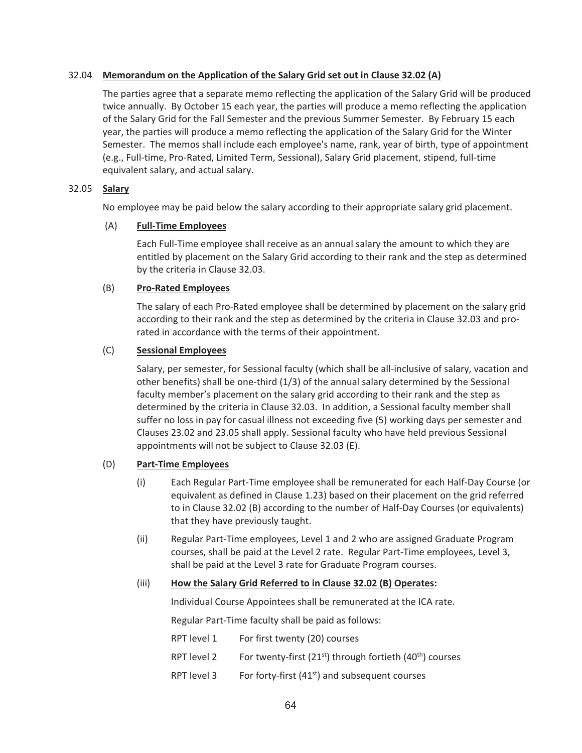32.04 **Memorandum on the Application of the Salary Grid set out in Clause 32.02 (A)**

The parties agree that a separate memo reflecting the application of the Salary Grid will be produced twice annually. By October 15 each year, the parties will produce a memo reflecting the application of the Salary Grid for the Fall Semester and the previous Summer Semester. By February 15 each year, the parties will produce a memo reflecting the application of the Salary Grid for the Winter Semester. The memos shall include each employee's name, rank, year of birth, type of appointment (e.g., Full-time, Pro-Rated, Limited Term, Sessional), Salary Grid placement, stipend, full-time equivalent salary, and actual salary.

32.05 **Salary**

No employee may be paid below the salary according to their appropriate salary grid placement.

(A) **Full-Time Employees**

Each Full-Time employee shall receive as an annual salary the amount to which they are entitled by placement on the Salary Grid according to their rank and the step as determined by the criteria in Clause 32.03.

(B) **Pro-Rated Employees**

The salary of each Pro-Rated employee shall be determined by placement on the salary grid according to their rank and the step as determined by the criteria in Clause 32.03 and pro-rated in accordance with the terms of their appointment.

(C) **Sessional Employees**

Salary, per semester, for Sessional faculty (which shall be all-inclusive of salary, vacation and other benefits) shall be one-third (1/3) of the annual salary determined by the Sessional faculty member's placement on the salary grid according to their rank and the step as determined by the criteria in Clause 32.03. In addition, a Sessional faculty member shall suffer no loss in pay for casual illness not exceeding five (5) working days per semester and Clauses 23.02 and 23.05 shall apply. Sessional faculty who have held previous Sessional appointments will not be subject to Clause 32.03 (E).

(D) **Part-Time Employees**

(i) Each Regular Part-Time employee shall be remunerated for each Half-Day Course (or equivalent as defined in Clause 1.23) based on their placement on the grid referred to in Clause 32.02 (B) according to the number of Half-Day Courses (or equivalents) that they have previously taught.

(ii) Regular Part-Time employees, Level 1 and 2 who are assigned Graduate Program courses, shall be paid at the Level 2 rate. Regular Part-Time employees, Level 3, shall be paid at the Level 3 rate for Graduate Program courses.

(iii) **How the Salary Grid Referred to in Clause 32.02 (B) Operates:**

Individual Course Appointees shall be remunerated at the ICA rate.

Regular Part-Time faculty shall be paid as follows:

RPT level 1 For first twenty (20) courses

RPT level 2 For twenty-first (21st) through fortieth (40th) courses

RPT level 3 For forty-first (41st) and subsequent courses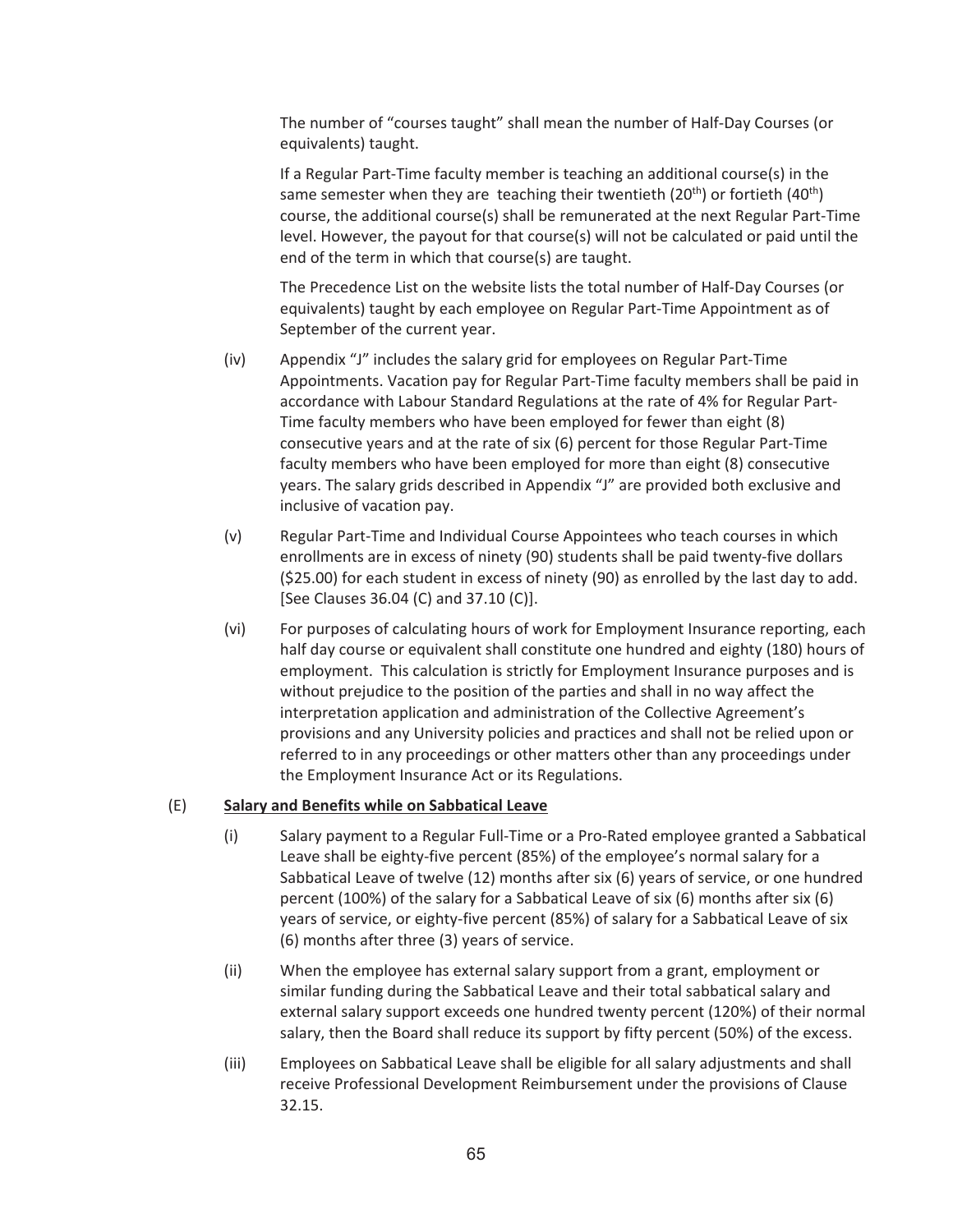The number of "courses taught" shall mean the number of Half-Day Courses (or equivalents) taught.

If a Regular Part-Time faculty member is teaching an additional course(s) in the same semester when they are teaching their twentieth (20th) or fortieth (40th) course, the additional course(s) shall be remunerated at the next Regular Part-Time level. However, the payout for that course(s) will not be calculated or paid until the end of the term in which that course(s) are taught.

The Precedence List on the website lists the total number of Half-Day Courses (or equivalents) taught by each employee on Regular Part-Time Appointment as of September of the current year.

(iv) Appendix "J" includes the salary grid for employees on Regular Part-Time Appointments. Vacation pay for Regular Part-Time faculty members shall be paid in accordance with Labour Standard Regulations at the rate of 4% for Regular Part-Time faculty members who have been employed for fewer than eight (8) consecutive years and at the rate of six (6) percent for those Regular Part-Time faculty members who have been employed for more than eight (8) consecutive years. The salary grids described in Appendix "J" are provided both exclusive and inclusive of vacation pay.

(v) Regular Part-Time and Individual Course Appointees who teach courses in which enrollments are in excess of ninety (90) students shall be paid twenty-five dollars ($25.00) for each student in excess of ninety (90) as enrolled by the last day to add. [See Clauses 36.04 (C) and 37.10 (C)].

(vi) For purposes of calculating hours of work for Employment Insurance reporting, each half day course or equivalent shall constitute one hundred and eighty (180) hours of employment. This calculation is strictly for Employment Insurance purposes and is without prejudice to the position of the parties and shall in no way affect the interpretation application and administration of the Collective Agreement's provisions and any University policies and practices and shall not be relied upon or referred to in any proceedings or other matters other than any proceedings under the Employment Insurance Act or its Regulations.

(E) **Salary and Benefits while on Sabbatical Leave**

(i) Salary payment to a Regular Full-Time or a Pro-Rated employee granted a Sabbatical Leave shall be eighty-five percent (85%) of the employee's normal salary for a Sabbatical Leave of twelve (12) months after six (6) years of service, or one hundred percent (100%) of the salary for a Sabbatical Leave of six (6) months after six (6) years of service, or eighty-five percent (85%) of salary for a Sabbatical Leave of six (6) months after three (3) years of service.

(ii) When the employee has external salary support from a grant, employment or similar funding during the Sabbatical Leave and their total sabbatical salary and external salary support exceeds one hundred twenty percent (120%) of their normal salary, then the Board shall reduce its support by fifty percent (50%) of the excess.

(iii) Employees on Sabbatical Leave shall be eligible for all salary adjustments and shall receive Professional Development Reimbursement under the provisions of Clause 32.15.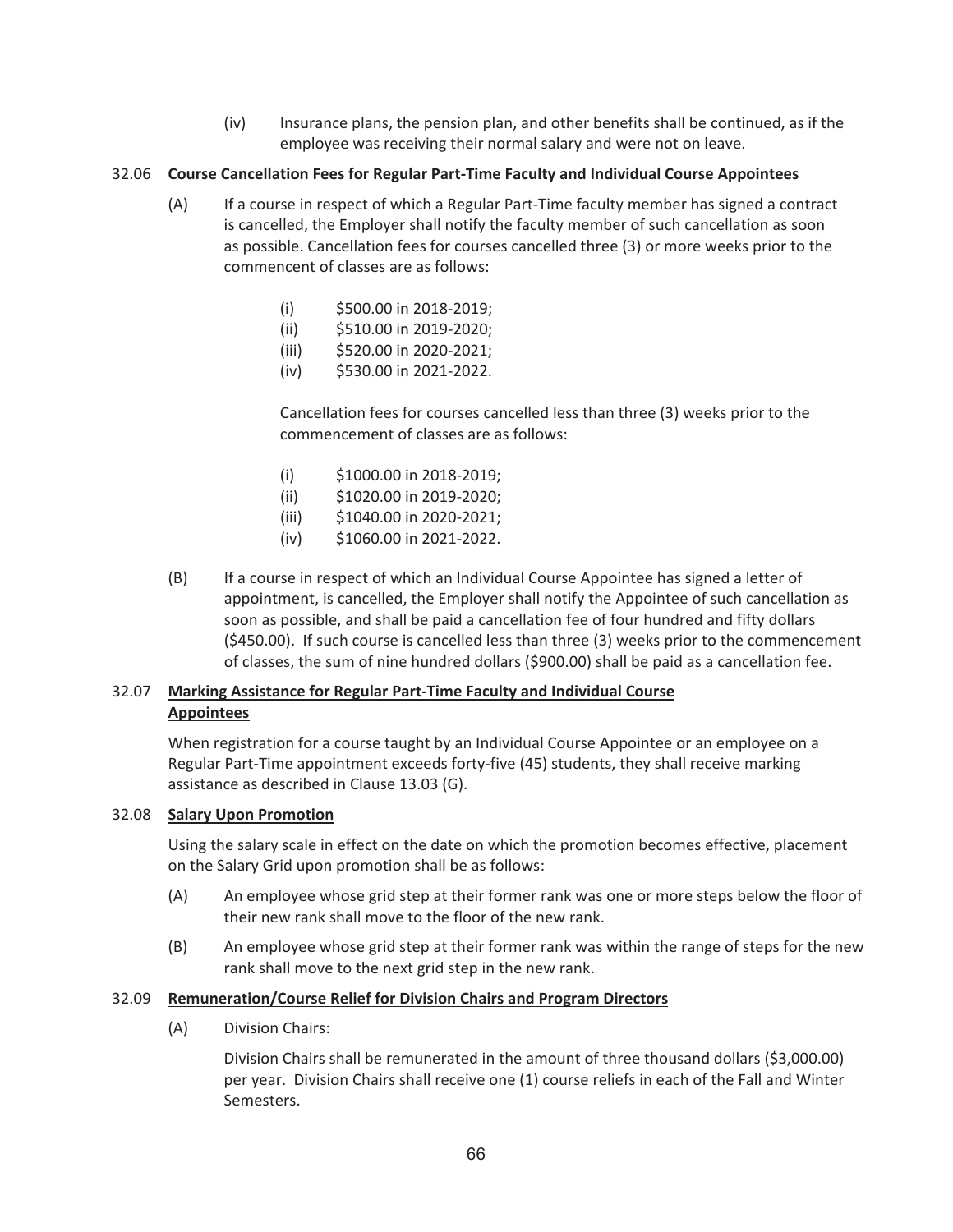(iv) Insurance plans, the pension plan, and other benefits shall be continued, as if the employee was receiving their normal salary and were not on leave.

### 32.06 **Course Cancellation Fees for Regular Part-Time Faculty and Individual Course Appointees**

(A) If a course in respect of which a Regular Part-Time faculty member has signed a contract is cancelled, the Employer shall notify the faculty member of such cancellation as soon as possible. Cancellation fees for courses cancelled three (3) or more weeks prior to the commencent of classes are as follows:

- (i) $500.00 in 2018-2019;
- (ii) $510.00 in 2019-2020;
- (iii) $520.00 in 2020-2021;
- (iv) $530.00 in 2021-2022.

Cancellation fees for courses cancelled less than three (3) weeks prior to the commencement of classes are as follows:

- (i) $1000.00 in 2018-2019;
- (ii) $1020.00 in 2019-2020;
- (iii) $1040.00 in 2020-2021;
- (iv) $1060.00 in 2021-2022.

(B) If a course in respect of which an Individual Course Appointee has signed a letter of appointment, is cancelled, the Employer shall notify the Appointee of such cancellation as soon as possible, and shall be paid a cancellation fee of four hundred and fifty dollars ($450.00). If such course is cancelled less than three (3) weeks prior to the commencement of classes, the sum of nine hundred dollars ($900.00) shall be paid as a cancellation fee.

### 32.07 **Marking Assistance for Regular Part-Time Faculty and Individual Course Appointees**

When registration for a course taught by an Individual Course Appointee or an employee on a Regular Part-Time appointment exceeds forty-five (45) students, they shall receive marking assistance as described in Clause 13.03 (G).

### 32.08 **Salary Upon Promotion**

Using the salary scale in effect on the date on which the promotion becomes effective, placement on the Salary Grid upon promotion shall be as follows:

(A) An employee whose grid step at their former rank was one or more steps below the floor of their new rank shall move to the floor of the new rank.

(B) An employee whose grid step at their former rank was within the range of steps for the new rank shall move to the next grid step in the new rank.

### 32.09 **Remuneration/Course Relief for Division Chairs and Program Directors**

(A) Division Chairs:

Division Chairs shall be remunerated in the amount of three thousand dollars ($3,000.00) per year. Division Chairs shall receive one (1) course reliefs in each of the Fall and Winter Semesters.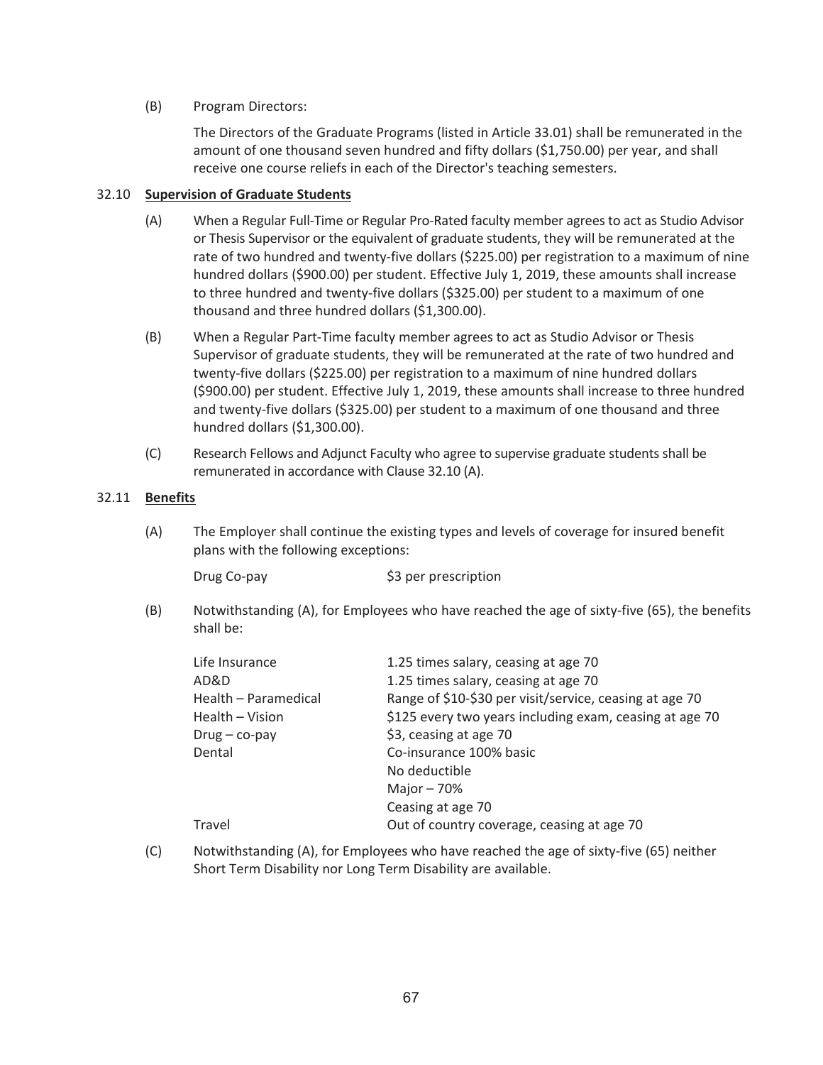(B) Program Directors:

The Directors of the Graduate Programs (listed in Article 33.01) shall be remunerated in the amount of one thousand seven hundred and fifty dollars ($1,750.00) per year, and shall receive one course reliefs in each of the Director's teaching semesters.

32.10 **Supervision of Graduate Students**

(A) When a Regular Full-Time or Regular Pro-Rated faculty member agrees to act as Studio Advisor or Thesis Supervisor or the equivalent of graduate students, they will be remunerated at the rate of two hundred and twenty-five dollars ($225.00) per registration to a maximum of nine hundred dollars ($900.00) per student. Effective July 1, 2019, these amounts shall increase to three hundred and twenty-five dollars ($325.00) per student to a maximum of one thousand and three hundred dollars ($1,300.00).

(B) When a Regular Part-Time faculty member agrees to act as Studio Advisor or Thesis Supervisor of graduate students, they will be remunerated at the rate of two hundred and twenty-five dollars ($225.00) per registration to a maximum of nine hundred dollars ($900.00) per student. Effective July 1, 2019, these amounts shall increase to three hundred and twenty-five dollars ($325.00) per student to a maximum of one thousand and three hundred dollars ($1,300.00).

(C) Research Fellows and Adjunct Faculty who agree to supervise graduate students shall be remunerated in accordance with Clause 32.10 (A).

32.11 **Benefits**

(A) The Employer shall continue the existing types and levels of coverage for insured benefit plans with the following exceptions:

| | |
|---|---|
| Drug Co-pay | $3 per prescription |

(B) Notwithstanding (A), for Employees who have reached the age of sixty-five (65), the benefits shall be:

| | |
|---|---|
| Life Insurance | 1.25 times salary, ceasing at age 70 |
| AD&D | 1.25 times salary, ceasing at age 70 |
| Health – Paramedical | Range of $10-$30 per visit/service, ceasing at age 70 |
| Health – Vision | $125 every two years including exam, ceasing at age 70 |
| Drug – co-pay | $3, ceasing at age 70 |
| Dental | Co-insurance 100% basic<br>No deductible<br>Major – 70%<br>Ceasing at age 70 |
| Travel | Out of country coverage, ceasing at age 70 |

(C) Notwithstanding (A), for Employees who have reached the age of sixty-five (65) neither Short Term Disability nor Long Term Disability are available.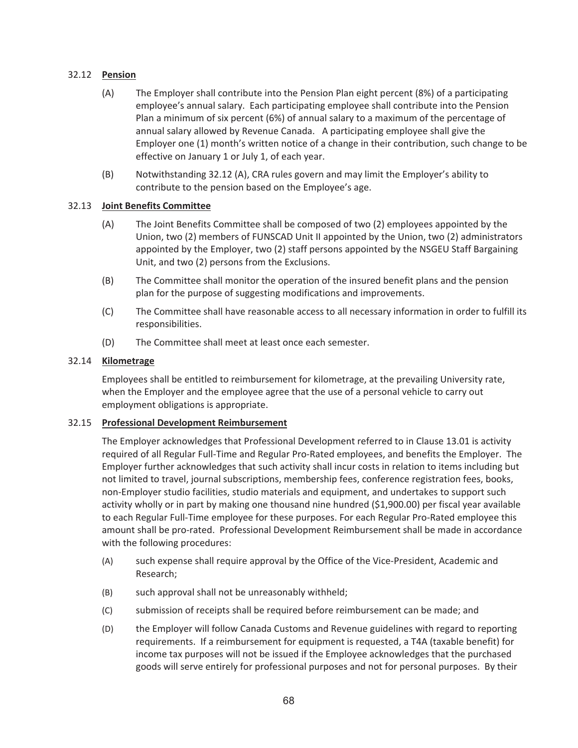32.12 **Pension**

(A) The Employer shall contribute into the Pension Plan eight percent (8%) of a participating employee's annual salary. Each participating employee shall contribute into the Pension Plan a minimum of six percent (6%) of annual salary to a maximum of the percentage of annual salary allowed by Revenue Canada. A participating employee shall give the Employer one (1) month's written notice of a change in their contribution, such change to be effective on January 1 or July 1, of each year.

(B) Notwithstanding 32.12 (A), CRA rules govern and may limit the Employer's ability to contribute to the pension based on the Employee's age.

32.13 **Joint Benefits Committee**

(A) The Joint Benefits Committee shall be composed of two (2) employees appointed by the Union, two (2) members of FUNSCAD Unit II appointed by the Union, two (2) administrators appointed by the Employer, two (2) staff persons appointed by the NSGEU Staff Bargaining Unit, and two (2) persons from the Exclusions.

(B) The Committee shall monitor the operation of the insured benefit plans and the pension plan for the purpose of suggesting modifications and improvements.

(C) The Committee shall have reasonable access to all necessary information in order to fulfill its responsibilities.

(D) The Committee shall meet at least once each semester.

32.14 **Kilometrage**

Employees shall be entitled to reimbursement for kilometrage, at the prevailing University rate, when the Employer and the employee agree that the use of a personal vehicle to carry out employment obligations is appropriate.

32.15 **Professional Development Reimbursement**

The Employer acknowledges that Professional Development referred to in Clause 13.01 is activity required of all Regular Full-Time and Regular Pro-Rated employees, and benefits the Employer. The Employer further acknowledges that such activity shall incur costs in relation to items including but not limited to travel, journal subscriptions, membership fees, conference registration fees, books, non-Employer studio facilities, studio materials and equipment, and undertakes to support such activity wholly or in part by making one thousand nine hundred ($1,900.00) per fiscal year available to each Regular Full-Time employee for these purposes. For each Regular Pro-Rated employee this amount shall be pro-rated. Professional Development Reimbursement shall be made in accordance with the following procedures:

(A) such expense shall require approval by the Office of the Vice-President, Academic and Research;

(B) such approval shall not be unreasonably withheld;

(C) submission of receipts shall be required before reimbursement can be made; and

(D) the Employer will follow Canada Customs and Revenue guidelines with regard to reporting requirements. If a reimbursement for equipment is requested, a T4A (taxable benefit) for income tax purposes will not be issued if the Employee acknowledges that the purchased goods will serve entirely for professional purposes and not for personal purposes. By their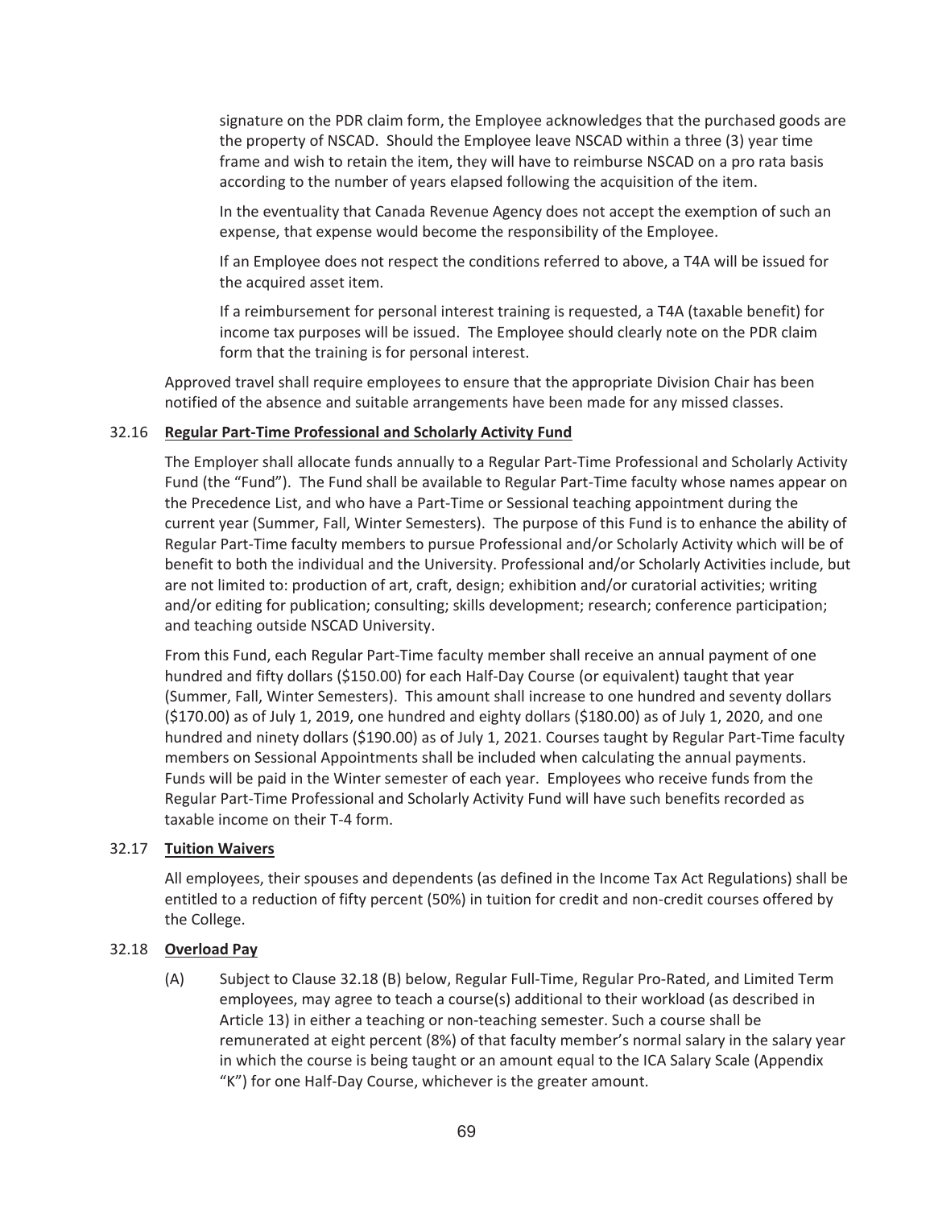signature on the PDR claim form, the Employee acknowledges that the purchased goods are the property of NSCAD. Should the Employee leave NSCAD within a three (3) year time frame and wish to retain the item, they will have to reimburse NSCAD on a pro rata basis according to the number of years elapsed following the acquisition of the item.

In the eventuality that Canada Revenue Agency does not accept the exemption of such an expense, that expense would become the responsibility of the Employee.

If an Employee does not respect the conditions referred to above, a T4A will be issued for the acquired asset item.

If a reimbursement for personal interest training is requested, a T4A (taxable benefit) for income tax purposes will be issued. The Employee should clearly note on the PDR claim form that the training is for personal interest.

Approved travel shall require employees to ensure that the appropriate Division Chair has been notified of the absence and suitable arrangements have been made for any missed classes.

32.16 **Regular Part-Time Professional and Scholarly Activity Fund**

The Employer shall allocate funds annually to a Regular Part-Time Professional and Scholarly Activity Fund (the "Fund"). The Fund shall be available to Regular Part-Time faculty whose names appear on the Precedence List, and who have a Part-Time or Sessional teaching appointment during the current year (Summer, Fall, Winter Semesters). The purpose of this Fund is to enhance the ability of Regular Part-Time faculty members to pursue Professional and/or Scholarly Activity which will be of benefit to both the individual and the University. Professional and/or Scholarly Activities include, but are not limited to: production of art, craft, design; exhibition and/or curatorial activities; writing and/or editing for publication; consulting; skills development; research; conference participation; and teaching outside NSCAD University.

From this Fund, each Regular Part-Time faculty member shall receive an annual payment of one hundred and fifty dollars ($150.00) for each Half-Day Course (or equivalent) taught that year (Summer, Fall, Winter Semesters). This amount shall increase to one hundred and seventy dollars ($170.00) as of July 1, 2019, one hundred and eighty dollars ($180.00) as of July 1, 2020, and one hundred and ninety dollars ($190.00) as of July 1, 2021. Courses taught by Regular Part-Time faculty members on Sessional Appointments shall be included when calculating the annual payments. Funds will be paid in the Winter semester of each year. Employees who receive funds from the Regular Part-Time Professional and Scholarly Activity Fund will have such benefits recorded as taxable income on their T-4 form.

32.17 **Tuition Waivers**

All employees, their spouses and dependents (as defined in the Income Tax Act Regulations) shall be entitled to a reduction of fifty percent (50%) in tuition for credit and non-credit courses offered by the College.

32.18 **Overload Pay**

(A) Subject to Clause 32.18 (B) below, Regular Full-Time, Regular Pro-Rated, and Limited Term employees, may agree to teach a course(s) additional to their workload (as described in Article 13) in either a teaching or non-teaching semester. Such a course shall be remunerated at eight percent (8%) of that faculty member's normal salary in the salary year in which the course is being taught or an amount equal to the ICA Salary Scale (Appendix "K") for one Half-Day Course, whichever is the greater amount.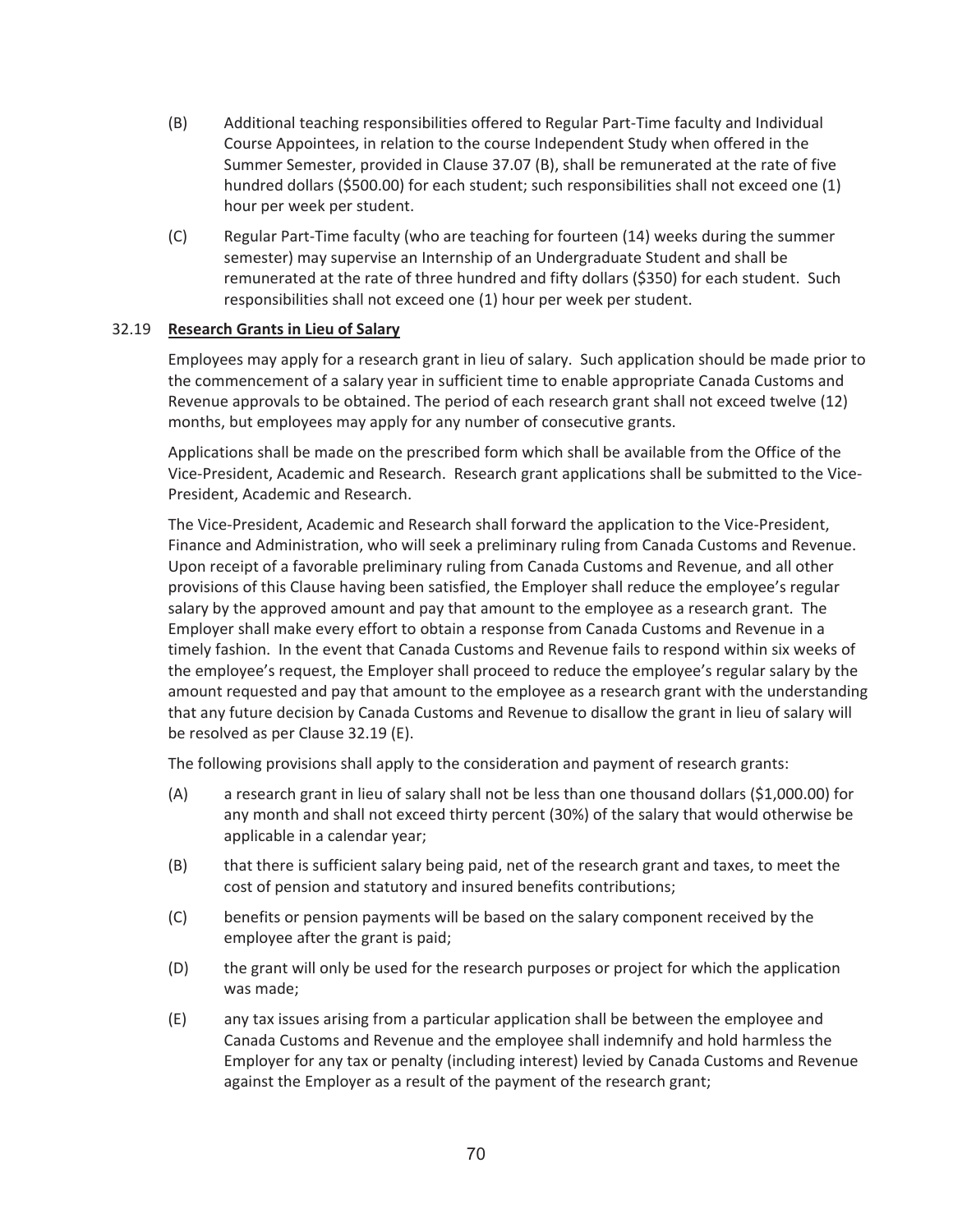(B) Additional teaching responsibilities offered to Regular Part-Time faculty and Individual Course Appointees, in relation to the course Independent Study when offered in the Summer Semester, provided in Clause 37.07 (B), shall be remunerated at the rate of five hundred dollars ($500.00) for each student; such responsibilities shall not exceed one (1) hour per week per student.

(C) Regular Part-Time faculty (who are teaching for fourteen (14) weeks during the summer semester) may supervise an Internship of an Undergraduate Student and shall be remunerated at the rate of three hundred and fifty dollars ($350) for each student. Such responsibilities shall not exceed one (1) hour per week per student.

32.19 **Research Grants in Lieu of Salary**

Employees may apply for a research grant in lieu of salary. Such application should be made prior to the commencement of a salary year in sufficient time to enable appropriate Canada Customs and Revenue approvals to be obtained. The period of each research grant shall not exceed twelve (12) months, but employees may apply for any number of consecutive grants.

Applications shall be made on the prescribed form which shall be available from the Office of the Vice-President, Academic and Research. Research grant applications shall be submitted to the Vice-President, Academic and Research.

The Vice-President, Academic and Research shall forward the application to the Vice-President, Finance and Administration, who will seek a preliminary ruling from Canada Customs and Revenue. Upon receipt of a favorable preliminary ruling from Canada Customs and Revenue, and all other provisions of this Clause having been satisfied, the Employer shall reduce the employee's regular salary by the approved amount and pay that amount to the employee as a research grant. The Employer shall make every effort to obtain a response from Canada Customs and Revenue in a timely fashion. In the event that Canada Customs and Revenue fails to respond within six weeks of the employee's request, the Employer shall proceed to reduce the employee's regular salary by the amount requested and pay that amount to the employee as a research grant with the understanding that any future decision by Canada Customs and Revenue to disallow the grant in lieu of salary will be resolved as per Clause 32.19 (E).

The following provisions shall apply to the consideration and payment of research grants:

(A) a research grant in lieu of salary shall not be less than one thousand dollars ($1,000.00) for any month and shall not exceed thirty percent (30%) of the salary that would otherwise be applicable in a calendar year;

(B) that there is sufficient salary being paid, net of the research grant and taxes, to meet the cost of pension and statutory and insured benefits contributions;

(C) benefits or pension payments will be based on the salary component received by the employee after the grant is paid;

(D) the grant will only be used for the research purposes or project for which the application was made;

(E) any tax issues arising from a particular application shall be between the employee and Canada Customs and Revenue and the employee shall indemnify and hold harmless the Employer for any tax or penalty (including interest) levied by Canada Customs and Revenue against the Employer as a result of the payment of the research grant;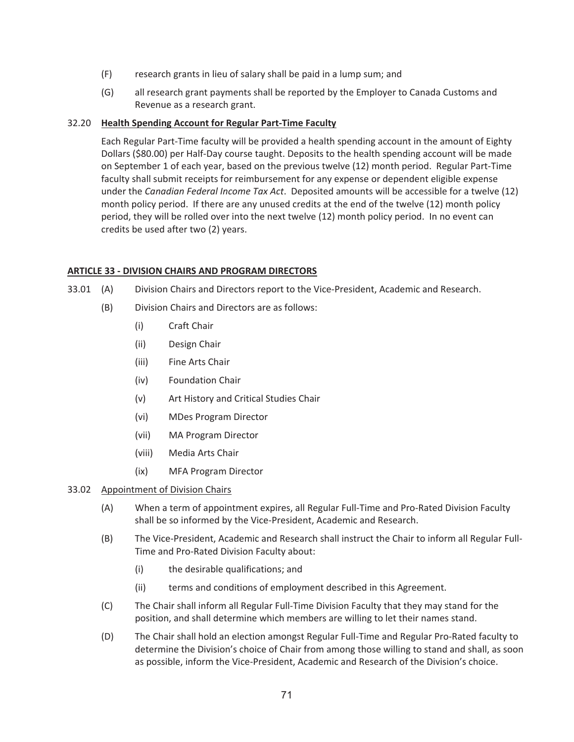(F) research grants in lieu of salary shall be paid in a lump sum; and

(G) all research grant payments shall be reported by the Employer to Canada Customs and Revenue as a research grant.

32.20 **Health Spending Account for Regular Part-Time Faculty**

Each Regular Part-Time faculty will be provided a health spending account in the amount of Eighty Dollars ($80.00) per Half-Day course taught. Deposits to the health spending account will be made on September 1 of each year, based on the previous twelve (12) month period. Regular Part-Time faculty shall submit receipts for reimbursement for any expense or dependent eligible expense under the *Canadian Federal Income Tax Act*. Deposited amounts will be accessible for a twelve (12) month policy period. If there are any unused credits at the end of the twelve (12) month policy period, they will be rolled over into the next twelve (12) month policy period. In no event can credits be used after two (2) years.

## ARTICLE 33 - DIVISION CHAIRS AND PROGRAM DIRECTORS

33.01 (A) Division Chairs and Directors report to the Vice-President, Academic and Research.

(B) Division Chairs and Directors are as follows:

(i) Craft Chair

(ii) Design Chair

(iii) Fine Arts Chair

(iv) Foundation Chair

(v) Art History and Critical Studies Chair

(vi) MDes Program Director

(vii) MA Program Director

(viii) Media Arts Chair

(ix) MFA Program Director

33.02 Appointment of Division Chairs

(A) When a term of appointment expires, all Regular Full-Time and Pro-Rated Division Faculty shall be so informed by the Vice-President, Academic and Research.

(B) The Vice-President, Academic and Research shall instruct the Chair to inform all Regular Full-Time and Pro-Rated Division Faculty about:

(i) the desirable qualifications; and

(ii) terms and conditions of employment described in this Agreement.

(C) The Chair shall inform all Regular Full-Time Division Faculty that they may stand for the position, and shall determine which members are willing to let their names stand.

(D) The Chair shall hold an election amongst Regular Full-Time and Regular Pro-Rated faculty to determine the Division's choice of Chair from among those willing to stand and shall, as soon as possible, inform the Vice-President, Academic and Research of the Division's choice.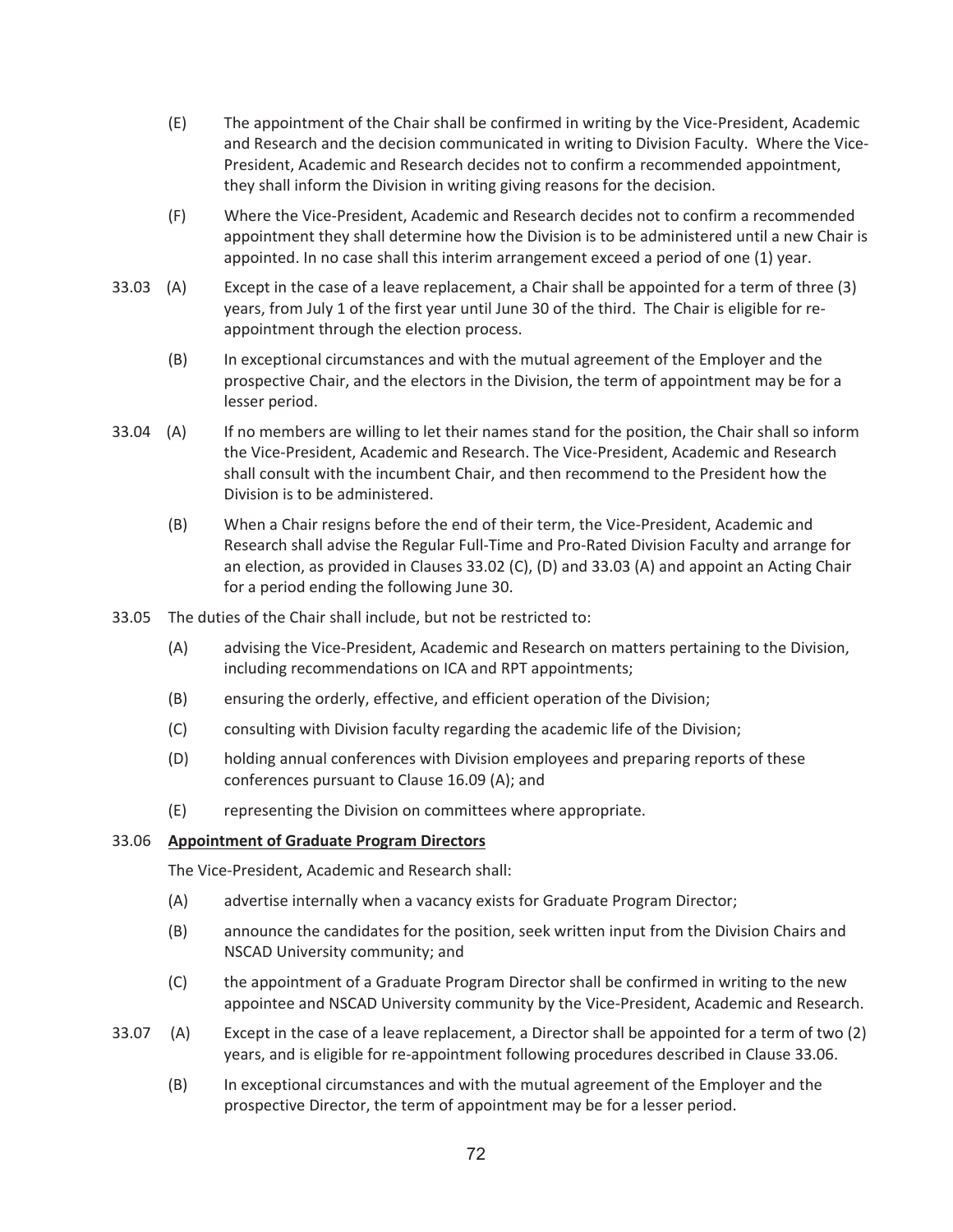(E) The appointment of the Chair shall be confirmed in writing by the Vice-President, Academic and Research and the decision communicated in writing to Division Faculty. Where the Vice-President, Academic and Research decides not to confirm a recommended appointment, they shall inform the Division in writing giving reasons for the decision.

(F) Where the Vice-President, Academic and Research decides not to confirm a recommended appointment they shall determine how the Division is to be administered until a new Chair is appointed. In no case shall this interim arrangement exceed a period of one (1) year.

33.03 (A) Except in the case of a leave replacement, a Chair shall be appointed for a term of three (3) years, from July 1 of the first year until June 30 of the third. The Chair is eligible for re-appointment through the election process.

(B) In exceptional circumstances and with the mutual agreement of the Employer and the prospective Chair, and the electors in the Division, the term of appointment may be for a lesser period.

33.04 (A) If no members are willing to let their names stand for the position, the Chair shall so inform the Vice-President, Academic and Research. The Vice-President, Academic and Research shall consult with the incumbent Chair, and then recommend to the President how the Division is to be administered.

(B) When a Chair resigns before the end of their term, the Vice-President, Academic and Research shall advise the Regular Full-Time and Pro-Rated Division Faculty and arrange for an election, as provided in Clauses 33.02 (C), (D) and 33.03 (A) and appoint an Acting Chair for a period ending the following June 30.

33.05 The duties of the Chair shall include, but not be restricted to:

(A) advising the Vice-President, Academic and Research on matters pertaining to the Division, including recommendations on ICA and RPT appointments;

(B) ensuring the orderly, effective, and efficient operation of the Division;

(C) consulting with Division faculty regarding the academic life of the Division;

(D) holding annual conferences with Division employees and preparing reports of these conferences pursuant to Clause 16.09 (A); and

(E) representing the Division on committees where appropriate.

33.06 **Appointment of Graduate Program Directors**

The Vice-President, Academic and Research shall:

(A) advertise internally when a vacancy exists for Graduate Program Director;

(B) announce the candidates for the position, seek written input from the Division Chairs and NSCAD University community; and

(C) the appointment of a Graduate Program Director shall be confirmed in writing to the new appointee and NSCAD University community by the Vice-President, Academic and Research.

33.07 (A) Except in the case of a leave replacement, a Director shall be appointed for a term of two (2) years, and is eligible for re-appointment following procedures described in Clause 33.06.

(B) In exceptional circumstances and with the mutual agreement of the Employer and the prospective Director, the term of appointment may be for a lesser period.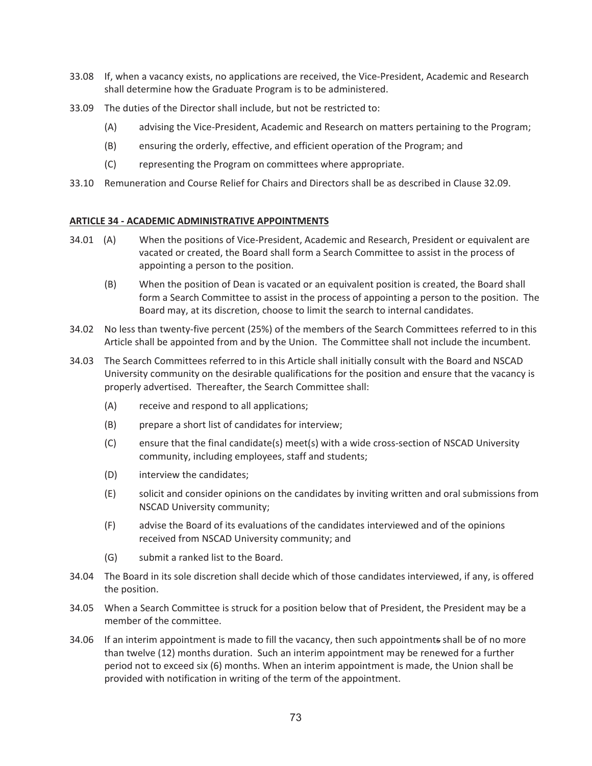33.08 If, when a vacancy exists, no applications are received, the Vice-President, Academic and Research shall determine how the Graduate Program is to be administered.

33.09 The duties of the Director shall include, but not be restricted to:

(A) advising the Vice-President, Academic and Research on matters pertaining to the Program;

(B) ensuring the orderly, effective, and efficient operation of the Program; and

(C) representing the Program on committees where appropriate.

33.10 Remuneration and Course Relief for Chairs and Directors shall be as described in Clause 32.09.

## ARTICLE 34 - ACADEMIC ADMINISTRATIVE APPOINTMENTS

34.01 (A) When the positions of Vice-President, Academic and Research, President or equivalent are vacated or created, the Board shall form a Search Committee to assist in the process of appointing a person to the position.

(B) When the position of Dean is vacated or an equivalent position is created, the Board shall form a Search Committee to assist in the process of appointing a person to the position. The Board may, at its discretion, choose to limit the search to internal candidates.

34.02 No less than twenty-five percent (25%) of the members of the Search Committees referred to in this Article shall be appointed from and by the Union. The Committee shall not include the incumbent.

34.03 The Search Committees referred to in this Article shall initially consult with the Board and NSCAD University community on the desirable qualifications for the position and ensure that the vacancy is properly advertised. Thereafter, the Search Committee shall:

(A) receive and respond to all applications;

(B) prepare a short list of candidates for interview;

(C) ensure that the final candidate(s) meet(s) with a wide cross-section of NSCAD University community, including employees, staff and students;

(D) interview the candidates;

(E) solicit and consider opinions on the candidates by inviting written and oral submissions from NSCAD University community;

(F) advise the Board of its evaluations of the candidates interviewed and of the opinions received from NSCAD University community; and

(G) submit a ranked list to the Board.

34.04 The Board in its sole discretion shall decide which of those candidates interviewed, if any, is offered the position.

34.05 When a Search Committee is struck for a position below that of President, the President may be a member of the committee.

34.06 If an interim appointment is made to fill the vacancy, then such appointment~~s~~ shall be of no more than twelve (12) months duration. Such an interim appointment may be renewed for a further period not to exceed six (6) months. When an interim appointment is made, the Union shall be provided with notification in writing of the term of the appointment.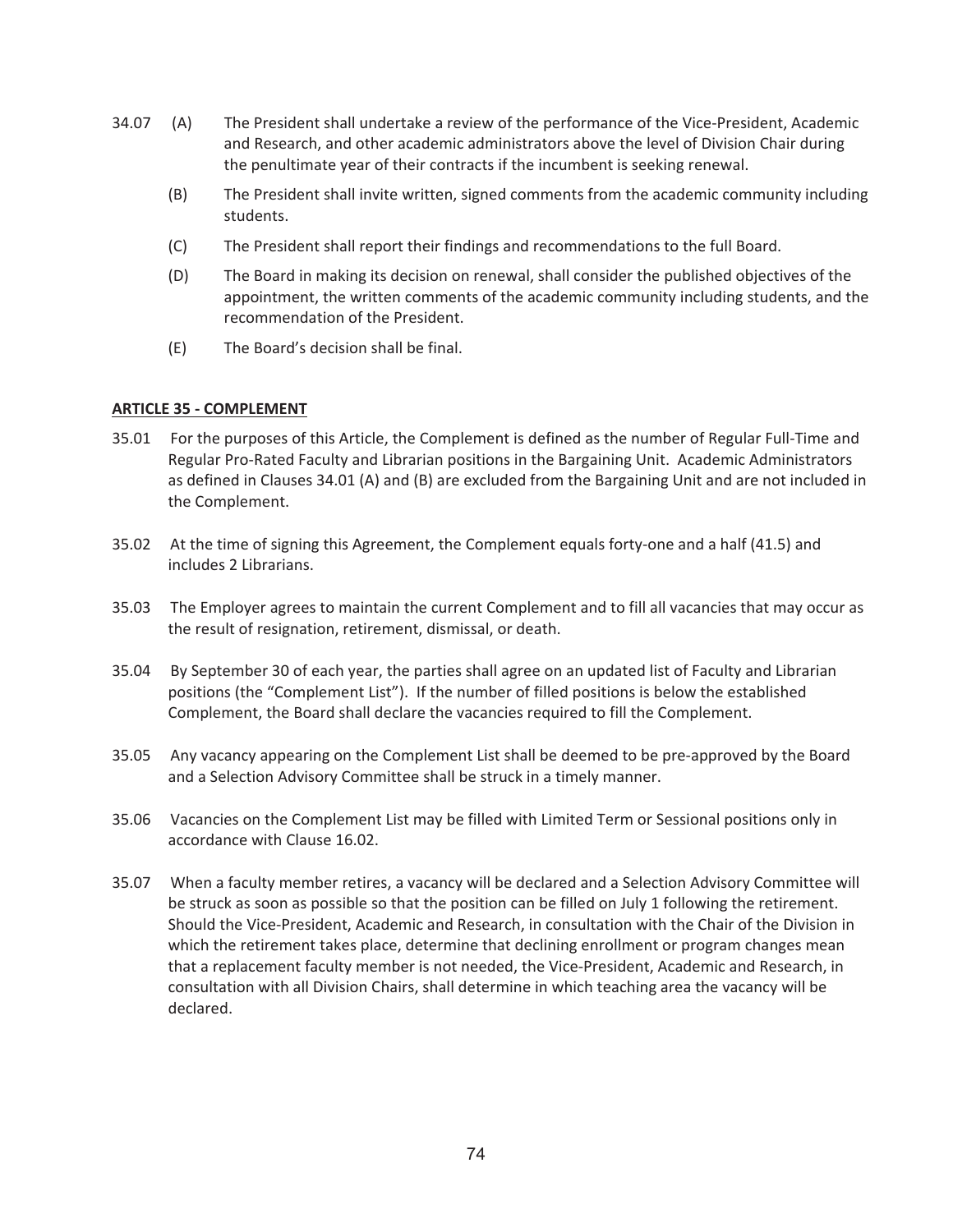34.07 (A) The President shall undertake a review of the performance of the Vice-President, Academic and Research, and other academic administrators above the level of Division Chair during the penultimate year of their contracts if the incumbent is seeking renewal.

(B) The President shall invite written, signed comments from the academic community including students.

(C) The President shall report their findings and recommendations to the full Board.

(D) The Board in making its decision on renewal, shall consider the published objectives of the appointment, the written comments of the academic community including students, and the recommendation of the President.

(E) The Board's decision shall be final.

## **ARTICLE 35 - COMPLEMENT**

35.01 For the purposes of this Article, the Complement is defined as the number of Regular Full-Time and Regular Pro-Rated Faculty and Librarian positions in the Bargaining Unit. Academic Administrators as defined in Clauses 34.01 (A) and (B) are excluded from the Bargaining Unit and are not included in the Complement.

35.02 At the time of signing this Agreement, the Complement equals forty-one and a half (41.5) and includes 2 Librarians.

35.03 The Employer agrees to maintain the current Complement and to fill all vacancies that may occur as the result of resignation, retirement, dismissal, or death.

35.04 By September 30 of each year, the parties shall agree on an updated list of Faculty and Librarian positions (the "Complement List"). If the number of filled positions is below the established Complement, the Board shall declare the vacancies required to fill the Complement.

35.05 Any vacancy appearing on the Complement List shall be deemed to be pre-approved by the Board and a Selection Advisory Committee shall be struck in a timely manner.

35.06 Vacancies on the Complement List may be filled with Limited Term or Sessional positions only in accordance with Clause 16.02.

35.07 When a faculty member retires, a vacancy will be declared and a Selection Advisory Committee will be struck as soon as possible so that the position can be filled on July 1 following the retirement. Should the Vice-President, Academic and Research, in consultation with the Chair of the Division in which the retirement takes place, determine that declining enrollment or program changes mean that a replacement faculty member is not needed, the Vice-President, Academic and Research, in consultation with all Division Chairs, shall determine in which teaching area the vacancy will be declared.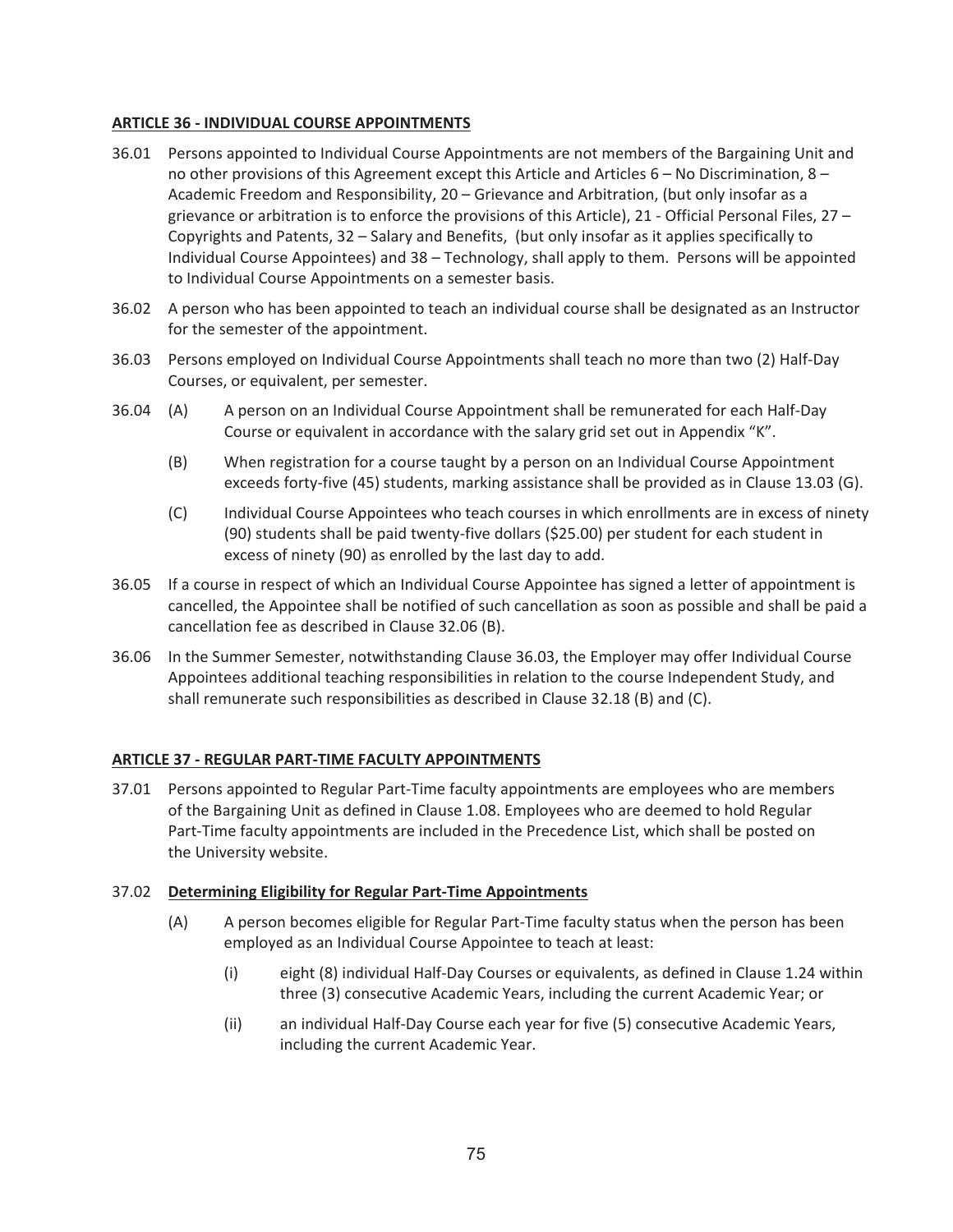## ARTICLE 36 - INDIVIDUAL COURSE APPOINTMENTS

36.01 Persons appointed to Individual Course Appointments are not members of the Bargaining Unit and no other provisions of this Agreement except this Article and Articles 6 – No Discrimination, 8 – Academic Freedom and Responsibility, 20 – Grievance and Arbitration, (but only insofar as a grievance or arbitration is to enforce the provisions of this Article), 21 - Official Personal Files, 27 – Copyrights and Patents, 32 – Salary and Benefits, (but only insofar as it applies specifically to Individual Course Appointees) and 38 – Technology, shall apply to them. Persons will be appointed to Individual Course Appointments on a semester basis.

36.02 A person who has been appointed to teach an individual course shall be designated as an Instructor for the semester of the appointment.

36.03 Persons employed on Individual Course Appointments shall teach no more than two (2) Half-Day Courses, or equivalent, per semester.

36.04 (A) A person on an Individual Course Appointment shall be remunerated for each Half-Day Course or equivalent in accordance with the salary grid set out in Appendix "K".

(B) When registration for a course taught by a person on an Individual Course Appointment exceeds forty-five (45) students, marking assistance shall be provided as in Clause 13.03 (G).

(C) Individual Course Appointees who teach courses in which enrollments are in excess of ninety (90) students shall be paid twenty-five dollars ($25.00) per student for each student in excess of ninety (90) as enrolled by the last day to add.

36.05 If a course in respect of which an Individual Course Appointee has signed a letter of appointment is cancelled, the Appointee shall be notified of such cancellation as soon as possible and shall be paid a cancellation fee as described in Clause 32.06 (B).

36.06 In the Summer Semester, notwithstanding Clause 36.03, the Employer may offer Individual Course Appointees additional teaching responsibilities in relation to the course Independent Study, and shall remunerate such responsibilities as described in Clause 32.18 (B) and (C).

## ARTICLE 37 - REGULAR PART-TIME FACULTY APPOINTMENTS

37.01 Persons appointed to Regular Part-Time faculty appointments are employees who are members of the Bargaining Unit as defined in Clause 1.08. Employees who are deemed to hold Regular Part-Time faculty appointments are included in the Precedence List, which shall be posted on the University website.

37.02 **Determining Eligibility for Regular Part-Time Appointments**

(A) A person becomes eligible for Regular Part-Time faculty status when the person has been employed as an Individual Course Appointee to teach at least:

(i) eight (8) individual Half-Day Courses or equivalents, as defined in Clause 1.24 within three (3) consecutive Academic Years, including the current Academic Year; or

(ii) an individual Half-Day Course each year for five (5) consecutive Academic Years, including the current Academic Year.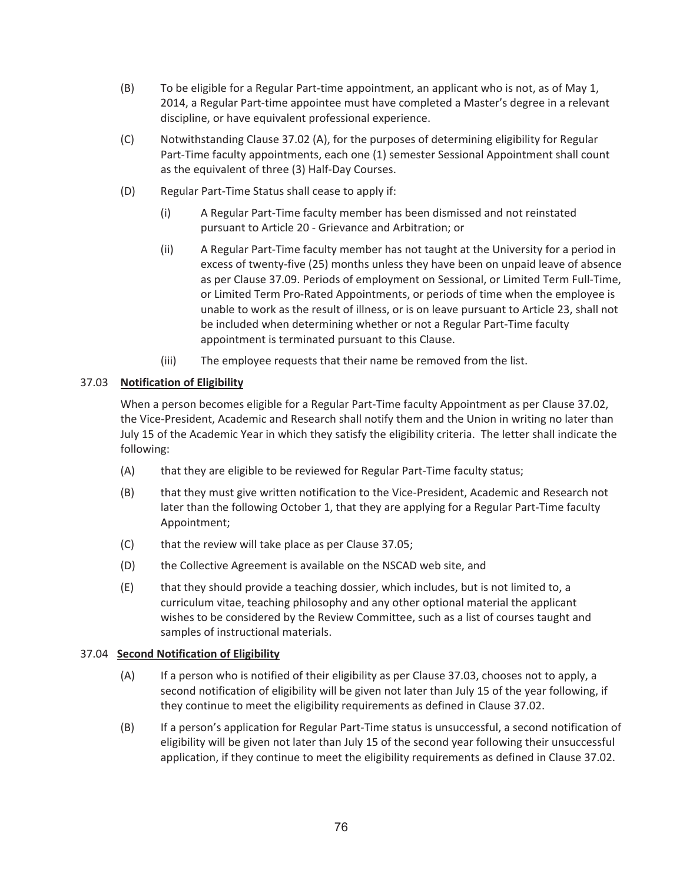(B) To be eligible for a Regular Part-time appointment, an applicant who is not, as of May 1, 2014, a Regular Part-time appointee must have completed a Master's degree in a relevant discipline, or have equivalent professional experience.

(C) Notwithstanding Clause 37.02 (A), for the purposes of determining eligibility for Regular Part-Time faculty appointments, each one (1) semester Sessional Appointment shall count as the equivalent of three (3) Half-Day Courses.

(D) Regular Part-Time Status shall cease to apply if:

  (i) A Regular Part-Time faculty member has been dismissed and not reinstated pursuant to Article 20 - Grievance and Arbitration; or

  (ii) A Regular Part-Time faculty member has not taught at the University for a period in excess of twenty-five (25) months unless they have been on unpaid leave of absence as per Clause 37.09. Periods of employment on Sessional, or Limited Term Full-Time, or Limited Term Pro-Rated Appointments, or periods of time when the employee is unable to work as the result of illness, or is on leave pursuant to Article 23, shall not be included when determining whether or not a Regular Part-Time faculty appointment is terminated pursuant to this Clause.

  (iii) The employee requests that their name be removed from the list.

37.03 **Notification of Eligibility**

When a person becomes eligible for a Regular Part-Time faculty Appointment as per Clause 37.02, the Vice-President, Academic and Research shall notify them and the Union in writing no later than July 15 of the Academic Year in which they satisfy the eligibility criteria. The letter shall indicate the following:

(A) that they are eligible to be reviewed for Regular Part-Time faculty status;

(B) that they must give written notification to the Vice-President, Academic and Research not later than the following October 1, that they are applying for a Regular Part-Time faculty Appointment;

(C) that the review will take place as per Clause 37.05;

(D) the Collective Agreement is available on the NSCAD web site, and

(E) that they should provide a teaching dossier, which includes, but is not limited to, a curriculum vitae, teaching philosophy and any other optional material the applicant wishes to be considered by the Review Committee, such as a list of courses taught and samples of instructional materials.

37.04 **Second Notification of Eligibility**

(A) If a person who is notified of their eligibility as per Clause 37.03, chooses not to apply, a second notification of eligibility will be given not later than July 15 of the year following, if they continue to meet the eligibility requirements as defined in Clause 37.02.

(B) If a person's application for Regular Part-Time status is unsuccessful, a second notification of eligibility will be given not later than July 15 of the second year following their unsuccessful application, if they continue to meet the eligibility requirements as defined in Clause 37.02.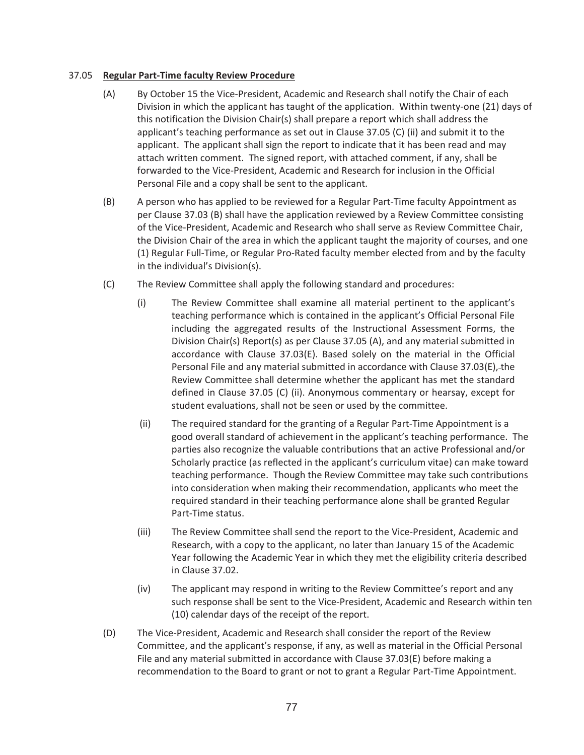37.05 **Regular Part-Time faculty Review Procedure**

(A) By October 15 the Vice-President, Academic and Research shall notify the Chair of each Division in which the applicant has taught of the application. Within twenty-one (21) days of this notification the Division Chair(s) shall prepare a report which shall address the applicant's teaching performance as set out in Clause 37.05 (C) (ii) and submit it to the applicant. The applicant shall sign the report to indicate that it has been read and may attach written comment. The signed report, with attached comment, if any, shall be forwarded to the Vice-President, Academic and Research for inclusion in the Official Personal File and a copy shall be sent to the applicant.

(B) A person who has applied to be reviewed for a Regular Part-Time faculty Appointment as per Clause 37.03 (B) shall have the application reviewed by a Review Committee consisting of the Vice-President, Academic and Research who shall serve as Review Committee Chair, the Division Chair of the area in which the applicant taught the majority of courses, and one (1) Regular Full-Time, or Regular Pro-Rated faculty member elected from and by the faculty in the individual's Division(s).

(C) The Review Committee shall apply the following standard and procedures:

(i) The Review Committee shall examine all material pertinent to the applicant's teaching performance which is contained in the applicant's Official Personal File including the aggregated results of the Instructional Assessment Forms, the Division Chair(s) Report(s) as per Clause 37.05 (A), and any material submitted in accordance with Clause 37.03(E). Based solely on the material in the Official Personal File and any material submitted in accordance with Clause 37.03(E), the Review Committee shall determine whether the applicant has met the standard defined in Clause 37.05 (C) (ii). Anonymous commentary or hearsay, except for student evaluations, shall not be seen or used by the committee.

(ii) The required standard for the granting of a Regular Part-Time Appointment is a good overall standard of achievement in the applicant's teaching performance. The parties also recognize the valuable contributions that an active Professional and/or Scholarly practice (as reflected in the applicant's curriculum vitae) can make toward teaching performance. Though the Review Committee may take such contributions into consideration when making their recommendation, applicants who meet the required standard in their teaching performance alone shall be granted Regular Part-Time status.

(iii) The Review Committee shall send the report to the Vice-President, Academic and Research, with a copy to the applicant, no later than January 15 of the Academic Year following the Academic Year in which they met the eligibility criteria described in Clause 37.02.

(iv) The applicant may respond in writing to the Review Committee's report and any such response shall be sent to the Vice-President, Academic and Research within ten (10) calendar days of the receipt of the report.

(D) The Vice-President, Academic and Research shall consider the report of the Review Committee, and the applicant's response, if any, as well as material in the Official Personal File and any material submitted in accordance with Clause 37.03(E) before making a recommendation to the Board to grant or not to grant a Regular Part-Time Appointment.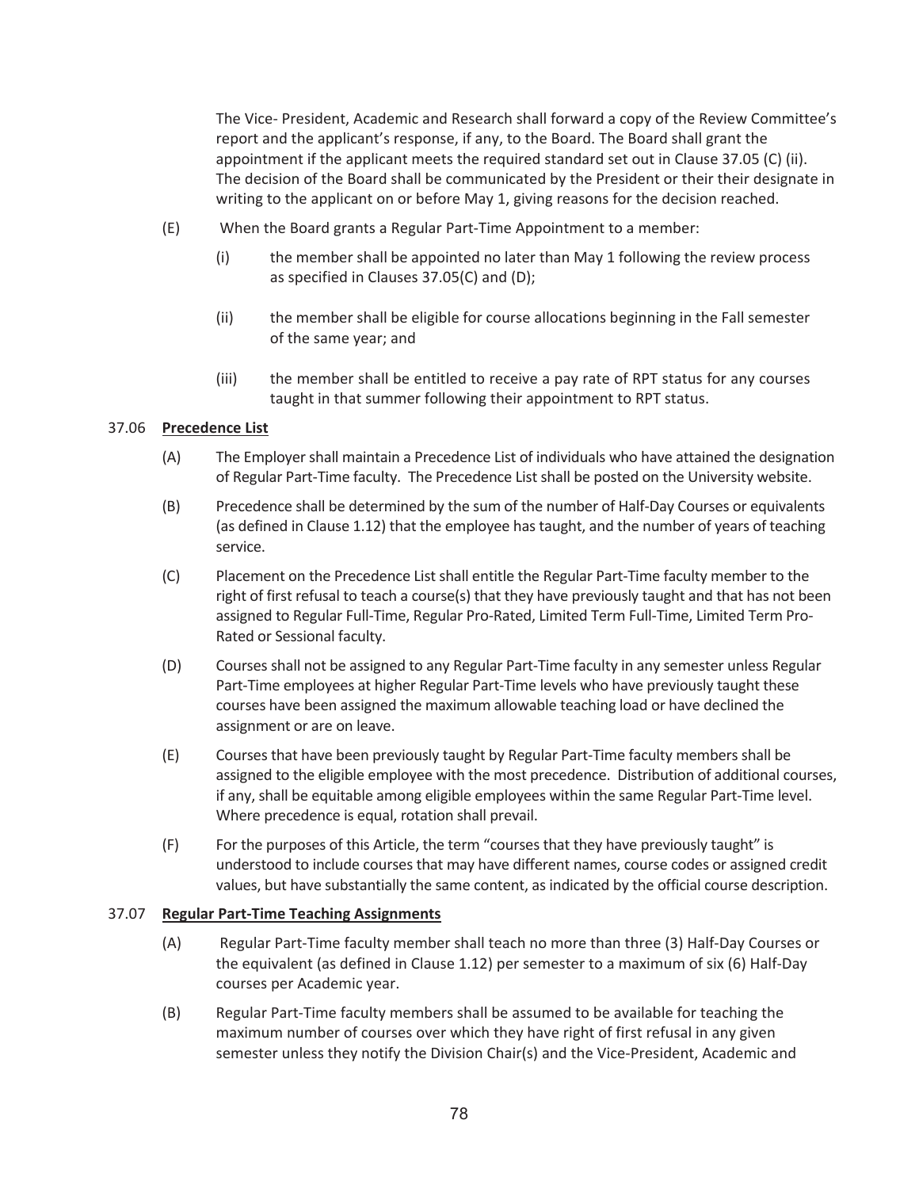The Vice- President, Academic and Research shall forward a copy of the Review Committee's report and the applicant's response, if any, to the Board. The Board shall grant the appointment if the applicant meets the required standard set out in Clause 37.05 (C) (ii). The decision of the Board shall be communicated by the President or their their designate in writing to the applicant on or before May 1, giving reasons for the decision reached.

(E) When the Board grants a Regular Part-Time Appointment to a member:

(i) the member shall be appointed no later than May 1 following the review process as specified in Clauses 37.05(C) and (D);

(ii) the member shall be eligible for course allocations beginning in the Fall semester of the same year; and

(iii) the member shall be entitled to receive a pay rate of RPT status for any courses taught in that summer following their appointment to RPT status.

37.06 **Precedence List**

(A) The Employer shall maintain a Precedence List of individuals who have attained the designation of Regular Part-Time faculty. The Precedence List shall be posted on the University website.

(B) Precedence shall be determined by the sum of the number of Half-Day Courses or equivalents (as defined in Clause 1.12) that the employee has taught, and the number of years of teaching service.

(C) Placement on the Precedence List shall entitle the Regular Part-Time faculty member to the right of first refusal to teach a course(s) that they have previously taught and that has not been assigned to Regular Full-Time, Regular Pro-Rated, Limited Term Full-Time, Limited Term Pro-Rated or Sessional faculty.

(D) Courses shall not be assigned to any Regular Part-Time faculty in any semester unless Regular Part-Time employees at higher Regular Part-Time levels who have previously taught these courses have been assigned the maximum allowable teaching load or have declined the assignment or are on leave.

(E) Courses that have been previously taught by Regular Part-Time faculty members shall be assigned to the eligible employee with the most precedence. Distribution of additional courses, if any, shall be equitable among eligible employees within the same Regular Part-Time level. Where precedence is equal, rotation shall prevail.

(F) For the purposes of this Article, the term "courses that they have previously taught" is understood to include courses that may have different names, course codes or assigned credit values, but have substantially the same content, as indicated by the official course description.

37.07 **Regular Part-Time Teaching Assignments**

(A) Regular Part-Time faculty member shall teach no more than three (3) Half-Day Courses or the equivalent (as defined in Clause 1.12) per semester to a maximum of six (6) Half-Day courses per Academic year.

(B) Regular Part-Time faculty members shall be assumed to be available for teaching the maximum number of courses over which they have right of first refusal in any given semester unless they notify the Division Chair(s) and the Vice-President, Academic and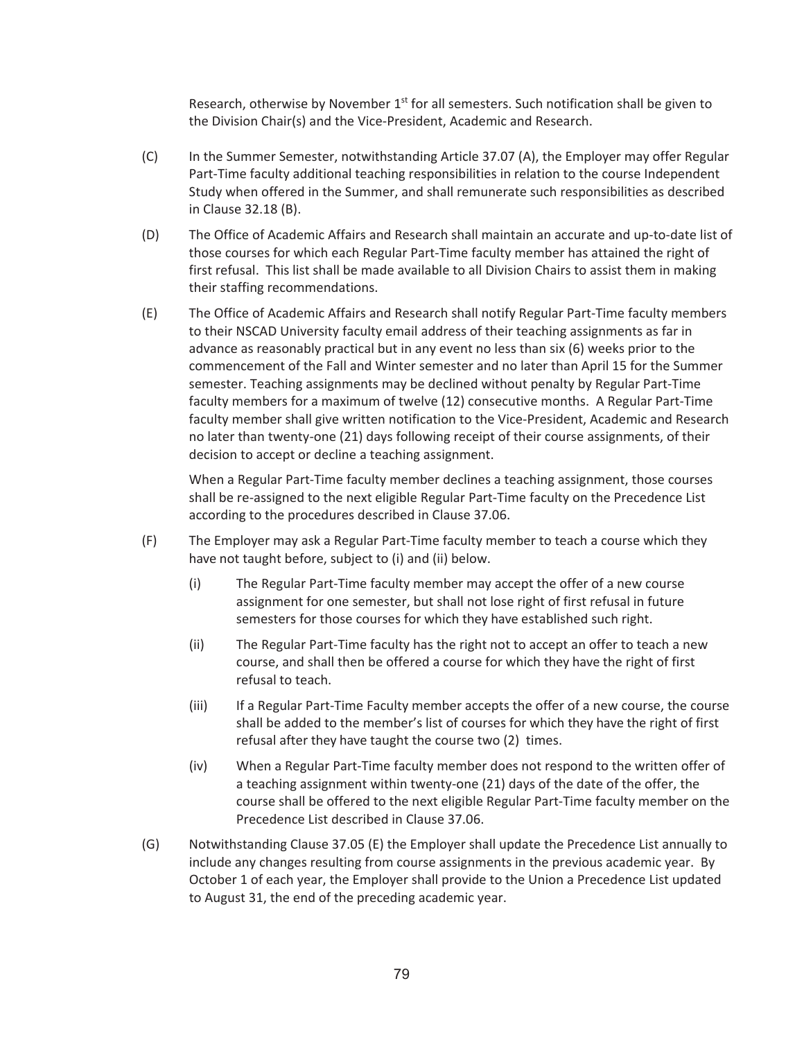Research, otherwise by November 1st for all semesters. Such notification shall be given to the Division Chair(s) and the Vice-President, Academic and Research.

(C) In the Summer Semester, notwithstanding Article 37.07 (A), the Employer may offer Regular Part-Time faculty additional teaching responsibilities in relation to the course Independent Study when offered in the Summer, and shall remunerate such responsibilities as described in Clause 32.18 (B).

(D) The Office of Academic Affairs and Research shall maintain an accurate and up-to-date list of those courses for which each Regular Part-Time faculty member has attained the right of first refusal. This list shall be made available to all Division Chairs to assist them in making their staffing recommendations.

(E) The Office of Academic Affairs and Research shall notify Regular Part-Time faculty members to their NSCAD University faculty email address of their teaching assignments as far in advance as reasonably practical but in any event no less than six (6) weeks prior to the commencement of the Fall and Winter semester and no later than April 15 for the Summer semester. Teaching assignments may be declined without penalty by Regular Part-Time faculty members for a maximum of twelve (12) consecutive months. A Regular Part-Time faculty member shall give written notification to the Vice-President, Academic and Research no later than twenty-one (21) days following receipt of their course assignments, of their decision to accept or decline a teaching assignment.

When a Regular Part-Time faculty member declines a teaching assignment, those courses shall be re-assigned to the next eligible Regular Part-Time faculty on the Precedence List according to the procedures described in Clause 37.06.

(F) The Employer may ask a Regular Part-Time faculty member to teach a course which they have not taught before, subject to (i) and (ii) below.

(i) The Regular Part-Time faculty member may accept the offer of a new course assignment for one semester, but shall not lose right of first refusal in future semesters for those courses for which they have established such right.

(ii) The Regular Part-Time faculty has the right not to accept an offer to teach a new course, and shall then be offered a course for which they have the right of first refusal to teach.

(iii) If a Regular Part-Time Faculty member accepts the offer of a new course, the course shall be added to the member's list of courses for which they have the right of first refusal after they have taught the course two (2) times.

(iv) When a Regular Part-Time faculty member does not respond to the written offer of a teaching assignment within twenty-one (21) days of the date of the offer, the course shall be offered to the next eligible Regular Part-Time faculty member on the Precedence List described in Clause 37.06.

(G) Notwithstanding Clause 37.05 (E) the Employer shall update the Precedence List annually to include any changes resulting from course assignments in the previous academic year. By October 1 of each year, the Employer shall provide to the Union a Precedence List updated to August 31, the end of the preceding academic year.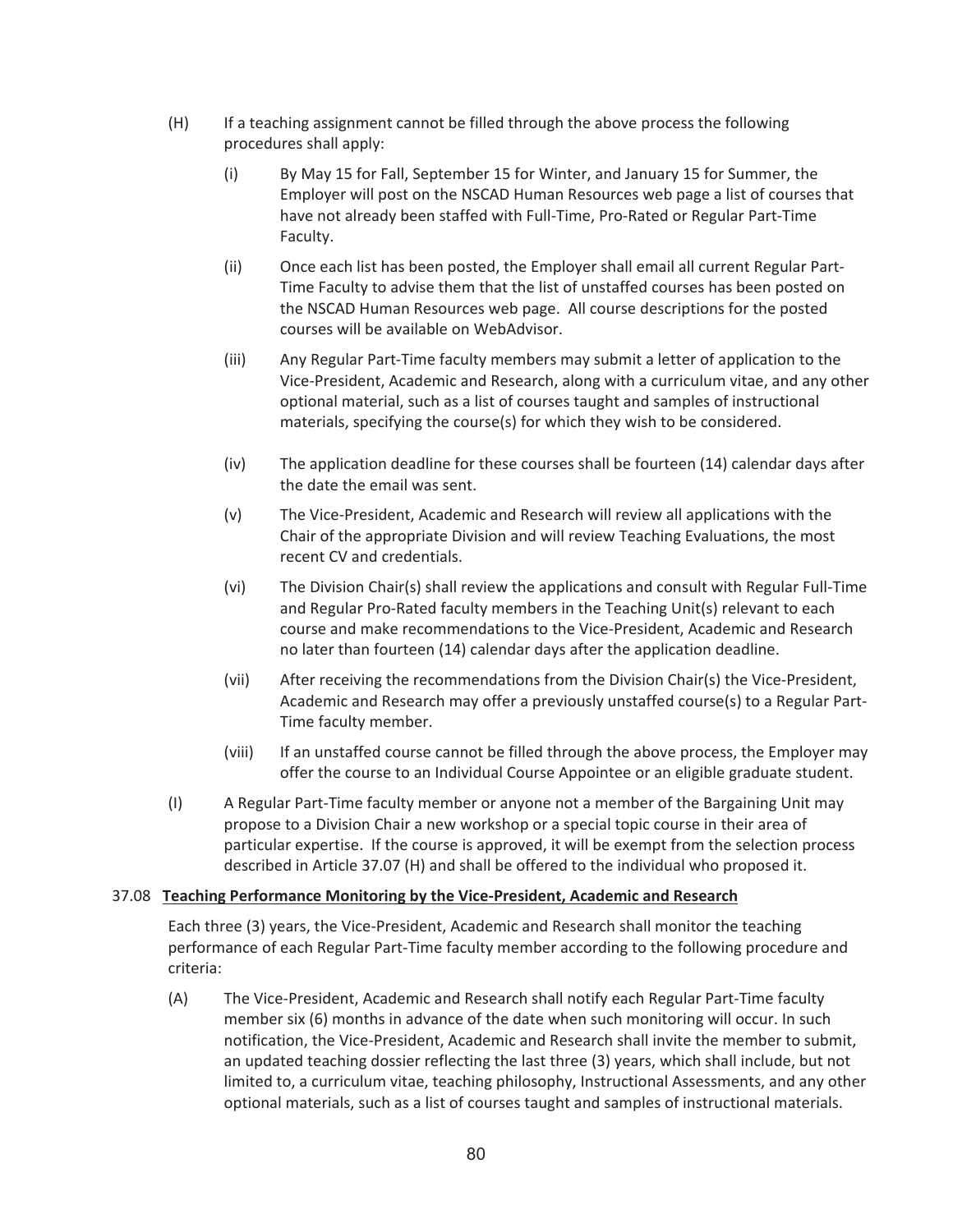(H) If a teaching assignment cannot be filled through the above process the following procedures shall apply:

(i) By May 15 for Fall, September 15 for Winter, and January 15 for Summer, the Employer will post on the NSCAD Human Resources web page a list of courses that have not already been staffed with Full-Time, Pro-Rated or Regular Part-Time Faculty.

(ii) Once each list has been posted, the Employer shall email all current Regular Part-Time Faculty to advise them that the list of unstaffed courses has been posted on the NSCAD Human Resources web page. All course descriptions for the posted courses will be available on WebAdvisor.

(iii) Any Regular Part-Time faculty members may submit a letter of application to the Vice-President, Academic and Research, along with a curriculum vitae, and any other optional material, such as a list of courses taught and samples of instructional materials, specifying the course(s) for which they wish to be considered.

(iv) The application deadline for these courses shall be fourteen (14) calendar days after the date the email was sent.

(v) The Vice-President, Academic and Research will review all applications with the Chair of the appropriate Division and will review Teaching Evaluations, the most recent CV and credentials.

(vi) The Division Chair(s) shall review the applications and consult with Regular Full-Time and Regular Pro-Rated faculty members in the Teaching Unit(s) relevant to each course and make recommendations to the Vice-President, Academic and Research no later than fourteen (14) calendar days after the application deadline.

(vii) After receiving the recommendations from the Division Chair(s) the Vice-President, Academic and Research may offer a previously unstaffed course(s) to a Regular Part-Time faculty member.

(viii) If an unstaffed course cannot be filled through the above process, the Employer may offer the course to an Individual Course Appointee or an eligible graduate student.

(I) A Regular Part-Time faculty member or anyone not a member of the Bargaining Unit may propose to a Division Chair a new workshop or a special topic course in their area of particular expertise. If the course is approved, it will be exempt from the selection process described in Article 37.07 (H) and shall be offered to the individual who proposed it.

37.08 **Teaching Performance Monitoring by the Vice-President, Academic and Research**

Each three (3) years, the Vice-President, Academic and Research shall monitor the teaching performance of each Regular Part-Time faculty member according to the following procedure and criteria:

(A) The Vice-President, Academic and Research shall notify each Regular Part-Time faculty member six (6) months in advance of the date when such monitoring will occur. In such notification, the Vice-President, Academic and Research shall invite the member to submit, an updated teaching dossier reflecting the last three (3) years, which shall include, but not limited to, a curriculum vitae, teaching philosophy, Instructional Assessments, and any other optional materials, such as a list of courses taught and samples of instructional materials.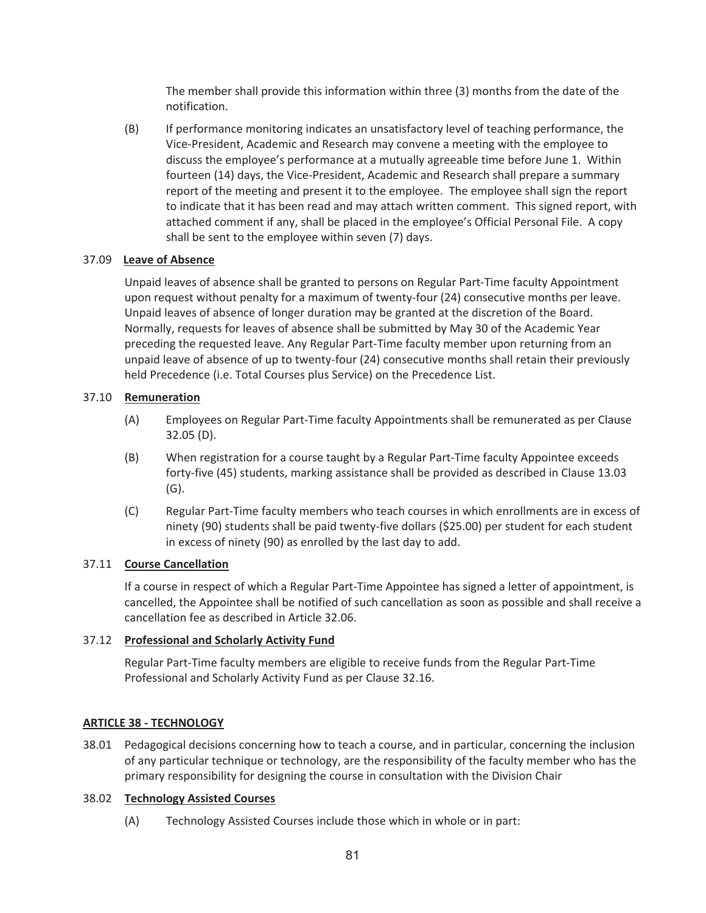The member shall provide this information within three (3) months from the date of the notification.

(B) If performance monitoring indicates an unsatisfactory level of teaching performance, the Vice-President, Academic and Research may convene a meeting with the employee to discuss the employee's performance at a mutually agreeable time before June 1. Within fourteen (14) days, the Vice-President, Academic and Research shall prepare a summary report of the meeting and present it to the employee. The employee shall sign the report to indicate that it has been read and may attach written comment. This signed report, with attached comment if any, shall be placed in the employee's Official Personal File. A copy shall be sent to the employee within seven (7) days.

37.09 **Leave of Absence**

Unpaid leaves of absence shall be granted to persons on Regular Part-Time faculty Appointment upon request without penalty for a maximum of twenty-four (24) consecutive months per leave. Unpaid leaves of absence of longer duration may be granted at the discretion of the Board. Normally, requests for leaves of absence shall be submitted by May 30 of the Academic Year preceding the requested leave. Any Regular Part-Time faculty member upon returning from an unpaid leave of absence of up to twenty-four (24) consecutive months shall retain their previously held Precedence (i.e. Total Courses plus Service) on the Precedence List.

37.10 **Remuneration**

(A) Employees on Regular Part-Time faculty Appointments shall be remunerated as per Clause 32.05 (D).

(B) When registration for a course taught by a Regular Part-Time faculty Appointee exceeds forty-five (45) students, marking assistance shall be provided as described in Clause 13.03 (G).

(C) Regular Part-Time faculty members who teach courses in which enrollments are in excess of ninety (90) students shall be paid twenty-five dollars ($25.00) per student for each student in excess of ninety (90) as enrolled by the last day to add.

37.11 **Course Cancellation**

If a course in respect of which a Regular Part-Time Appointee has signed a letter of appointment, is cancelled, the Appointee shall be notified of such cancellation as soon as possible and shall receive a cancellation fee as described in Article 32.06.

37.12 **Professional and Scholarly Activity Fund**

Regular Part-Time faculty members are eligible to receive funds from the Regular Part-Time Professional and Scholarly Activity Fund as per Clause 32.16.

## ARTICLE 38 - TECHNOLOGY

38.01 Pedagogical decisions concerning how to teach a course, and in particular, concerning the inclusion of any particular technique or technology, are the responsibility of the faculty member who has the primary responsibility for designing the course in consultation with the Division Chair

38.02 **Technology Assisted Courses**

(A) Technology Assisted Courses include those which in whole or in part: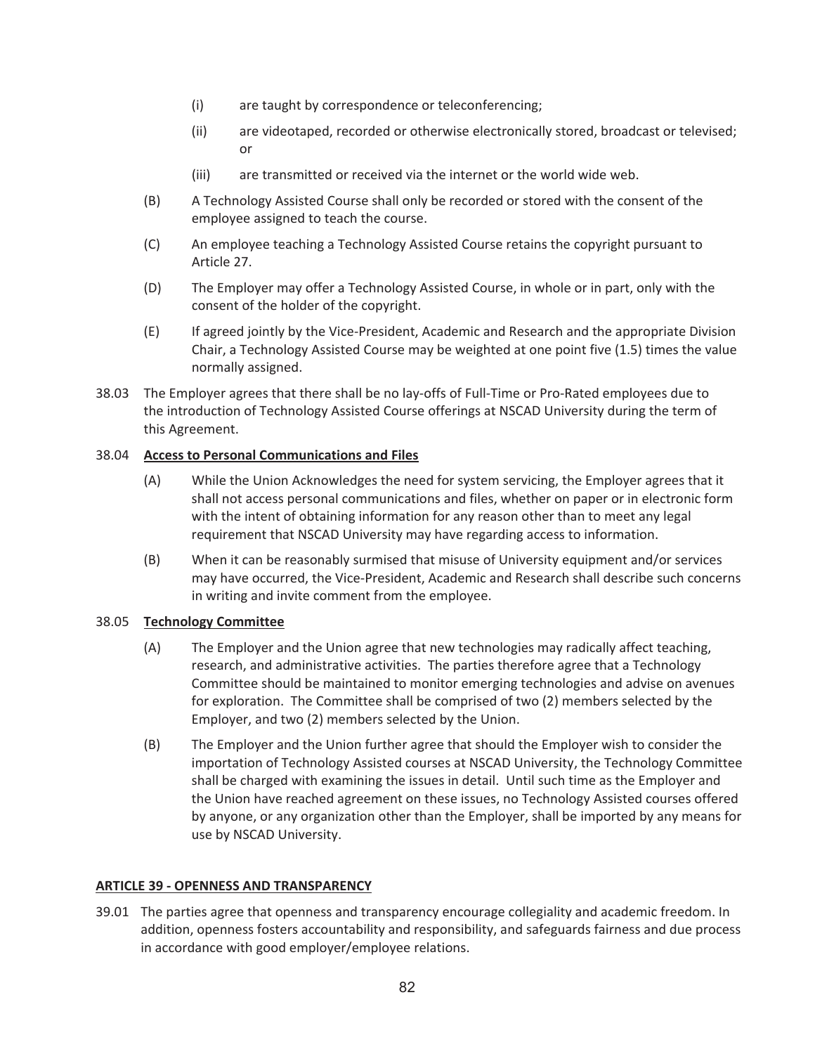(i) are taught by correspondence or teleconferencing;

(ii) are videotaped, recorded or otherwise electronically stored, broadcast or televised; or

(iii) are transmitted or received via the internet or the world wide web.

(B) A Technology Assisted Course shall only be recorded or stored with the consent of the employee assigned to teach the course.

(C) An employee teaching a Technology Assisted Course retains the copyright pursuant to Article 27.

(D) The Employer may offer a Technology Assisted Course, in whole or in part, only with the consent of the holder of the copyright.

(E) If agreed jointly by the Vice-President, Academic and Research and the appropriate Division Chair, a Technology Assisted Course may be weighted at one point five (1.5) times the value normally assigned.

38.03 The Employer agrees that there shall be no lay-offs of Full-Time or Pro-Rated employees due to the introduction of Technology Assisted Course offerings at NSCAD University during the term of this Agreement.

38.04 **Access to Personal Communications and Files**

(A) While the Union Acknowledges the need for system servicing, the Employer agrees that it shall not access personal communications and files, whether on paper or in electronic form with the intent of obtaining information for any reason other than to meet any legal requirement that NSCAD University may have regarding access to information.

(B) When it can be reasonably surmised that misuse of University equipment and/or services may have occurred, the Vice-President, Academic and Research shall describe such concerns in writing and invite comment from the employee.

38.05 **Technology Committee**

(A) The Employer and the Union agree that new technologies may radically affect teaching, research, and administrative activities. The parties therefore agree that a Technology Committee should be maintained to monitor emerging technologies and advise on avenues for exploration. The Committee shall be comprised of two (2) members selected by the Employer, and two (2) members selected by the Union.

(B) The Employer and the Union further agree that should the Employer wish to consider the importation of Technology Assisted courses at NSCAD University, the Technology Committee shall be charged with examining the issues in detail. Until such time as the Employer and the Union have reached agreement on these issues, no Technology Assisted courses offered by anyone, or any organization other than the Employer, shall be imported by any means for use by NSCAD University.

## ARTICLE 39 - OPENNESS AND TRANSPARENCY

39.01 The parties agree that openness and transparency encourage collegiality and academic freedom. In addition, openness fosters accountability and responsibility, and safeguards fairness and due process in accordance with good employer/employee relations.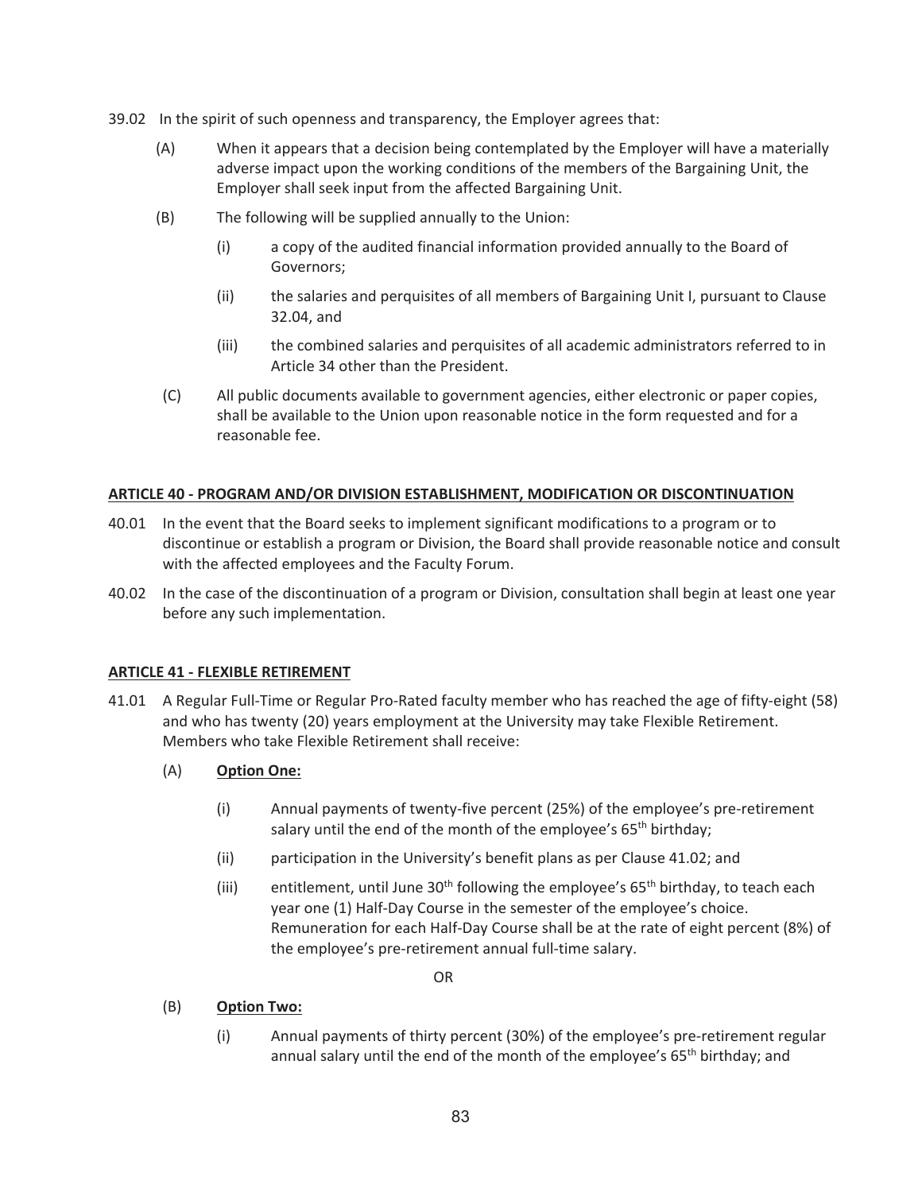39.02 In the spirit of such openness and transparency, the Employer agrees that:

(A) When it appears that a decision being contemplated by the Employer will have a materially adverse impact upon the working conditions of the members of the Bargaining Unit, the Employer shall seek input from the affected Bargaining Unit.

(B) The following will be supplied annually to the Union:

(i) a copy of the audited financial information provided annually to the Board of Governors;

(ii) the salaries and perquisites of all members of Bargaining Unit I, pursuant to Clause 32.04, and

(iii) the combined salaries and perquisites of all academic administrators referred to in Article 34 other than the President.

(C) All public documents available to government agencies, either electronic or paper copies, shall be available to the Union upon reasonable notice in the form requested and for a reasonable fee.

## ARTICLE 40 - PROGRAM AND/OR DIVISION ESTABLISHMENT, MODIFICATION OR DISCONTINUATION

40.01 In the event that the Board seeks to implement significant modifications to a program or to discontinue or establish a program or Division, the Board shall provide reasonable notice and consult with the affected employees and the Faculty Forum.

40.02 In the case of the discontinuation of a program or Division, consultation shall begin at least one year before any such implementation.

## ARTICLE 41 - FLEXIBLE RETIREMENT

41.01 A Regular Full-Time or Regular Pro-Rated faculty member who has reached the age of fifty-eight (58) and who has twenty (20) years employment at the University may take Flexible Retirement. Members who take Flexible Retirement shall receive:

(A) **Option One:**

(i) Annual payments of twenty-five percent (25%) of the employee's pre-retirement salary until the end of the month of the employee's 65th birthday;

(ii) participation in the University's benefit plans as per Clause 41.02; and

(iii) entitlement, until June 30th following the employee's 65th birthday, to teach each year one (1) Half-Day Course in the semester of the employee's choice. Remuneration for each Half-Day Course shall be at the rate of eight percent (8%) of the employee's pre-retirement annual full-time salary.

OR

(B) **Option Two:**

(i) Annual payments of thirty percent (30%) of the employee's pre-retirement regular annual salary until the end of the month of the employee's 65th birthday; and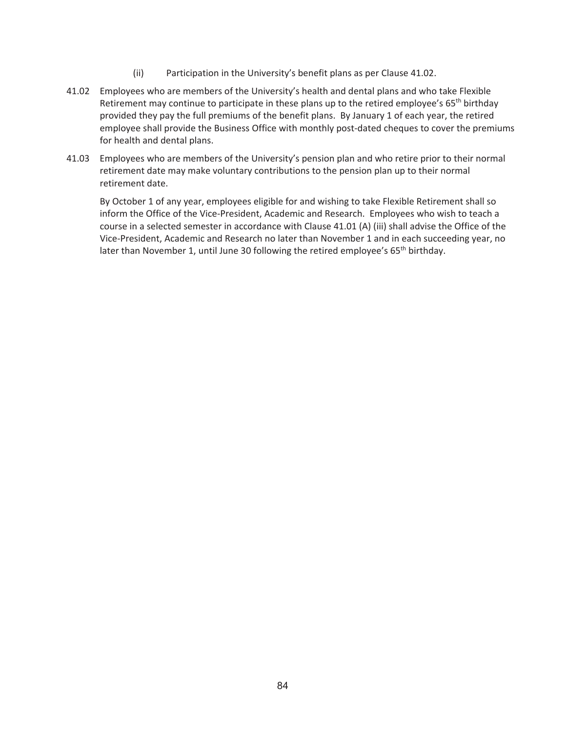(ii) Participation in the University's benefit plans as per Clause 41.02.

41.02 Employees who are members of the University's health and dental plans and who take Flexible Retirement may continue to participate in these plans up to the retired employee's 65th birthday provided they pay the full premiums of the benefit plans. By January 1 of each year, the retired employee shall provide the Business Office with monthly post-dated cheques to cover the premiums for health and dental plans.

41.03 Employees who are members of the University's pension plan and who retire prior to their normal retirement date may make voluntary contributions to the pension plan up to their normal retirement date.

By October 1 of any year, employees eligible for and wishing to take Flexible Retirement shall so inform the Office of the Vice-President, Academic and Research. Employees who wish to teach a course in a selected semester in accordance with Clause 41.01 (A) (iii) shall advise the Office of the Vice-President, Academic and Research no later than November 1 and in each succeeding year, no later than November 1, until June 30 following the retired employee's 65th birthday.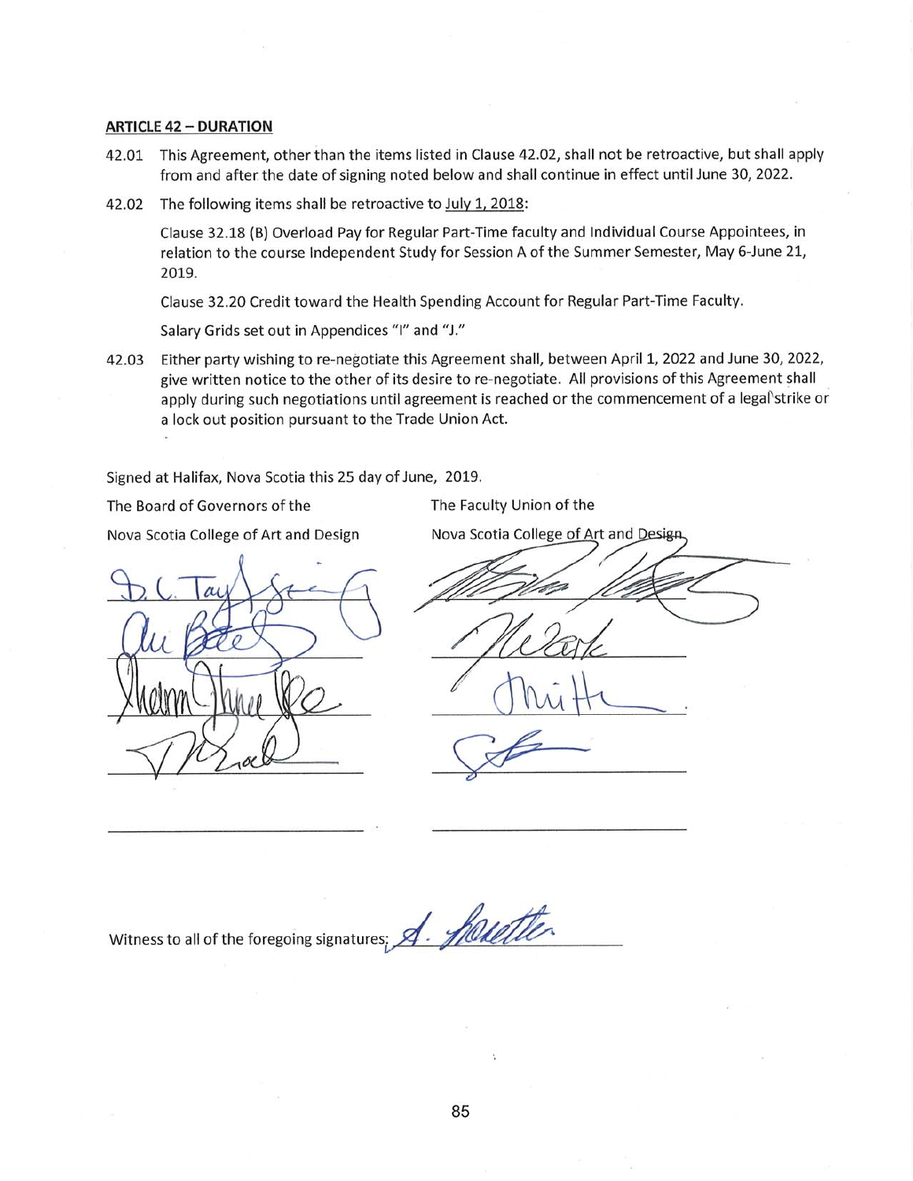## ARTICLE 42 – DURATION

42.01 This Agreement, other than the items listed in Clause 42.02, shall not be retroactive, but shall apply from and after the date of signing noted below and shall continue in effect until June 30, 2022.

42.02 The following items shall be retroactive to July 1, 2018:

Clause 32.18 (B) Overload Pay for Regular Part-Time faculty and Individual Course Appointees, in relation to the course Independent Study for Session A of the Summer Semester, May 6-June 21, 2019.

Clause 32.20 Credit toward the Health Spending Account for Regular Part-Time Faculty.

Salary Grids set out in Appendices "I" and "J."

42.03 Either party wishing to re-negotiate this Agreement shall, between April 1, 2022 and June 30, 2022, give written notice to the other of its desire to re-negotiate. All provisions of this Agreement shall apply during such negotiations until agreement is reached or the commencement of a legal strike or a lock out position pursuant to the Trade Union Act.

Signed at Halifax, Nova Scotia this 25 day of June, 2019.

The Board of Governors of the Nova Scotia College of Art and Design

_______________________________

_______________________________

_______________________________

_______________________________

_______________________________

The Faculty Union of the Nova Scotia College of Art and Design

_______________________________

_______________________________

_______________________________

_______________________________

_______________________________

Witness to all of the foregoing signatures: _______________________________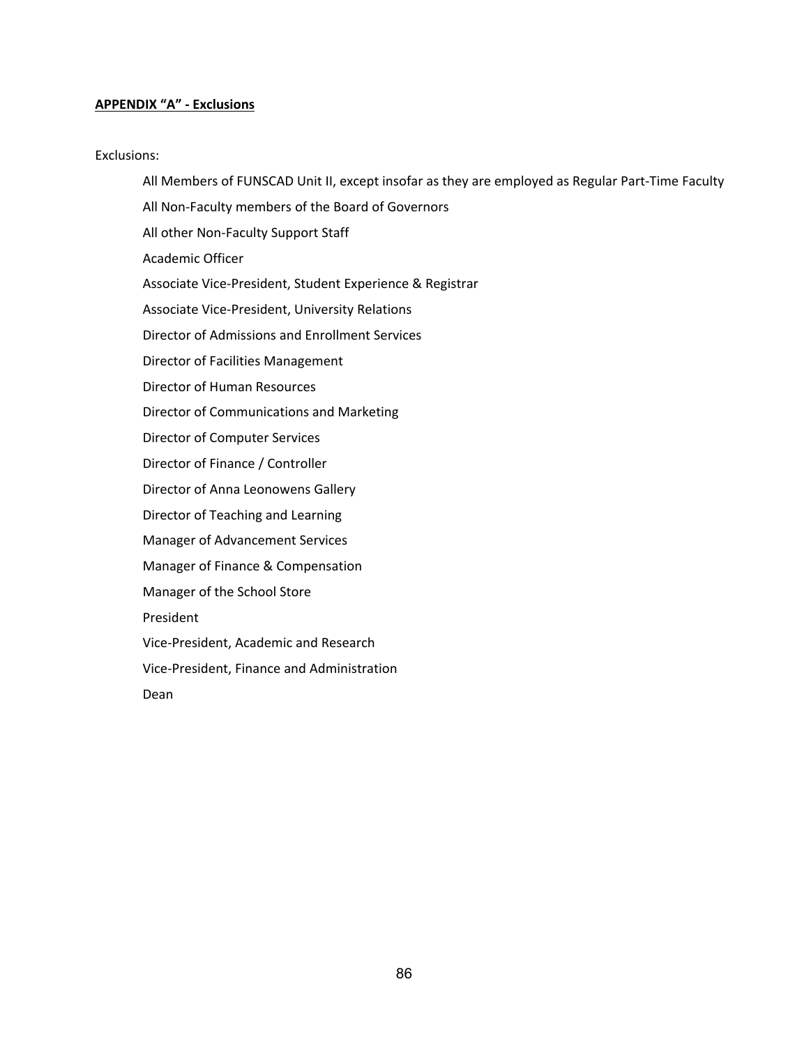**APPENDIX "A" - Exclusions**

Exclusions:

- All Members of FUNSCAD Unit II, except insofar as they are employed as Regular Part-Time Faculty
- All Non-Faculty members of the Board of Governors
- All other Non-Faculty Support Staff
- Academic Officer
- Associate Vice-President, Student Experience & Registrar
- Associate Vice-President, University Relations
- Director of Admissions and Enrollment Services
- Director of Facilities Management
- Director of Human Resources
- Director of Communications and Marketing
- Director of Computer Services
- Director of Finance / Controller
- Director of Anna Leonowens Gallery
- Director of Teaching and Learning
- Manager of Advancement Services
- Manager of Finance & Compensation
- Manager of the School Store
- President
- Vice-President, Academic and Research
- Vice-President, Finance and Administration
- Dean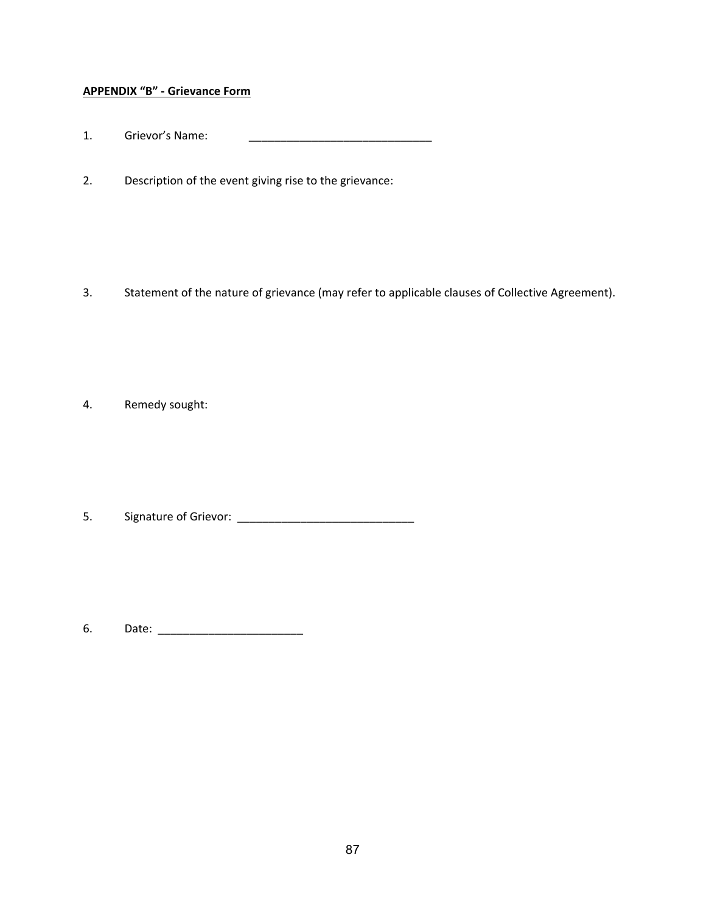**APPENDIX "B" - Grievance Form**

1. Grievor's Name: ______________________________

2. Description of the event giving rise to the grievance:

3. Statement of the nature of grievance (may refer to applicable clauses of Collective Agreement).

4. Remedy sought:

5. Signature of Grievor: ____________________________

6. Date: _______________________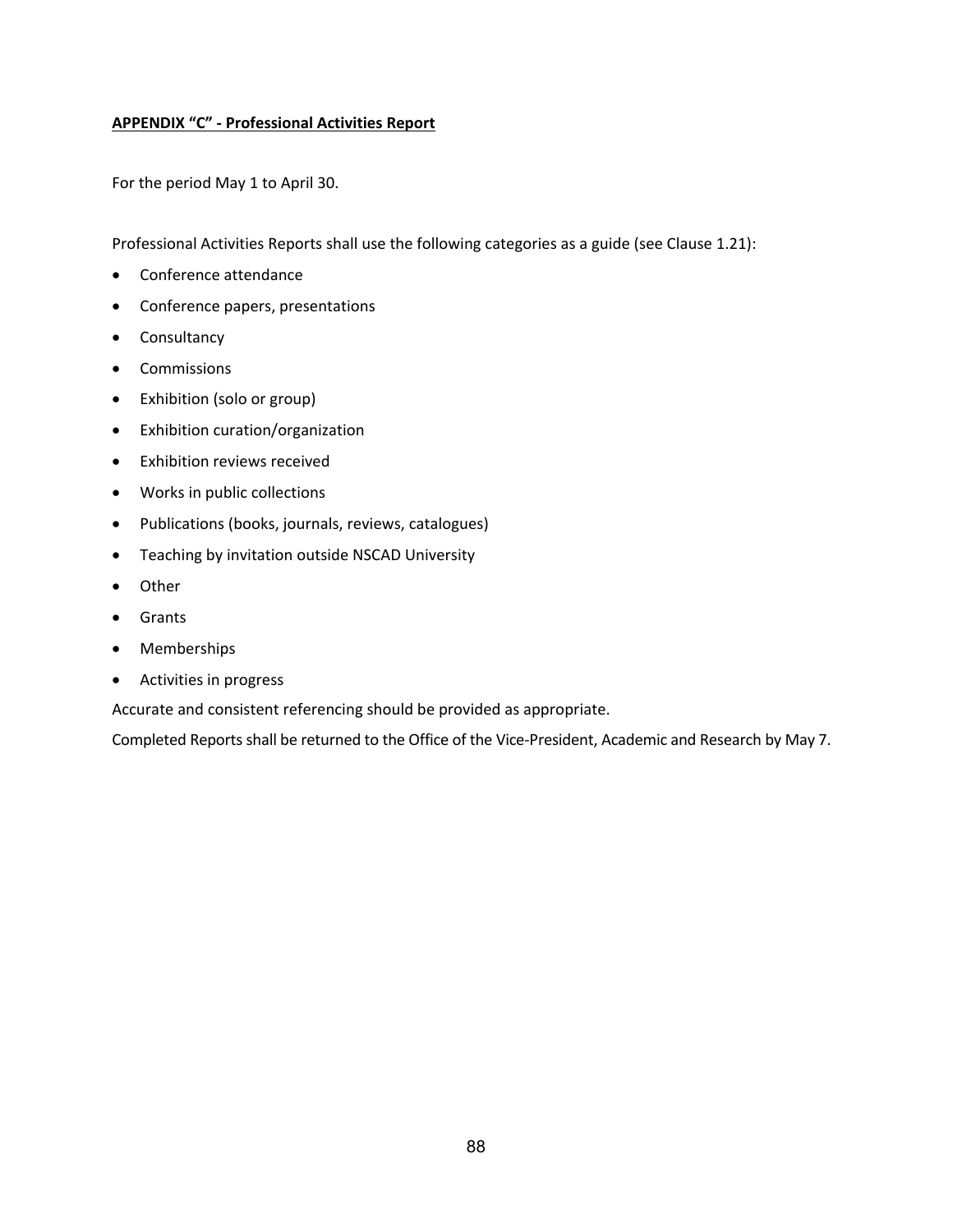## **APPENDIX “C” - Professional Activities Report**

For the period May 1 to April 30.

Professional Activities Reports shall use the following categories as a guide (see Clause 1.21):

- Conference attendance
- Conference papers, presentations
- Consultancy
- Commissions
- Exhibition (solo or group)
- Exhibition curation/organization
- Exhibition reviews received
- Works in public collections
- Publications (books, journals, reviews, catalogues)
- Teaching by invitation outside NSCAD University
- Other
- Grants
- Memberships
- Activities in progress

Accurate and consistent referencing should be provided as appropriate.

Completed Reports shall be returned to the Office of the Vice-President, Academic and Research by May 7.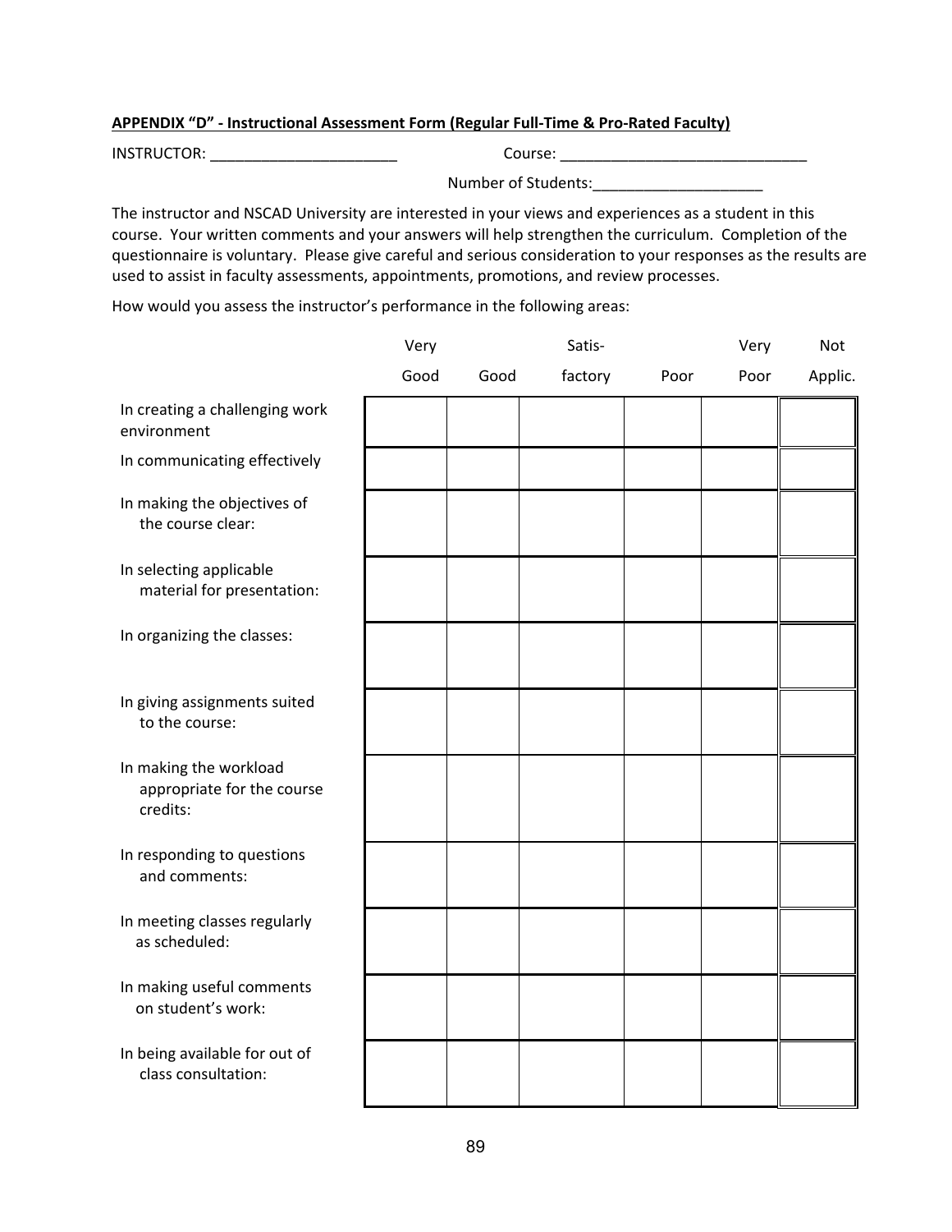**APPENDIX "D" - Instructional Assessment Form (Regular Full-Time & Pro-Rated Faculty)**

INSTRUCTOR: ______________________ Course: ______________________________

Number of Students:____________________

The instructor and NSCAD University are interested in your views and experiences as a student in this course. Your written comments and your answers will help strengthen the curriculum. Completion of the questionnaire is voluntary. Please give careful and serious consideration to your responses as the results are used to assist in faculty assessments, appointments, promotions, and review processes.

How would you assess the instructor's performance in the following areas:

| | Very Good | Good | Satis-factory | Poor | Very Poor | Not Applic. |
|---|---|---|---|---|---|---|
| In creating a challenging work environment | | | | | | |
| In communicating effectively | | | | | | |
| In making the objectives of the course clear: | | | | | | |
| In selecting applicable material for presentation: | | | | | | |
| In organizing the classes: | | | | | | |
| In giving assignments suited to the course: | | | | | | |
| In making the workload appropriate for the course credits: | | | | | | |
| In responding to questions and comments: | | | | | | |
| In meeting classes regularly as scheduled: | | | | | | |
| In making useful comments on student's work: | | | | | | |
| In being available for out of class consultation: | | | | | | |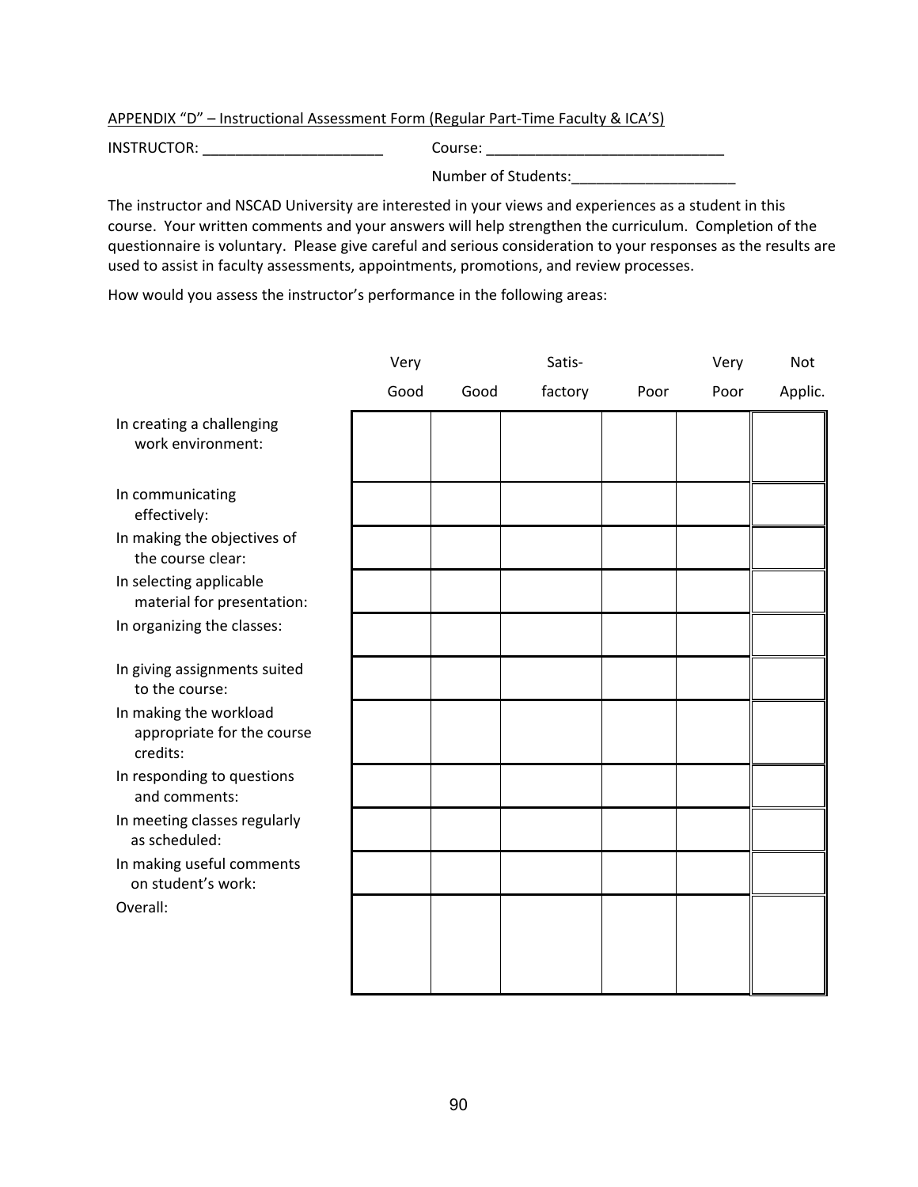APPENDIX "D" – Instructional Assessment Form (Regular Part-Time Faculty & ICA'S)

INSTRUCTOR: ______________________ Course: ______________________________

Number of Students:____________________

The instructor and NSCAD University are interested in your views and experiences as a student in this course. Your written comments and your answers will help strengthen the curriculum. Completion of the questionnaire is voluntary. Please give careful and serious consideration to your responses as the results are used to assist in faculty assessments, appointments, promotions, and review processes.

How would you assess the instructor's performance in the following areas:

| | Very Good | Good | Satis-factory | Poor | Very Poor | Not Applic. |
|---|---|---|---|---|---|---|
| In creating a challenging work environment: | | | | | | |
| In communicating effectively: | | | | | | |
| In making the objectives of the course clear: | | | | | | |
| In selecting applicable material for presentation: | | | | | | |
| In organizing the classes: | | | | | | |
| In giving assignments suited to the course: | | | | | | |
| In making the workload appropriate for the course credits: | | | | | | |
| In responding to questions and comments: | | | | | | |
| In meeting classes regularly as scheduled: | | | | | | |
| In making useful comments on student's work: | | | | | | |
| Overall: | | | | | | |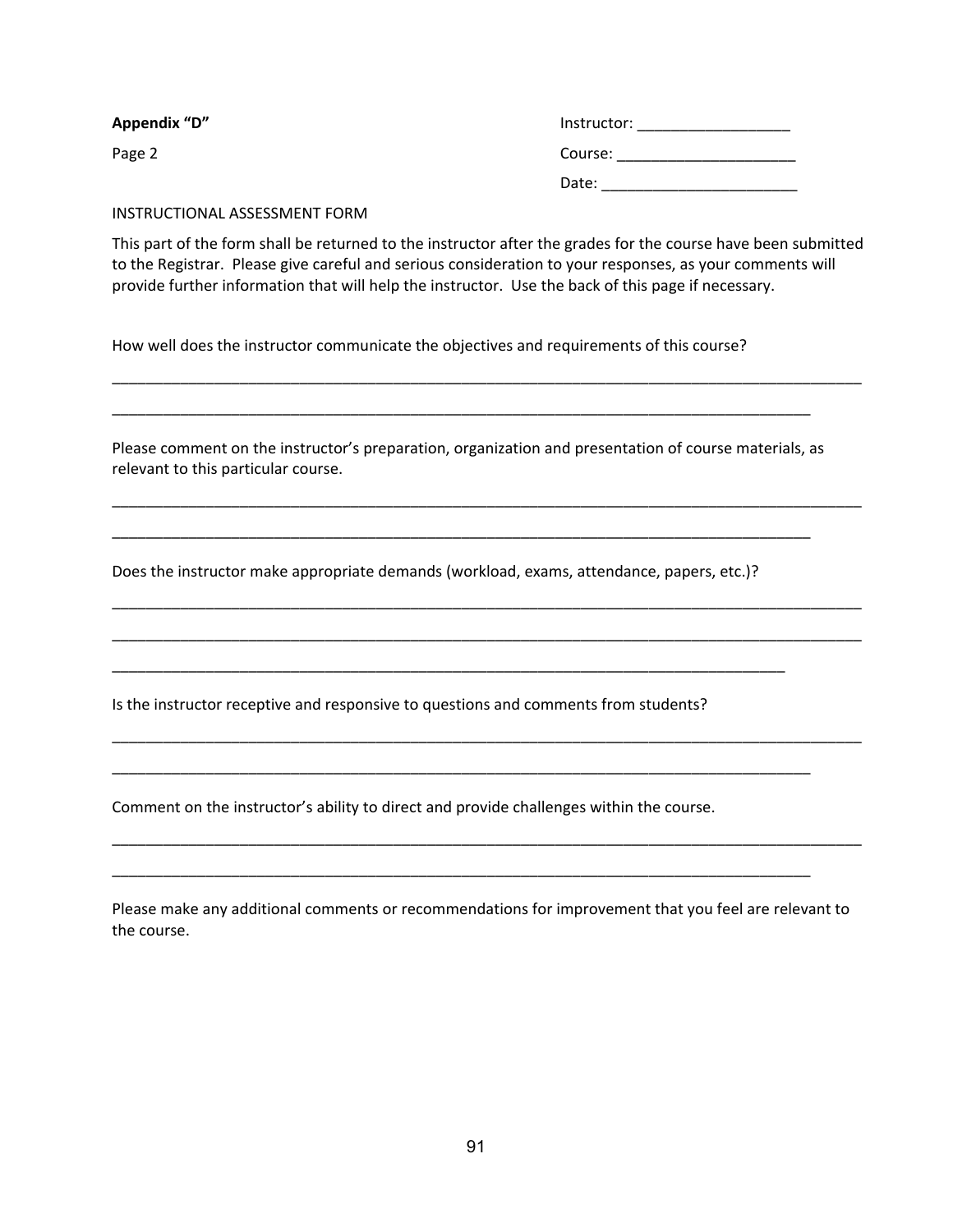**Appendix "D"**

Page 2

Instructor: ___________________

Course: ______________________

Date: ________________________

INSTRUCTIONAL ASSESSMENT FORM

This part of the form shall be returned to the instructor after the grades for the course have been submitted to the Registrar. Please give careful and serious consideration to your responses, as your comments will provide further information that will help the instructor. Use the back of this page if necessary.

How well does the instructor communicate the objectives and requirements of this course?

_______________________________________________________________________________

_________________________________________________________________________

Please comment on the instructor's preparation, organization and presentation of course materials, as relevant to this particular course.

_______________________________________________________________________________

_________________________________________________________________________

Does the instructor make appropriate demands (workload, exams, attendance, papers, etc.)?

_______________________________________________________________________________

_______________________________________________________________________________

_______________________________________________________________________

Is the instructor receptive and responsive to questions and comments from students?

_______________________________________________________________________________

_________________________________________________________________________

Comment on the instructor's ability to direct and provide challenges within the course.

_______________________________________________________________________________

_________________________________________________________________________

Please make any additional comments or recommendations for improvement that you feel are relevant to the course.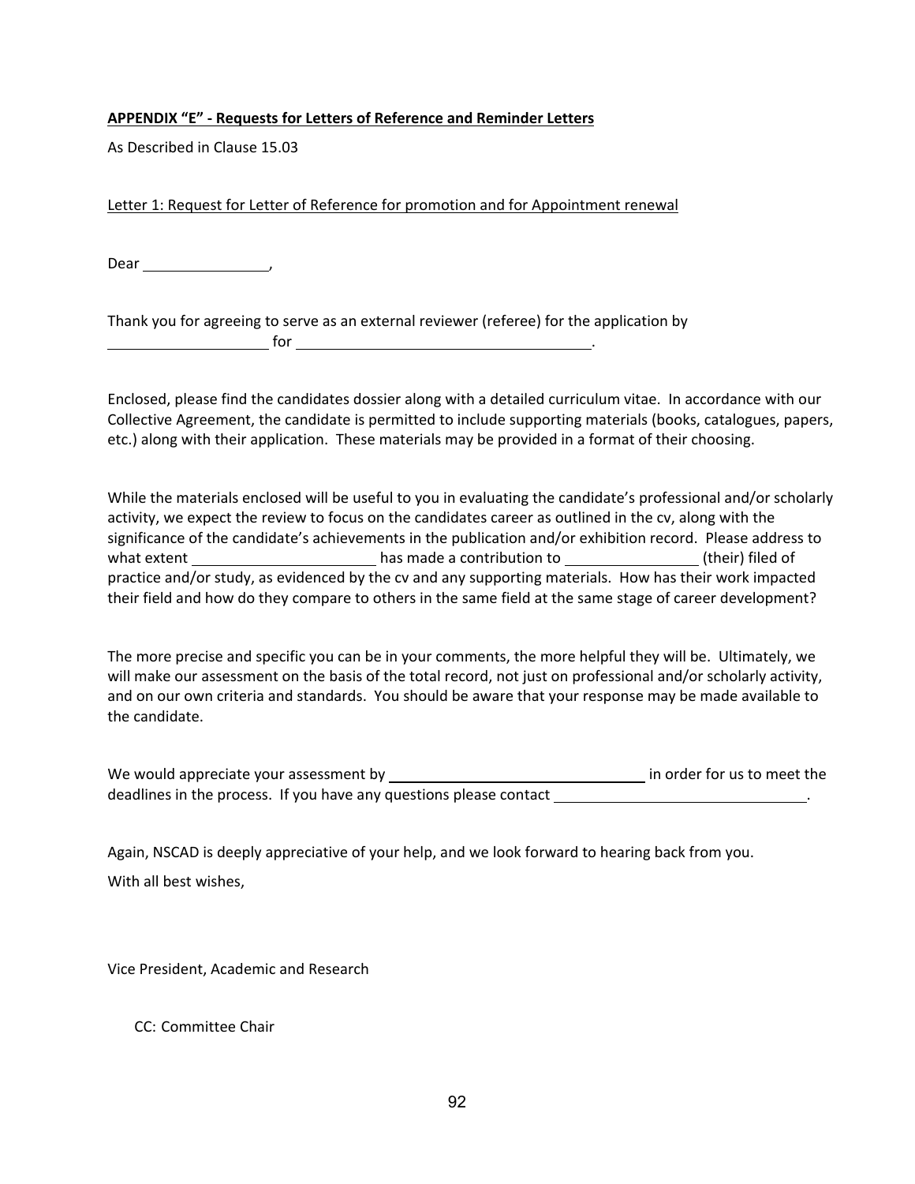**<u>APPENDIX "E" - Requests for Letters of Reference and Reminder Letters</u>**

As Described in Clause 15.03

<u>Letter 1: Request for Letter of Reference for promotion and for Appointment renewal</u>

Dear ________________,

Thank you for agreeing to serve as an external reviewer (referee) for the application by ____________________ for ____________________________________.

Enclosed, please find the candidates dossier along with a detailed curriculum vitae. In accordance with our Collective Agreement, the candidate is permitted to include supporting materials (books, catalogues, papers, etc.) along with their application. These materials may be provided in a format of their choosing.

While the materials enclosed will be useful to you in evaluating the candidate's professional and/or scholarly activity, we expect the review to focus on the candidates career as outlined in the cv, along with the significance of the candidate's achievements in the publication and/or exhibition record. Please address to what extent ______________________ has made a contribution to ________________ (their) filed of practice and/or study, as evidenced by the cv and any supporting materials. How has their work impacted their field and how do they compare to others in the same field at the same stage of career development?

The more precise and specific you can be in your comments, the more helpful they will be. Ultimately, we will make our assessment on the basis of the total record, not just on professional and/or scholarly activity, and on our own criteria and standards. You should be aware that your response may be made available to the candidate.

We would appreciate your assessment by ________________________________ in order for us to meet the deadlines in the process. If you have any questions please contact ________________________________.

Again, NSCAD is deeply appreciative of your help, and we look forward to hearing back from you.

With all best wishes,

Vice President, Academic and Research

CC: Committee Chair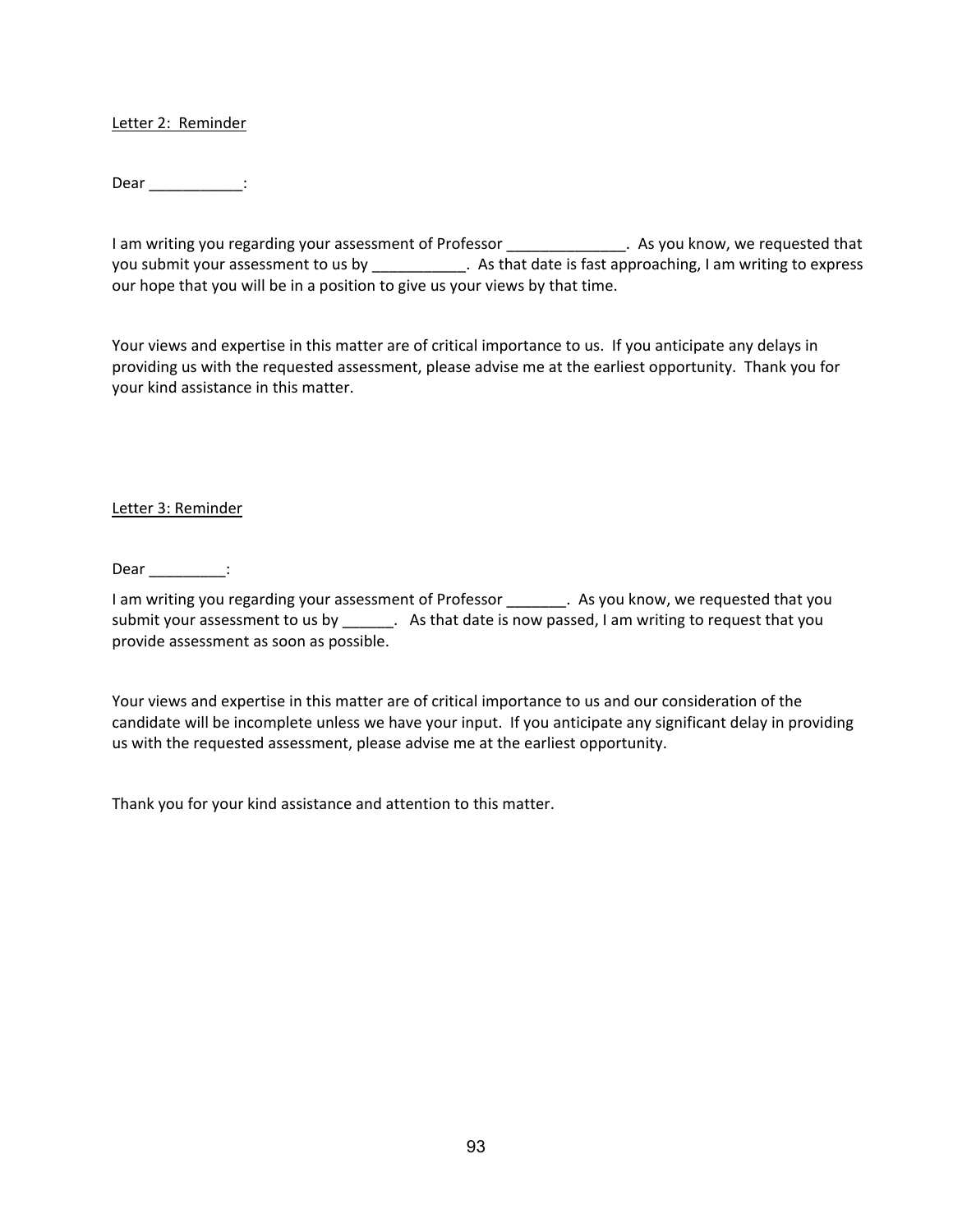<u>Letter 2: Reminder</u>

Dear ___________:

I am writing you regarding your assessment of Professor ______________. As you know, we requested that you submit your assessment to us by ___________. As that date is fast approaching, I am writing to express our hope that you will be in a position to give us your views by that time.

Your views and expertise in this matter are of critical importance to us. If you anticipate any delays in providing us with the requested assessment, please advise me at the earliest opportunity. Thank you for your kind assistance in this matter.

<u>Letter 3: Reminder</u>

Dear _________:

I am writing you regarding your assessment of Professor _______. As you know, we requested that you submit your assessment to us by ______. As that date is now passed, I am writing to request that you provide assessment as soon as possible.

Your views and expertise in this matter are of critical importance to us and our consideration of the candidate will be incomplete unless we have your input. If you anticipate any significant delay in providing us with the requested assessment, please advise me at the earliest opportunity.

Thank you for your kind assistance and attention to this matter.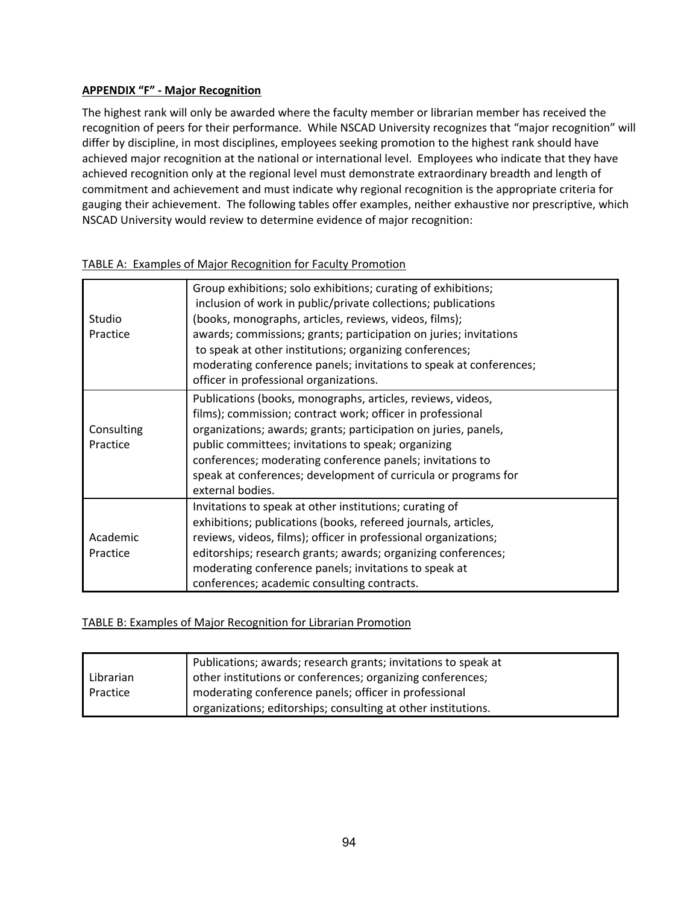**APPENDIX "F" - Major Recognition**

The highest rank will only be awarded where the faculty member or librarian member has received the recognition of peers for their performance. While NSCAD University recognizes that "major recognition" will differ by discipline, in most disciplines, employees seeking promotion to the highest rank should have achieved major recognition at the national or international level. Employees who indicate that they have achieved recognition only at the regional level must demonstrate extraordinary breadth and length of commitment and achievement and must indicate why regional recognition is the appropriate criteria for gauging their achievement. The following tables offer examples, neither exhaustive nor prescriptive, which NSCAD University would review to determine evidence of major recognition:

TABLE A: Examples of Major Recognition for Faculty Promotion

| | |
|---|---|
| Studio Practice | Group exhibitions; solo exhibitions; curating of exhibitions; inclusion of work in public/private collections; publications (books, monographs, articles, reviews, videos, films); awards; commissions; grants; participation on juries; invitations to speak at other institutions; organizing conferences; moderating conference panels; invitations to speak at conferences; officer in professional organizations. |
| Consulting Practice | Publications (books, monographs, articles, reviews, videos, films); commission; contract work; officer in professional organizations; awards; grants; participation on juries, panels, public committees; invitations to speak; organizing conferences; moderating conference panels; invitations to speak at conferences; development of curricula or programs for external bodies. |
| Academic Practice | Invitations to speak at other institutions; curating of exhibitions; publications (books, refereed journals, articles, reviews, videos, films); officer in professional organizations; editorships; research grants; awards; organizing conferences; moderating conference panels; invitations to speak at conferences; academic consulting contracts. |

TABLE B: Examples of Major Recognition for Librarian Promotion

| | |
|---|---|
| Librarian Practice | Publications; awards; research grants; invitations to speak at other institutions or conferences; organizing conferences; moderating conference panels; officer in professional organizations; editorships; consulting at other institutions. |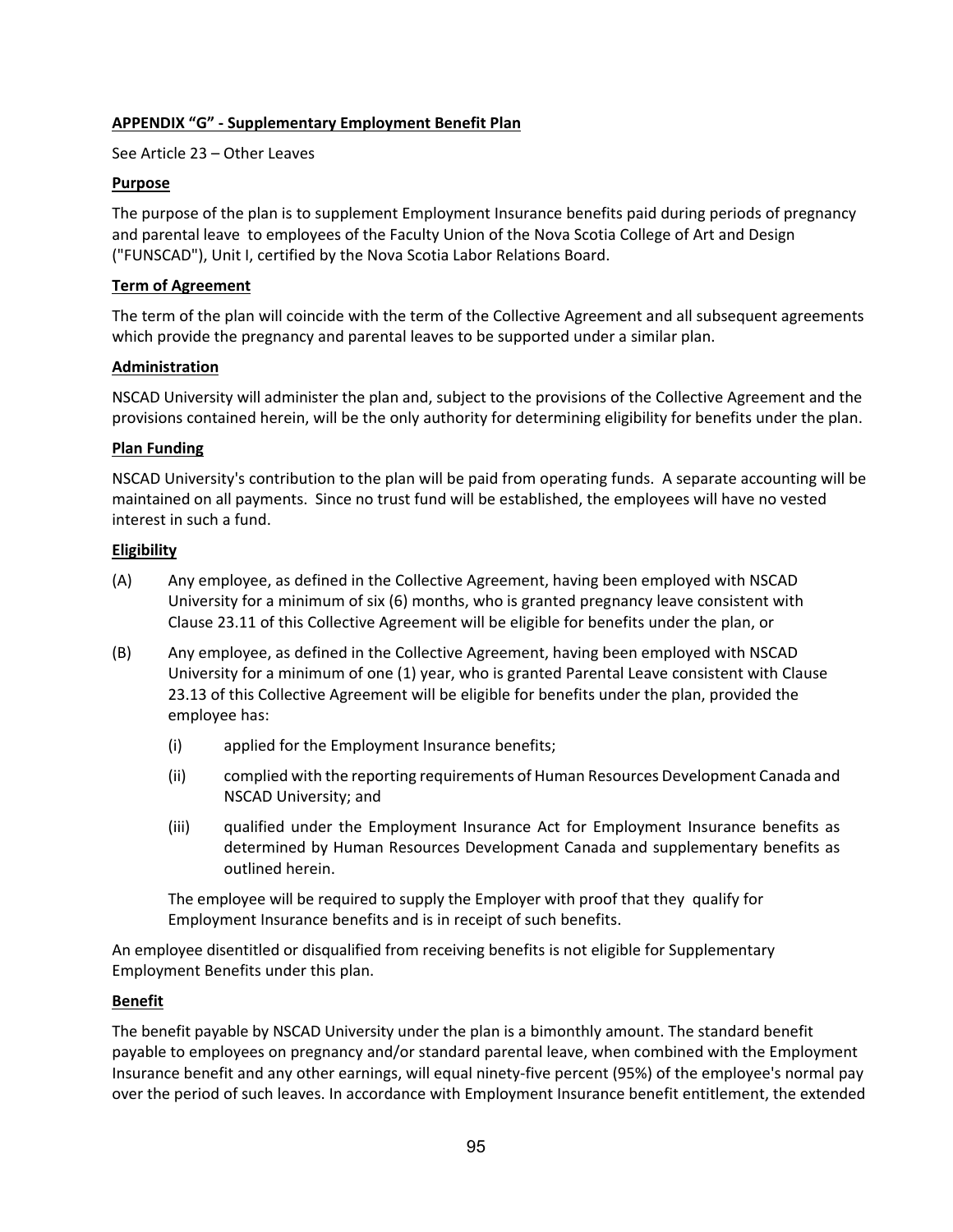**APPENDIX "G" - Supplementary Employment Benefit Plan**

See Article 23 – Other Leaves

**Purpose**

The purpose of the plan is to supplement Employment Insurance benefits paid during periods of pregnancy and parental leave to employees of the Faculty Union of the Nova Scotia College of Art and Design ("FUNSCAD"), Unit I, certified by the Nova Scotia Labor Relations Board.

**Term of Agreement**

The term of the plan will coincide with the term of the Collective Agreement and all subsequent agreements which provide the pregnancy and parental leaves to be supported under a similar plan.

**Administration**

NSCAD University will administer the plan and, subject to the provisions of the Collective Agreement and the provisions contained herein, will be the only authority for determining eligibility for benefits under the plan.

**Plan Funding**

NSCAD University's contribution to the plan will be paid from operating funds. A separate accounting will be maintained on all payments. Since no trust fund will be established, the employees will have no vested interest in such a fund.

**Eligibility**

(A) Any employee, as defined in the Collective Agreement, having been employed with NSCAD University for a minimum of six (6) months, who is granted pregnancy leave consistent with Clause 23.11 of this Collective Agreement will be eligible for benefits under the plan, or

(B) Any employee, as defined in the Collective Agreement, having been employed with NSCAD University for a minimum of one (1) year, who is granted Parental Leave consistent with Clause 23.13 of this Collective Agreement will be eligible for benefits under the plan, provided the employee has:

 (i) applied for the Employment Insurance benefits;

 (ii) complied with the reporting requirements of Human Resources Development Canada and NSCAD University; and

 (iii) qualified under the Employment Insurance Act for Employment Insurance benefits as determined by Human Resources Development Canada and supplementary benefits as outlined herein.

 The employee will be required to supply the Employer with proof that they qualify for Employment Insurance benefits and is in receipt of such benefits.

An employee disentitled or disqualified from receiving benefits is not eligible for Supplementary Employment Benefits under this plan.

**Benefit**

The benefit payable by NSCAD University under the plan is a bimonthly amount. The standard benefit payable to employees on pregnancy and/or standard parental leave, when combined with the Employment Insurance benefit and any other earnings, will equal ninety-five percent (95%) of the employee's normal pay over the period of such leaves. In accordance with Employment Insurance benefit entitlement, the extended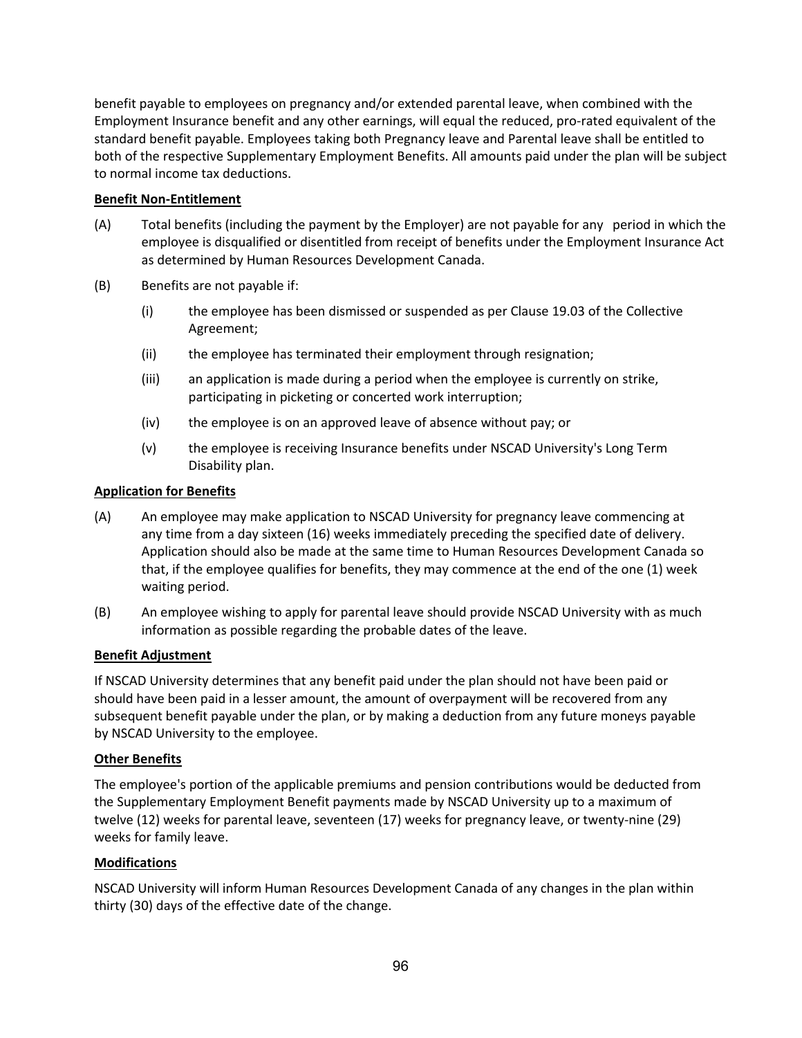benefit payable to employees on pregnancy and/or extended parental leave, when combined with the Employment Insurance benefit and any other earnings, will equal the reduced, pro-rated equivalent of the standard benefit payable. Employees taking both Pregnancy leave and Parental leave shall be entitled to both of the respective Supplementary Employment Benefits. All amounts paid under the plan will be subject to normal income tax deductions.

**Benefit Non-Entitlement**

(A) Total benefits (including the payment by the Employer) are not payable for any period in which the employee is disqualified or disentitled from receipt of benefits under the Employment Insurance Act as determined by Human Resources Development Canada.

(B) Benefits are not payable if:

- (i) the employee has been dismissed or suspended as per Clause 19.03 of the Collective Agreement;
- (ii) the employee has terminated their employment through resignation;
- (iii) an application is made during a period when the employee is currently on strike, participating in picketing or concerted work interruption;
- (iv) the employee is on an approved leave of absence without pay; or
- (v) the employee is receiving Insurance benefits under NSCAD University's Long Term Disability plan.

**Application for Benefits**

(A) An employee may make application to NSCAD University for pregnancy leave commencing at any time from a day sixteen (16) weeks immediately preceding the specified date of delivery. Application should also be made at the same time to Human Resources Development Canada so that, if the employee qualifies for benefits, they may commence at the end of the one (1) week waiting period.

(B) An employee wishing to apply for parental leave should provide NSCAD University with as much information as possible regarding the probable dates of the leave.

**Benefit Adjustment**

If NSCAD University determines that any benefit paid under the plan should not have been paid or should have been paid in a lesser amount, the amount of overpayment will be recovered from any subsequent benefit payable under the plan, or by making a deduction from any future moneys payable by NSCAD University to the employee.

**Other Benefits**

The employee's portion of the applicable premiums and pension contributions would be deducted from the Supplementary Employment Benefit payments made by NSCAD University up to a maximum of twelve (12) weeks for parental leave, seventeen (17) weeks for pregnancy leave, or twenty-nine (29) weeks for family leave.

**Modifications**

NSCAD University will inform Human Resources Development Canada of any changes in the plan within thirty (30) days of the effective date of the change.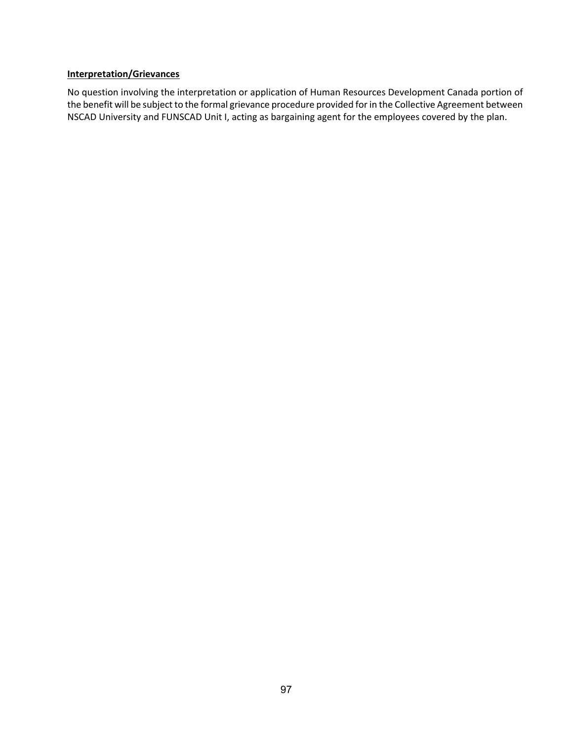**Interpretation/Grievances**

No question involving the interpretation or application of Human Resources Development Canada portion of the benefit will be subject to the formal grievance procedure provided for in the Collective Agreement between NSCAD University and FUNSCAD Unit I, acting as bargaining agent for the employees covered by the plan.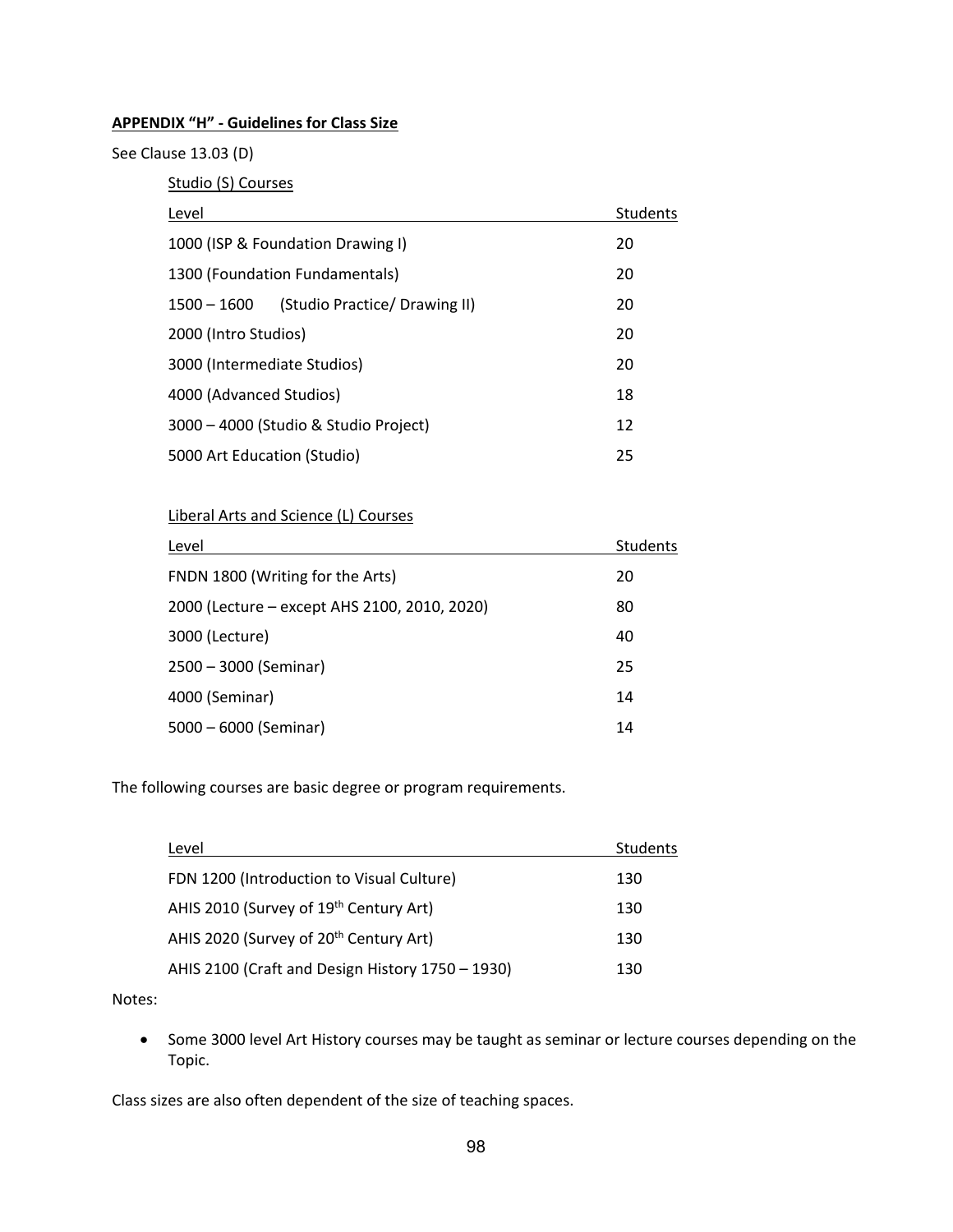**APPENDIX "H" - Guidelines for Class Size**

See Clause 13.03 (D)

Studio (S) Courses

| Level | Students |
|---|---|
| 1000 (ISP & Foundation Drawing I) | 20 |
| 1300 (Foundation Fundamentals) | 20 |
| 1500 – 1600 (Studio Practice/ Drawing II) | 20 |
| 2000 (Intro Studios) | 20 |
| 3000 (Intermediate Studios) | 20 |
| 4000 (Advanced Studios) | 18 |
| 3000 – 4000 (Studio & Studio Project) | 12 |
| 5000 Art Education (Studio) | 25 |

Liberal Arts and Science (L) Courses

| Level | Students |
|---|---|
| FNDN 1800 (Writing for the Arts) | 20 |
| 2000 (Lecture – except AHS 2100, 2010, 2020) | 80 |
| 3000 (Lecture) | 40 |
| 2500 – 3000 (Seminar) | 25 |
| 4000 (Seminar) | 14 |
| 5000 – 6000 (Seminar) | 14 |

The following courses are basic degree or program requirements.

| Level | Students |
|---|---|
| FDN 1200 (Introduction to Visual Culture) | 130 |
| AHIS 2010 (Survey of 19th Century Art) | 130 |
| AHIS 2020 (Survey of 20th Century Art) | 130 |
| AHIS 2100 (Craft and Design History 1750 – 1930) | 130 |

Notes:

- Some 3000 level Art History courses may be taught as seminar or lecture courses depending on the Topic.

Class sizes are also often dependent of the size of teaching spaces.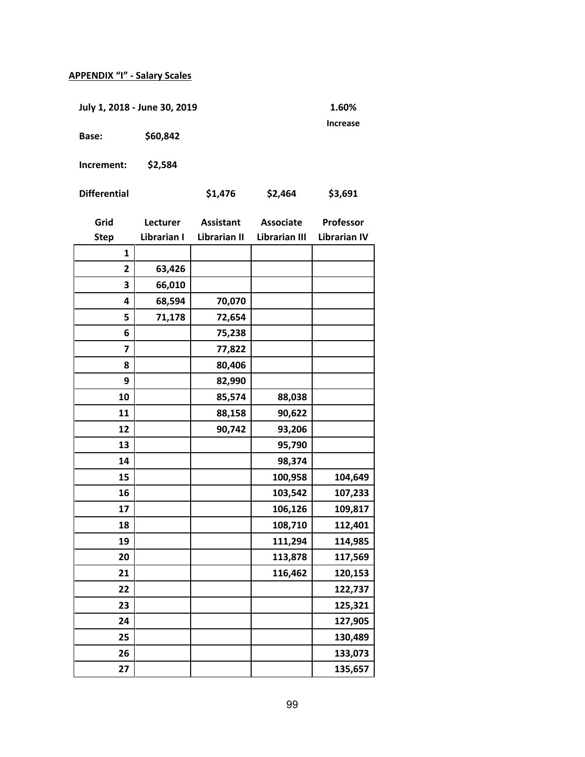**APPENDIX "I" - Salary Scales**

**July 1, 2018 - June 30, 2019** **1.60% Increase**

**Base:** **$60,842**

**Increment:** **$2,584**

| | | | | |
|---|---|---|---|---|
| **Differential** | | **$1,476** | **$2,464** | **$3,691** |

| Grid Step | Lecturer Librarian I | Assistant Librarian II | Associate Librarian III | Professor Librarian IV |
|---|---|---|---|---|
| 1 | | | | |
| 2 | 63,426 | | | |
| 3 | 66,010 | | | |
| 4 | 68,594 | 70,070 | | |
| 5 | 71,178 | 72,654 | | |
| 6 | | 75,238 | | |
| 7 | | 77,822 | | |
| 8 | | 80,406 | | |
| 9 | | 82,990 | | |
| 10 | | 85,574 | 88,038 | |
| 11 | | 88,158 | 90,622 | |
| 12 | | 90,742 | 93,206 | |
| 13 | | | 95,790 | |
| 14 | | | 98,374 | |
| 15 | | | 100,958 | 104,649 |
| 16 | | | 103,542 | 107,233 |
| 17 | | | 106,126 | 109,817 |
| 18 | | | 108,710 | 112,401 |
| 19 | | | 111,294 | 114,985 |
| 20 | | | 113,878 | 117,569 |
| 21 | | | 116,462 | 120,153 |
| 22 | | | | 122,737 |
| 23 | | | | 125,321 |
| 24 | | | | 127,905 |
| 25 | | | | 130,489 |
| 26 | | | | 133,073 |
| 27 | | | | 135,657 |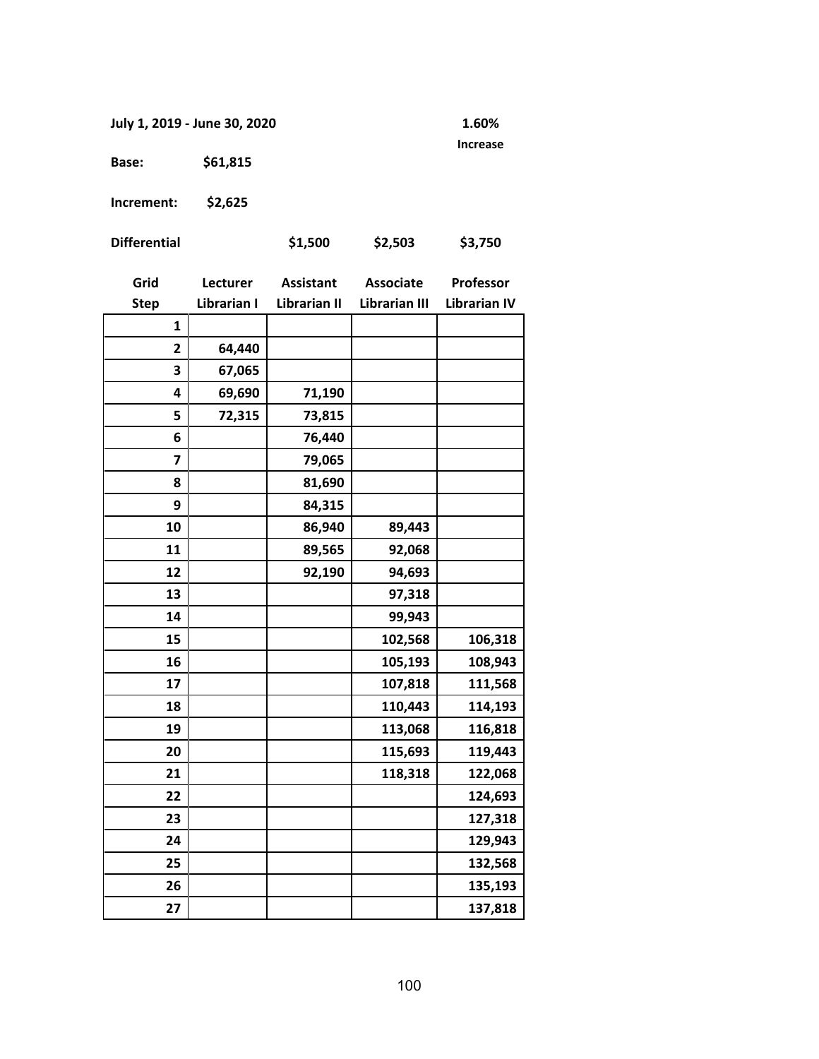**July 1, 2019 - June 30, 2020** **1.60% Increase**

**Base:** **$61,815**

**Increment:** **$2,625**

| **Differential** | | **$1,500** | **$2,503** | **$3,750** |
|---|---|---|---|---|
| **Grid Step** | **Lecturer Librarian I** | **Assistant Librarian II** | **Associate Librarian III** | **Professor Librarian IV** |
| **1** | | | | |
| **2** | **64,440** | | | |
| **3** | **67,065** | | | |
| **4** | **69,690** | **71,190** | | |
| **5** | **72,315** | **73,815** | | |
| **6** | | **76,440** | | |
| **7** | | **79,065** | | |
| **8** | | **81,690** | | |
| **9** | | **84,315** | | |
| **10** | | **86,940** | **89,443** | |
| **11** | | **89,565** | **92,068** | |
| **12** | | **92,190** | **94,693** | |
| **13** | | | **97,318** | |
| **14** | | | **99,943** | |
| **15** | | | **102,568** | **106,318** |
| **16** | | | **105,193** | **108,943** |
| **17** | | | **107,818** | **111,568** |
| **18** | | | **110,443** | **114,193** |
| **19** | | | **113,068** | **116,818** |
| **20** | | | **115,693** | **119,443** |
| **21** | | | **118,318** | **122,068** |
| **22** | | | | **124,693** |
| **23** | | | | **127,318** |
| **24** | | | | **129,943** |
| **25** | | | | **132,568** |
| **26** | | | | **135,193** |
| **27** | | | | **137,818** |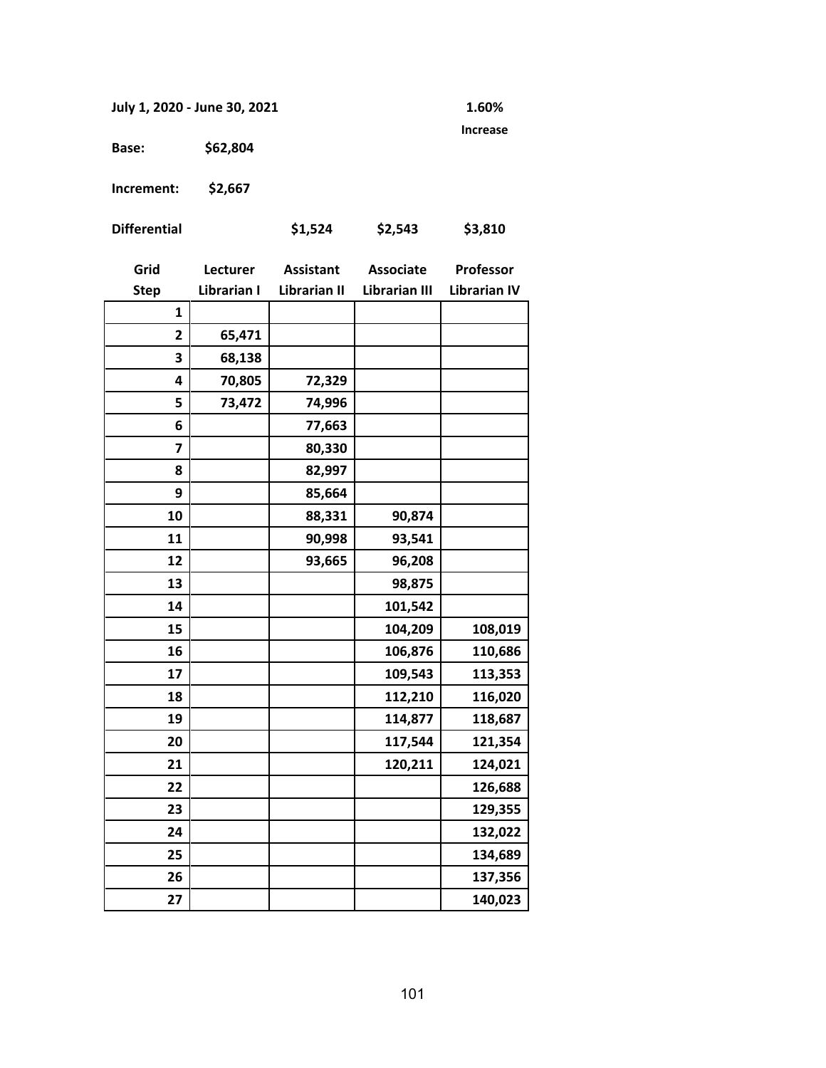**July 1, 2020 - June 30, 2021** **1.60% Increase**

**Base:** **$62,804**

**Increment:** **$2,667**

| Differential | | $1,524 | $2,543 | $3,810 |
|---|---|---|---|---|
| **Grid Step** | **Lecturer Librarian I** | **Assistant Librarian II** | **Associate Librarian III** | **Professor Librarian IV** |
| 1 | | | | |
| 2 | 65,471 | | | |
| 3 | 68,138 | | | |
| 4 | 70,805 | 72,329 | | |
| 5 | 73,472 | 74,996 | | |
| 6 | | 77,663 | | |
| 7 | | 80,330 | | |
| 8 | | 82,997 | | |
| 9 | | 85,664 | | |
| 10 | | 88,331 | 90,874 | |
| 11 | | 90,998 | 93,541 | |
| 12 | | 93,665 | 96,208 | |
| 13 | | | 98,875 | |
| 14 | | | 101,542 | |
| 15 | | | 104,209 | 108,019 |
| 16 | | | 106,876 | 110,686 |
| 17 | | | 109,543 | 113,353 |
| 18 | | | 112,210 | 116,020 |
| 19 | | | 114,877 | 118,687 |
| 20 | | | 117,544 | 121,354 |
| 21 | | | 120,211 | 124,021 |
| 22 | | | | 126,688 |
| 23 | | | | 129,355 |
| 24 | | | | 132,022 |
| 25 | | | | 134,689 |
| 26 | | | | 137,356 |
| 27 | | | | 140,023 |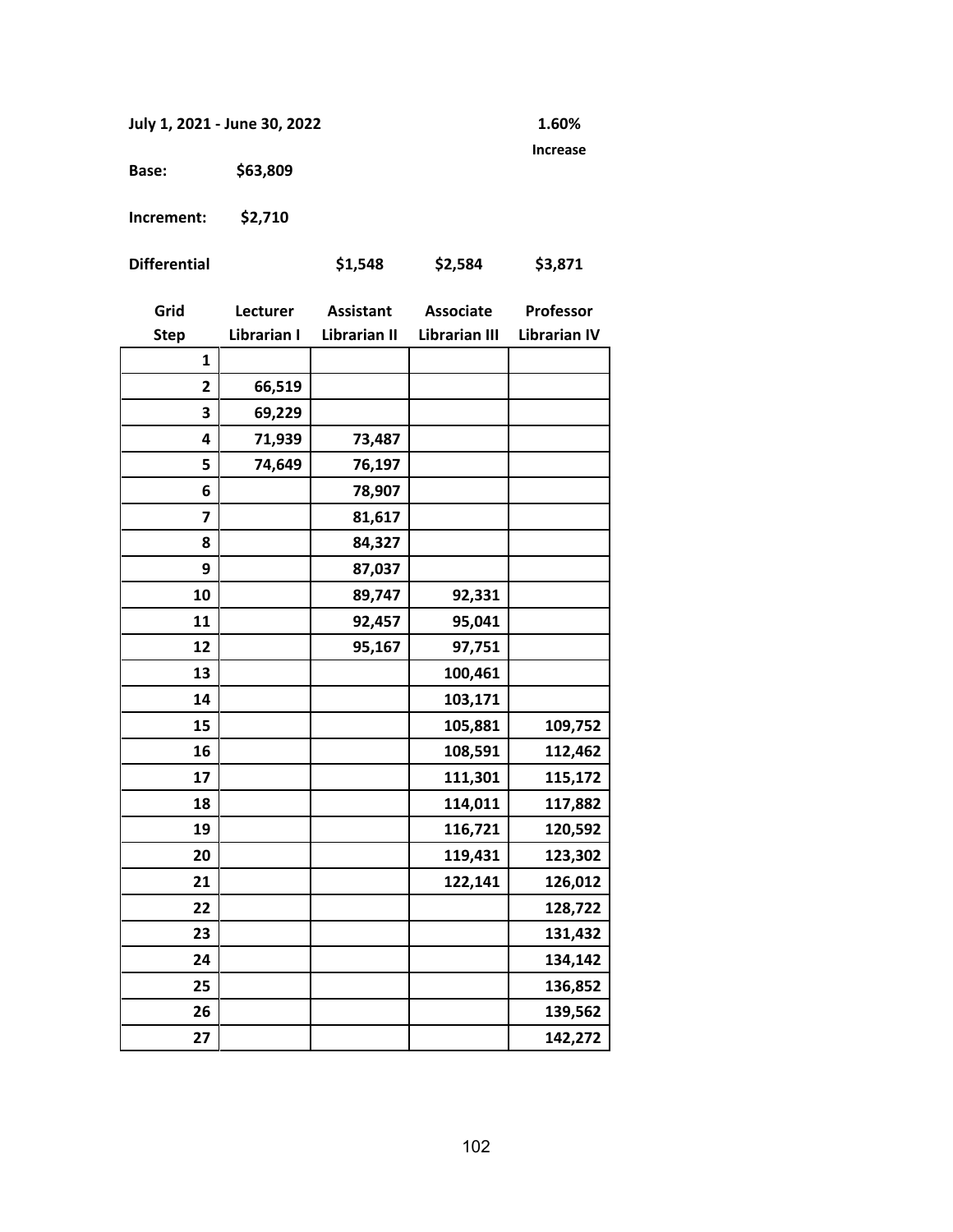**July 1, 2021 - June 30, 2022** **1.60% Increase**

**Base:** **$63,809**

**Increment:** **$2,710**

**Differential** **$1,548** **$2,584** **$3,871**

| Grid Step | Lecturer Librarian I | Assistant Librarian II | Associate Librarian III | Professor Librarian IV |
|---|---|---|---|---|
| 1 | | | | |
| 2 | 66,519 | | | |
| 3 | 69,229 | | | |
| 4 | 71,939 | 73,487 | | |
| 5 | 74,649 | 76,197 | | |
| 6 | | 78,907 | | |
| 7 | | 81,617 | | |
| 8 | | 84,327 | | |
| 9 | | 87,037 | | |
| 10 | | 89,747 | 92,331 | |
| 11 | | 92,457 | 95,041 | |
| 12 | | 95,167 | 97,751 | |
| 13 | | | 100,461 | |
| 14 | | | 103,171 | |
| 15 | | | 105,881 | 109,752 |
| 16 | | | 108,591 | 112,462 |
| 17 | | | 111,301 | 115,172 |
| 18 | | | 114,011 | 117,882 |
| 19 | | | 116,721 | 120,592 |
| 20 | | | 119,431 | 123,302 |
| 21 | | | 122,141 | 126,012 |
| 22 | | | | 128,722 |
| 23 | | | | 131,432 |
| 24 | | | | 134,142 |
| 25 | | | | 136,852 |
| 26 | | | | 139,562 |
| 27 | | | | 142,272 |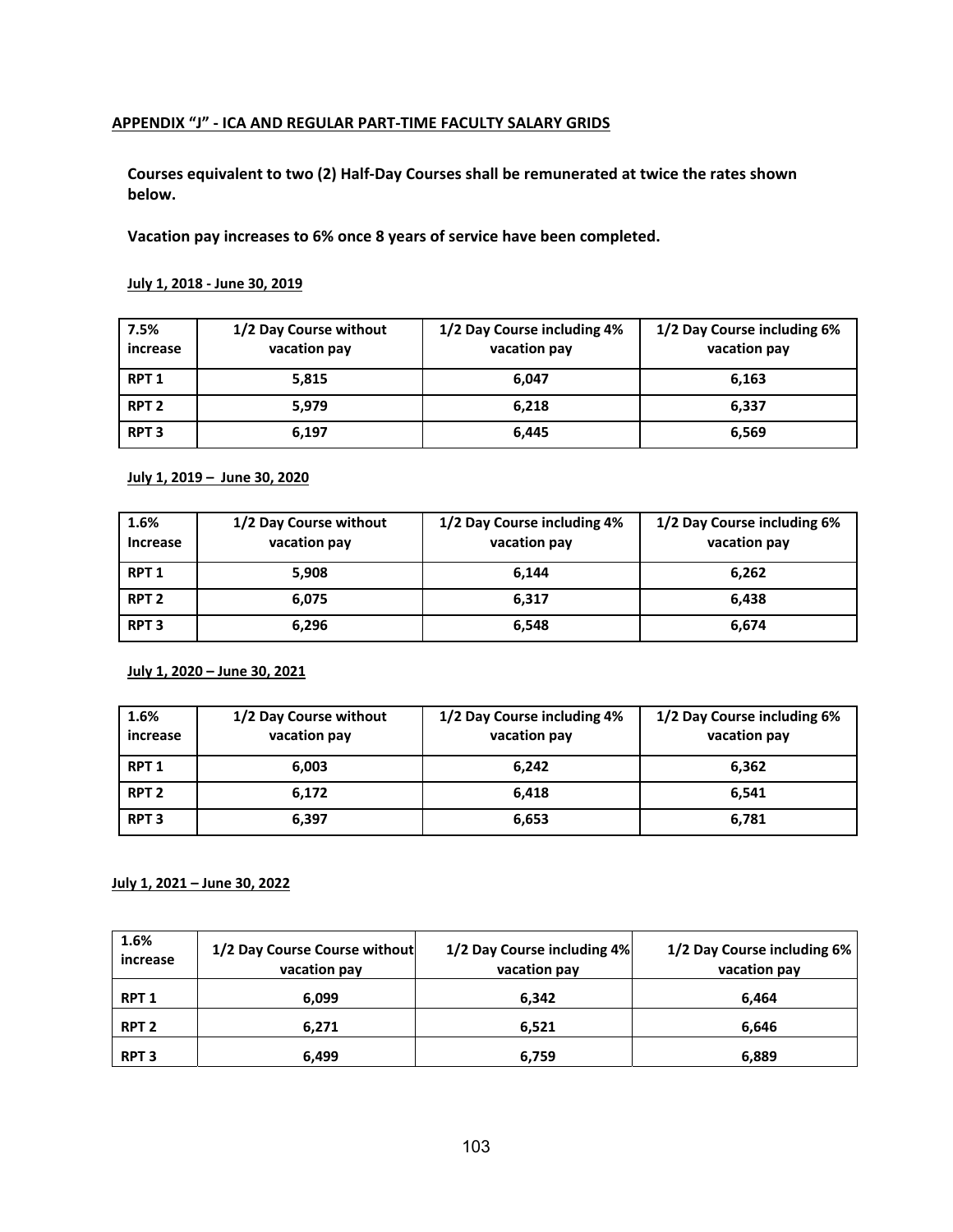**APPENDIX “J” - ICA AND REGULAR PART-TIME FACULTY SALARY GRIDS**

**Courses equivalent to two (2) Half-Day Courses shall be remunerated at twice the rates shown below.**

**Vacation pay increases to 6% once 8 years of service have been completed.**

**July 1, 2018 - June 30, 2019**

| 7.5% increase | 1/2 Day Course without vacation pay | 1/2 Day Course including 4% vacation pay | 1/2 Day Course including 6% vacation pay |
|---|---|---|---|
| RPT 1 | 5,815 | 6,047 | 6,163 |
| RPT 2 | 5,979 | 6,218 | 6,337 |
| RPT 3 | 6,197 | 6,445 | 6,569 |

**July 1, 2019 – June 30, 2020**

| 1.6% Increase | 1/2 Day Course without vacation pay | 1/2 Day Course including 4% vacation pay | 1/2 Day Course including 6% vacation pay |
|---|---|---|---|
| RPT 1 | 5,908 | 6,144 | 6,262 |
| RPT 2 | 6,075 | 6,317 | 6,438 |
| RPT 3 | 6,296 | 6,548 | 6,674 |

**July 1, 2020 – June 30, 2021**

| 1.6% increase | 1/2 Day Course without vacation pay | 1/2 Day Course including 4% vacation pay | 1/2 Day Course including 6% vacation pay |
|---|---|---|---|
| RPT 1 | 6,003 | 6,242 | 6,362 |
| RPT 2 | 6,172 | 6,418 | 6,541 |
| RPT 3 | 6,397 | 6,653 | 6,781 |

**July 1, 2021 – June 30, 2022**

| 1.6% increase | 1/2 Day Course Course without vacation pay | 1/2 Day Course including 4% vacation pay | 1/2 Day Course including 6% vacation pay |
|---|---|---|---|
| RPT 1 | 6,099 | 6,342 | 6,464 |
| RPT 2 | 6,271 | 6,521 | 6,646 |
| RPT 3 | 6,499 | 6,759 | 6,889 |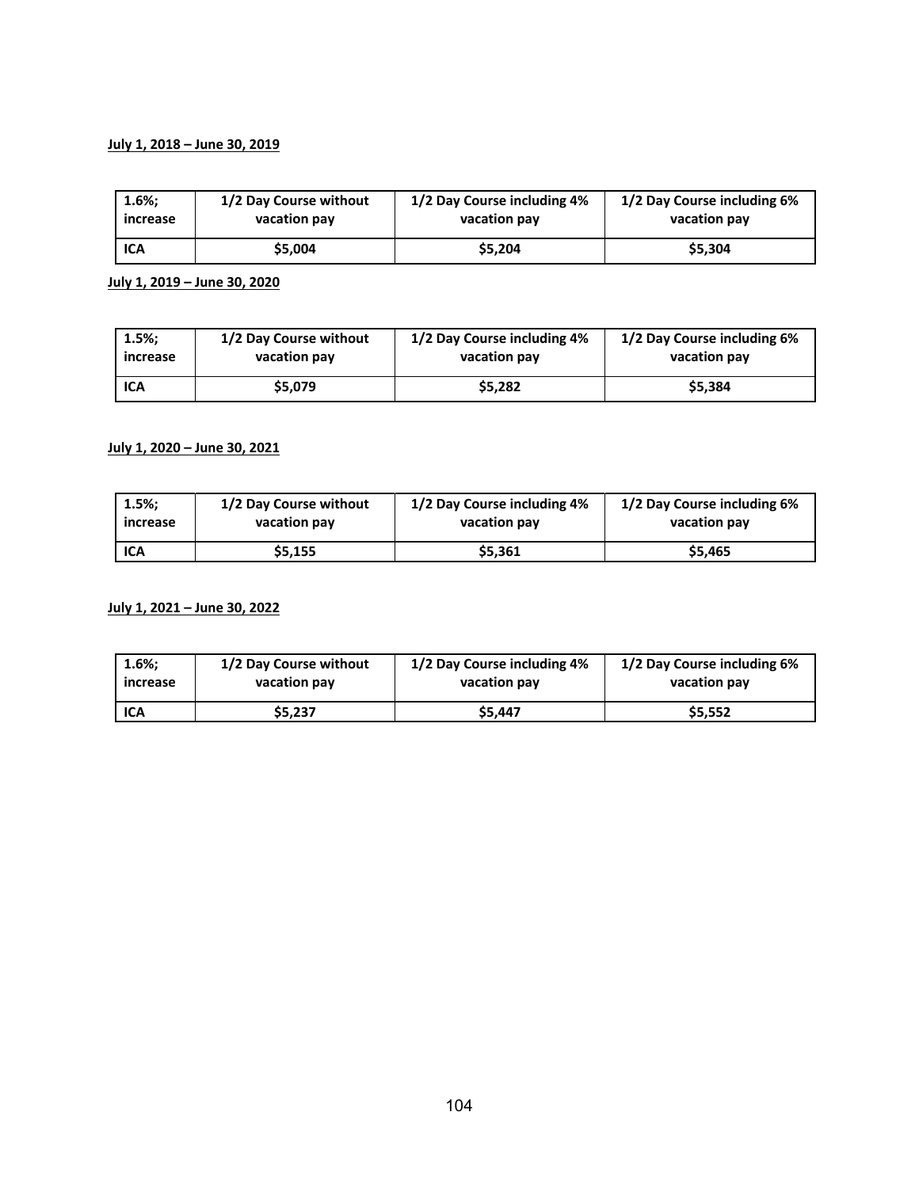**July 1, 2018 – June 30, 2019**

| 1.6%; increase | 1/2 Day Course without vacation pay | 1/2 Day Course including 4% vacation pay | 1/2 Day Course including 6% vacation pay |
|---|---|---|---|
| ICA | $5,004 | $5,204 | $5,304 |

**July 1, 2019 – June 30, 2020**

| 1.5%; increase | 1/2 Day Course without vacation pay | 1/2 Day Course including 4% vacation pay | 1/2 Day Course including 6% vacation pay |
|---|---|---|---|
| ICA | $5,079 | $5,282 | $5,384 |

**July 1, 2020 – June 30, 2021**

| 1.5%; increase | 1/2 Day Course without vacation pay | 1/2 Day Course including 4% vacation pay | 1/2 Day Course including 6% vacation pay |
|---|---|---|---|
| ICA | $5,155 | $5,361 | $5,465 |

**July 1, 2021 – June 30, 2022**

| 1.6%; increase | 1/2 Day Course without vacation pay | 1/2 Day Course including 4% vacation pay | 1/2 Day Course including 6% vacation pay |
|---|---|---|---|
| ICA | $5,237 | $5,447 | $5,552 |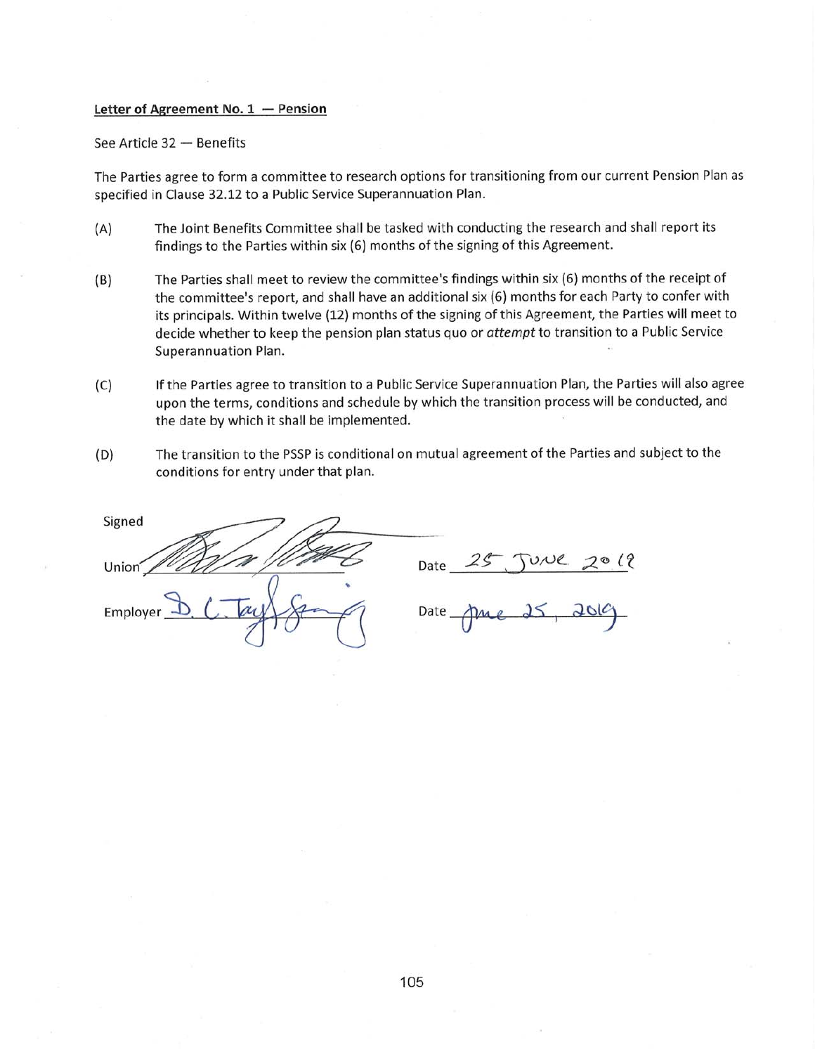**Letter of Agreement No. 1 — Pension**

See Article 32 — Benefits

The Parties agree to form a committee to research options for transitioning from our current Pension Plan as specified in Clause 32.12 to a Public Service Superannuation Plan.

(A) The Joint Benefits Committee shall be tasked with conducting the research and shall report its findings to the Parties within six (6) months of the signing of this Agreement.

(B) The Parties shall meet to review the committee's findings within six (6) months of the receipt of the committee's report, and shall have an additional six (6) months for each Party to confer with its principals. Within twelve (12) months of the signing of this Agreement, the Parties will meet to decide whether to keep the pension plan status quo or *attempt* to transition to a Public Service Superannuation Plan.

(C) If the Parties agree to transition to a Public Service Superannuation Plan, the Parties will also agree upon the terms, conditions and schedule by which the transition process will be conducted, and the date by which it shall be implemented.

(D) The transition to the PSSP is conditional on mutual agreement of the Parties and subject to the conditions for entry under that plan.

Signed

Union _______________ Date 25 June 2019

Employer D. C. Taylor-Spring Date June 25, 2019